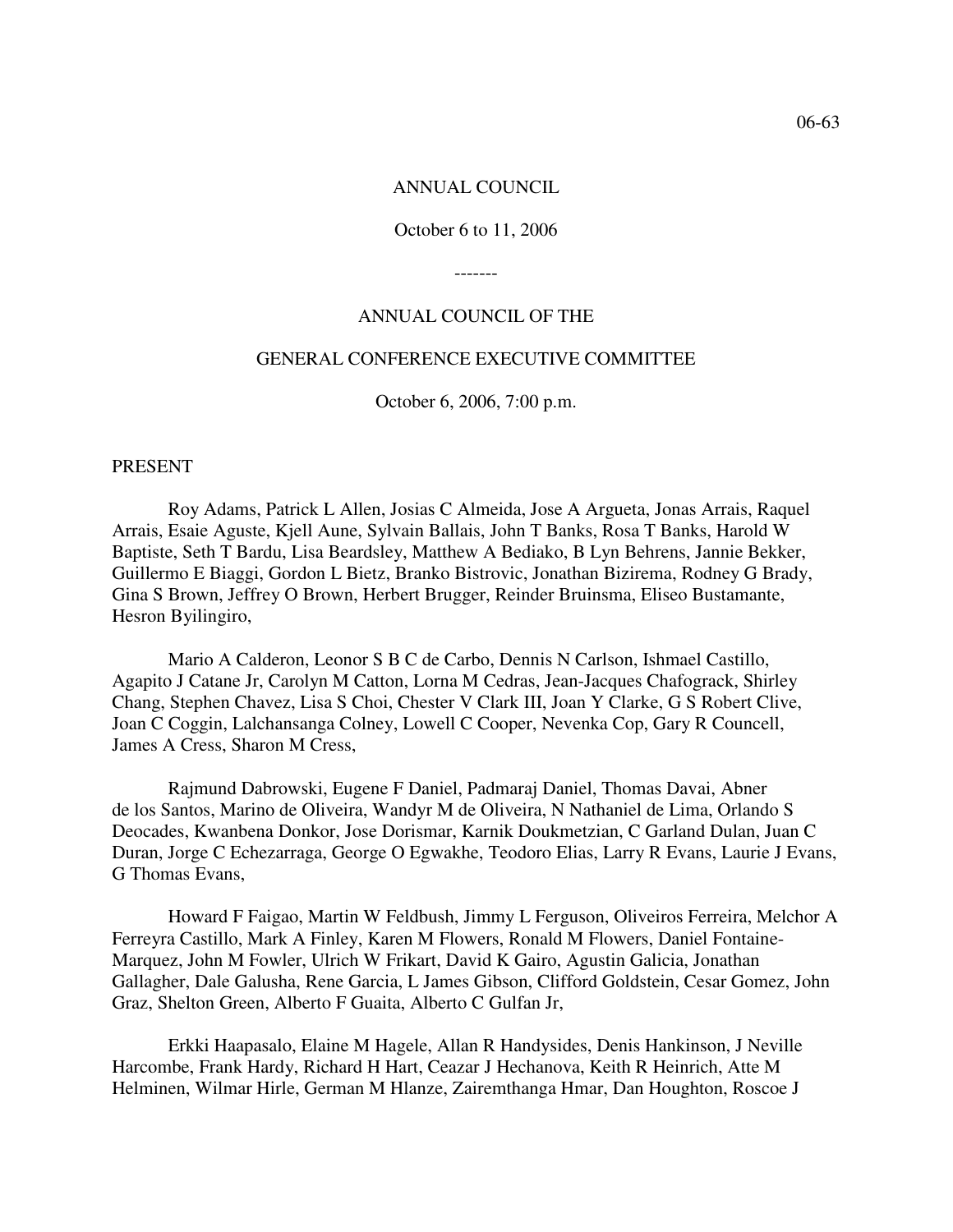06-63

ANNUAL COUNCIL

October 6 to 11, 2006

-------

ANNUAL COUNCIL OF THE

GENERAL CONFERENCE EXECUTIVE COMMITTEE

October 6, 2006, 7:00 p.m.

PRESENT

Roy Adams, Patrick L Allen, Josias C Almeida, Jose A Argueta, Jonas Arrais, Raquel Arrais, Esaie Aguste, Kjell Aune, Sylvain Ballais, John T Banks, Rosa T Banks, Harold W Baptiste, Seth T Bardu, Lisa Beardsley, Matthew A Bediako, B Lyn Behrens, Jannie Bekker, Guillermo E Biaggi, Gordon L Bietz, Branko Bistrovic, Jonathan Bizirema, Rodney G Brady, Gina S Brown, Jeffrey O Brown, Herbert Brugger, Reinder Bruinsma, Eliseo Bustamante, Hesron Byilingiro,

Mario A Calderon, Leonor S B C de Carbo, Dennis N Carlson, Ishmael Castillo, Agapito J Catane Jr, Carolyn M Catton, Lorna M Cedras, Jean-Jacques Chafograck, Shirley Chang, Stephen Chavez, Lisa S Choi, Chester V Clark III, Joan Y Clarke, G S Robert Clive, Joan C Coggin, Lalchansanga Colney, Lowell C Cooper, Nevenka Cop, Gary R Councell, James A Cress, Sharon M Cress,

Rajmund Dabrowski, Eugene F Daniel, Padmaraj Daniel, Thomas Davai, Abner de los Santos, Marino de Oliveira, Wandyr M de Oliveira, N Nathaniel de Lima, Orlando S Deocades, Kwanbena Donkor, Jose Dorismar, Karnik Doukmetzian, C Garland Dulan, Juan C Duran, Jorge C Echezarraga, George O Egwakhe, Teodoro Elias, Larry R Evans, Laurie J Evans, G Thomas Evans,

Howard F Faigao, Martin W Feldbush, Jimmy L Ferguson, Oliveiros Ferreira, Melchor A Ferreyra Castillo, Mark A Finley, Karen M Flowers, Ronald M Flowers, Daniel Fontaine-Marquez, John M Fowler, Ulrich W Frikart, David K Gairo, Agustin Galicia, Jonathan Gallagher, Dale Galusha, Rene Garcia, L James Gibson, Clifford Goldstein, Cesar Gomez, John Graz, Shelton Green, Alberto F Guaita, Alberto C Gulfan Jr,

Erkki Haapasalo, Elaine M Hagele, Allan R Handysides, Denis Hankinson, J Neville Harcombe, Frank Hardy, Richard H Hart, Ceazar J Hechanova, Keith R Heinrich, Atte M Helminen, Wilmar Hirle, German M Hlanze, Zairemthanga Hmar, Dan Houghton, Roscoe J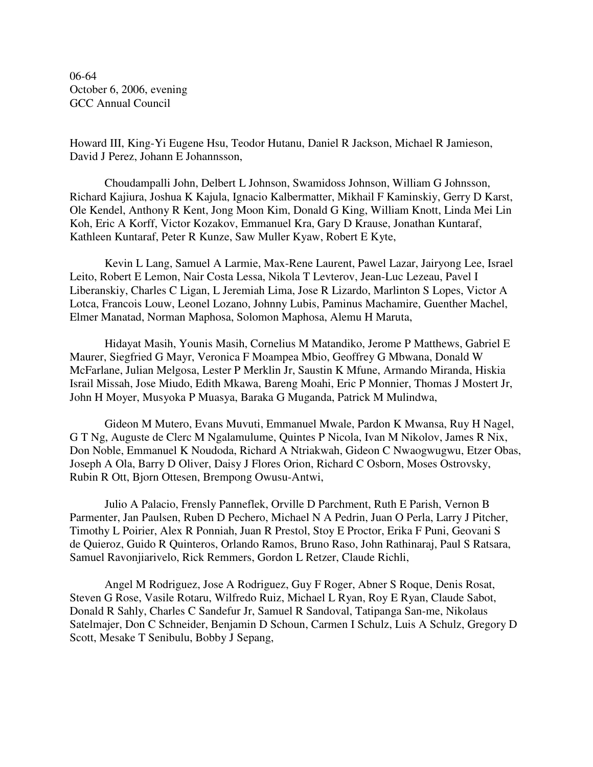06-64
October 6, 2006, evening
GCC Annual Council

Howard III, King-Yi Eugene Hsu, Teodor Hutanu, Daniel R Jackson, Michael R Jamieson, David J Perez, Johann E Johannsson,

Choudampalli John, Delbert L Johnson, Swamidoss Johnson, William G Johnsson, Richard Kajiura, Joshua K Kajula, Ignacio Kalbermatter, Mikhail F Kaminskiy, Gerry D Karst, Ole Kendel, Anthony R Kent, Jong Moon Kim, Donald G King, William Knott, Linda Mei Lin Koh, Eric A Korff, Victor Kozakov, Emmanuel Kra, Gary D Krause, Jonathan Kuntaraf, Kathleen Kuntaraf, Peter R Kunze, Saw Muller Kyaw, Robert E Kyte,

Kevin L Lang, Samuel A Larmie, Max-Rene Laurent, Pawel Lazar, Jairyong Lee, Israel Leito, Robert E Lemon, Nair Costa Lessa, Nikola T Levterov, Jean-Luc Lezeau, Pavel I Liberanskiy, Charles C Ligan, L Jeremiah Lima, Jose R Lizardo, Marlinton S Lopes, Victor A Lotca, Francois Louw, Leonel Lozano, Johnny Lubis, Paminus Machamire, Guenther Machel, Elmer Manatad, Norman Maphosa, Solomon Maphosa, Alemu H Maruta,

Hidayat Masih, Younis Masih, Cornelius M Matandiko, Jerome P Matthews, Gabriel E Maurer, Siegfried G Mayr, Veronica F Moampea Mbio, Geoffrey G Mbwana, Donald W McFarlane, Julian Melgosa, Lester P Merklin Jr, Saustin K Mfune, Armando Miranda, Hiskia Israil Missah, Jose Miudo, Edith Mkawa, Bareng Moahi, Eric P Monnier, Thomas J Mostert Jr, John H Moyer, Musyoka P Muasya, Baraka G Muganda, Patrick M Mulindwa,

Gideon M Mutero, Evans Muvuti, Emmanuel Mwale, Pardon K Mwansa, Ruy H Nagel, G T Ng, Auguste de Clerc M Ngalamulume, Quintes P Nicola, Ivan M Nikolov, James R Nix, Don Noble, Emmanuel K Noudoda, Richard A Ntriakwah, Gideon C Nwaogwugwu, Etzer Obas, Joseph A Ola, Barry D Oliver, Daisy J Flores Orion, Richard C Osborn, Moses Ostrovsky, Rubin R Ott, Bjorn Ottesen, Brempong Owusu-Antwi,

Julio A Palacio, Frensly Panneflek, Orville D Parchment, Ruth E Parish, Vernon B Parmenter, Jan Paulsen, Ruben D Pechero, Michael N A Pedrin, Juan O Perla, Larry J Pitcher, Timothy L Poirier, Alex R Ponniah, Juan R Prestol, Stoy E Proctor, Erika F Puni, Geovani S de Quieroz, Guido R Quinteros, Orlando Ramos, Bruno Raso, John Rathinaraj, Paul S Ratsara, Samuel Ravonjiarivelo, Rick Remmers, Gordon L Retzer, Claude Richli,

Angel M Rodriguez, Jose A Rodriguez, Guy F Roger, Abner S Roque, Denis Rosat, Steven G Rose, Vasile Rotaru, Wilfredo Ruiz, Michael L Ryan, Roy E Ryan, Claude Sabot, Donald R Sahly, Charles C Sandefur Jr, Samuel R Sandoval, Tatipanga San-me, Nikolaus Satelmajer, Don C Schneider, Benjamin D Schoun, Carmen I Schulz, Luis A Schulz, Gregory D Scott, Mesake T Senibulu, Bobby J Sepang,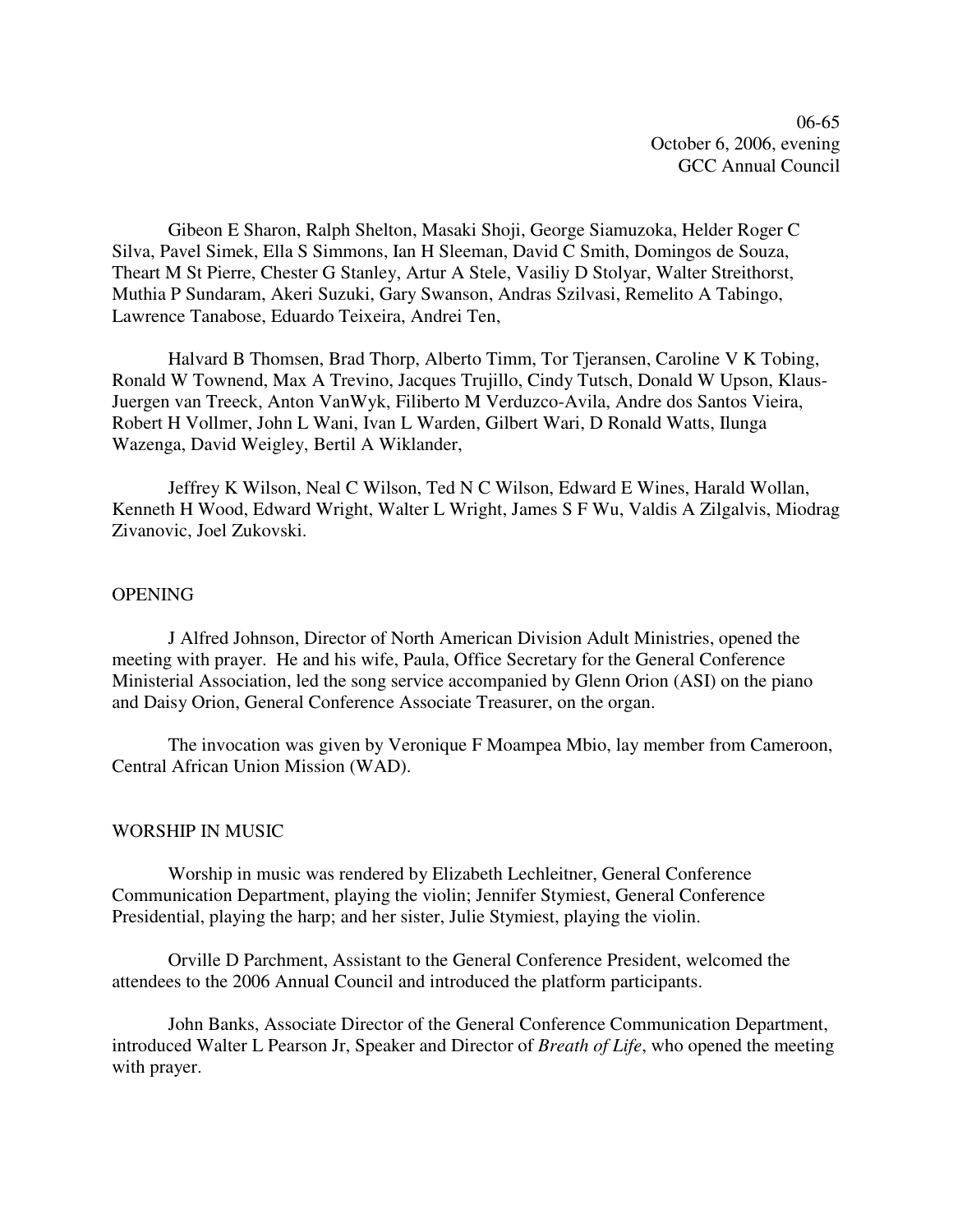Gibeon E Sharon, Ralph Shelton, Masaki Shoji, George Siamuzoka, Helder Roger C Silva, Pavel Simek, Ella S Simmons, Ian H Sleeman, David C Smith, Domingos de Souza, Theart M St Pierre, Chester G Stanley, Artur A Stele, Vasiliy D Stolyar, Walter Streithorst, Muthia P Sundaram, Akeri Suzuki, Gary Swanson, Andras Szilvasi, Remelito A Tabingo, Lawrence Tanabose, Eduardo Teixeira, Andrei Ten,

Halvard B Thomsen, Brad Thorp, Alberto Timm, Tor Tjeransen, Caroline V K Tobing, Ronald W Townend, Max A Trevino, Jacques Trujillo, Cindy Tutsch, Donald W Upson, Klaus-Juergen van Treeck, Anton VanWyk, Filiberto M Verduzco-Avila, Andre dos Santos Vieira, Robert H Vollmer, John L Wani, Ivan L Warden, Gilbert Wari, D Ronald Watts, Ilunga Wazenga, David Weigley, Bertil A Wiklander,

Jeffrey K Wilson, Neal C Wilson, Ted N C Wilson, Edward E Wines, Harald Wollan, Kenneth H Wood, Edward Wright, Walter L Wright, James S F Wu, Valdis A Zilgalvis, Miodrag Zivanovic, Joel Zukovski.

## OPENING

J Alfred Johnson, Director of North American Division Adult Ministries, opened the meeting with prayer. He and his wife, Paula, Office Secretary for the General Conference Ministerial Association, led the song service accompanied by Glenn Orion (ASI) on the piano and Daisy Orion, General Conference Associate Treasurer, on the organ.

The invocation was given by Veronique F Moampea Mbio, lay member from Cameroon, Central African Union Mission (WAD).

## WORSHIP IN MUSIC

Worship in music was rendered by Elizabeth Lechleitner, General Conference Communication Department, playing the violin; Jennifer Stymiest, General Conference Presidential, playing the harp; and her sister, Julie Stymiest, playing the violin.

Orville D Parchment, Assistant to the General Conference President, welcomed the attendees to the 2006 Annual Council and introduced the platform participants.

John Banks, Associate Director of the General Conference Communication Department, introduced Walter L Pearson Jr, Speaker and Director of *Breath of Life*, who opened the meeting with prayer.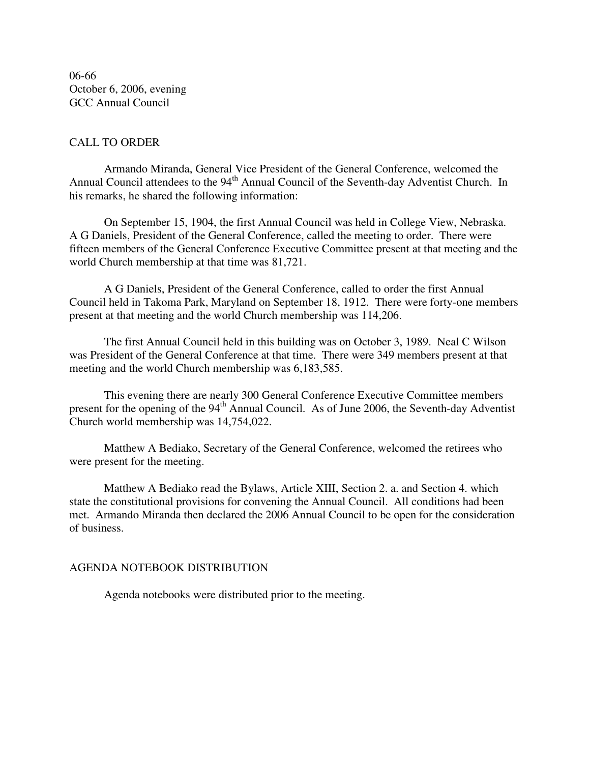06-66
October 6, 2006, evening
GCC Annual Council

## CALL TO ORDER

Armando Miranda, General Vice President of the General Conference, welcomed the Annual Council attendees to the 94th Annual Council of the Seventh-day Adventist Church. In his remarks, he shared the following information:

On September 15, 1904, the first Annual Council was held in College View, Nebraska. A G Daniels, President of the General Conference, called the meeting to order. There were fifteen members of the General Conference Executive Committee present at that meeting and the world Church membership at that time was 81,721.

A G Daniels, President of the General Conference, called to order the first Annual Council held in Takoma Park, Maryland on September 18, 1912. There were forty-one members present at that meeting and the world Church membership was 114,206.

The first Annual Council held in this building was on October 3, 1989. Neal C Wilson was President of the General Conference at that time. There were 349 members present at that meeting and the world Church membership was 6,183,585.

This evening there are nearly 300 General Conference Executive Committee members present for the opening of the 94th Annual Council. As of June 2006, the Seventh-day Adventist Church world membership was 14,754,022.

Matthew A Bediako, Secretary of the General Conference, welcomed the retirees who were present for the meeting.

Matthew A Bediako read the Bylaws, Article XIII, Section 2. a. and Section 4. which state the constitutional provisions for convening the Annual Council. All conditions had been met. Armando Miranda then declared the 2006 Annual Council to be open for the consideration of business.

## AGENDA NOTEBOOK DISTRIBUTION

Agenda notebooks were distributed prior to the meeting.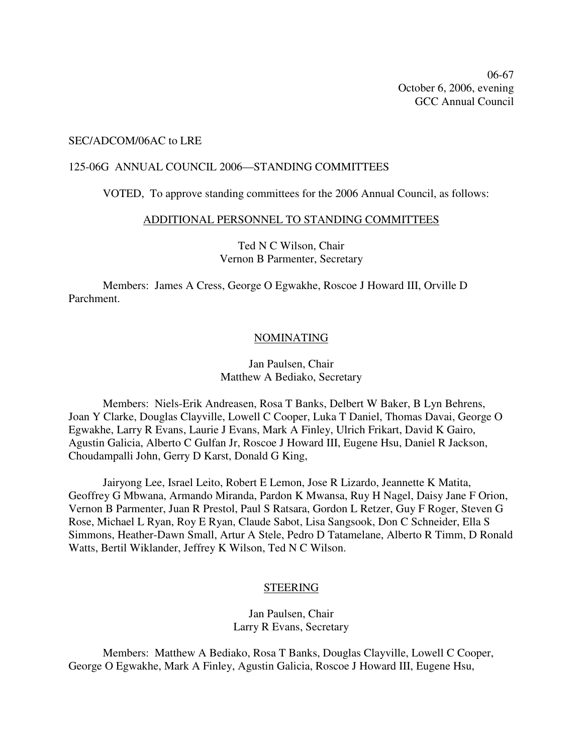06-67
October 6, 2006, evening
GCC Annual Council

SEC/ADCOM/06AC to LRE

125-06G ANNUAL COUNCIL 2006—STANDING COMMITTEES

VOTED, To approve standing committees for the 2006 Annual Council, as follows:

ADDITIONAL PERSONNEL TO STANDING COMMITTEES

Ted N C Wilson, Chair
Vernon B Parmenter, Secretary

Members: James A Cress, George O Egwakhe, Roscoe J Howard III, Orville D Parchment.

NOMINATING

Jan Paulsen, Chair
Matthew A Bediako, Secretary

Members: Niels-Erik Andreasen, Rosa T Banks, Delbert W Baker, B Lyn Behrens, Joan Y Clarke, Douglas Clayville, Lowell C Cooper, Luka T Daniel, Thomas Davai, George O Egwakhe, Larry R Evans, Laurie J Evans, Mark A Finley, Ulrich Frikart, David K Gairo, Agustin Galicia, Alberto C Gulfan Jr, Roscoe J Howard III, Eugene Hsu, Daniel R Jackson, Choudampalli John, Gerry D Karst, Donald G King,

Jairyong Lee, Israel Leito, Robert E Lemon, Jose R Lizardo, Jeannette K Matita, Geoffrey G Mbwana, Armando Miranda, Pardon K Mwansa, Ruy H Nagel, Daisy Jane F Orion, Vernon B Parmenter, Juan R Prestol, Paul S Ratsara, Gordon L Retzer, Guy F Roger, Steven G Rose, Michael L Ryan, Roy E Ryan, Claude Sabot, Lisa Sangsook, Don C Schneider, Ella S Simmons, Heather-Dawn Small, Artur A Stele, Pedro D Tatamelane, Alberto R Timm, D Ronald Watts, Bertil Wiklander, Jeffrey K Wilson, Ted N C Wilson.

STEERING

Jan Paulsen, Chair
Larry R Evans, Secretary

Members: Matthew A Bediako, Rosa T Banks, Douglas Clayville, Lowell C Cooper, George O Egwakhe, Mark A Finley, Agustin Galicia, Roscoe J Howard III, Eugene Hsu,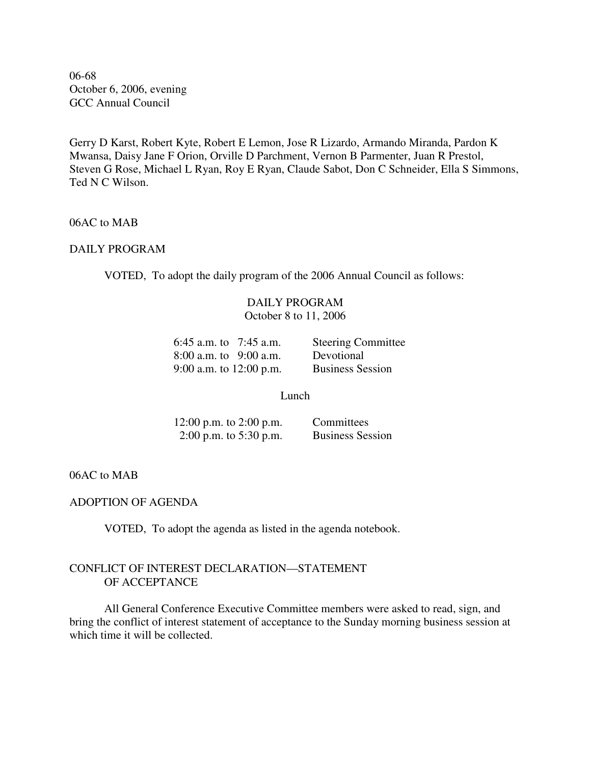06-68
October 6, 2006, evening
GCC Annual Council

Gerry D Karst, Robert Kyte, Robert E Lemon, Jose R Lizardo, Armando Miranda, Pardon K Mwansa, Daisy Jane F Orion, Orville D Parchment, Vernon B Parmenter, Juan R Prestol, Steven G Rose, Michael L Ryan, Roy E Ryan, Claude Sabot, Don C Schneider, Ella S Simmons, Ted N C Wilson.

06AC to MAB

DAILY PROGRAM

VOTED, To adopt the daily program of the 2006 Annual Council as follows:

DAILY PROGRAM
October 8 to 11, 2006

| | |
|---|---|
| 6:45 a.m. to 7:45 a.m. | Steering Committee |
| 8:00 a.m. to 9:00 a.m. | Devotional |
| 9:00 a.m. to 12:00 p.m. | Business Session |
| Lunch | |
| 12:00 p.m. to 2:00 p.m. | Committees |
| 2:00 p.m. to 5:30 p.m. | Business Session |

06AC to MAB

ADOPTION OF AGENDA

VOTED, To adopt the agenda as listed in the agenda notebook.

CONFLICT OF INTEREST DECLARATION—STATEMENT OF ACCEPTANCE

All General Conference Executive Committee members were asked to read, sign, and bring the conflict of interest statement of acceptance to the Sunday morning business session at which time it will be collected.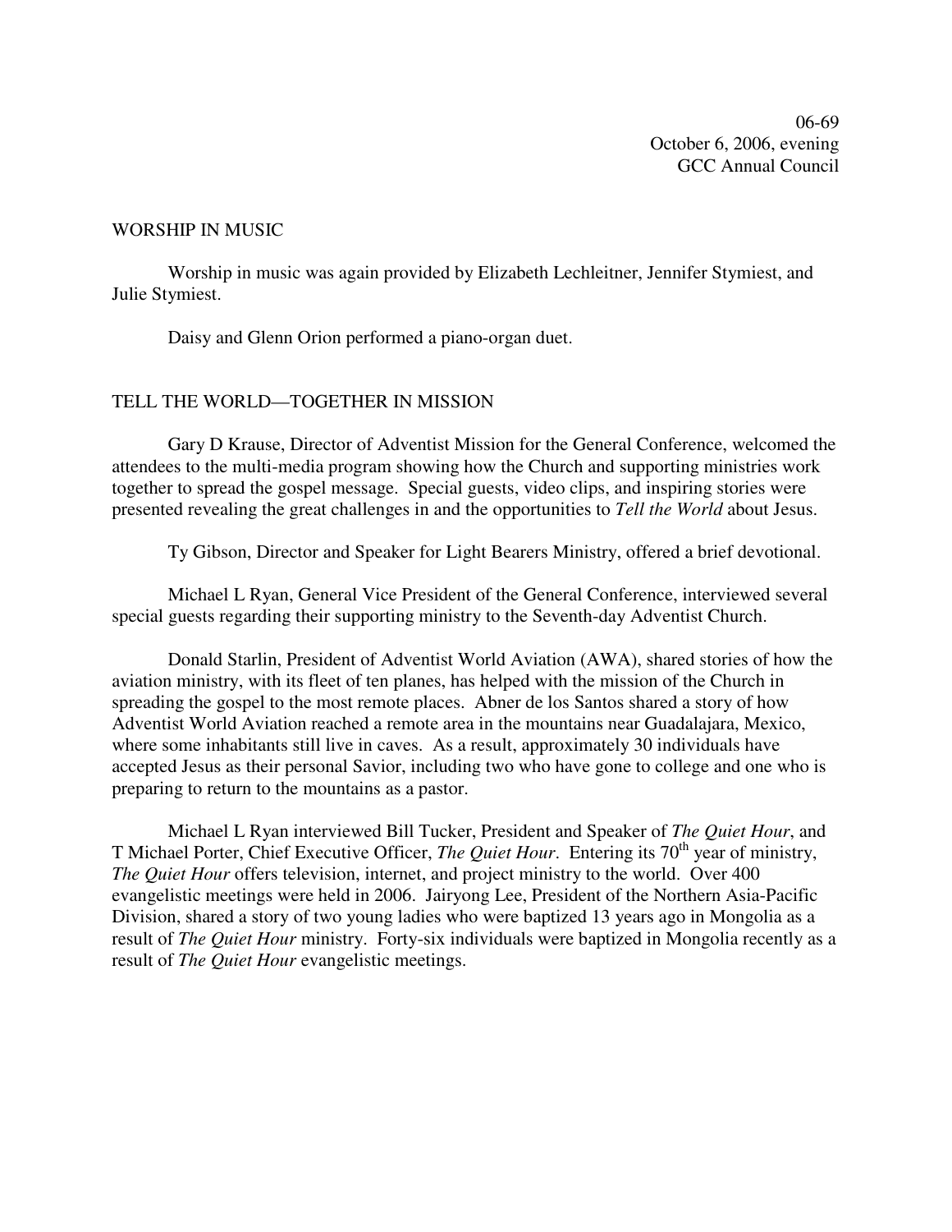06-69
October 6, 2006, evening
GCC Annual Council

## WORSHIP IN MUSIC

Worship in music was again provided by Elizabeth Lechleitner, Jennifer Stymiest, and Julie Stymiest.

Daisy and Glenn Orion performed a piano-organ duet.

## TELL THE WORLD—TOGETHER IN MISSION

Gary D Krause, Director of Adventist Mission for the General Conference, welcomed the attendees to the multi-media program showing how the Church and supporting ministries work together to spread the gospel message. Special guests, video clips, and inspiring stories were presented revealing the great challenges in and the opportunities to *Tell the World* about Jesus.

Ty Gibson, Director and Speaker for Light Bearers Ministry, offered a brief devotional.

Michael L Ryan, General Vice President of the General Conference, interviewed several special guests regarding their supporting ministry to the Seventh-day Adventist Church.

Donald Starlin, President of Adventist World Aviation (AWA), shared stories of how the aviation ministry, with its fleet of ten planes, has helped with the mission of the Church in spreading the gospel to the most remote places. Abner de los Santos shared a story of how Adventist World Aviation reached a remote area in the mountains near Guadalajara, Mexico, where some inhabitants still live in caves. As a result, approximately 30 individuals have accepted Jesus as their personal Savior, including two who have gone to college and one who is preparing to return to the mountains as a pastor.

Michael L Ryan interviewed Bill Tucker, President and Speaker of *The Quiet Hour*, and T Michael Porter, Chief Executive Officer, *The Quiet Hour*. Entering its 70th year of ministry, *The Quiet Hour* offers television, internet, and project ministry to the world. Over 400 evangelistic meetings were held in 2006. Jairyong Lee, President of the Northern Asia-Pacific Division, shared a story of two young ladies who were baptized 13 years ago in Mongolia as a result of *The Quiet Hour* ministry. Forty-six individuals were baptized in Mongolia recently as a result of *The Quiet Hour* evangelistic meetings.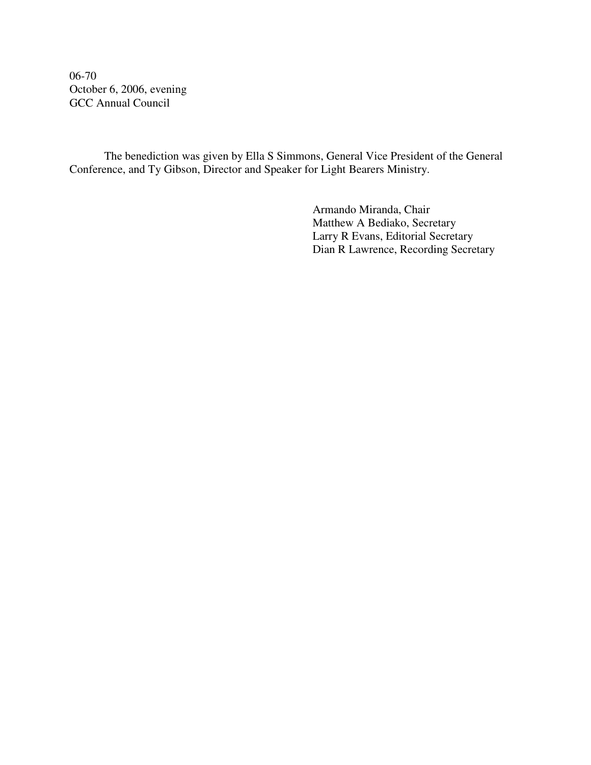06-70
October 6, 2006, evening
GCC Annual Council

The benediction was given by Ella S Simmons, General Vice President of the General Conference, and Ty Gibson, Director and Speaker for Light Bearers Ministry.

Armando Miranda, Chair
Matthew A Bediako, Secretary
Larry R Evans, Editorial Secretary
Dian R Lawrence, Recording Secretary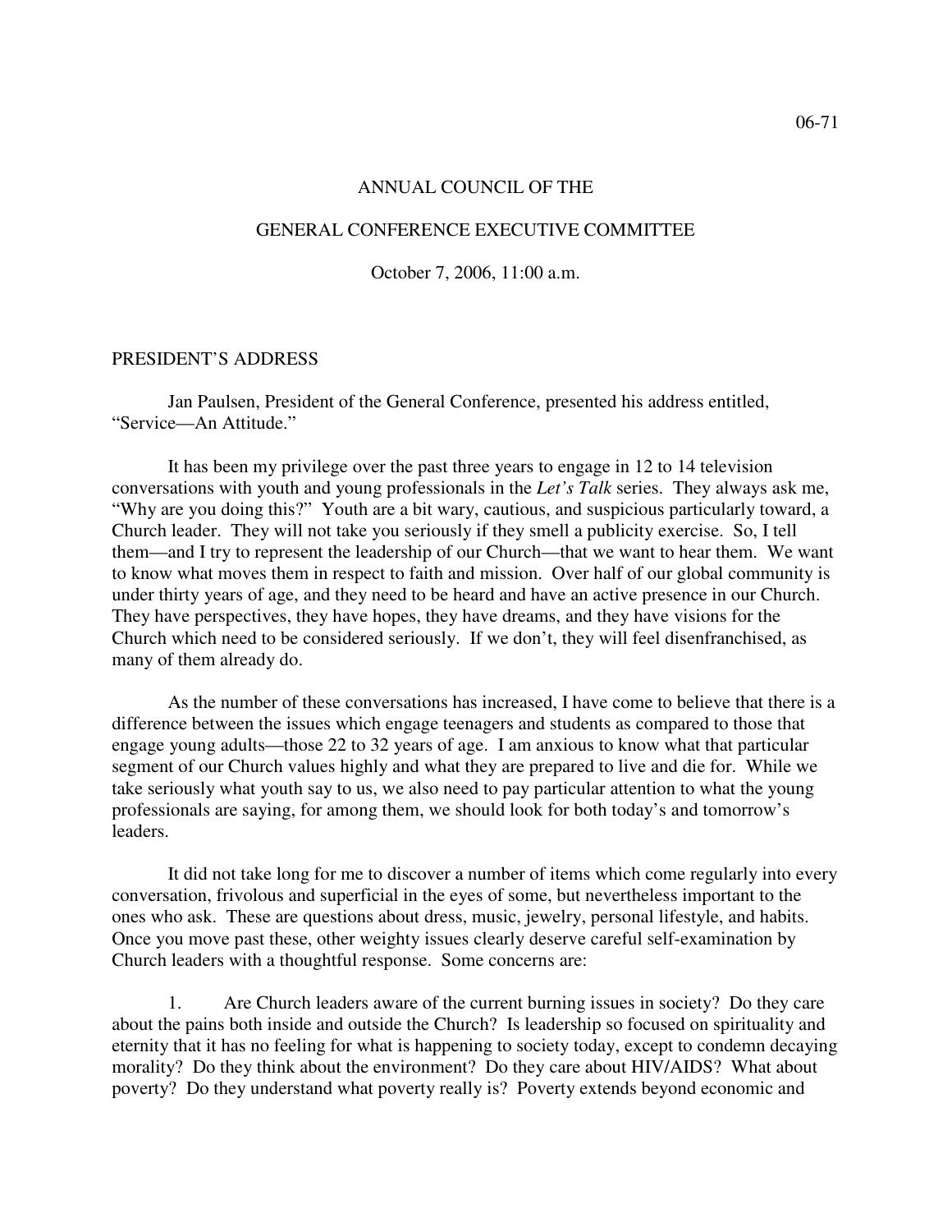06-71

ANNUAL COUNCIL OF THE

GENERAL CONFERENCE EXECUTIVE COMMITTEE

October 7, 2006, 11:00 a.m.

PRESIDENT'S ADDRESS

Jan Paulsen, President of the General Conference, presented his address entitled, "Service—An Attitude."

It has been my privilege over the past three years to engage in 12 to 14 television conversations with youth and young professionals in the *Let's Talk* series. They always ask me, "Why are you doing this?" Youth are a bit wary, cautious, and suspicious particularly toward, a Church leader. They will not take you seriously if they smell a publicity exercise. So, I tell them—and I try to represent the leadership of our Church—that we want to hear them. We want to know what moves them in respect to faith and mission. Over half of our global community is under thirty years of age, and they need to be heard and have an active presence in our Church. They have perspectives, they have hopes, they have dreams, and they have visions for the Church which need to be considered seriously. If we don't, they will feel disenfranchised, as many of them already do.

As the number of these conversations has increased, I have come to believe that there is a difference between the issues which engage teenagers and students as compared to those that engage young adults—those 22 to 32 years of age. I am anxious to know what that particular segment of our Church values highly and what they are prepared to live and die for. While we take seriously what youth say to us, we also need to pay particular attention to what the young professionals are saying, for among them, we should look for both today's and tomorrow's leaders.

It did not take long for me to discover a number of items which come regularly into every conversation, frivolous and superficial in the eyes of some, but nevertheless important to the ones who ask. These are questions about dress, music, jewelry, personal lifestyle, and habits. Once you move past these, other weighty issues clearly deserve careful self-examination by Church leaders with a thoughtful response. Some concerns are:

1. Are Church leaders aware of the current burning issues in society? Do they care about the pains both inside and outside the Church? Is leadership so focused on spirituality and eternity that it has no feeling for what is happening to society today, except to condemn decaying morality? Do they think about the environment? Do they care about HIV/AIDS? What about poverty? Do they understand what poverty really is? Poverty extends beyond economic and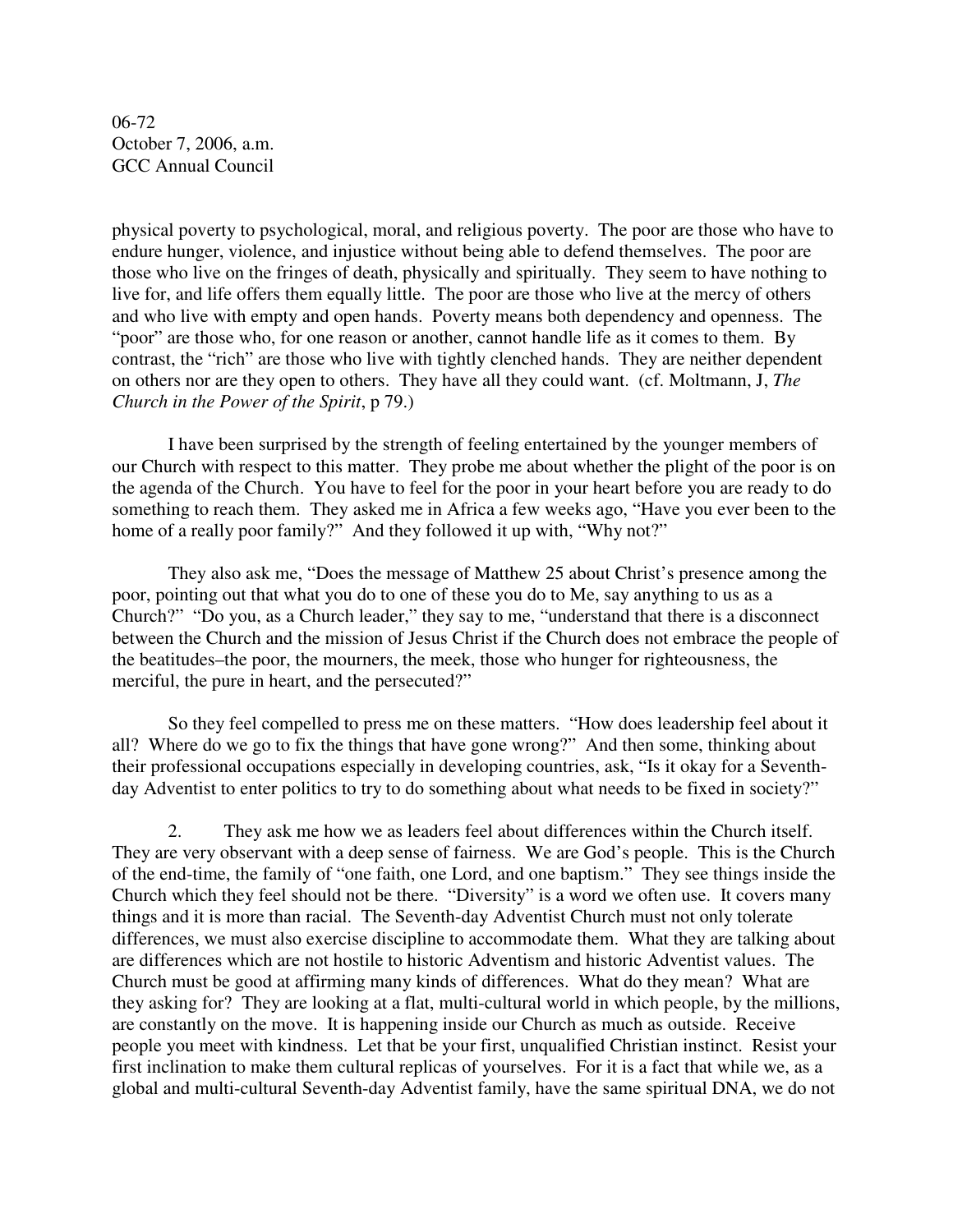physical poverty to psychological, moral, and religious poverty. The poor are those who have to endure hunger, violence, and injustice without being able to defend themselves. The poor are those who live on the fringes of death, physically and spiritually. They seem to have nothing to live for, and life offers them equally little. The poor are those who live at the mercy of others and who live with empty and open hands. Poverty means both dependency and openness. The "poor" are those who, for one reason or another, cannot handle life as it comes to them. By contrast, the "rich" are those who live with tightly clenched hands. They are neither dependent on others nor are they open to others. They have all they could want. (cf. Moltmann, J, *The Church in the Power of the Spirit*, p 79.)

I have been surprised by the strength of feeling entertained by the younger members of our Church with respect to this matter. They probe me about whether the plight of the poor is on the agenda of the Church. You have to feel for the poor in your heart before you are ready to do something to reach them. They asked me in Africa a few weeks ago, "Have you ever been to the home of a really poor family?" And they followed it up with, "Why not?"

They also ask me, "Does the message of Matthew 25 about Christ's presence among the poor, pointing out that what you do to one of these you do to Me, say anything to us as a Church?" "Do you, as a Church leader," they say to me, "understand that there is a disconnect between the Church and the mission of Jesus Christ if the Church does not embrace the people of the beatitudes–the poor, the mourners, the meek, those who hunger for righteousness, the merciful, the pure in heart, and the persecuted?"

So they feel compelled to press me on these matters. "How does leadership feel about it all? Where do we go to fix the things that have gone wrong?" And then some, thinking about their professional occupations especially in developing countries, ask, "Is it okay for a Seventh-day Adventist to enter politics to try to do something about what needs to be fixed in society?"

2. They ask me how we as leaders feel about differences within the Church itself. They are very observant with a deep sense of fairness. We are God's people. This is the Church of the end-time, the family of "one faith, one Lord, and one baptism." They see things inside the Church which they feel should not be there. "Diversity" is a word we often use. It covers many things and it is more than racial. The Seventh-day Adventist Church must not only tolerate differences, we must also exercise discipline to accommodate them. What they are talking about are differences which are not hostile to historic Adventism and historic Adventist values. The Church must be good at affirming many kinds of differences. What do they mean? What are they asking for? They are looking at a flat, multi-cultural world in which people, by the millions, are constantly on the move. It is happening inside our Church as much as outside. Receive people you meet with kindness. Let that be your first, unqualified Christian instinct. Resist your first inclination to make them cultural replicas of yourselves. For it is a fact that while we, as a global and multi-cultural Seventh-day Adventist family, have the same spiritual DNA, we do not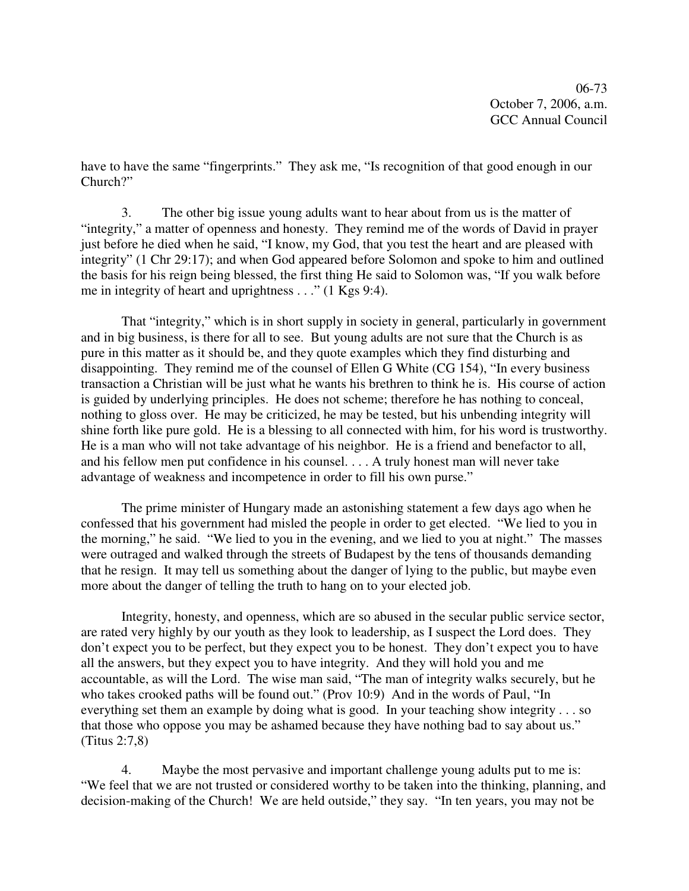have to have the same "fingerprints." They ask me, "Is recognition of that good enough in our Church?"

3. The other big issue young adults want to hear about from us is the matter of "integrity," a matter of openness and honesty. They remind me of the words of David in prayer just before he died when he said, "I know, my God, that you test the heart and are pleased with integrity" (1 Chr 29:17); and when God appeared before Solomon and spoke to him and outlined the basis for his reign being blessed, the first thing He said to Solomon was, "If you walk before me in integrity of heart and uprightness . . ." (1 Kgs 9:4).

That "integrity," which is in short supply in society in general, particularly in government and in big business, is there for all to see. But young adults are not sure that the Church is as pure in this matter as it should be, and they quote examples which they find disturbing and disappointing. They remind me of the counsel of Ellen G White (CG 154), "In every business transaction a Christian will be just what he wants his brethren to think he is. His course of action is guided by underlying principles. He does not scheme; therefore he has nothing to conceal, nothing to gloss over. He may be criticized, he may be tested, but his unbending integrity will shine forth like pure gold. He is a blessing to all connected with him, for his word is trustworthy. He is a man who will not take advantage of his neighbor. He is a friend and benefactor to all, and his fellow men put confidence in his counsel. . . . A truly honest man will never take advantage of weakness and incompetence in order to fill his own purse."

The prime minister of Hungary made an astonishing statement a few days ago when he confessed that his government had misled the people in order to get elected. "We lied to you in the morning," he said. "We lied to you in the evening, and we lied to you at night." The masses were outraged and walked through the streets of Budapest by the tens of thousands demanding that he resign. It may tell us something about the danger of lying to the public, but maybe even more about the danger of telling the truth to hang on to your elected job.

Integrity, honesty, and openness, which are so abused in the secular public service sector, are rated very highly by our youth as they look to leadership, as I suspect the Lord does. They don't expect you to be perfect, but they expect you to be honest. They don't expect you to have all the answers, but they expect you to have integrity. And they will hold you and me accountable, as will the Lord. The wise man said, "The man of integrity walks securely, but he who takes crooked paths will be found out." (Prov 10:9) And in the words of Paul, "In everything set them an example by doing what is good. In your teaching show integrity . . . so that those who oppose you may be ashamed because they have nothing bad to say about us." (Titus 2:7,8)

4. Maybe the most pervasive and important challenge young adults put to me is: "We feel that we are not trusted or considered worthy to be taken into the thinking, planning, and decision-making of the Church! We are held outside," they say. "In ten years, you may not be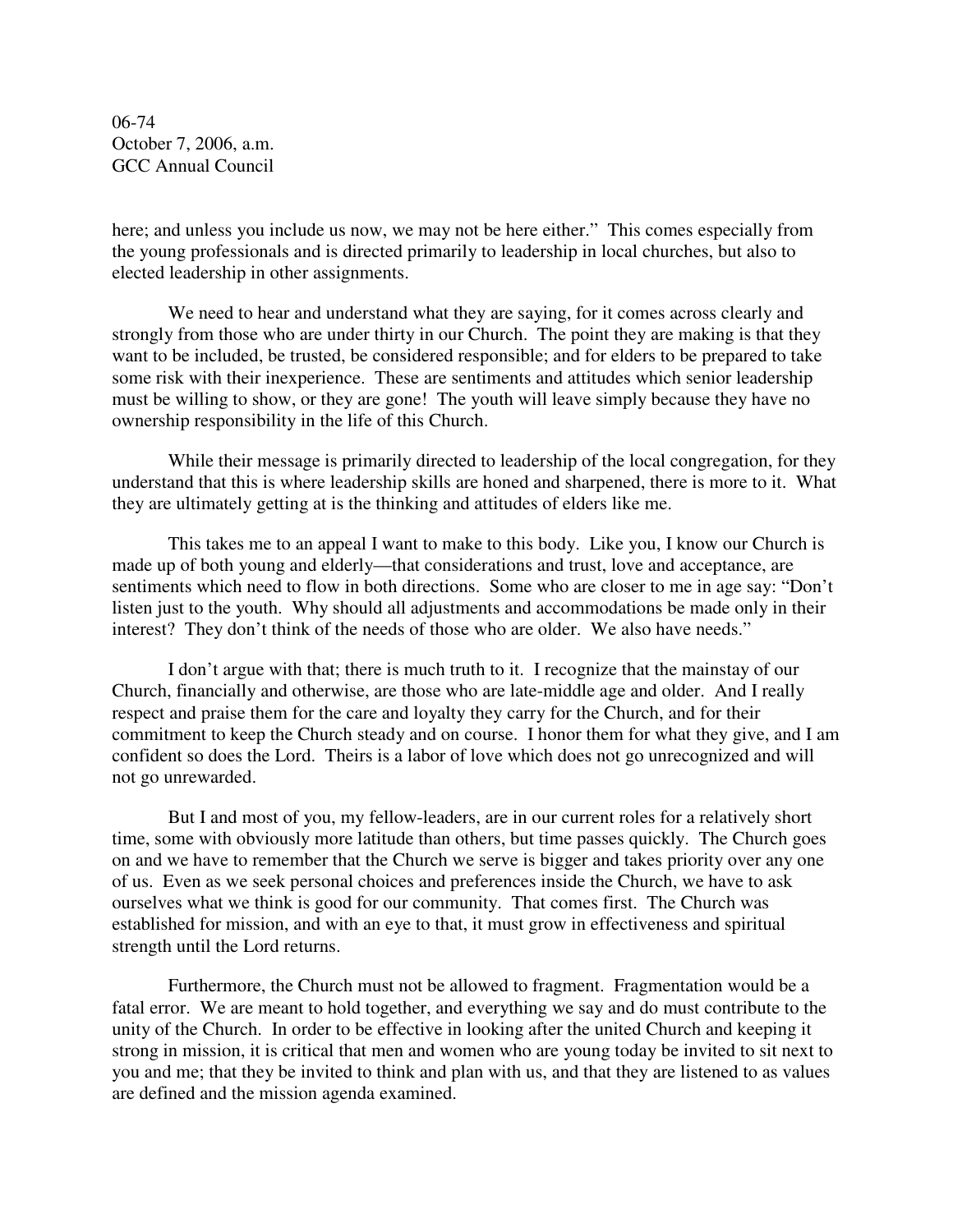here; and unless you include us now, we may not be here either." This comes especially from the young professionals and is directed primarily to leadership in local churches, but also to elected leadership in other assignments.

We need to hear and understand what they are saying, for it comes across clearly and strongly from those who are under thirty in our Church. The point they are making is that they want to be included, be trusted, be considered responsible; and for elders to be prepared to take some risk with their inexperience. These are sentiments and attitudes which senior leadership must be willing to show, or they are gone! The youth will leave simply because they have no ownership responsibility in the life of this Church.

While their message is primarily directed to leadership of the local congregation, for they understand that this is where leadership skills are honed and sharpened, there is more to it. What they are ultimately getting at is the thinking and attitudes of elders like me.

This takes me to an appeal I want to make to this body. Like you, I know our Church is made up of both young and elderly—that considerations and trust, love and acceptance, are sentiments which need to flow in both directions. Some who are closer to me in age say: "Don't listen just to the youth. Why should all adjustments and accommodations be made only in their interest? They don't think of the needs of those who are older. We also have needs."

I don't argue with that; there is much truth to it. I recognize that the mainstay of our Church, financially and otherwise, are those who are late-middle age and older. And I really respect and praise them for the care and loyalty they carry for the Church, and for their commitment to keep the Church steady and on course. I honor them for what they give, and I am confident so does the Lord. Theirs is a labor of love which does not go unrecognized and will not go unrewarded.

But I and most of you, my fellow-leaders, are in our current roles for a relatively short time, some with obviously more latitude than others, but time passes quickly. The Church goes on and we have to remember that the Church we serve is bigger and takes priority over any one of us. Even as we seek personal choices and preferences inside the Church, we have to ask ourselves what we think is good for our community. That comes first. The Church was established for mission, and with an eye to that, it must grow in effectiveness and spiritual strength until the Lord returns.

Furthermore, the Church must not be allowed to fragment. Fragmentation would be a fatal error. We are meant to hold together, and everything we say and do must contribute to the unity of the Church. In order to be effective in looking after the united Church and keeping it strong in mission, it is critical that men and women who are young today be invited to sit next to you and me; that they be invited to think and plan with us, and that they are listened to as values are defined and the mission agenda examined.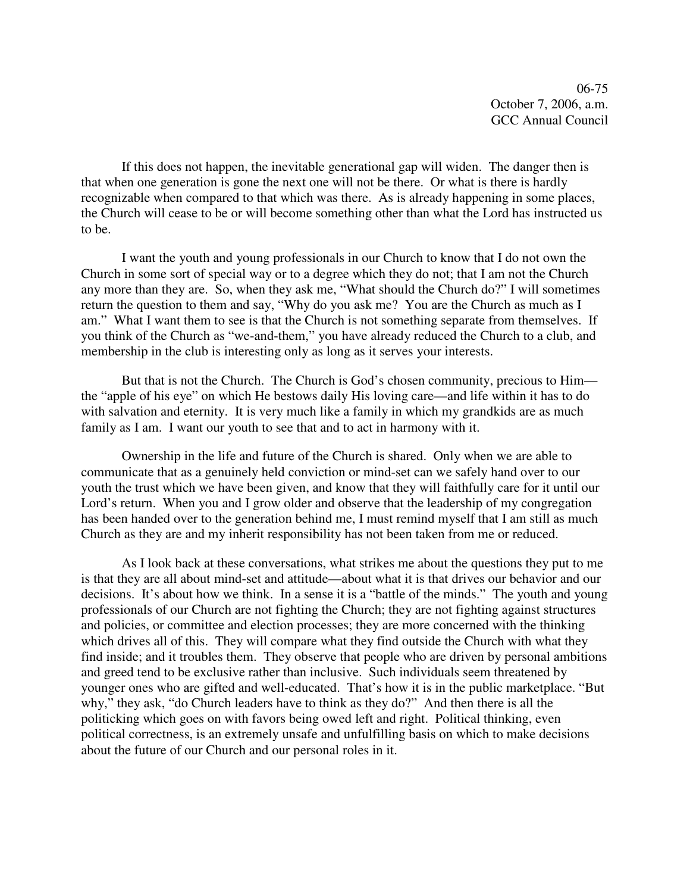If this does not happen, the inevitable generational gap will widen. The danger then is that when one generation is gone the next one will not be there. Or what is there is hardly recognizable when compared to that which was there. As is already happening in some places, the Church will cease to be or will become something other than what the Lord has instructed us to be.

I want the youth and young professionals in our Church to know that I do not own the Church in some sort of special way or to a degree which they do not; that I am not the Church any more than they are. So, when they ask me, "What should the Church do?" I will sometimes return the question to them and say, "Why do you ask me? You are the Church as much as I am." What I want them to see is that the Church is not something separate from themselves. If you think of the Church as "we-and-them," you have already reduced the Church to a club, and membership in the club is interesting only as long as it serves your interests.

But that is not the Church. The Church is God's chosen community, precious to Him—the "apple of his eye" on which He bestows daily His loving care—and life within it has to do with salvation and eternity. It is very much like a family in which my grandkids are as much family as I am. I want our youth to see that and to act in harmony with it.

Ownership in the life and future of the Church is shared. Only when we are able to communicate that as a genuinely held conviction or mind-set can we safely hand over to our youth the trust which we have been given, and know that they will faithfully care for it until our Lord's return. When you and I grow older and observe that the leadership of my congregation has been handed over to the generation behind me, I must remind myself that I am still as much Church as they are and my inherit responsibility has not been taken from me or reduced.

As I look back at these conversations, what strikes me about the questions they put to me is that they are all about mind-set and attitude—about what it is that drives our behavior and our decisions. It's about how we think. In a sense it is a "battle of the minds." The youth and young professionals of our Church are not fighting the Church; they are not fighting against structures and policies, or committee and election processes; they are more concerned with the thinking which drives all of this. They will compare what they find outside the Church with what they find inside; and it troubles them. They observe that people who are driven by personal ambitions and greed tend to be exclusive rather than inclusive. Such individuals seem threatened by younger ones who are gifted and well-educated. That's how it is in the public marketplace. "But why," they ask, "do Church leaders have to think as they do?" And then there is all the politicking which goes on with favors being owed left and right. Political thinking, even political correctness, is an extremely unsafe and unfulfilling basis on which to make decisions about the future of our Church and our personal roles in it.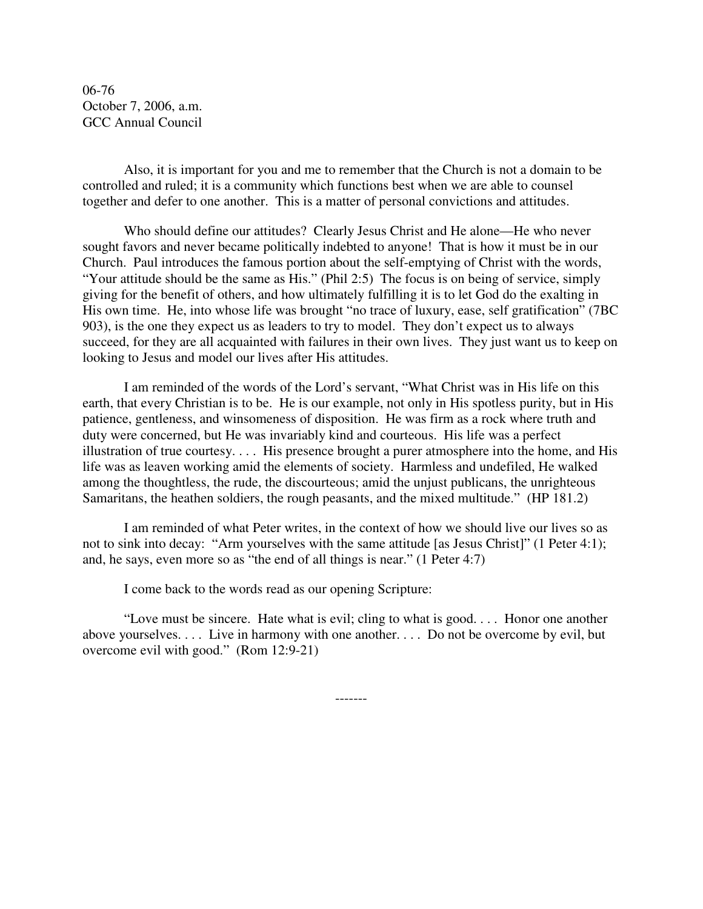06-76
October 7, 2006, a.m.
GCC Annual Council

Also, it is important for you and me to remember that the Church is not a domain to be controlled and ruled; it is a community which functions best when we are able to counsel together and defer to one another. This is a matter of personal convictions and attitudes.

Who should define our attitudes? Clearly Jesus Christ and He alone—He who never sought favors and never became politically indebted to anyone! That is how it must be in our Church. Paul introduces the famous portion about the self-emptying of Christ with the words, "Your attitude should be the same as His." (Phil 2:5) The focus is on being of service, simply giving for the benefit of others, and how ultimately fulfilling it is to let God do the exalting in His own time. He, into whose life was brought "no trace of luxury, ease, self gratification" (7BC 903), is the one they expect us as leaders to try to model. They don't expect us to always succeed, for they are all acquainted with failures in their own lives. They just want us to keep on looking to Jesus and model our lives after His attitudes.

I am reminded of the words of the Lord's servant, "What Christ was in His life on this earth, that every Christian is to be. He is our example, not only in His spotless purity, but in His patience, gentleness, and winsomeness of disposition. He was firm as a rock where truth and duty were concerned, but He was invariably kind and courteous. His life was a perfect illustration of true courtesy. . . . His presence brought a purer atmosphere into the home, and His life was as leaven working amid the elements of society. Harmless and undefiled, He walked among the thoughtless, the rude, the discourteous; amid the unjust publicans, the unrighteous Samaritans, the heathen soldiers, the rough peasants, and the mixed multitude." (HP 181.2)

I am reminded of what Peter writes, in the context of how we should live our lives so as not to sink into decay: "Arm yourselves with the same attitude [as Jesus Christ]" (1 Peter 4:1); and, he says, even more so as "the end of all things is near." (1 Peter 4:7)

I come back to the words read as our opening Scripture:

"Love must be sincere. Hate what is evil; cling to what is good. . . . Honor one another above yourselves. . . . Live in harmony with one another. . . . Do not be overcome by evil, but overcome evil with good." (Rom 12:9-21)

-------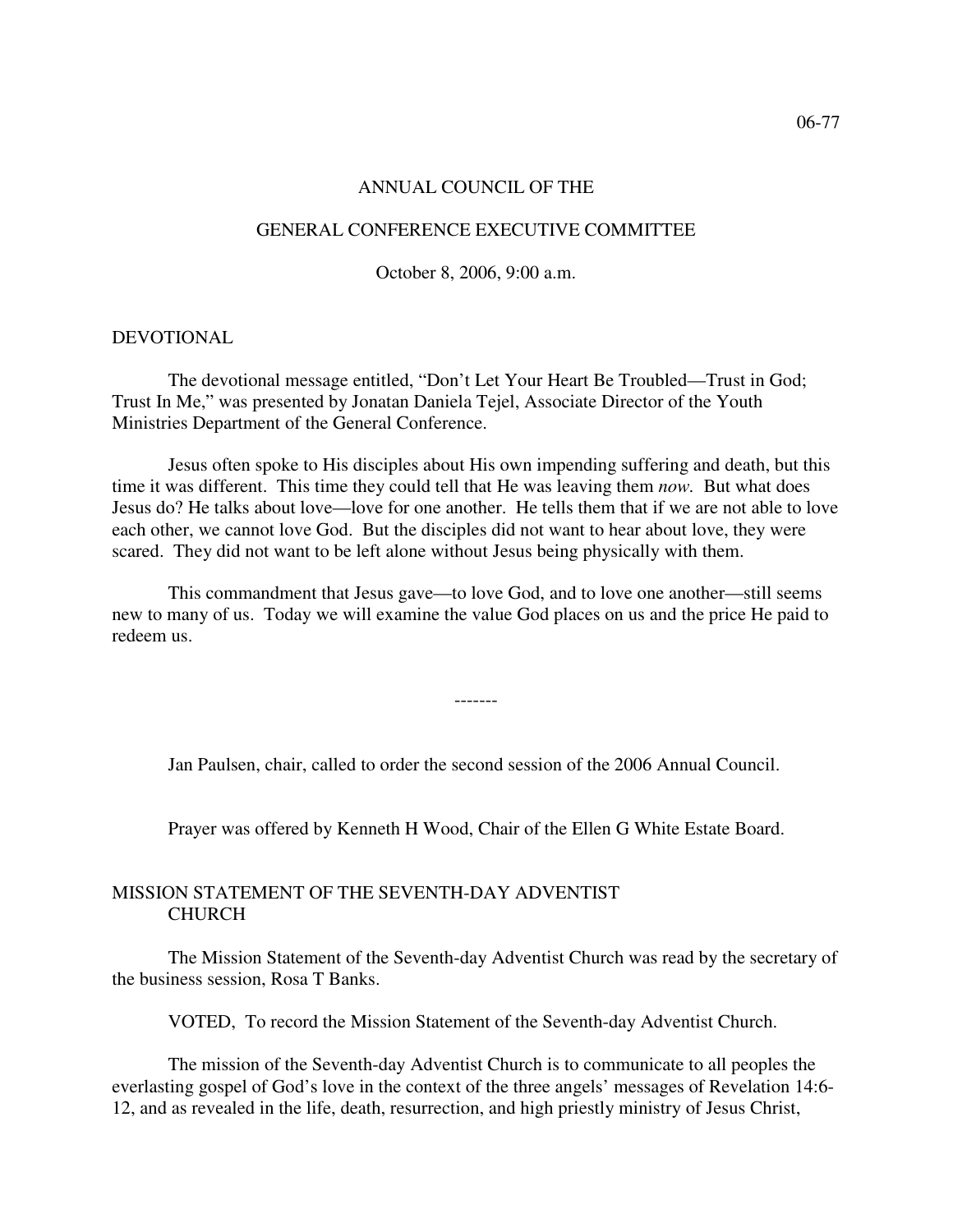06-77

# ANNUAL COUNCIL OF THE

# GENERAL CONFERENCE EXECUTIVE COMMITTEE

October 8, 2006, 9:00 a.m.

## DEVOTIONAL

The devotional message entitled, "Don't Let Your Heart Be Troubled—Trust in God; Trust In Me," was presented by Jonatan Daniela Tejel, Associate Director of the Youth Ministries Department of the General Conference.

Jesus often spoke to His disciples about His own impending suffering and death, but this time it was different. This time they could tell that He was leaving them *now*. But what does Jesus do? He talks about love—love for one another. He tells them that if we are not able to love each other, we cannot love God. But the disciples did not want to hear about love, they were scared. They did not want to be left alone without Jesus being physically with them.

This commandment that Jesus gave—to love God, and to love one another—still seems new to many of us. Today we will examine the value God places on us and the price He paid to redeem us.

-------

Jan Paulsen, chair, called to order the second session of the 2006 Annual Council.

Prayer was offered by Kenneth H Wood, Chair of the Ellen G White Estate Board.

## MISSION STATEMENT OF THE SEVENTH-DAY ADVENTIST CHURCH

The Mission Statement of the Seventh-day Adventist Church was read by the secretary of the business session, Rosa T Banks.

VOTED, To record the Mission Statement of the Seventh-day Adventist Church.

The mission of the Seventh-day Adventist Church is to communicate to all peoples the everlasting gospel of God's love in the context of the three angels' messages of Revelation 14:6-12, and as revealed in the life, death, resurrection, and high priestly ministry of Jesus Christ,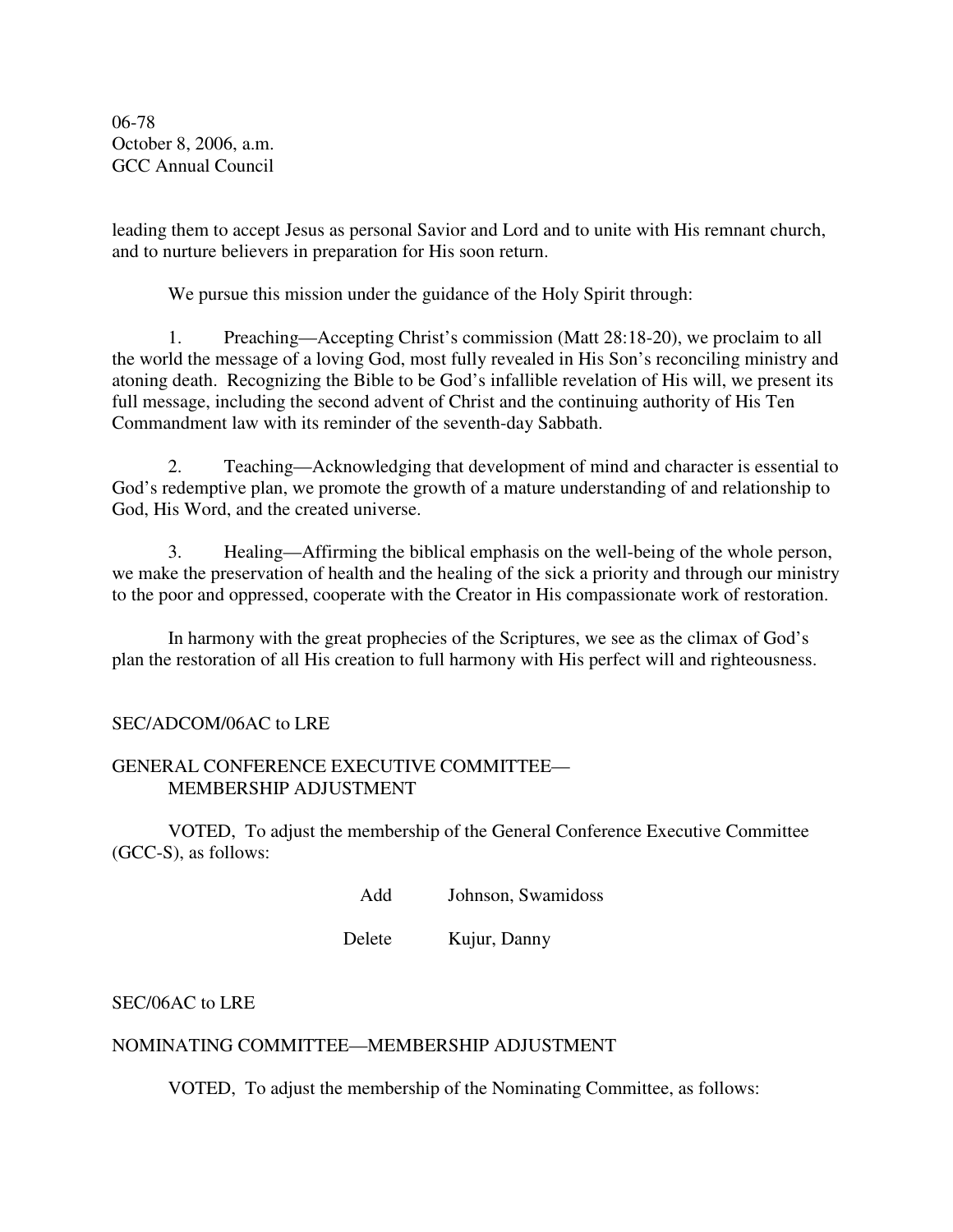leading them to accept Jesus as personal Savior and Lord and to unite with His remnant church, and to nurture believers in preparation for His soon return.

We pursue this mission under the guidance of the Holy Spirit through:

1. Preaching—Accepting Christ's commission (Matt 28:18-20), we proclaim to all the world the message of a loving God, most fully revealed in His Son's reconciling ministry and atoning death. Recognizing the Bible to be God's infallible revelation of His will, we present its full message, including the second advent of Christ and the continuing authority of His Ten Commandment law with its reminder of the seventh-day Sabbath.

2. Teaching—Acknowledging that development of mind and character is essential to God's redemptive plan, we promote the growth of a mature understanding of and relationship to God, His Word, and the created universe.

3. Healing—Affirming the biblical emphasis on the well-being of the whole person, we make the preservation of health and the healing of the sick a priority and through our ministry to the poor and oppressed, cooperate with the Creator in His compassionate work of restoration.

In harmony with the great prophecies of the Scriptures, we see as the climax of God's plan the restoration of all His creation to full harmony with His perfect will and righteousness.

SEC/ADCOM/06AC to LRE

GENERAL CONFERENCE EXECUTIVE COMMITTEE—
MEMBERSHIP ADJUSTMENT

VOTED, To adjust the membership of the General Conference Executive Committee (GCC-S), as follows:

| | |
|---|---|
| Add | Johnson, Swamidoss |
| Delete | Kujur, Danny |

SEC/06AC to LRE

NOMINATING COMMITTEE—MEMBERSHIP ADJUSTMENT

VOTED, To adjust the membership of the Nominating Committee, as follows: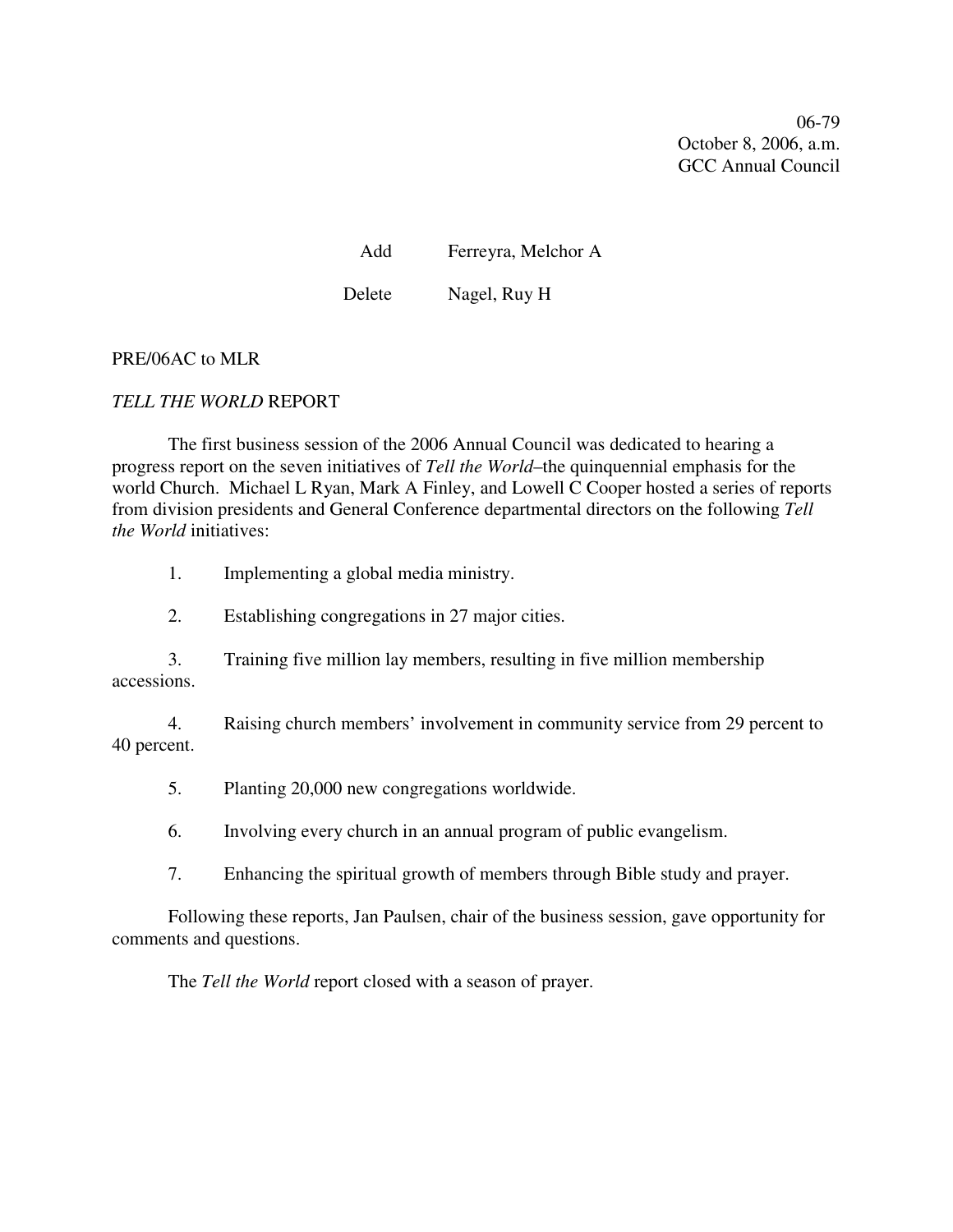06-79
October 8, 2006, a.m.
GCC Annual Council

Add Ferreyra, Melchor A

Delete Nagel, Ruy H

PRE/06AC to MLR

*TELL THE WORLD* REPORT

The first business session of the 2006 Annual Council was dedicated to hearing a progress report on the seven initiatives of *Tell the World*–the quinquennial emphasis for the world Church. Michael L Ryan, Mark A Finley, and Lowell C Cooper hosted a series of reports from division presidents and General Conference departmental directors on the following *Tell the World* initiatives:

1. Implementing a global media ministry.

2. Establishing congregations in 27 major cities.

3. Training five million lay members, resulting in five million membership accessions.

4. Raising church members' involvement in community service from 29 percent to 40 percent.

5. Planting 20,000 new congregations worldwide.

6. Involving every church in an annual program of public evangelism.

7. Enhancing the spiritual growth of members through Bible study and prayer.

Following these reports, Jan Paulsen, chair of the business session, gave opportunity for comments and questions.

The *Tell the World* report closed with a season of prayer.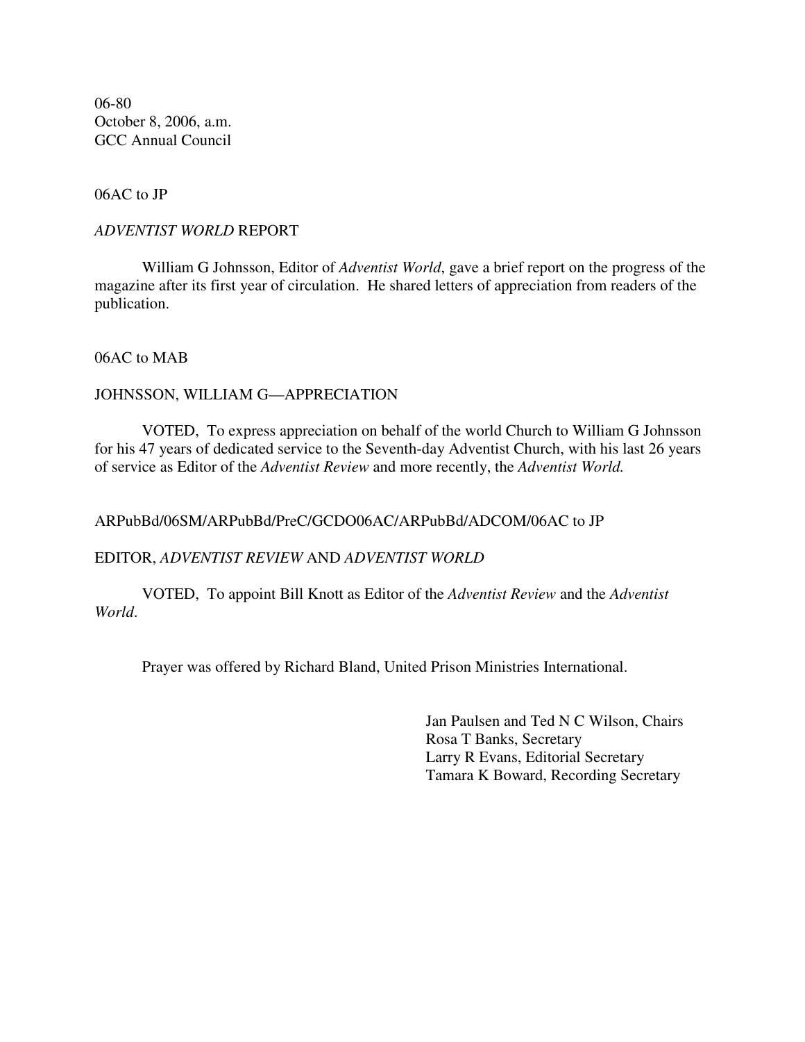06-80
October 8, 2006, a.m.
GCC Annual Council

06AC to JP

*ADVENTIST WORLD* REPORT

William G Johnsson, Editor of *Adventist World*, gave a brief report on the progress of the magazine after its first year of circulation. He shared letters of appreciation from readers of the publication.

06AC to MAB

JOHNSSON, WILLIAM G—APPRECIATION

VOTED, To express appreciation on behalf of the world Church to William G Johnsson for his 47 years of dedicated service to the Seventh-day Adventist Church, with his last 26 years of service as Editor of the *Adventist Review* and more recently, the *Adventist World.*

ARPubBd/06SM/ARPubBd/PreC/GCDO06AC/ARPubBd/ADCOM/06AC to JP

EDITOR, *ADVENTIST REVIEW* AND *ADVENTIST WORLD*

VOTED, To appoint Bill Knott as Editor of the *Adventist Review* and the *Adventist World*.

Prayer was offered by Richard Bland, United Prison Ministries International.

Jan Paulsen and Ted N C Wilson, Chairs
Rosa T Banks, Secretary
Larry R Evans, Editorial Secretary
Tamara K Boward, Recording Secretary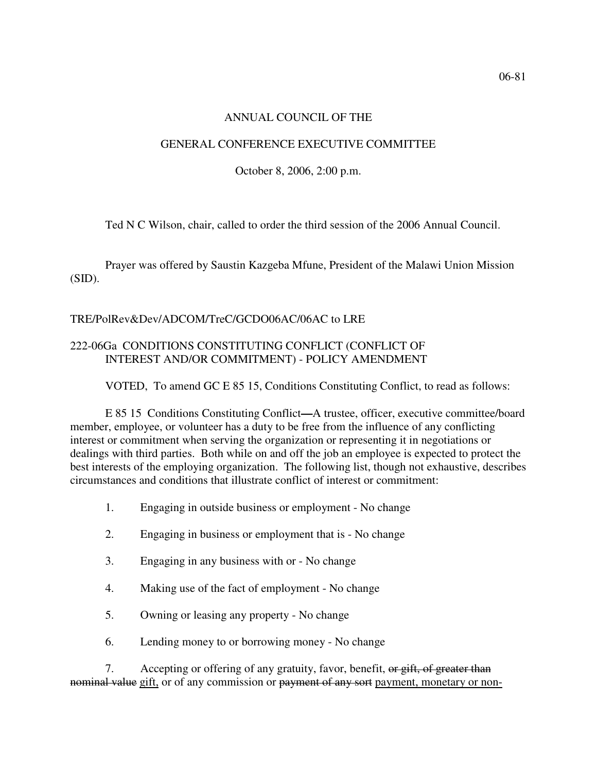06-81

ANNUAL COUNCIL OF THE

GENERAL CONFERENCE EXECUTIVE COMMITTEE

October 8, 2006, 2:00 p.m.

Ted N C Wilson, chair, called to order the third session of the 2006 Annual Council.

Prayer was offered by Saustin Kazgeba Mfune, President of the Malawi Union Mission (SID).

TRE/PolRev&Dev/ADCOM/TreC/GCDO06AC/06AC to LRE

## 222-06Ga CONDITIONS CONSTITUTING CONFLICT (CONFLICT OF INTEREST AND/OR COMMITMENT) - POLICY AMENDMENT

VOTED, To amend GC E 85 15, Conditions Constituting Conflict, to read as follows:

E 85 15 Conditions Constituting Conflict—A trustee, officer, executive committee/board member, employee, or volunteer has a duty to be free from the influence of any conflicting interest or commitment when serving the organization or representing it in negotiations or dealings with third parties. Both while on and off the job an employee is expected to protect the best interests of the employing organization. The following list, though not exhaustive, describes circumstances and conditions that illustrate conflict of interest or commitment:

1. Engaging in outside business or employment - No change

2. Engaging in business or employment that is - No change

3. Engaging in any business with or - No change

4. Making use of the fact of employment - No change

5. Owning or leasing any property - No change

6. Lending money to or borrowing money - No change

7. Accepting or offering of any gratuity, favor, benefit, ~~or gift, of greater than nominal value~~ <u>gift,</u> or of any commission or ~~payment of any sort~~ <u>payment, monetary or non-</u>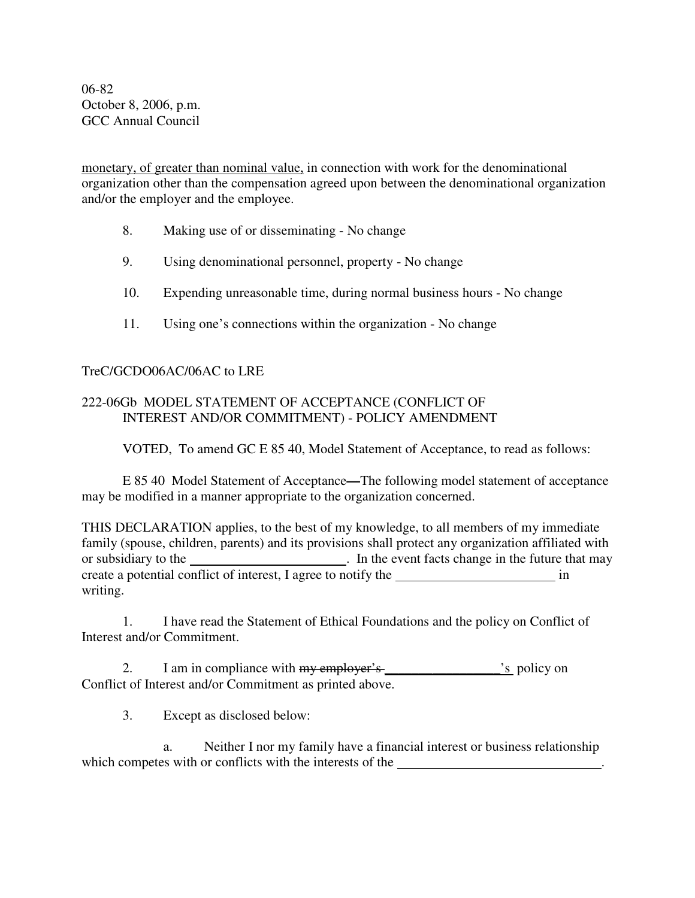06-82
October 8, 2006, p.m.
GCC Annual Council

<u>monetary, of greater than nominal value,</u> in connection with work for the denominational organization other than the compensation agreed upon between the denominational organization and/or the employer and the employee.

8. Making use of or disseminating - No change

9. Using denominational personnel, property - No change

10. Expending unreasonable time, during normal business hours - No change

11. Using one's connections within the organization - No change

TreC/GCDO06AC/06AC to LRE

222-06Gb MODEL STATEMENT OF ACCEPTANCE (CONFLICT OF INTEREST AND/OR COMMITMENT) - POLICY AMENDMENT

VOTED, To amend GC E 85 40, Model Statement of Acceptance, to read as follows:

E 85 40 Model Statement of Acceptance—The following model statement of acceptance may be modified in a manner appropriate to the organization concerned.

THIS DECLARATION applies, to the best of my knowledge, to all members of my immediate family (spouse, children, parents) and its provisions shall protect any organization affiliated with or subsidiary to the ________________________. In the event facts change in the future that may create a potential conflict of interest, I agree to notify the ________________________ in writing.

1. I have read the Statement of Ethical Foundations and the policy on Conflict of Interest and/or Commitment.

2. I am in compliance with ~~my employer's~~ <u>__________________'s</u> policy on Conflict of Interest and/or Commitment as printed above.

3. Except as disclosed below:

a. Neither I nor my family have a financial interest or business relationship which competes with or conflicts with the interests of the ______________________________.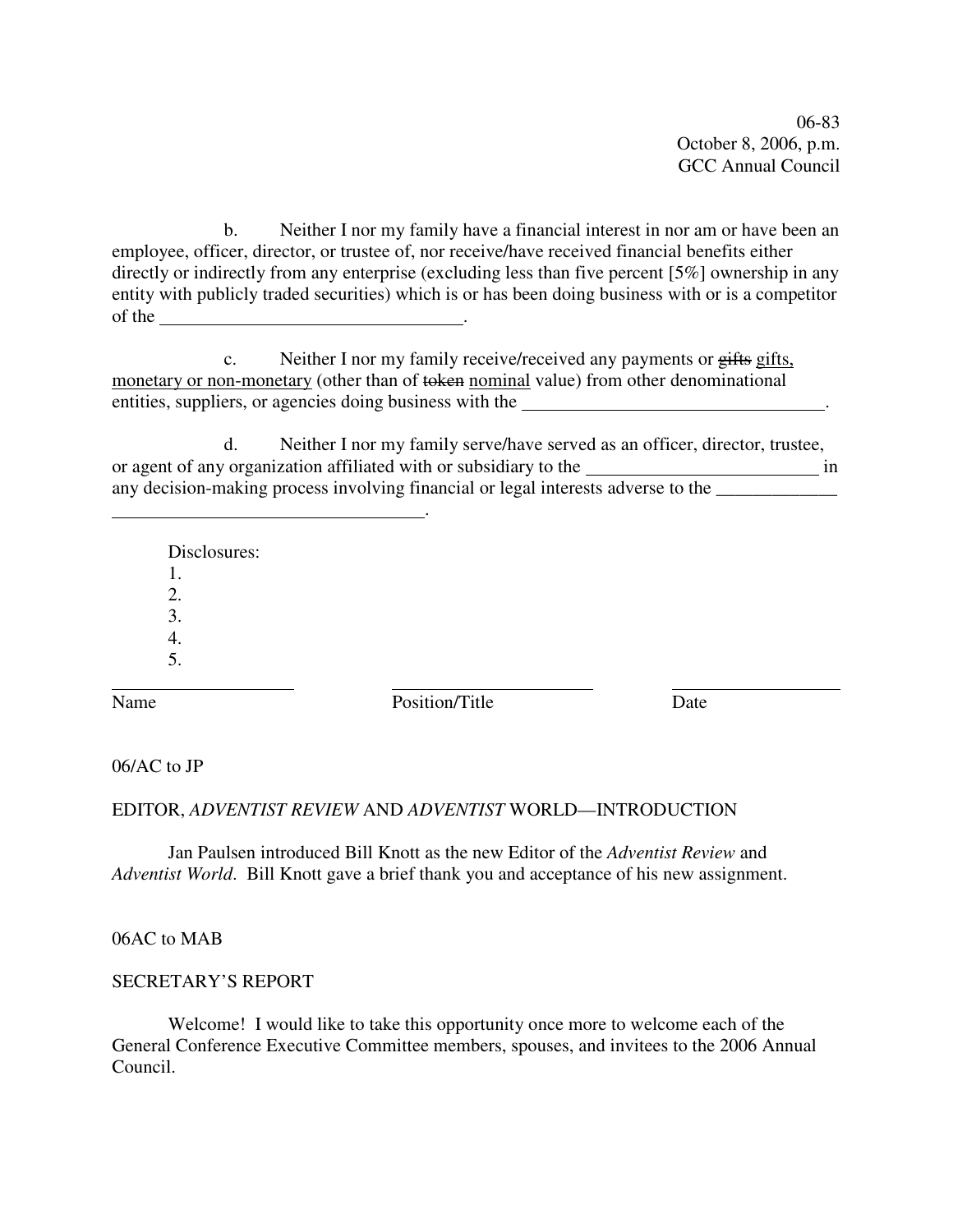b. Neither I nor my family have a financial interest in nor am or have been an employee, officer, director, or trustee of, nor receive/have received financial benefits either directly or indirectly from any enterprise (excluding less than five percent [5%] ownership in any entity with publicly traded securities) which is or has been doing business with or is a competitor of the ________________________________.

c. Neither I nor my family receive/received any payments or ~~gifts~~ gifts, monetary or non-monetary (other than of ~~token~~ nominal value) from other denominational entities, suppliers, or agencies doing business with the ________________________________.

d. Neither I nor my family serve/have served as an officer, director, trustee, or agent of any organization affiliated with or subsidiary to the ________________________ in any decision-making process involving financial or legal interests adverse to the _____________ ________________________________.

Disclosures:
1.
2.
3.
4.
5.

| ____________________ | ____________________ | ____________________ |
|---|---|---|
| Name | Position/Title | Date |

06/AC to JP

EDITOR, *ADVENTIST REVIEW* AND *ADVENTIST* WORLD—INTRODUCTION

Jan Paulsen introduced Bill Knott as the new Editor of the *Adventist Review* and *Adventist World*. Bill Knott gave a brief thank you and acceptance of his new assignment.

06AC to MAB

SECRETARY'S REPORT

Welcome! I would like to take this opportunity once more to welcome each of the General Conference Executive Committee members, spouses, and invitees to the 2006 Annual Council.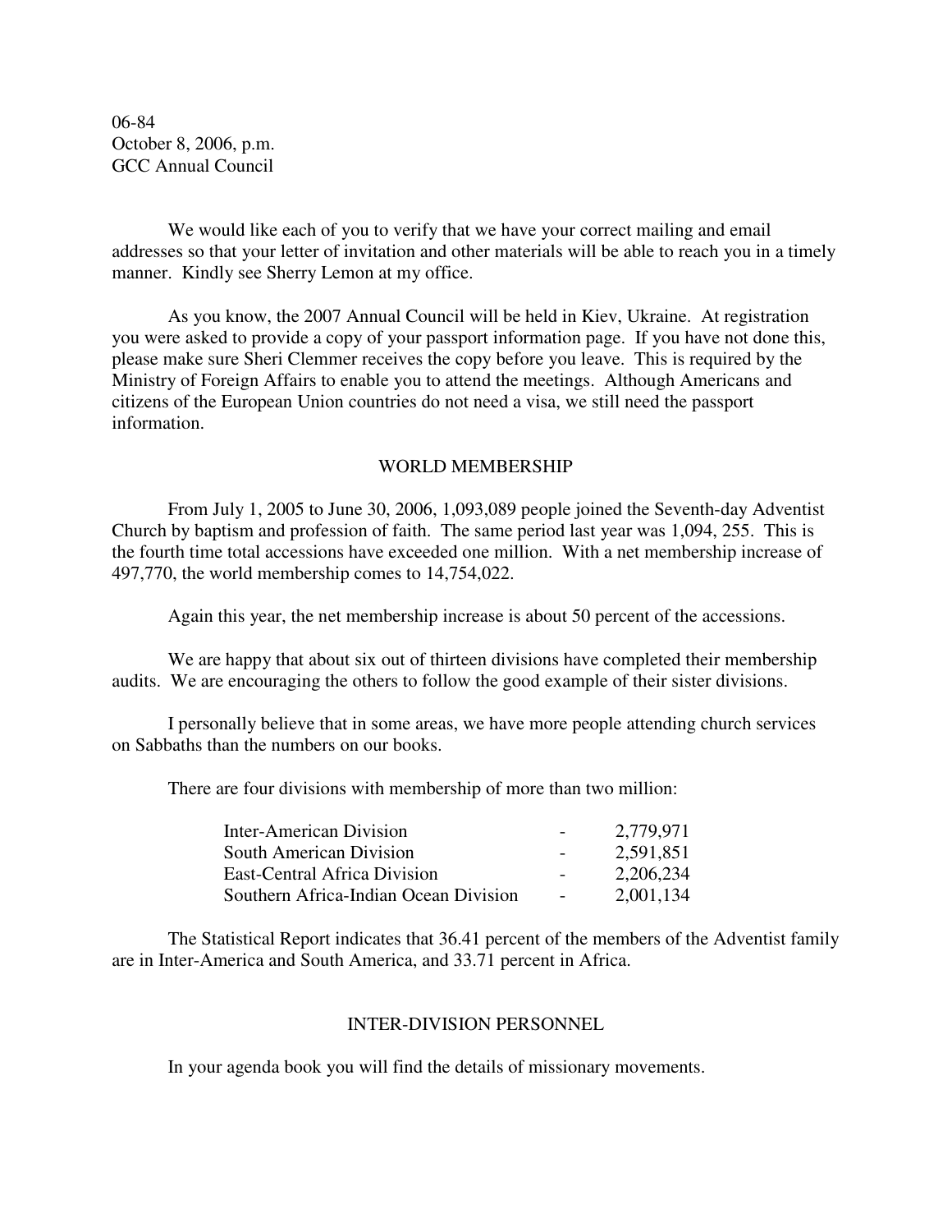06-84
October 8, 2006, p.m.
GCC Annual Council

We would like each of you to verify that we have your correct mailing and email addresses so that your letter of invitation and other materials will be able to reach you in a timely manner. Kindly see Sherry Lemon at my office.

As you know, the 2007 Annual Council will be held in Kiev, Ukraine. At registration you were asked to provide a copy of your passport information page. If you have not done this, please make sure Sheri Clemmer receives the copy before you leave. This is required by the Ministry of Foreign Affairs to enable you to attend the meetings. Although Americans and citizens of the European Union countries do not need a visa, we still need the passport information.

## WORLD MEMBERSHIP

From July 1, 2005 to June 30, 2006, 1,093,089 people joined the Seventh-day Adventist Church by baptism and profession of faith. The same period last year was 1,094, 255. This is the fourth time total accessions have exceeded one million. With a net membership increase of 497,770, the world membership comes to 14,754,022.

Again this year, the net membership increase is about 50 percent of the accessions.

We are happy that about six out of thirteen divisions have completed their membership audits. We are encouraging the others to follow the good example of their sister divisions.

I personally believe that in some areas, we have more people attending church services on Sabbaths than the numbers on our books.

There are four divisions with membership of more than two million:

| | | |
|---|---|---|
| Inter-American Division | - | 2,779,971 |
| South American Division | - | 2,591,851 |
| East-Central Africa Division | - | 2,206,234 |
| Southern Africa-Indian Ocean Division | - | 2,001,134 |

The Statistical Report indicates that 36.41 percent of the members of the Adventist family are in Inter-America and South America, and 33.71 percent in Africa.

## INTER-DIVISION PERSONNEL

In your agenda book you will find the details of missionary movements.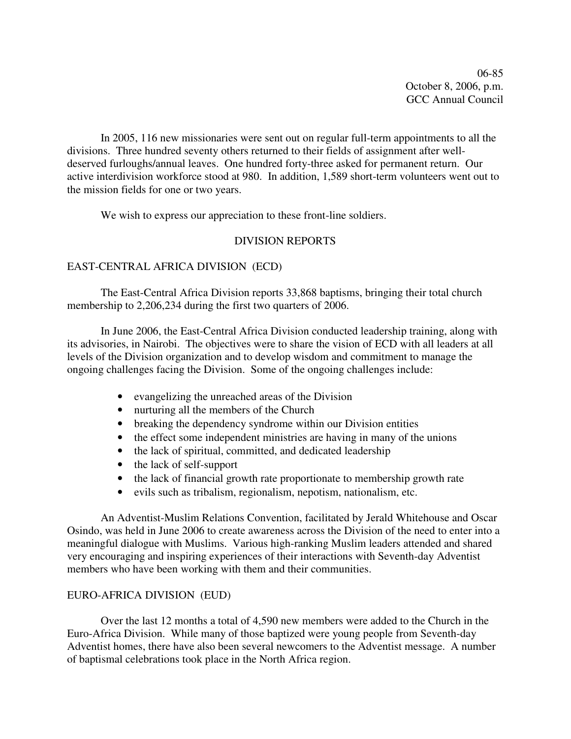06-85
October 8, 2006, p.m.
GCC Annual Council

In 2005, 116 new missionaries were sent out on regular full-term appointments to all the divisions. Three hundred seventy others returned to their fields of assignment after well-deserved furloughs/annual leaves. One hundred forty-three asked for permanent return. Our active interdivision workforce stood at 980. In addition, 1,589 short-term volunteers went out to the mission fields for one or two years.

We wish to express our appreciation to these front-line soldiers.

## DIVISION REPORTS

### EAST-CENTRAL AFRICA DIVISION (ECD)

The East-Central Africa Division reports 33,868 baptisms, bringing their total church membership to 2,206,234 during the first two quarters of 2006.

In June 2006, the East-Central Africa Division conducted leadership training, along with its advisories, in Nairobi. The objectives were to share the vision of ECD with all leaders at all levels of the Division organization and to develop wisdom and commitment to manage the ongoing challenges facing the Division. Some of the ongoing challenges include:

- evangelizing the unreached areas of the Division
- nurturing all the members of the Church
- breaking the dependency syndrome within our Division entities
- the effect some independent ministries are having in many of the unions
- the lack of spiritual, committed, and dedicated leadership
- the lack of self-support
- the lack of financial growth rate proportionate to membership growth rate
- evils such as tribalism, regionalism, nepotism, nationalism, etc.

An Adventist-Muslim Relations Convention, facilitated by Jerald Whitehouse and Oscar Osindo, was held in June 2006 to create awareness across the Division of the need to enter into a meaningful dialogue with Muslims. Various high-ranking Muslim leaders attended and shared very encouraging and inspiring experiences of their interactions with Seventh-day Adventist members who have been working with them and their communities.

### EURO-AFRICA DIVISION (EUD)

Over the last 12 months a total of 4,590 new members were added to the Church in the Euro-Africa Division. While many of those baptized were young people from Seventh-day Adventist homes, there have also been several newcomers to the Adventist message. A number of baptismal celebrations took place in the North Africa region.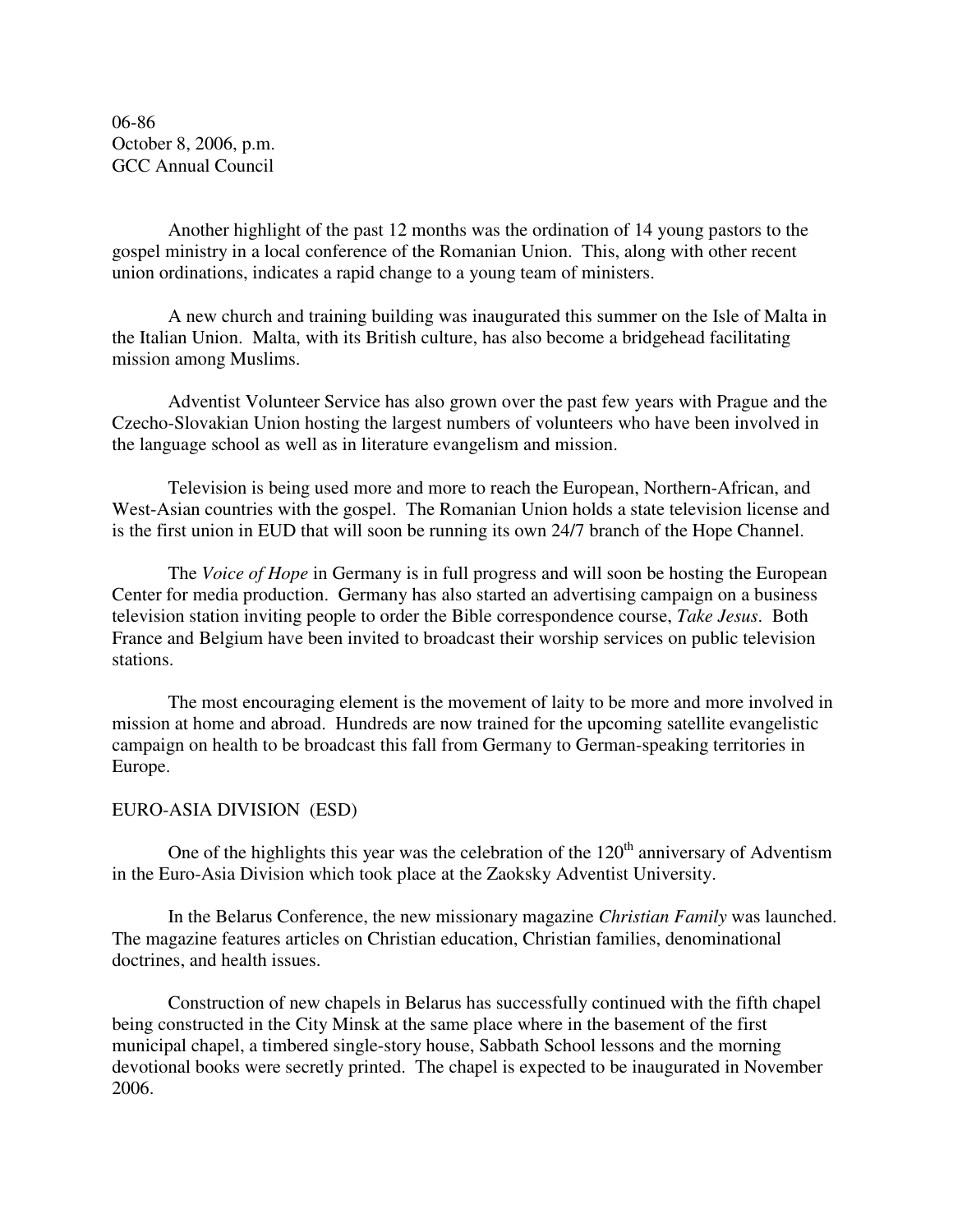06-86
October 8, 2006, p.m.
GCC Annual Council

Another highlight of the past 12 months was the ordination of 14 young pastors to the gospel ministry in a local conference of the Romanian Union. This, along with other recent union ordinations, indicates a rapid change to a young team of ministers.

A new church and training building was inaugurated this summer on the Isle of Malta in the Italian Union. Malta, with its British culture, has also become a bridgehead facilitating mission among Muslims.

Adventist Volunteer Service has also grown over the past few years with Prague and the Czecho-Slovakian Union hosting the largest numbers of volunteers who have been involved in the language school as well as in literature evangelism and mission.

Television is being used more and more to reach the European, Northern-African, and West-Asian countries with the gospel. The Romanian Union holds a state television license and is the first union in EUD that will soon be running its own 24/7 branch of the Hope Channel.

The *Voice of Hope* in Germany is in full progress and will soon be hosting the European Center for media production. Germany has also started an advertising campaign on a business television station inviting people to order the Bible correspondence course, *Take Jesus*. Both France and Belgium have been invited to broadcast their worship services on public television stations.

The most encouraging element is the movement of laity to be more and more involved in mission at home and abroad. Hundreds are now trained for the upcoming satellite evangelistic campaign on health to be broadcast this fall from Germany to German-speaking territories in Europe.

EURO-ASIA DIVISION (ESD)

One of the highlights this year was the celebration of the 120th anniversary of Adventism in the Euro-Asia Division which took place at the Zaoksky Adventist University.

In the Belarus Conference, the new missionary magazine *Christian Family* was launched. The magazine features articles on Christian education, Christian families, denominational doctrines, and health issues.

Construction of new chapels in Belarus has successfully continued with the fifth chapel being constructed in the City Minsk at the same place where in the basement of the first municipal chapel, a timbered single-story house, Sabbath School lessons and the morning devotional books were secretly printed. The chapel is expected to be inaugurated in November 2006.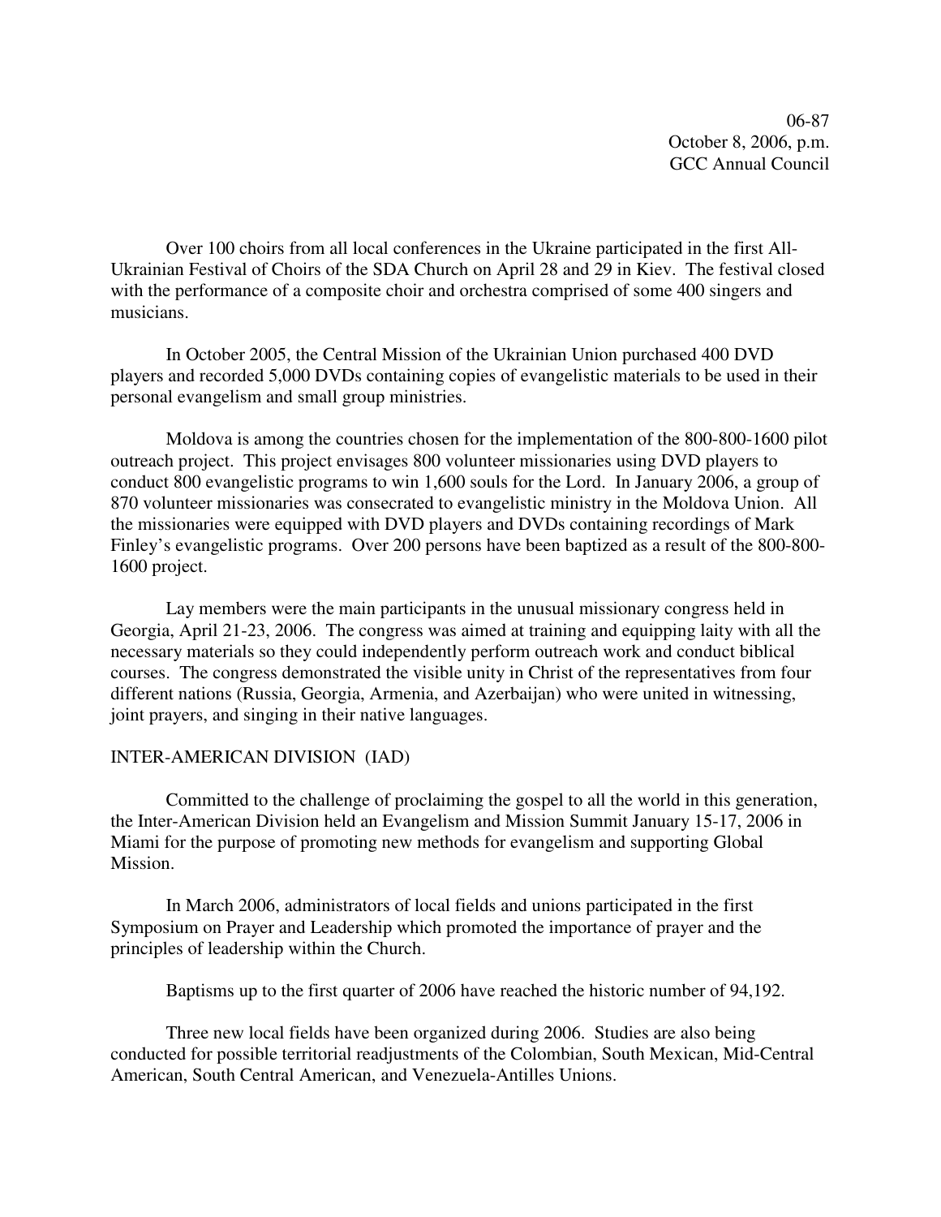Over 100 choirs from all local conferences in the Ukraine participated in the first All-Ukrainian Festival of Choirs of the SDA Church on April 28 and 29 in Kiev. The festival closed with the performance of a composite choir and orchestra comprised of some 400 singers and musicians.

In October 2005, the Central Mission of the Ukrainian Union purchased 400 DVD players and recorded 5,000 DVDs containing copies of evangelistic materials to be used in their personal evangelism and small group ministries.

Moldova is among the countries chosen for the implementation of the 800-800-1600 pilot outreach project. This project envisages 800 volunteer missionaries using DVD players to conduct 800 evangelistic programs to win 1,600 souls for the Lord. In January 2006, a group of 870 volunteer missionaries was consecrated to evangelistic ministry in the Moldova Union. All the missionaries were equipped with DVD players and DVDs containing recordings of Mark Finley's evangelistic programs. Over 200 persons have been baptized as a result of the 800-800-1600 project.

Lay members were the main participants in the unusual missionary congress held in Georgia, April 21-23, 2006. The congress was aimed at training and equipping laity with all the necessary materials so they could independently perform outreach work and conduct biblical courses. The congress demonstrated the visible unity in Christ of the representatives from four different nations (Russia, Georgia, Armenia, and Azerbaijan) who were united in witnessing, joint prayers, and singing in their native languages.

## INTER-AMERICAN DIVISION (IAD)

Committed to the challenge of proclaiming the gospel to all the world in this generation, the Inter-American Division held an Evangelism and Mission Summit January 15-17, 2006 in Miami for the purpose of promoting new methods for evangelism and supporting Global Mission.

In March 2006, administrators of local fields and unions participated in the first Symposium on Prayer and Leadership which promoted the importance of prayer and the principles of leadership within the Church.

Baptisms up to the first quarter of 2006 have reached the historic number of 94,192.

Three new local fields have been organized during 2006. Studies are also being conducted for possible territorial readjustments of the Colombian, South Mexican, Mid-Central American, South Central American, and Venezuela-Antilles Unions.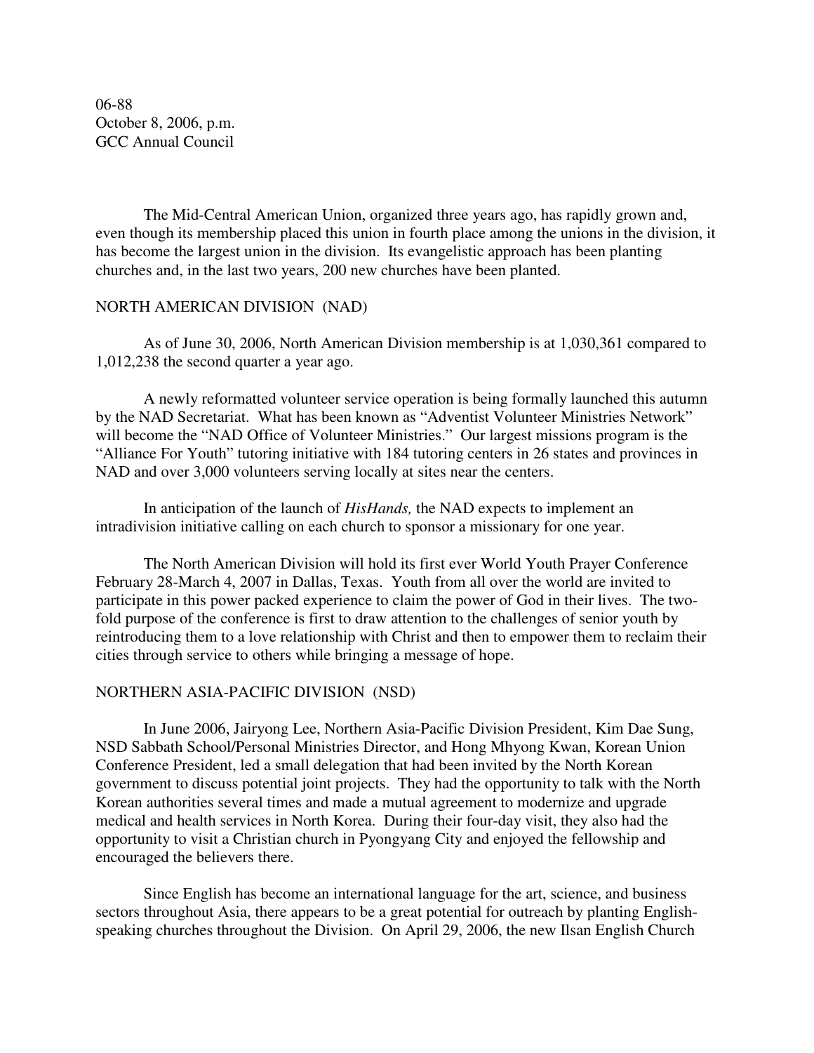06-88
October 8, 2006, p.m.
GCC Annual Council

The Mid-Central American Union, organized three years ago, has rapidly grown and, even though its membership placed this union in fourth place among the unions in the division, it has become the largest union in the division. Its evangelistic approach has been planting churches and, in the last two years, 200 new churches have been planted.

NORTH AMERICAN DIVISION (NAD)

As of June 30, 2006, North American Division membership is at 1,030,361 compared to 1,012,238 the second quarter a year ago.

A newly reformatted volunteer service operation is being formally launched this autumn by the NAD Secretariat. What has been known as "Adventist Volunteer Ministries Network" will become the "NAD Office of Volunteer Ministries." Our largest missions program is the "Alliance For Youth" tutoring initiative with 184 tutoring centers in 26 states and provinces in NAD and over 3,000 volunteers serving locally at sites near the centers.

In anticipation of the launch of *HisHands,* the NAD expects to implement an intradivision initiative calling on each church to sponsor a missionary for one year.

The North American Division will hold its first ever World Youth Prayer Conference February 28-March 4, 2007 in Dallas, Texas. Youth from all over the world are invited to participate in this power packed experience to claim the power of God in their lives. The two-fold purpose of the conference is first to draw attention to the challenges of senior youth by reintroducing them to a love relationship with Christ and then to empower them to reclaim their cities through service to others while bringing a message of hope.

NORTHERN ASIA-PACIFIC DIVISION (NSD)

In June 2006, Jairyong Lee, Northern Asia-Pacific Division President, Kim Dae Sung, NSD Sabbath School/Personal Ministries Director, and Hong Mhyong Kwan, Korean Union Conference President, led a small delegation that had been invited by the North Korean government to discuss potential joint projects. They had the opportunity to talk with the North Korean authorities several times and made a mutual agreement to modernize and upgrade medical and health services in North Korea. During their four-day visit, they also had the opportunity to visit a Christian church in Pyongyang City and enjoyed the fellowship and encouraged the believers there.

Since English has become an international language for the art, science, and business sectors throughout Asia, there appears to be a great potential for outreach by planting English-speaking churches throughout the Division. On April 29, 2006, the new Ilsan English Church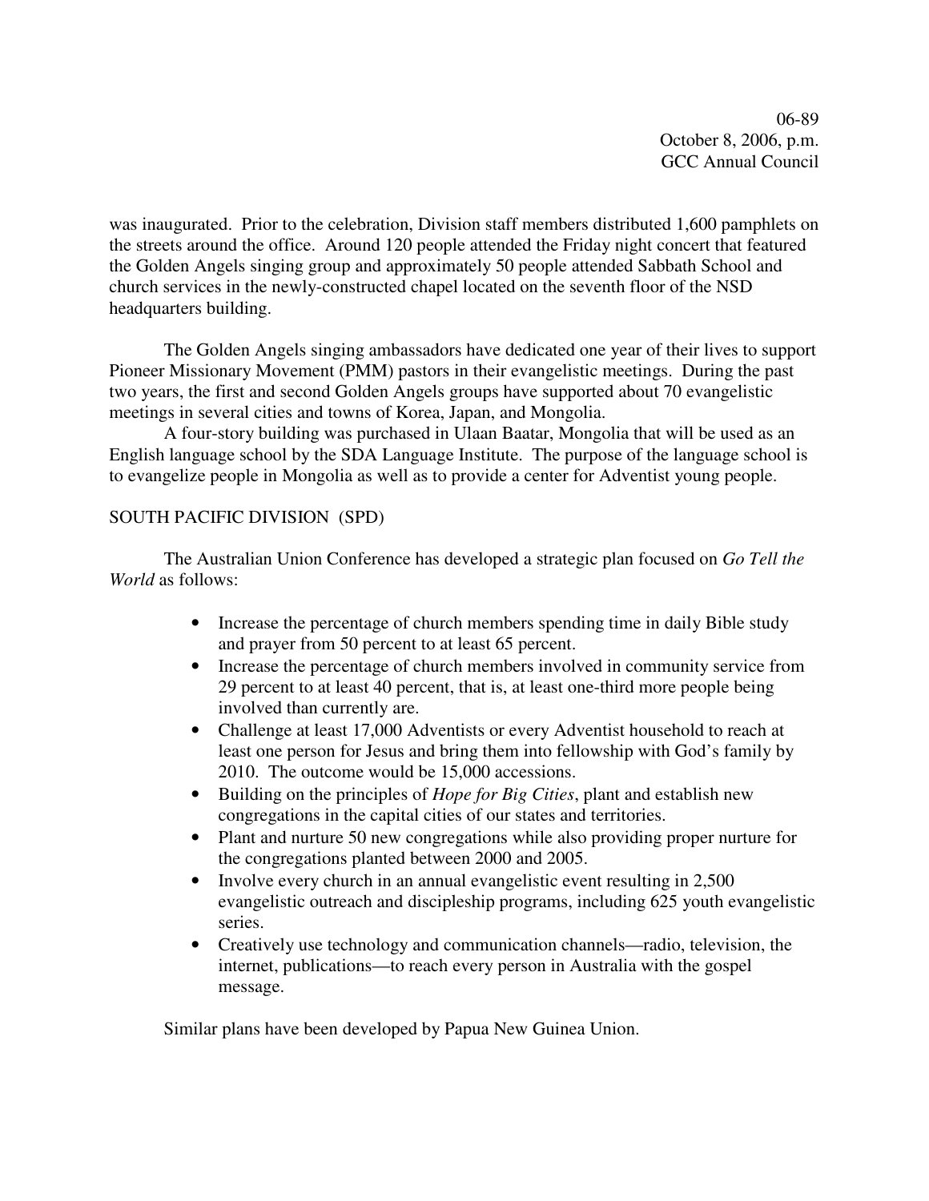was inaugurated. Prior to the celebration, Division staff members distributed 1,600 pamphlets on the streets around the office. Around 120 people attended the Friday night concert that featured the Golden Angels singing group and approximately 50 people attended Sabbath School and church services in the newly-constructed chapel located on the seventh floor of the NSD headquarters building.

The Golden Angels singing ambassadors have dedicated one year of their lives to support Pioneer Missionary Movement (PMM) pastors in their evangelistic meetings. During the past two years, the first and second Golden Angels groups have supported about 70 evangelistic meetings in several cities and towns of Korea, Japan, and Mongolia.

A four-story building was purchased in Ulaan Baatar, Mongolia that will be used as an English language school by the SDA Language Institute. The purpose of the language school is to evangelize people in Mongolia as well as to provide a center for Adventist young people.

SOUTH PACIFIC DIVISION (SPD)

The Australian Union Conference has developed a strategic plan focused on *Go Tell the World* as follows:

- Increase the percentage of church members spending time in daily Bible study and prayer from 50 percent to at least 65 percent.
- Increase the percentage of church members involved in community service from 29 percent to at least 40 percent, that is, at least one-third more people being involved than currently are.
- Challenge at least 17,000 Adventists or every Adventist household to reach at least one person for Jesus and bring them into fellowship with God's family by 2010. The outcome would be 15,000 accessions.
- Building on the principles of *Hope for Big Cities*, plant and establish new congregations in the capital cities of our states and territories.
- Plant and nurture 50 new congregations while also providing proper nurture for the congregations planted between 2000 and 2005.
- Involve every church in an annual evangelistic event resulting in 2,500 evangelistic outreach and discipleship programs, including 625 youth evangelistic series.
- Creatively use technology and communication channels—radio, television, the internet, publications—to reach every person in Australia with the gospel message.

Similar plans have been developed by Papua New Guinea Union.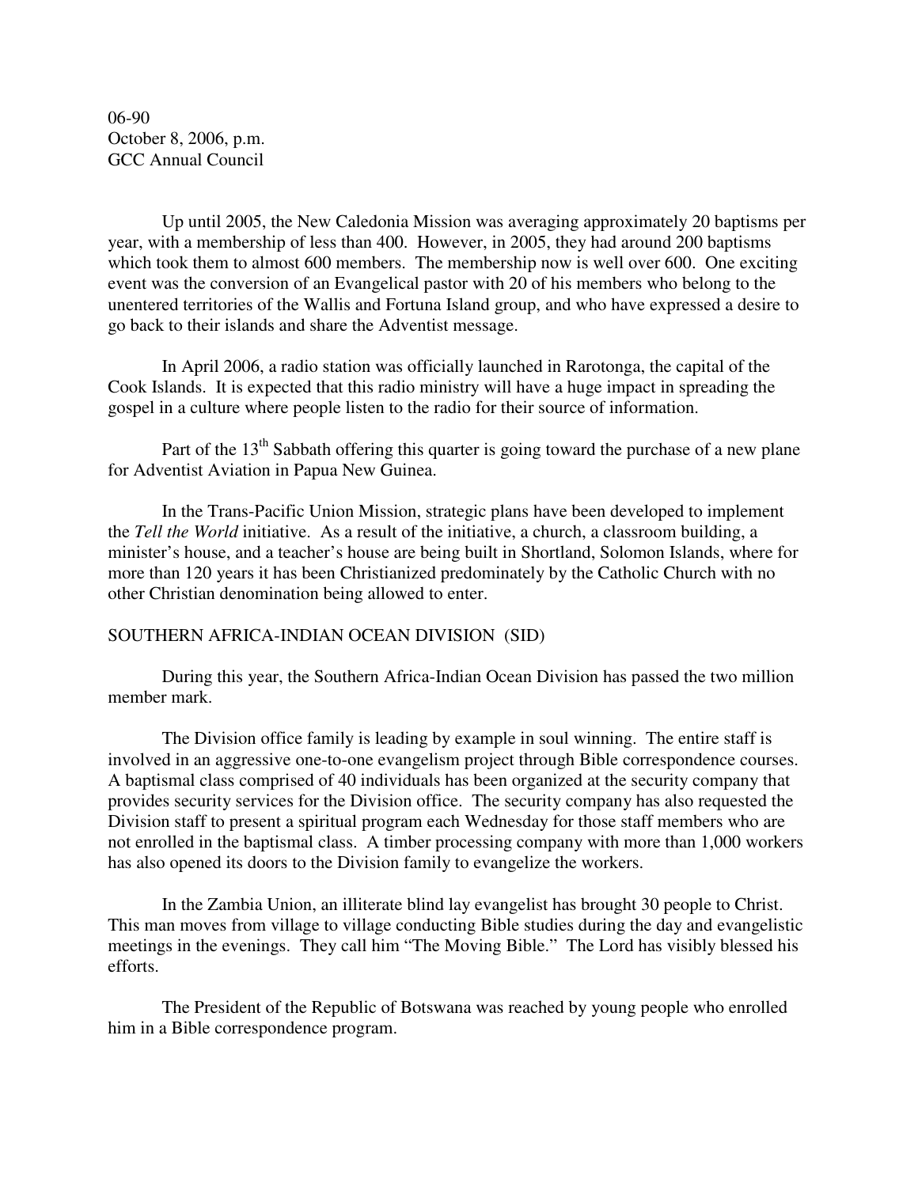06-90
October 8, 2006, p.m.
GCC Annual Council

Up until 2005, the New Caledonia Mission was averaging approximately 20 baptisms per year, with a membership of less than 400. However, in 2005, they had around 200 baptisms which took them to almost 600 members. The membership now is well over 600. One exciting event was the conversion of an Evangelical pastor with 20 of his members who belong to the unentered territories of the Wallis and Fortuna Island group, and who have expressed a desire to go back to their islands and share the Adventist message.

In April 2006, a radio station was officially launched in Rarotonga, the capital of the Cook Islands. It is expected that this radio ministry will have a huge impact in spreading the gospel in a culture where people listen to the radio for their source of information.

Part of the 13th Sabbath offering this quarter is going toward the purchase of a new plane for Adventist Aviation in Papua New Guinea.

In the Trans-Pacific Union Mission, strategic plans have been developed to implement the *Tell the World* initiative. As a result of the initiative, a church, a classroom building, a minister's house, and a teacher's house are being built in Shortland, Solomon Islands, where for more than 120 years it has been Christianized predominately by the Catholic Church with no other Christian denomination being allowed to enter.

SOUTHERN AFRICA-INDIAN OCEAN DIVISION (SID)

During this year, the Southern Africa-Indian Ocean Division has passed the two million member mark.

The Division office family is leading by example in soul winning. The entire staff is involved in an aggressive one-to-one evangelism project through Bible correspondence courses. A baptismal class comprised of 40 individuals has been organized at the security company that provides security services for the Division office. The security company has also requested the Division staff to present a spiritual program each Wednesday for those staff members who are not enrolled in the baptismal class. A timber processing company with more than 1,000 workers has also opened its doors to the Division family to evangelize the workers.

In the Zambia Union, an illiterate blind lay evangelist has brought 30 people to Christ. This man moves from village to village conducting Bible studies during the day and evangelistic meetings in the evenings. They call him "The Moving Bible." The Lord has visibly blessed his efforts.

The President of the Republic of Botswana was reached by young people who enrolled him in a Bible correspondence program.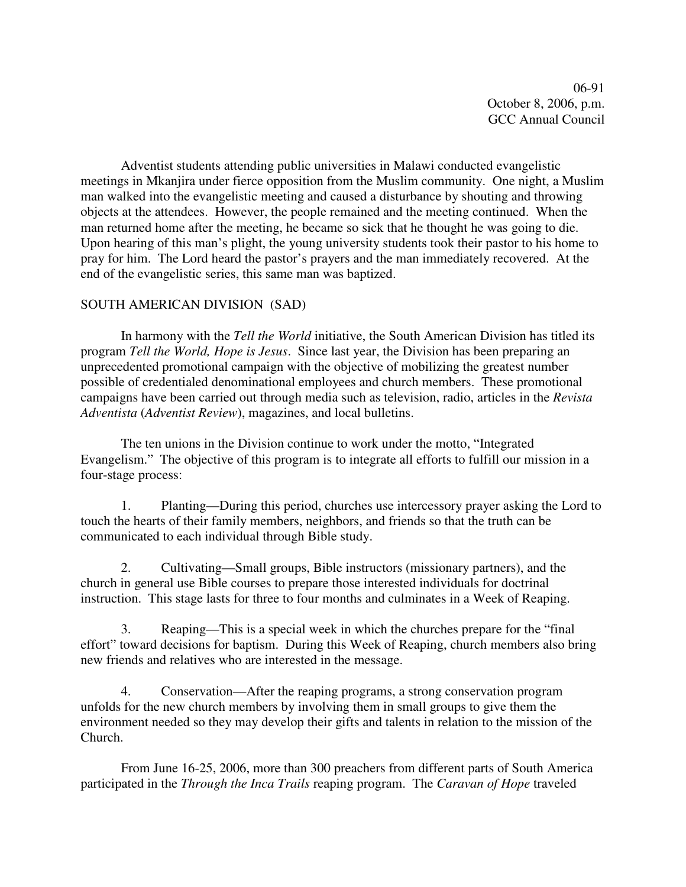06-91
October 8, 2006, p.m.
GCC Annual Council

Adventist students attending public universities in Malawi conducted evangelistic meetings in Mkanjira under fierce opposition from the Muslim community. One night, a Muslim man walked into the evangelistic meeting and caused a disturbance by shouting and throwing objects at the attendees. However, the people remained and the meeting continued. When the man returned home after the meeting, he became so sick that he thought he was going to die. Upon hearing of this man's plight, the young university students took their pastor to his home to pray for him. The Lord heard the pastor's prayers and the man immediately recovered. At the end of the evangelistic series, this same man was baptized.

SOUTH AMERICAN DIVISION (SAD)

In harmony with the *Tell the World* initiative, the South American Division has titled its program *Tell the World, Hope is Jesus*. Since last year, the Division has been preparing an unprecedented promotional campaign with the objective of mobilizing the greatest number possible of credentialed denominational employees and church members. These promotional campaigns have been carried out through media such as television, radio, articles in the *Revista Adventista* (*Adventist Review*), magazines, and local bulletins.

The ten unions in the Division continue to work under the motto, "Integrated Evangelism." The objective of this program is to integrate all efforts to fulfill our mission in a four-stage process:

1. Planting—During this period, churches use intercessory prayer asking the Lord to touch the hearts of their family members, neighbors, and friends so that the truth can be communicated to each individual through Bible study.

2. Cultivating—Small groups, Bible instructors (missionary partners), and the church in general use Bible courses to prepare those interested individuals for doctrinal instruction. This stage lasts for three to four months and culminates in a Week of Reaping.

3. Reaping—This is a special week in which the churches prepare for the "final effort" toward decisions for baptism. During this Week of Reaping, church members also bring new friends and relatives who are interested in the message.

4. Conservation—After the reaping programs, a strong conservation program unfolds for the new church members by involving them in small groups to give them the environment needed so they may develop their gifts and talents in relation to the mission of the Church.

From June 16-25, 2006, more than 300 preachers from different parts of South America participated in the *Through the Inca Trails* reaping program. The *Caravan of Hope* traveled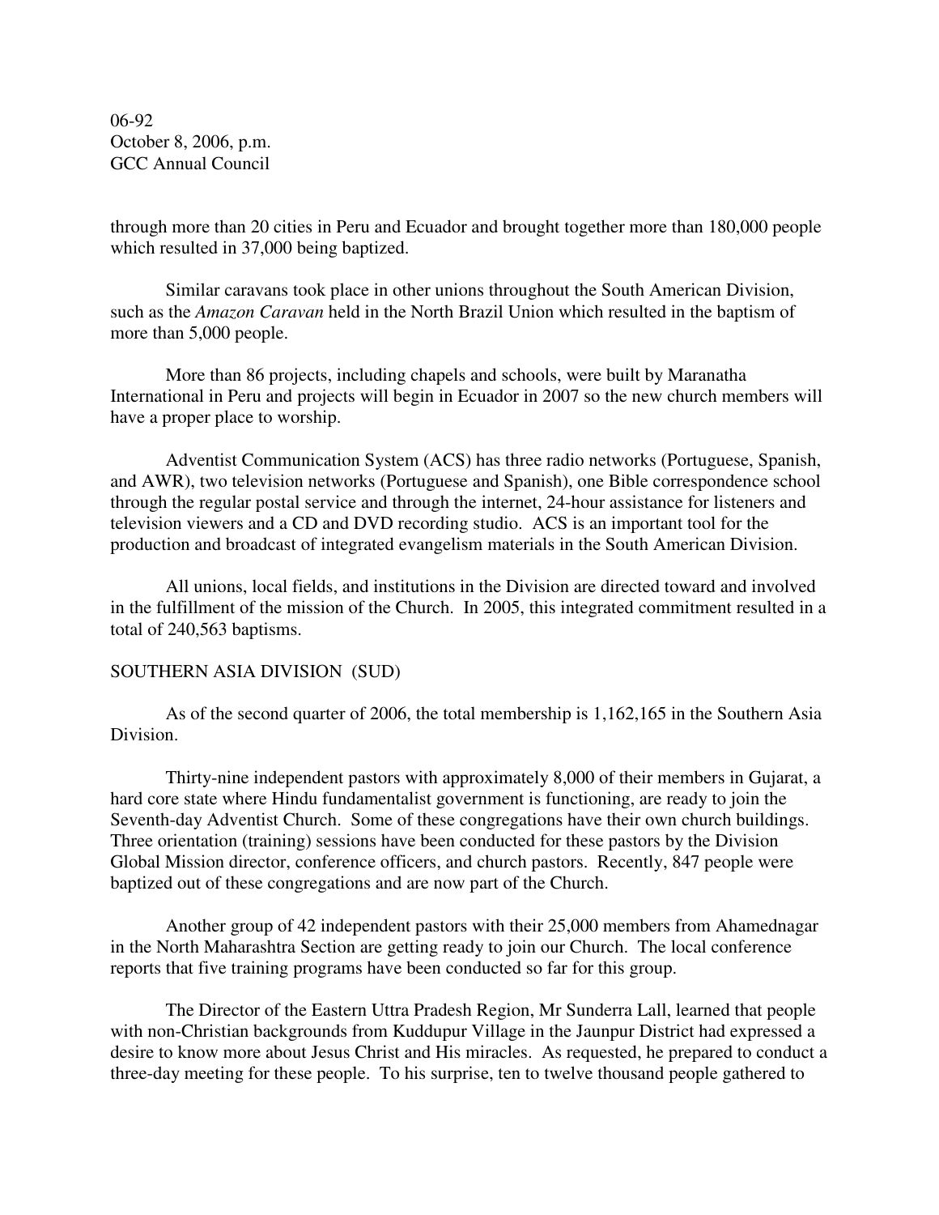through more than 20 cities in Peru and Ecuador and brought together more than 180,000 people which resulted in 37,000 being baptized.

Similar caravans took place in other unions throughout the South American Division, such as the *Amazon Caravan* held in the North Brazil Union which resulted in the baptism of more than 5,000 people.

More than 86 projects, including chapels and schools, were built by Maranatha International in Peru and projects will begin in Ecuador in 2007 so the new church members will have a proper place to worship.

Adventist Communication System (ACS) has three radio networks (Portuguese, Spanish, and AWR), two television networks (Portuguese and Spanish), one Bible correspondence school through the regular postal service and through the internet, 24-hour assistance for listeners and television viewers and a CD and DVD recording studio. ACS is an important tool for the production and broadcast of integrated evangelism materials in the South American Division.

All unions, local fields, and institutions in the Division are directed toward and involved in the fulfillment of the mission of the Church. In 2005, this integrated commitment resulted in a total of 240,563 baptisms.

SOUTHERN ASIA DIVISION (SUD)

As of the second quarter of 2006, the total membership is 1,162,165 in the Southern Asia Division.

Thirty-nine independent pastors with approximately 8,000 of their members in Gujarat, a hard core state where Hindu fundamentalist government is functioning, are ready to join the Seventh-day Adventist Church. Some of these congregations have their own church buildings. Three orientation (training) sessions have been conducted for these pastors by the Division Global Mission director, conference officers, and church pastors. Recently, 847 people were baptized out of these congregations and are now part of the Church.

Another group of 42 independent pastors with their 25,000 members from Ahamednagar in the North Maharashtra Section are getting ready to join our Church. The local conference reports that five training programs have been conducted so far for this group.

The Director of the Eastern Uttra Pradesh Region, Mr Sunderra Lall, learned that people with non-Christian backgrounds from Kuddupur Village in the Jaunpur District had expressed a desire to know more about Jesus Christ and His miracles. As requested, he prepared to conduct a three-day meeting for these people. To his surprise, ten to twelve thousand people gathered to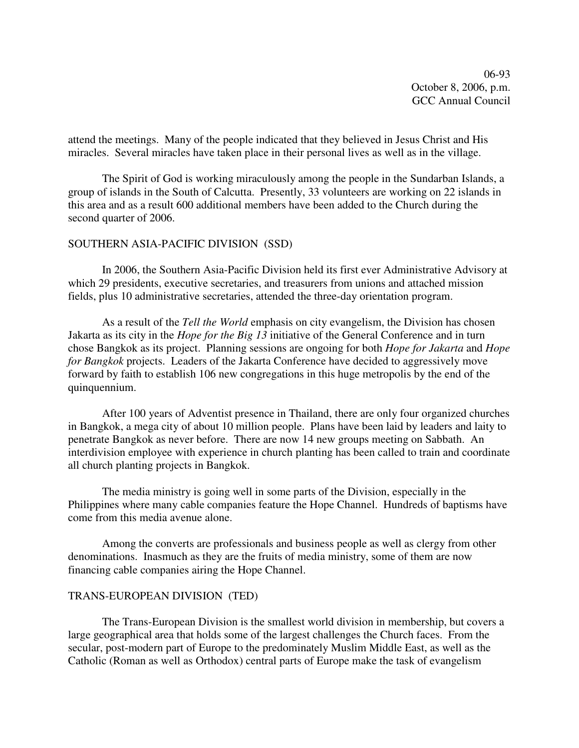attend the meetings. Many of the people indicated that they believed in Jesus Christ and His miracles. Several miracles have taken place in their personal lives as well as in the village.

The Spirit of God is working miraculously among the people in the Sundarban Islands, a group of islands in the South of Calcutta. Presently, 33 volunteers are working on 22 islands in this area and as a result 600 additional members have been added to the Church during the second quarter of 2006.

SOUTHERN ASIA-PACIFIC DIVISION (SSD)

In 2006, the Southern Asia-Pacific Division held its first ever Administrative Advisory at which 29 presidents, executive secretaries, and treasurers from unions and attached mission fields, plus 10 administrative secretaries, attended the three-day orientation program.

As a result of the *Tell the World* emphasis on city evangelism, the Division has chosen Jakarta as its city in the *Hope for the Big 13* initiative of the General Conference and in turn chose Bangkok as its project. Planning sessions are ongoing for both *Hope for Jakarta* and *Hope for Bangkok* projects. Leaders of the Jakarta Conference have decided to aggressively move forward by faith to establish 106 new congregations in this huge metropolis by the end of the quinquennium.

After 100 years of Adventist presence in Thailand, there are only four organized churches in Bangkok, a mega city of about 10 million people. Plans have been laid by leaders and laity to penetrate Bangkok as never before. There are now 14 new groups meeting on Sabbath. An interdivision employee with experience in church planting has been called to train and coordinate all church planting projects in Bangkok.

The media ministry is going well in some parts of the Division, especially in the Philippines where many cable companies feature the Hope Channel. Hundreds of baptisms have come from this media avenue alone.

Among the converts are professionals and business people as well as clergy from other denominations. Inasmuch as they are the fruits of media ministry, some of them are now financing cable companies airing the Hope Channel.

TRANS-EUROPEAN DIVISION (TED)

The Trans-European Division is the smallest world division in membership, but covers a large geographical area that holds some of the largest challenges the Church faces. From the secular, post-modern part of Europe to the predominately Muslim Middle East, as well as the Catholic (Roman as well as Orthodox) central parts of Europe make the task of evangelism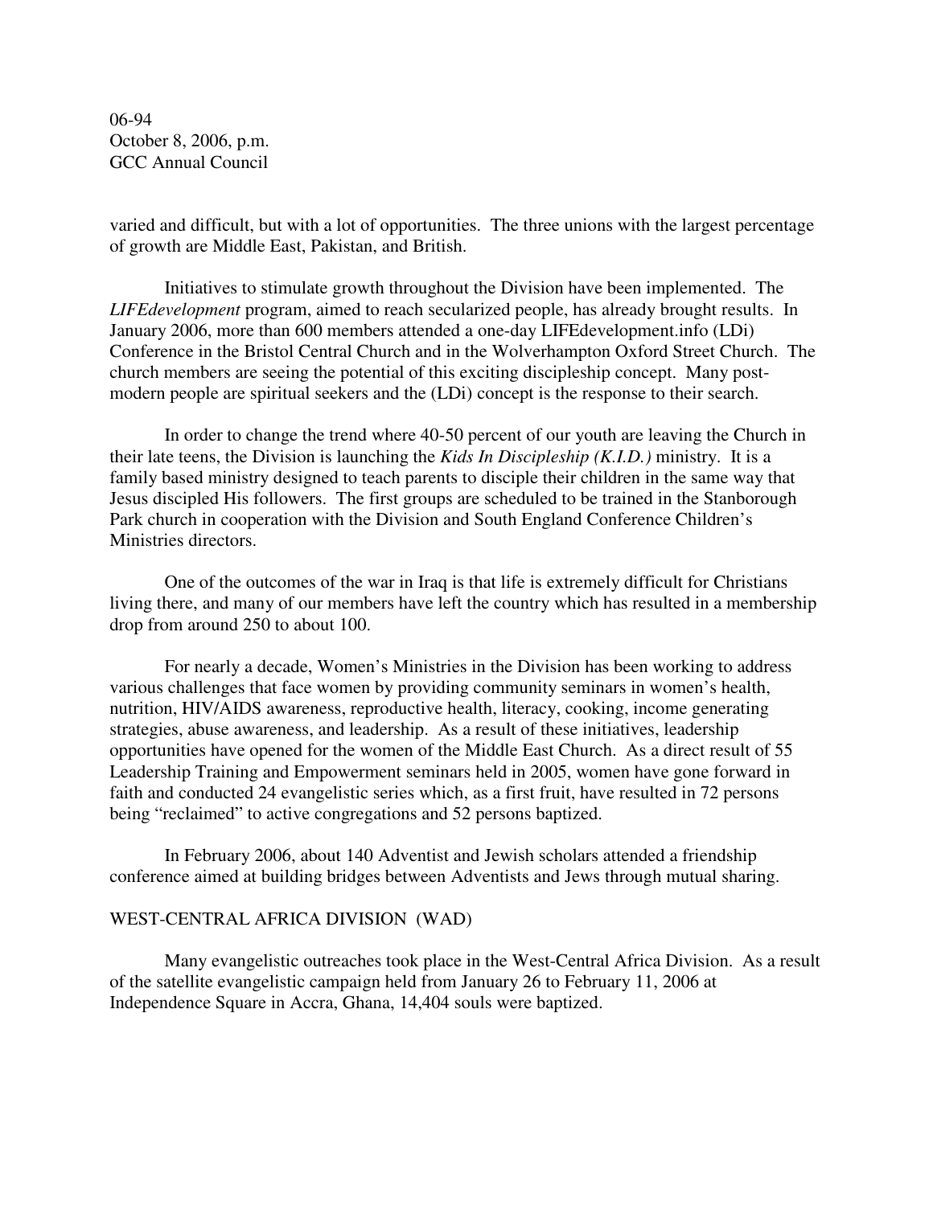varied and difficult, but with a lot of opportunities. The three unions with the largest percentage of growth are Middle East, Pakistan, and British.

Initiatives to stimulate growth throughout the Division have been implemented. The *LIFEdevelopment* program, aimed to reach secularized people, has already brought results. In January 2006, more than 600 members attended a one-day LIFEdevelopment.info (LDi) Conference in the Bristol Central Church and in the Wolverhampton Oxford Street Church. The church members are seeing the potential of this exciting discipleship concept. Many post-modern people are spiritual seekers and the (LDi) concept is the response to their search.

In order to change the trend where 40-50 percent of our youth are leaving the Church in their late teens, the Division is launching the *Kids In Discipleship (K.I.D.)* ministry. It is a family based ministry designed to teach parents to disciple their children in the same way that Jesus discipled His followers. The first groups are scheduled to be trained in the Stanborough Park church in cooperation with the Division and South England Conference Children's Ministries directors.

One of the outcomes of the war in Iraq is that life is extremely difficult for Christians living there, and many of our members have left the country which has resulted in a membership drop from around 250 to about 100.

For nearly a decade, Women's Ministries in the Division has been working to address various challenges that face women by providing community seminars in women's health, nutrition, HIV/AIDS awareness, reproductive health, literacy, cooking, income generating strategies, abuse awareness, and leadership. As a result of these initiatives, leadership opportunities have opened for the women of the Middle East Church. As a direct result of 55 Leadership Training and Empowerment seminars held in 2005, women have gone forward in faith and conducted 24 evangelistic series which, as a first fruit, have resulted in 72 persons being "reclaimed" to active congregations and 52 persons baptized.

In February 2006, about 140 Adventist and Jewish scholars attended a friendship conference aimed at building bridges between Adventists and Jews through mutual sharing.

## WEST-CENTRAL AFRICA DIVISION (WAD)

Many evangelistic outreaches took place in the West-Central Africa Division. As a result of the satellite evangelistic campaign held from January 26 to February 11, 2006 at Independence Square in Accra, Ghana, 14,404 souls were baptized.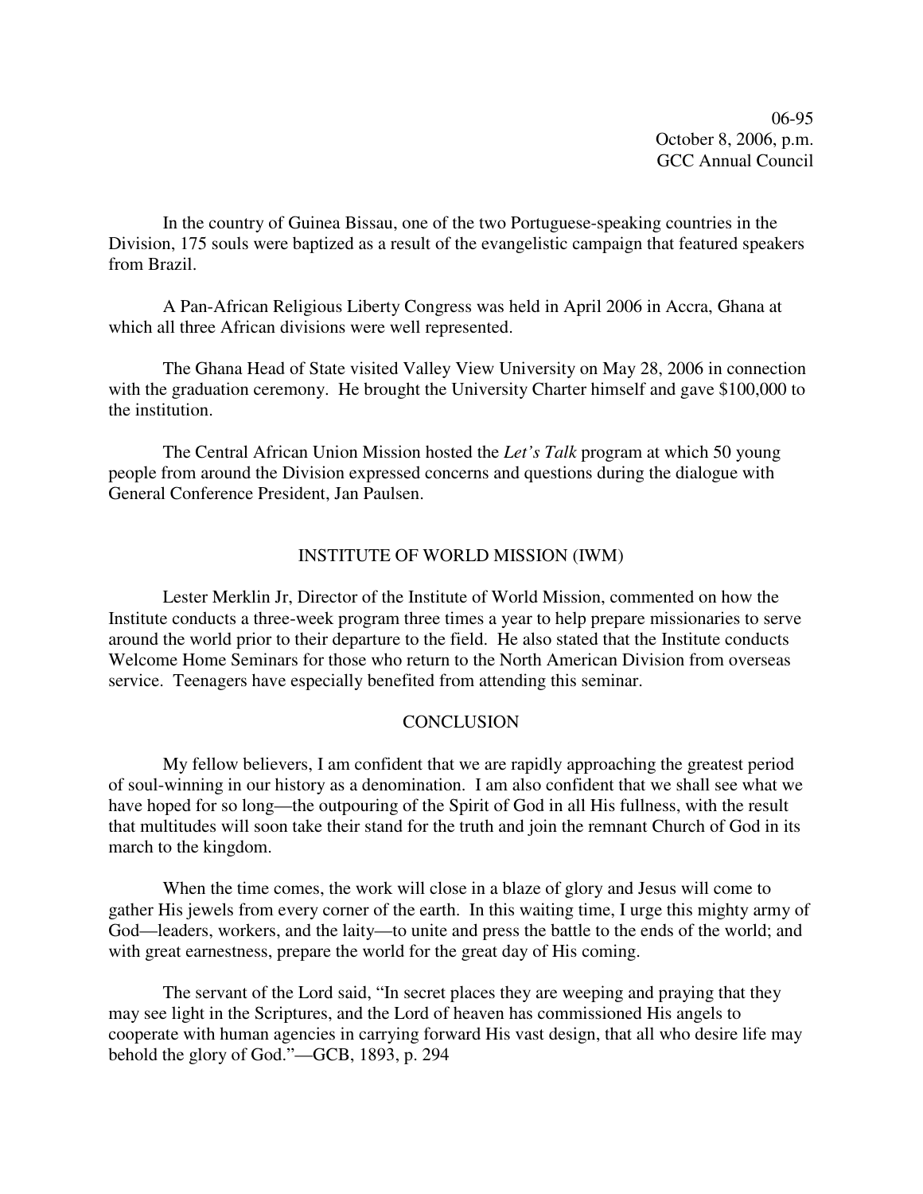In the country of Guinea Bissau, one of the two Portuguese-speaking countries in the Division, 175 souls were baptized as a result of the evangelistic campaign that featured speakers from Brazil.

A Pan-African Religious Liberty Congress was held in April 2006 in Accra, Ghana at which all three African divisions were well represented.

The Ghana Head of State visited Valley View University on May 28, 2006 in connection with the graduation ceremony. He brought the University Charter himself and gave $100,000 to the institution.

The Central African Union Mission hosted the *Let's Talk* program at which 50 young people from around the Division expressed concerns and questions during the dialogue with General Conference President, Jan Paulsen.

## INSTITUTE OF WORLD MISSION (IWM)

Lester Merklin Jr, Director of the Institute of World Mission, commented on how the Institute conducts a three-week program three times a year to help prepare missionaries to serve around the world prior to their departure to the field. He also stated that the Institute conducts Welcome Home Seminars for those who return to the North American Division from overseas service. Teenagers have especially benefited from attending this seminar.

## CONCLUSION

My fellow believers, I am confident that we are rapidly approaching the greatest period of soul-winning in our history as a denomination. I am also confident that we shall see what we have hoped for so long—the outpouring of the Spirit of God in all His fullness, with the result that multitudes will soon take their stand for the truth and join the remnant Church of God in its march to the kingdom.

When the time comes, the work will close in a blaze of glory and Jesus will come to gather His jewels from every corner of the earth. In this waiting time, I urge this mighty army of God—leaders, workers, and the laity—to unite and press the battle to the ends of the world; and with great earnestness, prepare the world for the great day of His coming.

The servant of the Lord said, "In secret places they are weeping and praying that they may see light in the Scriptures, and the Lord of heaven has commissioned His angels to cooperate with human agencies in carrying forward His vast design, that all who desire life may behold the glory of God."—GCB, 1893, p. 294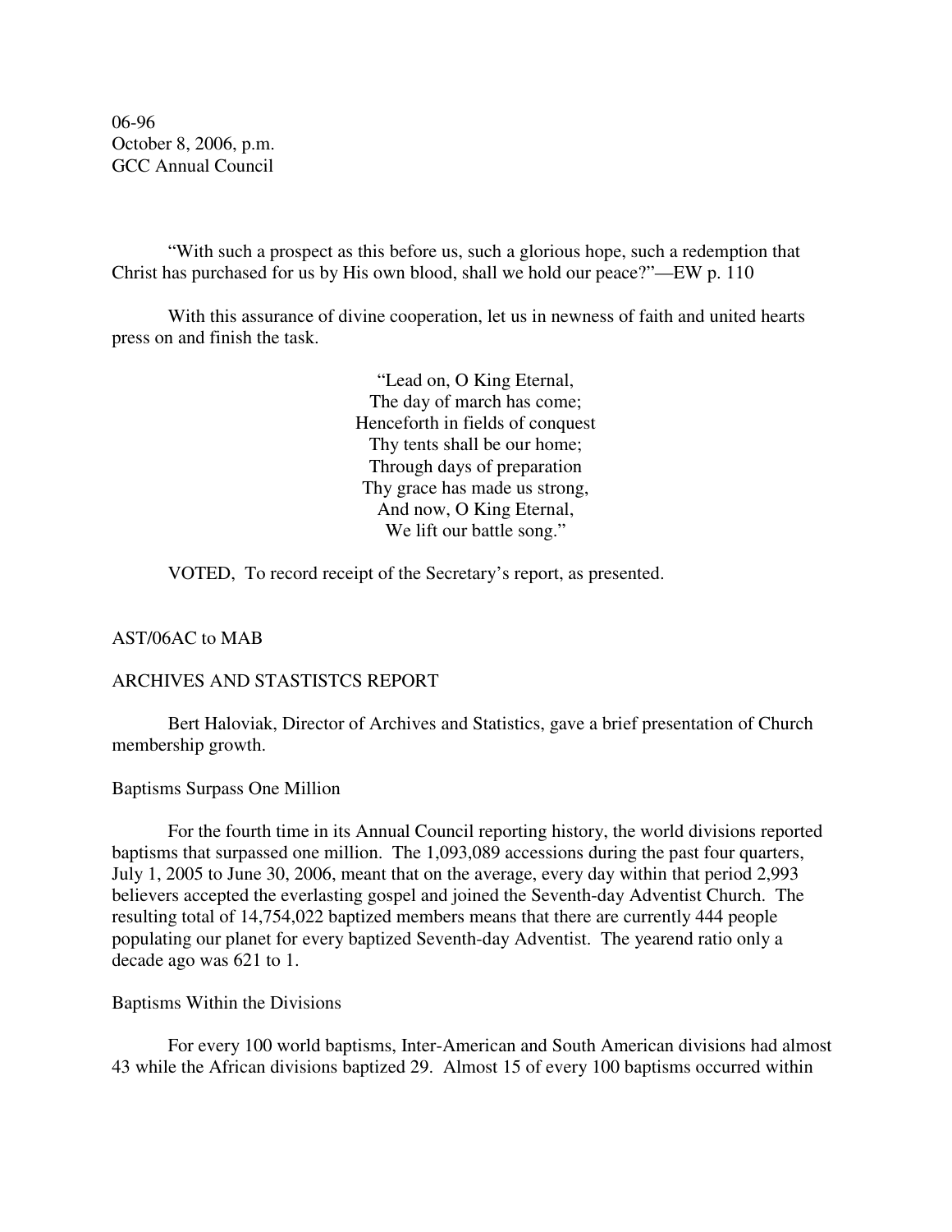06-96
October 8, 2006, p.m.
GCC Annual Council

"With such a prospect as this before us, such a glorious hope, such a redemption that Christ has purchased for us by His own blood, shall we hold our peace?"—EW p. 110

With this assurance of divine cooperation, let us in newness of faith and united hearts press on and finish the task.

> "Lead on, O King Eternal,
> The day of march has come;
> Henceforth in fields of conquest
> Thy tents shall be our home;
> Through days of preparation
> Thy grace has made us strong,
> And now, O King Eternal,
> We lift our battle song."

VOTED, To record receipt of the Secretary's report, as presented.

AST/06AC to MAB

ARCHIVES AND STASTISTCS REPORT

Bert Haloviak, Director of Archives and Statistics, gave a brief presentation of Church membership growth.

Baptisms Surpass One Million

For the fourth time in its Annual Council reporting history, the world divisions reported baptisms that surpassed one million. The 1,093,089 accessions during the past four quarters, July 1, 2005 to June 30, 2006, meant that on the average, every day within that period 2,993 believers accepted the everlasting gospel and joined the Seventh-day Adventist Church. The resulting total of 14,754,022 baptized members means that there are currently 444 people populating our planet for every baptized Seventh-day Adventist. The yearend ratio only a decade ago was 621 to 1.

Baptisms Within the Divisions

For every 100 world baptisms, Inter-American and South American divisions had almost 43 while the African divisions baptized 29. Almost 15 of every 100 baptisms occurred within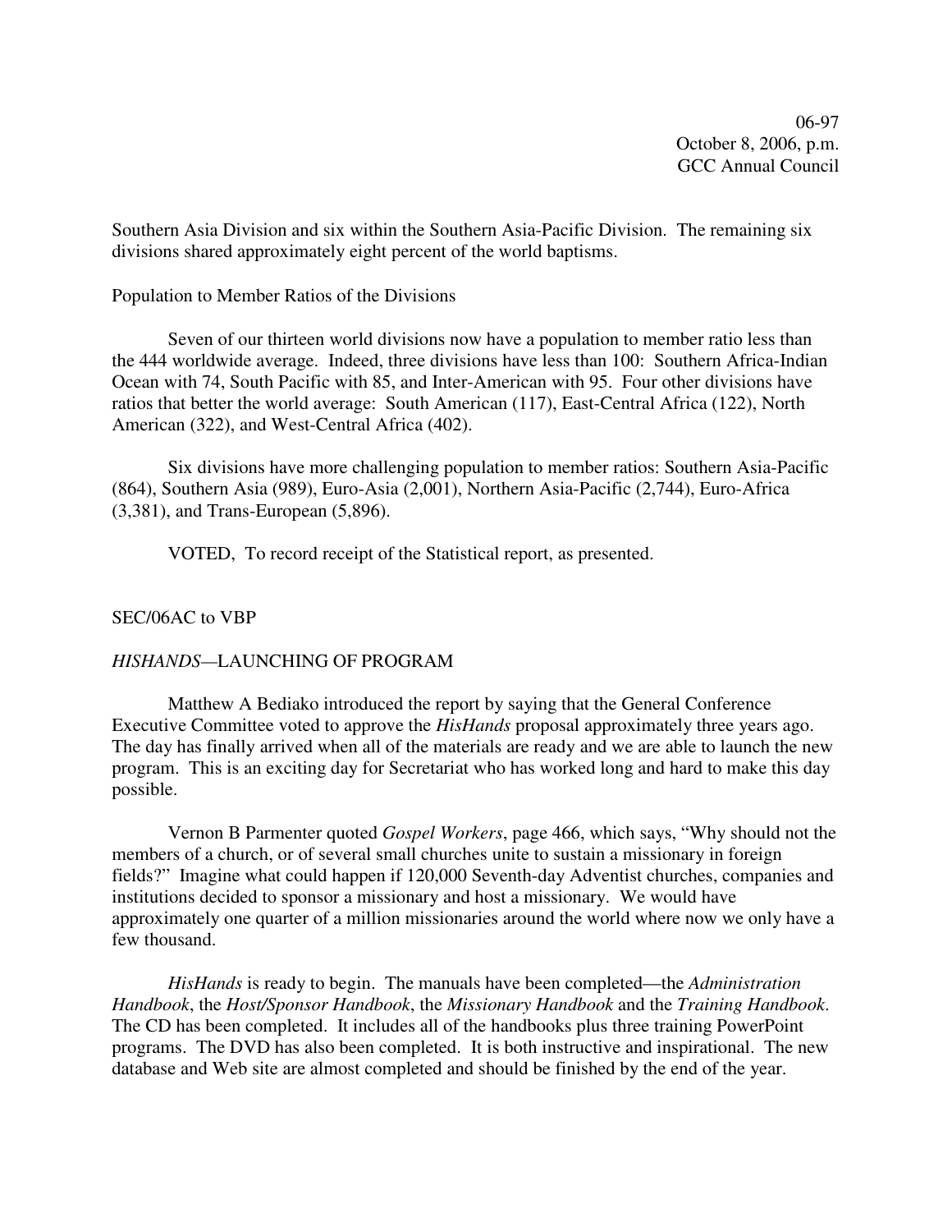Southern Asia Division and six within the Southern Asia-Pacific Division. The remaining six divisions shared approximately eight percent of the world baptisms.

Population to Member Ratios of the Divisions

Seven of our thirteen world divisions now have a population to member ratio less than the 444 worldwide average. Indeed, three divisions have less than 100: Southern Africa-Indian Ocean with 74, South Pacific with 85, and Inter-American with 95. Four other divisions have ratios that better the world average: South American (117), East-Central Africa (122), North American (322), and West-Central Africa (402).

Six divisions have more challenging population to member ratios: Southern Asia-Pacific (864), Southern Asia (989), Euro-Asia (2,001), Northern Asia-Pacific (2,744), Euro-Africa (3,381), and Trans-European (5,896).

VOTED, To record receipt of the Statistical report, as presented.

SEC/06AC to VBP

*HISHANDS*—LAUNCHING OF PROGRAM

Matthew A Bediako introduced the report by saying that the General Conference Executive Committee voted to approve the *HisHands* proposal approximately three years ago. The day has finally arrived when all of the materials are ready and we are able to launch the new program. This is an exciting day for Secretariat who has worked long and hard to make this day possible.

Vernon B Parmenter quoted *Gospel Workers*, page 466, which says, "Why should not the members of a church, or of several small churches unite to sustain a missionary in foreign fields?" Imagine what could happen if 120,000 Seventh-day Adventist churches, companies and institutions decided to sponsor a missionary and host a missionary. We would have approximately one quarter of a million missionaries around the world where now we only have a few thousand.

*HisHands* is ready to begin. The manuals have been completed—the *Administration Handbook*, the *Host/Sponsor Handbook*, the *Missionary Handbook* and the *Training Handbook*. The CD has been completed. It includes all of the handbooks plus three training PowerPoint programs. The DVD has also been completed. It is both instructive and inspirational. The new database and Web site are almost completed and should be finished by the end of the year.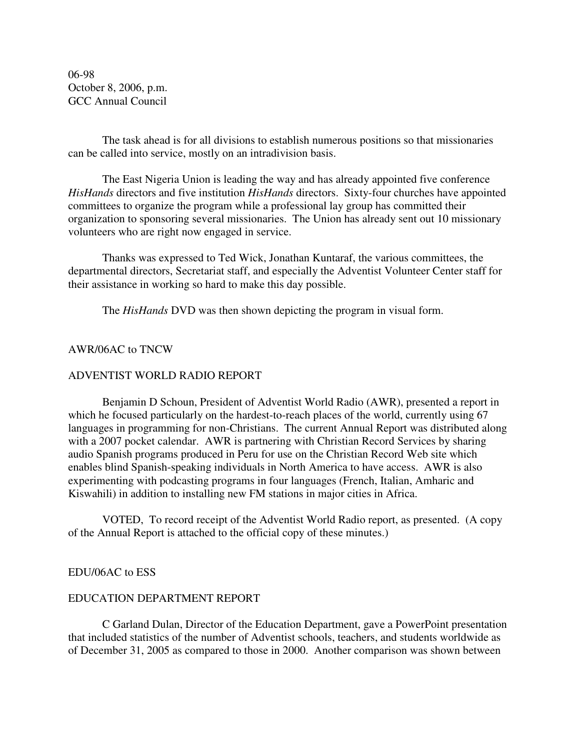The task ahead is for all divisions to establish numerous positions so that missionaries can be called into service, mostly on an intradivision basis.

The East Nigeria Union is leading the way and has already appointed five conference *HisHands* directors and five institution *HisHands* directors. Sixty-four churches have appointed committees to organize the program while a professional lay group has committed their organization to sponsoring several missionaries. The Union has already sent out 10 missionary volunteers who are right now engaged in service.

Thanks was expressed to Ted Wick, Jonathan Kuntaraf, the various committees, the departmental directors, Secretariat staff, and especially the Adventist Volunteer Center staff for their assistance in working so hard to make this day possible.

The *HisHands* DVD was then shown depicting the program in visual form.

AWR/06AC to TNCW

## ADVENTIST WORLD RADIO REPORT

Benjamin D Schoun, President of Adventist World Radio (AWR), presented a report in which he focused particularly on the hardest-to-reach places of the world, currently using 67 languages in programming for non-Christians. The current Annual Report was distributed along with a 2007 pocket calendar. AWR is partnering with Christian Record Services by sharing audio Spanish programs produced in Peru for use on the Christian Record Web site which enables blind Spanish-speaking individuals in North America to have access. AWR is also experimenting with podcasting programs in four languages (French, Italian, Amharic and Kiswahili) in addition to installing new FM stations in major cities in Africa.

VOTED, To record receipt of the Adventist World Radio report, as presented. (A copy of the Annual Report is attached to the official copy of these minutes.)

EDU/06AC to ESS

## EDUCATION DEPARTMENT REPORT

C Garland Dulan, Director of the Education Department, gave a PowerPoint presentation that included statistics of the number of Adventist schools, teachers, and students worldwide as of December 31, 2005 as compared to those in 2000. Another comparison was shown between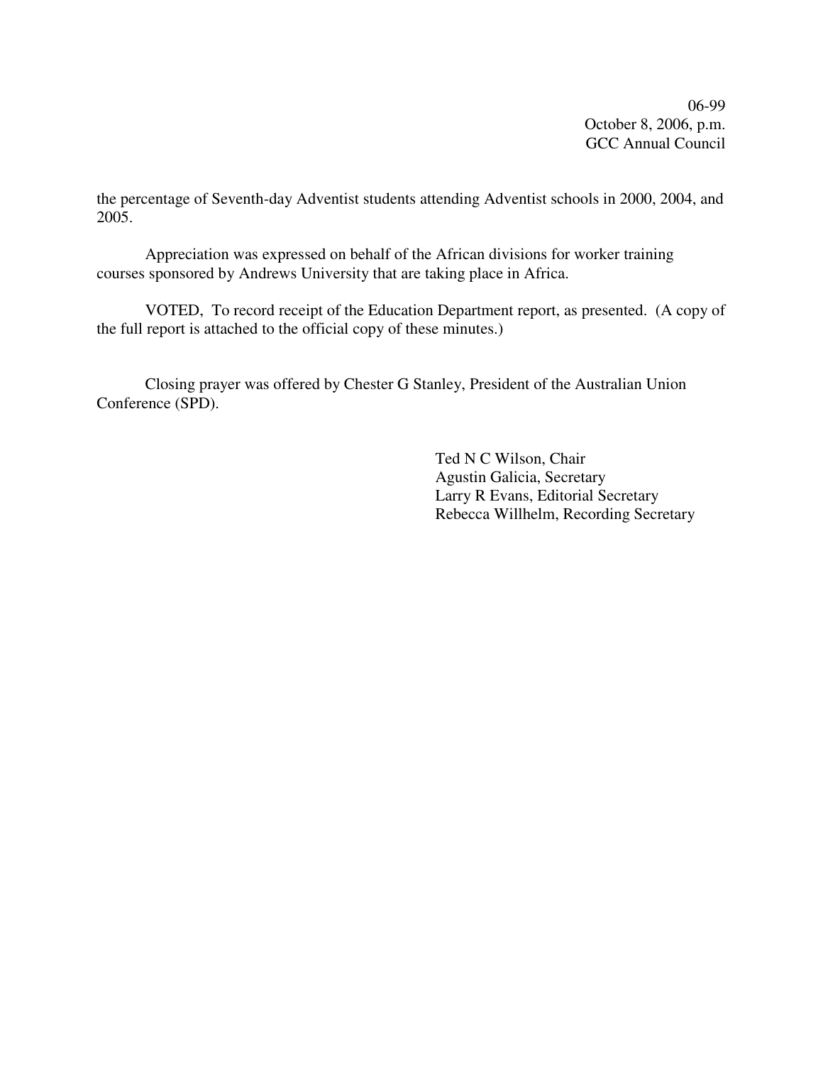the percentage of Seventh-day Adventist students attending Adventist schools in 2000, 2004, and 2005.

Appreciation was expressed on behalf of the African divisions for worker training courses sponsored by Andrews University that are taking place in Africa.

VOTED, To record receipt of the Education Department report, as presented. (A copy of the full report is attached to the official copy of these minutes.)

Closing prayer was offered by Chester G Stanley, President of the Australian Union Conference (SPD).

Ted N C Wilson, Chair
Agustin Galicia, Secretary
Larry R Evans, Editorial Secretary
Rebecca Willhelm, Recording Secretary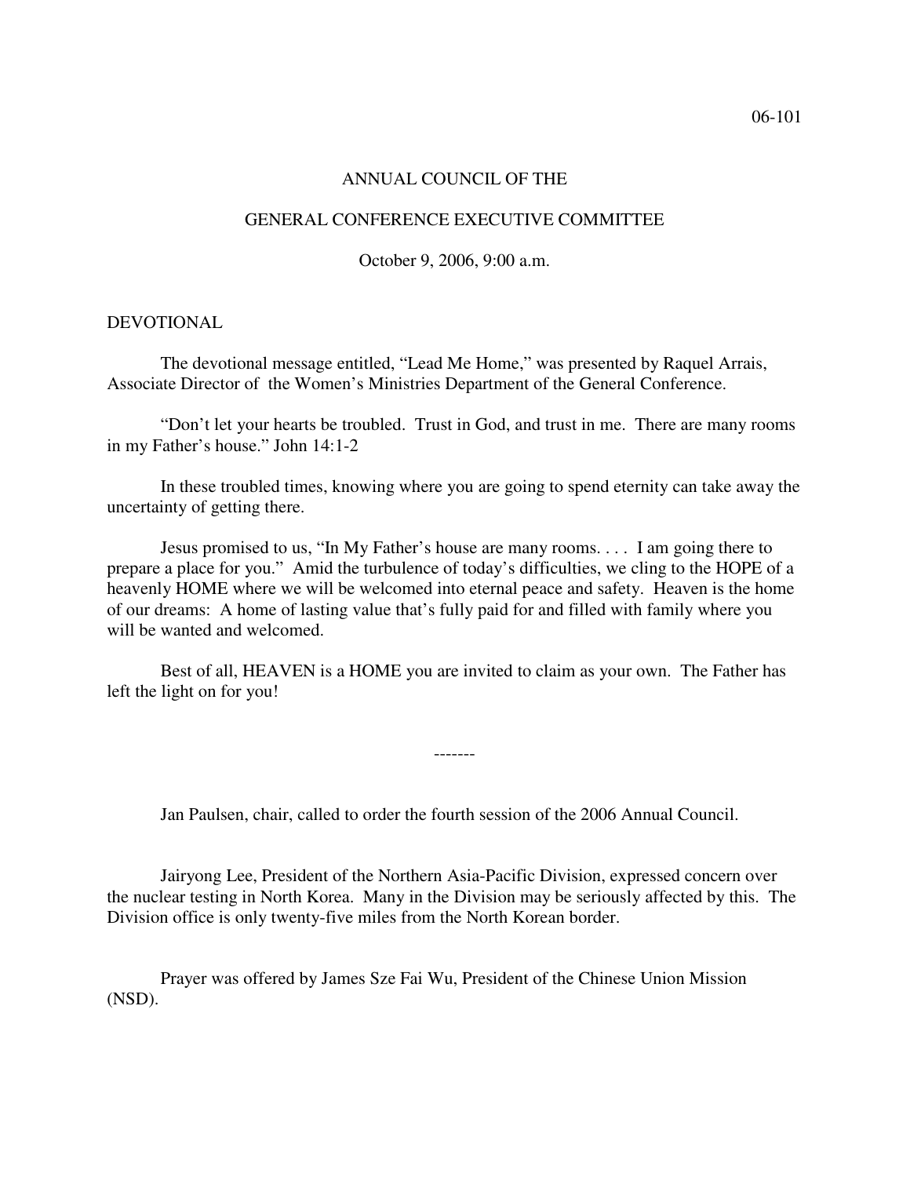06-101

# ANNUAL COUNCIL OF THE

# GENERAL CONFERENCE EXECUTIVE COMMITTEE

October 9, 2006, 9:00 a.m.

## DEVOTIONAL

The devotional message entitled, "Lead Me Home," was presented by Raquel Arrais, Associate Director of the Women's Ministries Department of the General Conference.

"Don't let your hearts be troubled. Trust in God, and trust in me. There are many rooms in my Father's house." John 14:1-2

In these troubled times, knowing where you are going to spend eternity can take away the uncertainty of getting there.

Jesus promised to us, "In My Father's house are many rooms. . . . I am going there to prepare a place for you." Amid the turbulence of today's difficulties, we cling to the HOPE of a heavenly HOME where we will be welcomed into eternal peace and safety. Heaven is the home of our dreams: A home of lasting value that's fully paid for and filled with family where you will be wanted and welcomed.

Best of all, HEAVEN is a HOME you are invited to claim as your own. The Father has left the light on for you!

-------

Jan Paulsen, chair, called to order the fourth session of the 2006 Annual Council.

Jairyong Lee, President of the Northern Asia-Pacific Division, expressed concern over the nuclear testing in North Korea. Many in the Division may be seriously affected by this. The Division office is only twenty-five miles from the North Korean border.

Prayer was offered by James Sze Fai Wu, President of the Chinese Union Mission (NSD).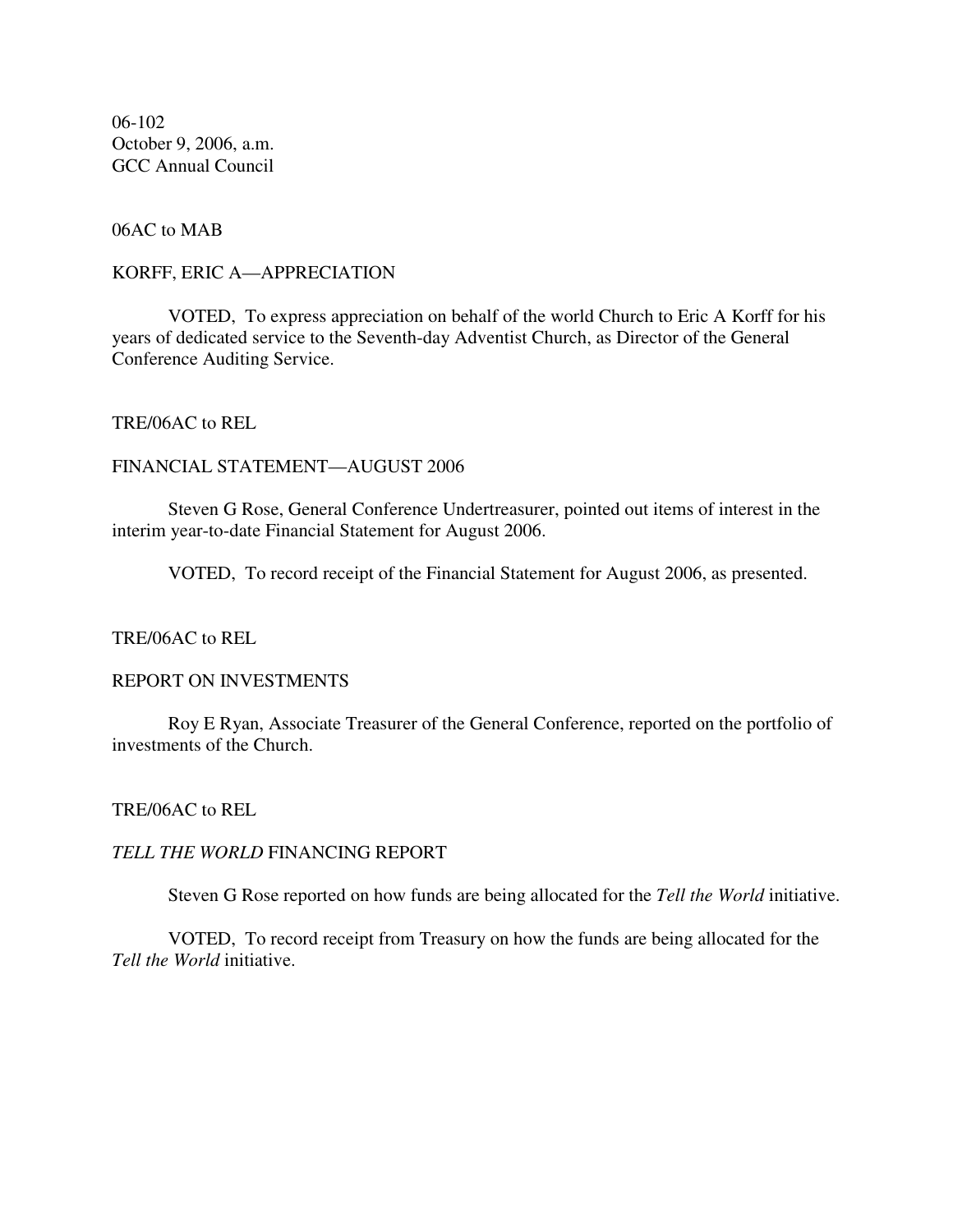06-102
October 9, 2006, a.m.
GCC Annual Council

06AC to MAB

KORFF, ERIC A—APPRECIATION

VOTED, To express appreciation on behalf of the world Church to Eric A Korff for his years of dedicated service to the Seventh-day Adventist Church, as Director of the General Conference Auditing Service.

TRE/06AC to REL

FINANCIAL STATEMENT—AUGUST 2006

Steven G Rose, General Conference Undertreasurer, pointed out items of interest in the interim year-to-date Financial Statement for August 2006.

VOTED, To record receipt of the Financial Statement for August 2006, as presented.

TRE/06AC to REL

REPORT ON INVESTMENTS

Roy E Ryan, Associate Treasurer of the General Conference, reported on the portfolio of investments of the Church.

TRE/06AC to REL

*TELL THE WORLD* FINANCING REPORT

Steven G Rose reported on how funds are being allocated for the *Tell the World* initiative.

VOTED, To record receipt from Treasury on how the funds are being allocated for the *Tell the World* initiative.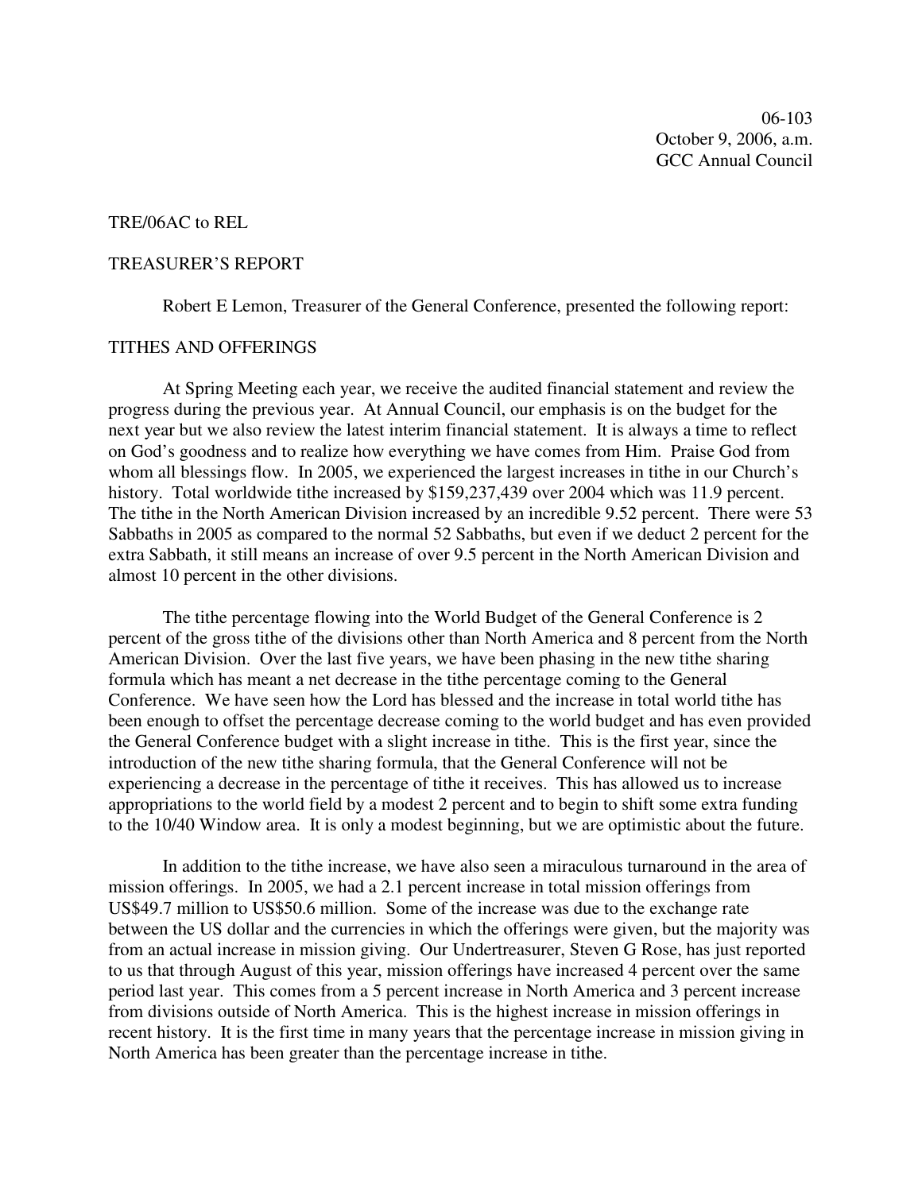06-103
October 9, 2006, a.m.
GCC Annual Council

TRE/06AC to REL

TREASURER'S REPORT

Robert E Lemon, Treasurer of the General Conference, presented the following report:

TITHES AND OFFERINGS

At Spring Meeting each year, we receive the audited financial statement and review the progress during the previous year. At Annual Council, our emphasis is on the budget for the next year but we also review the latest interim financial statement. It is always a time to reflect on God's goodness and to realize how everything we have comes from Him. Praise God from whom all blessings flow. In 2005, we experienced the largest increases in tithe in our Church's history. Total worldwide tithe increased by $159,237,439 over 2004 which was 11.9 percent. The tithe in the North American Division increased by an incredible 9.52 percent. There were 53 Sabbaths in 2005 as compared to the normal 52 Sabbaths, but even if we deduct 2 percent for the extra Sabbath, it still means an increase of over 9.5 percent in the North American Division and almost 10 percent in the other divisions.

The tithe percentage flowing into the World Budget of the General Conference is 2 percent of the gross tithe of the divisions other than North America and 8 percent from the North American Division. Over the last five years, we have been phasing in the new tithe sharing formula which has meant a net decrease in the tithe percentage coming to the General Conference. We have seen how the Lord has blessed and the increase in total world tithe has been enough to offset the percentage decrease coming to the world budget and has even provided the General Conference budget with a slight increase in tithe. This is the first year, since the introduction of the new tithe sharing formula, that the General Conference will not be experiencing a decrease in the percentage of tithe it receives. This has allowed us to increase appropriations to the world field by a modest 2 percent and to begin to shift some extra funding to the 10/40 Window area. It is only a modest beginning, but we are optimistic about the future.

In addition to the tithe increase, we have also seen a miraculous turnaround in the area of mission offerings. In 2005, we had a 2.1 percent increase in total mission offerings from US$49.7 million to US$50.6 million. Some of the increase was due to the exchange rate between the US dollar and the currencies in which the offerings were given, but the majority was from an actual increase in mission giving. Our Undertreasurer, Steven G Rose, has just reported to us that through August of this year, mission offerings have increased 4 percent over the same period last year. This comes from a 5 percent increase in North America and 3 percent increase from divisions outside of North America. This is the highest increase in mission offerings in recent history. It is the first time in many years that the percentage increase in mission giving in North America has been greater than the percentage increase in tithe.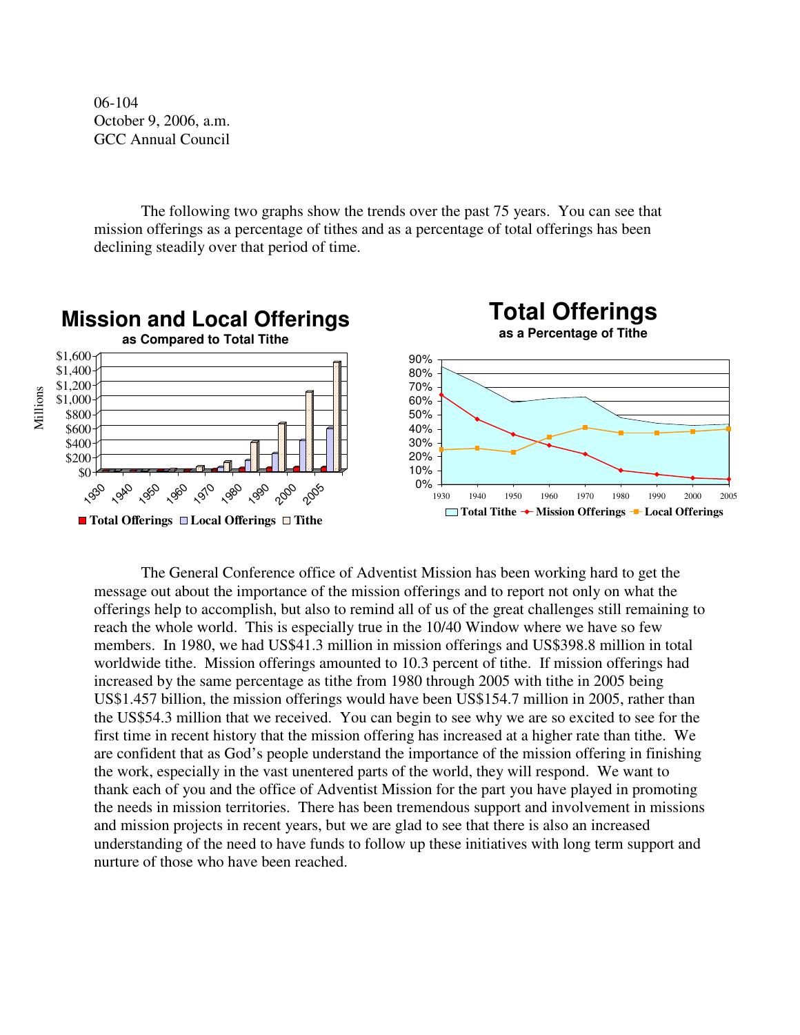06-104
October 9, 2006, a.m.
GCC Annual Council

The following two graphs show the trends over the past 75 years. You can see that mission offerings as a percentage of tithes and as a percentage of total offerings has been declining steadily over that period of time.

**Mission and Local Offerings**
as Compared to Total Tithe

**Total Offerings**
as a Percentage of Tithe

The General Conference office of Adventist Mission has been working hard to get the message out about the importance of the mission offerings and to report not only on what the offerings help to accomplish, but also to remind all of us of the great challenges still remaining to reach the whole world. This is especially true in the 10/40 Window where we have so few members. In 1980, we had US$41.3 million in mission offerings and US$398.8 million in total worldwide tithe. Mission offerings amounted to 10.3 percent of tithe. If mission offerings had increased by the same percentage as tithe from 1980 through 2005 with tithe in 2005 being US$1.457 billion, the mission offerings would have been US$154.7 million in 2005, rather than the US$54.3 million that we received. You can begin to see why we are so excited to see for the first time in recent history that the mission offering has increased at a higher rate than tithe. We are confident that as God's people understand the importance of the mission offering in finishing the work, especially in the vast unentered parts of the world, they will respond. We want to thank each of you and the office of Adventist Mission for the part you have played in promoting the needs in mission territories. There has been tremendous support and involvement in missions and mission projects in recent years, but we are glad to see that there is also an increased understanding of the need to have funds to follow up these initiatives with long term support and nurture of those who have been reached.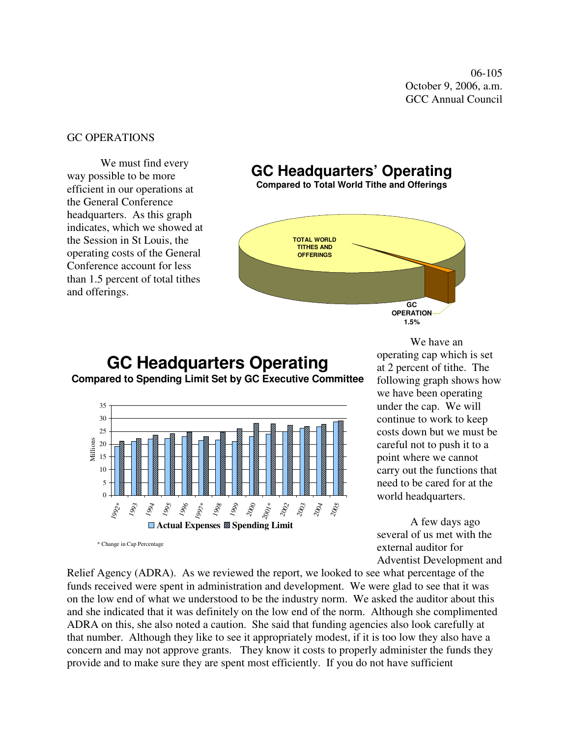06-105
October 9, 2006, a.m.
GCC Annual Council

GC OPERATIONS

We must find every way possible to be more efficient in our operations at the General Conference headquarters. As this graph indicates, which we showed at the Session in St Louis, the operating costs of the General Conference account for less than 1.5 percent of total tithes and offerings.

**GC Headquarters' Operating**
**Compared to Total World Tithe and Offerings**

TOTAL WORLD TITHES AND OFFERINGS

GC OPERATION 1.5%

**GC Headquarters Operating**
**Compared to Spending Limit Set by GC Executive Committee**

Millions

Actual Expenses / Spending Limit

1992*, 1993, 1994, 1995, 1996, 1997*, 1998, 1999, 2000, 2001*, 2002, 2003, 2004, 2005

\* Change in Cap Percentage

We have an operating cap which is set at 2 percent of tithe. The following graph shows how we have been operating under the cap. We will continue to work to keep costs down but we must be careful not to push it to a point where we cannot carry out the functions that need to be cared for at the world headquarters.

A few days ago several of us met with the external auditor for Adventist Development and Relief Agency (ADRA). As we reviewed the report, we looked to see what percentage of the funds received were spent in administration and development. We were glad to see that it was on the low end of what we understood to be the industry norm. We asked the auditor about this and she indicated that it was definitely on the low end of the norm. Although she complimented ADRA on this, she also noted a caution. She said that funding agencies also look carefully at that number. Although they like to see it appropriately modest, if it is too low they also have a concern and may not approve grants. They know it costs to properly administer the funds they provide and to make sure they are spent most efficiently. If you do not have sufficient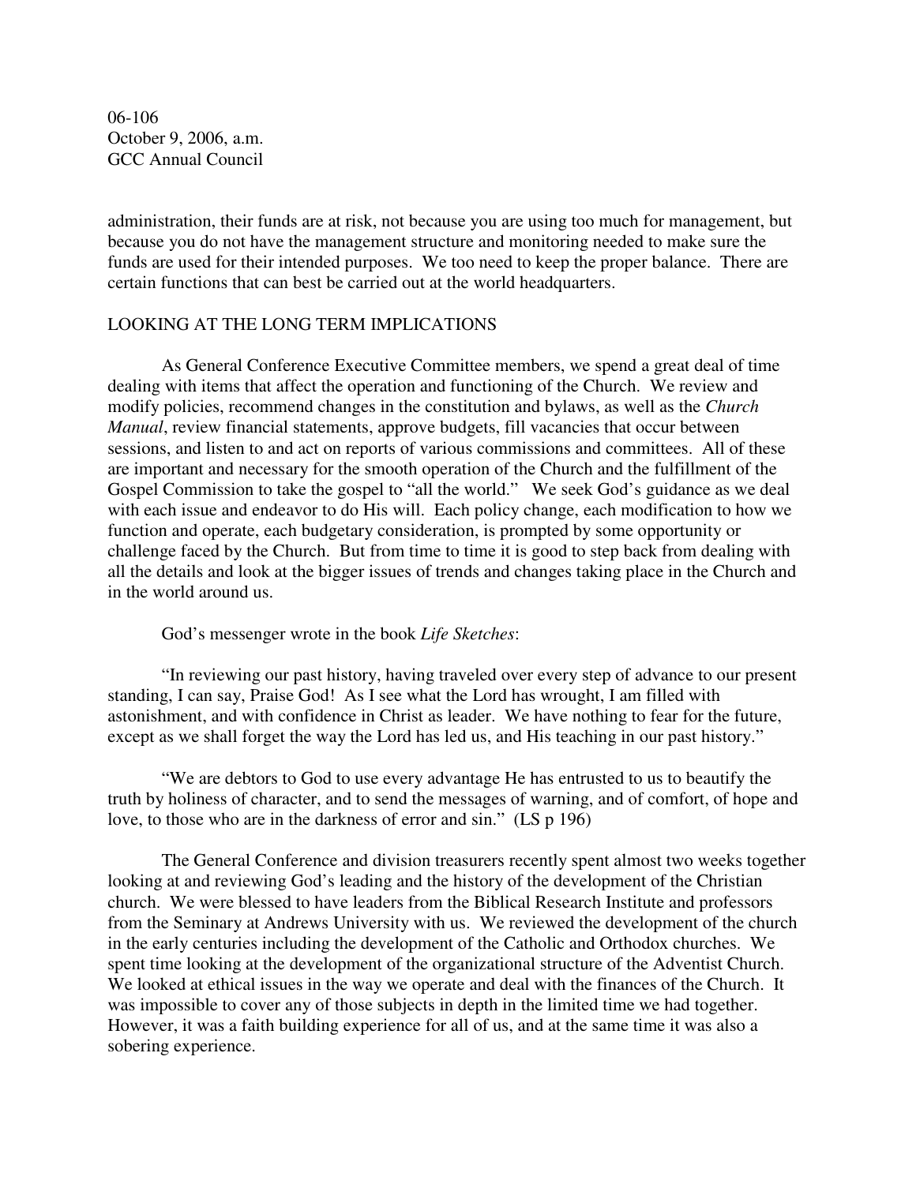administration, their funds are at risk, not because you are using too much for management, but because you do not have the management structure and monitoring needed to make sure the funds are used for their intended purposes. We too need to keep the proper balance. There are certain functions that can best be carried out at the world headquarters.

## LOOKING AT THE LONG TERM IMPLICATIONS

As General Conference Executive Committee members, we spend a great deal of time dealing with items that affect the operation and functioning of the Church. We review and modify policies, recommend changes in the constitution and bylaws, as well as the *Church Manual*, review financial statements, approve budgets, fill vacancies that occur between sessions, and listen to and act on reports of various commissions and committees. All of these are important and necessary for the smooth operation of the Church and the fulfillment of the Gospel Commission to take the gospel to "all the world." We seek God's guidance as we deal with each issue and endeavor to do His will. Each policy change, each modification to how we function and operate, each budgetary consideration, is prompted by some opportunity or challenge faced by the Church. But from time to time it is good to step back from dealing with all the details and look at the bigger issues of trends and changes taking place in the Church and in the world around us.

God's messenger wrote in the book *Life Sketches*:

"In reviewing our past history, having traveled over every step of advance to our present standing, I can say, Praise God! As I see what the Lord has wrought, I am filled with astonishment, and with confidence in Christ as leader. We have nothing to fear for the future, except as we shall forget the way the Lord has led us, and His teaching in our past history."

"We are debtors to God to use every advantage He has entrusted to us to beautify the truth by holiness of character, and to send the messages of warning, and of comfort, of hope and love, to those who are in the darkness of error and sin." (LS p 196)

The General Conference and division treasurers recently spent almost two weeks together looking at and reviewing God's leading and the history of the development of the Christian church. We were blessed to have leaders from the Biblical Research Institute and professors from the Seminary at Andrews University with us. We reviewed the development of the church in the early centuries including the development of the Catholic and Orthodox churches. We spent time looking at the development of the organizational structure of the Adventist Church. We looked at ethical issues in the way we operate and deal with the finances of the Church. It was impossible to cover any of those subjects in depth in the limited time we had together. However, it was a faith building experience for all of us, and at the same time it was also a sobering experience.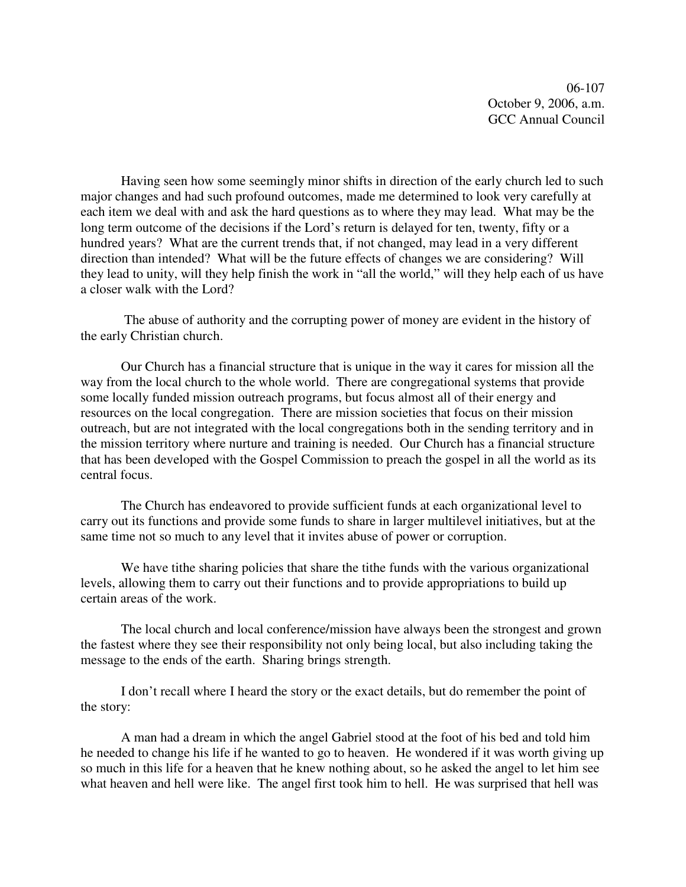06-107
October 9, 2006, a.m.
GCC Annual Council

Having seen how some seemingly minor shifts in direction of the early church led to such major changes and had such profound outcomes, made me determined to look very carefully at each item we deal with and ask the hard questions as to where they may lead. What may be the long term outcome of the decisions if the Lord's return is delayed for ten, twenty, fifty or a hundred years? What are the current trends that, if not changed, may lead in a very different direction than intended? What will be the future effects of changes we are considering? Will they lead to unity, will they help finish the work in "all the world," will they help each of us have a closer walk with the Lord?

The abuse of authority and the corrupting power of money are evident in the history of the early Christian church.

Our Church has a financial structure that is unique in the way it cares for mission all the way from the local church to the whole world. There are congregational systems that provide some locally funded mission outreach programs, but focus almost all of their energy and resources on the local congregation. There are mission societies that focus on their mission outreach, but are not integrated with the local congregations both in the sending territory and in the mission territory where nurture and training is needed. Our Church has a financial structure that has been developed with the Gospel Commission to preach the gospel in all the world as its central focus.

The Church has endeavored to provide sufficient funds at each organizational level to carry out its functions and provide some funds to share in larger multilevel initiatives, but at the same time not so much to any level that it invites abuse of power or corruption.

We have tithe sharing policies that share the tithe funds with the various organizational levels, allowing them to carry out their functions and to provide appropriations to build up certain areas of the work.

The local church and local conference/mission have always been the strongest and grown the fastest where they see their responsibility not only being local, but also including taking the message to the ends of the earth. Sharing brings strength.

I don't recall where I heard the story or the exact details, but do remember the point of the story:

A man had a dream in which the angel Gabriel stood at the foot of his bed and told him he needed to change his life if he wanted to go to heaven. He wondered if it was worth giving up so much in this life for a heaven that he knew nothing about, so he asked the angel to let him see what heaven and hell were like. The angel first took him to hell. He was surprised that hell was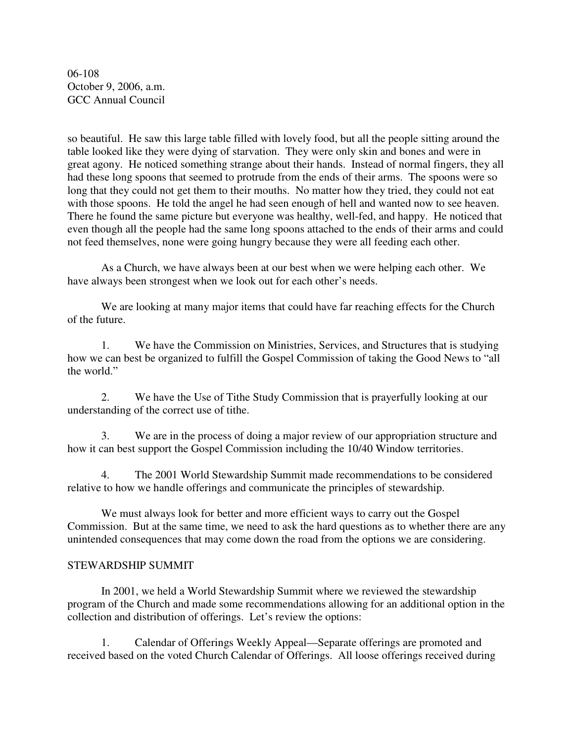so beautiful. He saw this large table filled with lovely food, but all the people sitting around the table looked like they were dying of starvation. They were only skin and bones and were in great agony. He noticed something strange about their hands. Instead of normal fingers, they all had these long spoons that seemed to protrude from the ends of their arms. The spoons were so long that they could not get them to their mouths. No matter how they tried, they could not eat with those spoons. He told the angel he had seen enough of hell and wanted now to see heaven. There he found the same picture but everyone was healthy, well-fed, and happy. He noticed that even though all the people had the same long spoons attached to the ends of their arms and could not feed themselves, none were going hungry because they were all feeding each other.

As a Church, we have always been at our best when we were helping each other. We have always been strongest when we look out for each other's needs.

We are looking at many major items that could have far reaching effects for the Church of the future.

1. We have the Commission on Ministries, Services, and Structures that is studying how we can best be organized to fulfill the Gospel Commission of taking the Good News to "all the world."

2. We have the Use of Tithe Study Commission that is prayerfully looking at our understanding of the correct use of tithe.

3. We are in the process of doing a major review of our appropriation structure and how it can best support the Gospel Commission including the 10/40 Window territories.

4. The 2001 World Stewardship Summit made recommendations to be considered relative to how we handle offerings and communicate the principles of stewardship.

We must always look for better and more efficient ways to carry out the Gospel Commission. But at the same time, we need to ask the hard questions as to whether there are any unintended consequences that may come down the road from the options we are considering.

STEWARDSHIP SUMMIT

In 2001, we held a World Stewardship Summit where we reviewed the stewardship program of the Church and made some recommendations allowing for an additional option in the collection and distribution of offerings. Let's review the options:

1. Calendar of Offerings Weekly Appeal—Separate offerings are promoted and received based on the voted Church Calendar of Offerings. All loose offerings received during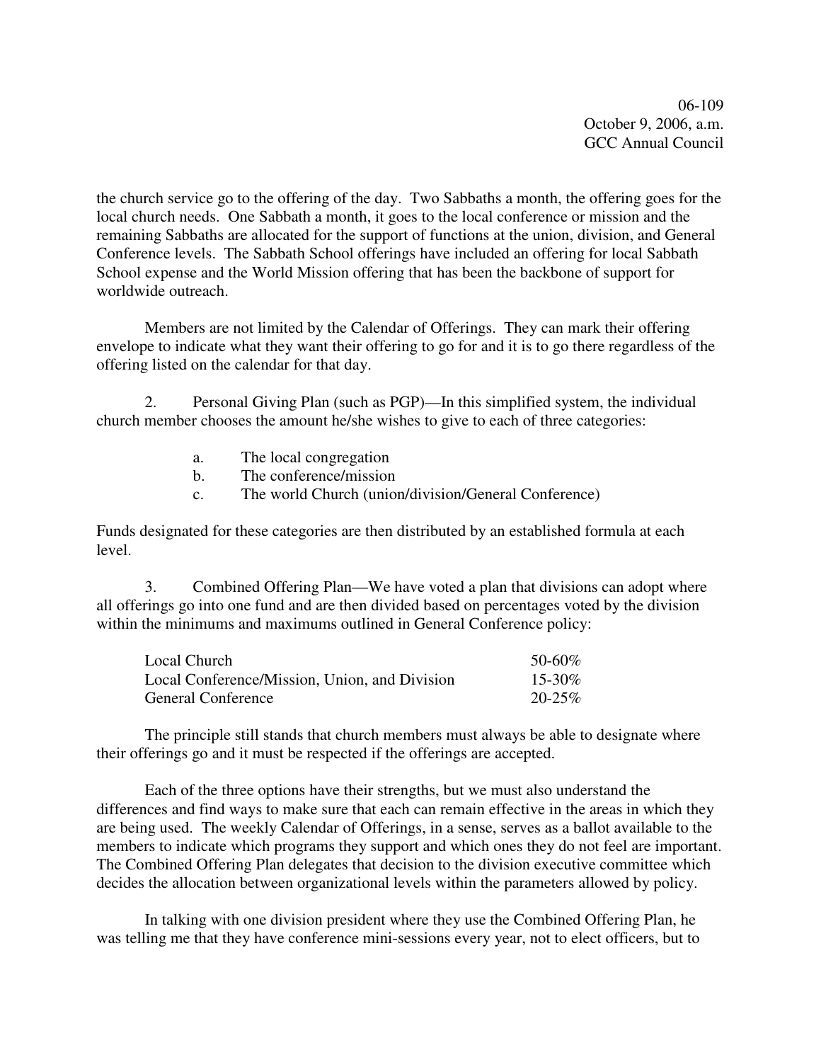the church service go to the offering of the day. Two Sabbaths a month, the offering goes for the local church needs. One Sabbath a month, it goes to the local conference or mission and the remaining Sabbaths are allocated for the support of functions at the union, division, and General Conference levels. The Sabbath School offerings have included an offering for local Sabbath School expense and the World Mission offering that has been the backbone of support for worldwide outreach.

Members are not limited by the Calendar of Offerings. They can mark their offering envelope to indicate what they want their offering to go for and it is to go there regardless of the offering listed on the calendar for that day.

2. Personal Giving Plan (such as PGP)—In this simplified system, the individual church member chooses the amount he/she wishes to give to each of three categories:

   a. The local congregation
   b. The conference/mission
   c. The world Church (union/division/General Conference)

Funds designated for these categories are then distributed by an established formula at each level.

3. Combined Offering Plan—We have voted a plan that divisions can adopt where all offerings go into one fund and are then divided based on percentages voted by the division within the minimums and maximums outlined in General Conference policy:

| | |
|---|---|
| Local Church | 50-60% |
| Local Conference/Mission, Union, and Division | 15-30% |
| General Conference | 20-25% |

The principle still stands that church members must always be able to designate where their offerings go and it must be respected if the offerings are accepted.

Each of the three options have their strengths, but we must also understand the differences and find ways to make sure that each can remain effective in the areas in which they are being used. The weekly Calendar of Offerings, in a sense, serves as a ballot available to the members to indicate which programs they support and which ones they do not feel are important. The Combined Offering Plan delegates that decision to the division executive committee which decides the allocation between organizational levels within the parameters allowed by policy.

In talking with one division president where they use the Combined Offering Plan, he was telling me that they have conference mini-sessions every year, not to elect officers, but to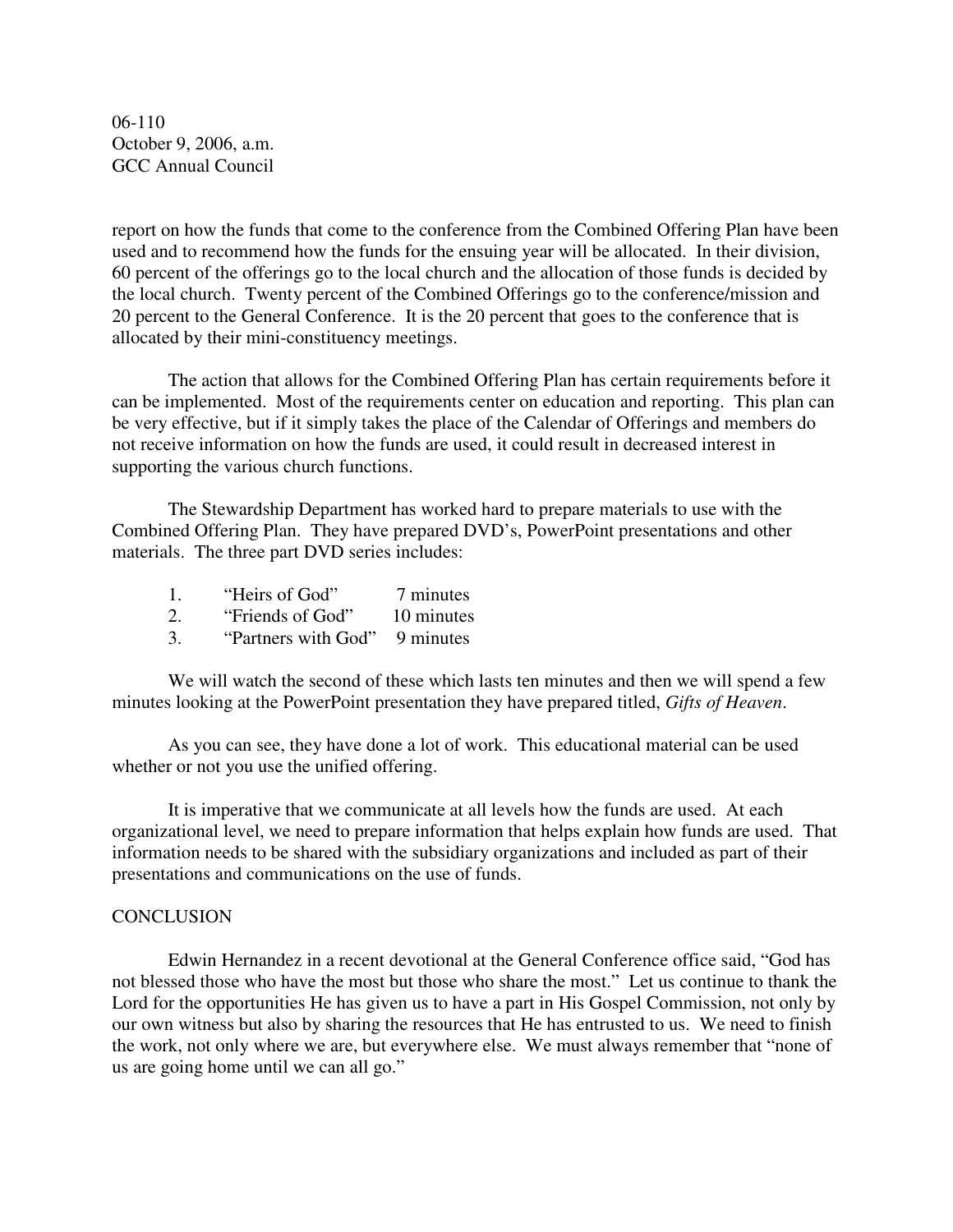report on how the funds that come to the conference from the Combined Offering Plan have been used and to recommend how the funds for the ensuing year will be allocated. In their division, 60 percent of the offerings go to the local church and the allocation of those funds is decided by the local church. Twenty percent of the Combined Offerings go to the conference/mission and 20 percent to the General Conference. It is the 20 percent that goes to the conference that is allocated by their mini-constituency meetings.

The action that allows for the Combined Offering Plan has certain requirements before it can be implemented. Most of the requirements center on education and reporting. This plan can be very effective, but if it simply takes the place of the Calendar of Offerings and members do not receive information on how the funds are used, it could result in decreased interest in supporting the various church functions.

The Stewardship Department has worked hard to prepare materials to use with the Combined Offering Plan. They have prepared DVD's, PowerPoint presentations and other materials. The three part DVD series includes:

1. "Heirs of God" 7 minutes
2. "Friends of God" 10 minutes
3. "Partners with God" 9 minutes

We will watch the second of these which lasts ten minutes and then we will spend a few minutes looking at the PowerPoint presentation they have prepared titled, *Gifts of Heaven*.

As you can see, they have done a lot of work. This educational material can be used whether or not you use the unified offering.

It is imperative that we communicate at all levels how the funds are used. At each organizational level, we need to prepare information that helps explain how funds are used. That information needs to be shared with the subsidiary organizations and included as part of their presentations and communications on the use of funds.

## CONCLUSION

Edwin Hernandez in a recent devotional at the General Conference office said, "God has not blessed those who have the most but those who share the most." Let us continue to thank the Lord for the opportunities He has given us to have a part in His Gospel Commission, not only by our own witness but also by sharing the resources that He has entrusted to us. We need to finish the work, not only where we are, but everywhere else. We must always remember that "none of us are going home until we can all go."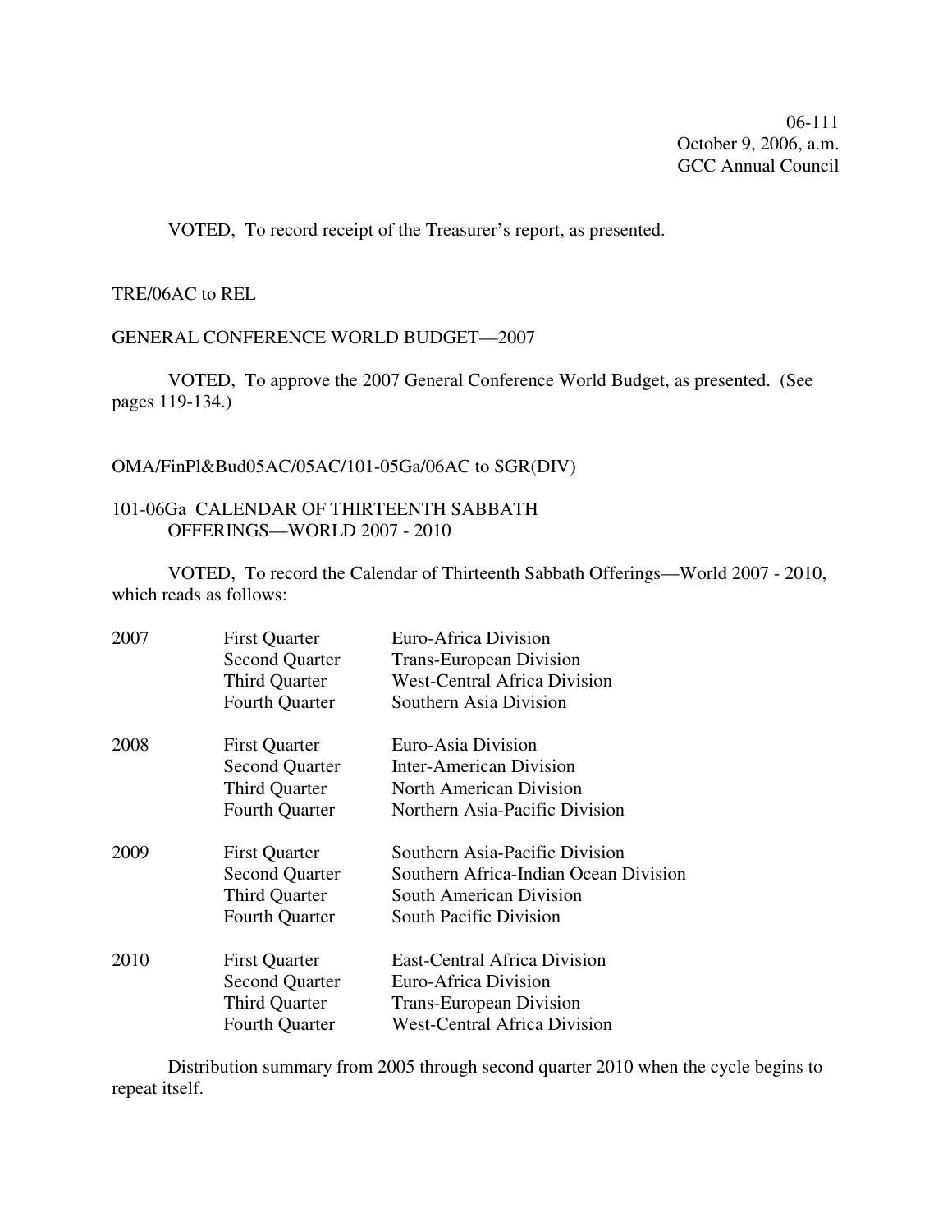06-111
October 9, 2006, a.m.
GCC Annual Council

VOTED, To record receipt of the Treasurer's report, as presented.

TRE/06AC to REL

GENERAL CONFERENCE WORLD BUDGET—2007

VOTED, To approve the 2007 General Conference World Budget, as presented. (See pages 119-134.)

OMA/FinPl&Bud05AC/05AC/101-05Ga/06AC to SGR(DIV)

101-06Ga CALENDAR OF THIRTEENTH SABBATH OFFERINGS—WORLD 2007 - 2010

VOTED, To record the Calendar of Thirteenth Sabbath Offerings—World 2007 - 2010, which reads as follows:

| | | |
|---|---|---|
| 2007 | First Quarter | Euro-Africa Division |
| | Second Quarter | Trans-European Division |
| | Third Quarter | West-Central Africa Division |
| | Fourth Quarter | Southern Asia Division |
| 2008 | First Quarter | Euro-Asia Division |
| | Second Quarter | Inter-American Division |
| | Third Quarter | North American Division |
| | Fourth Quarter | Northern Asia-Pacific Division |
| 2009 | First Quarter | Southern Asia-Pacific Division |
| | Second Quarter | Southern Africa-Indian Ocean Division |
| | Third Quarter | South American Division |
| | Fourth Quarter | South Pacific Division |
| 2010 | First Quarter | East-Central Africa Division |
| | Second Quarter | Euro-Africa Division |
| | Third Quarter | Trans-European Division |
| | Fourth Quarter | West-Central Africa Division |

Distribution summary from 2005 through second quarter 2010 when the cycle begins to repeat itself.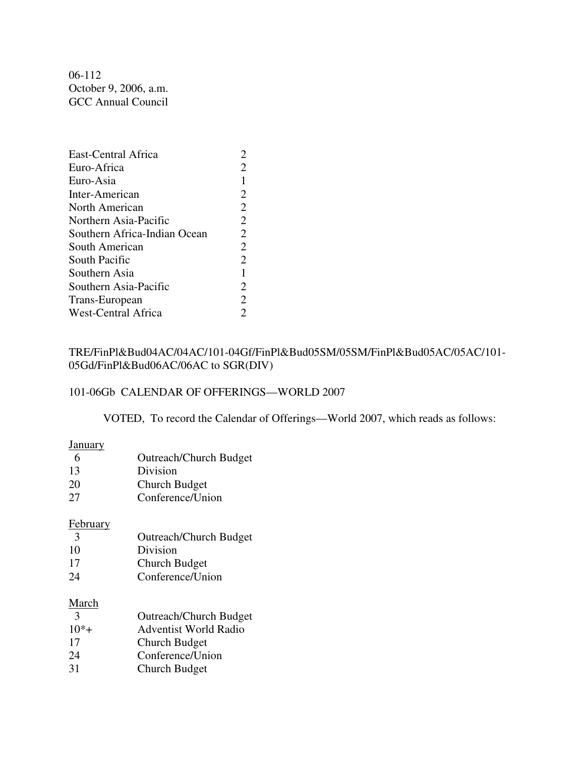06-112
October 9, 2006, a.m.
GCC Annual Council

| | |
|---|---|
| East-Central Africa | 2 |
| Euro-Africa | 2 |
| Euro-Asia | 1 |
| Inter-American | 2 |
| North American | 2 |
| Northern Asia-Pacific | 2 |
| Southern Africa-Indian Ocean | 2 |
| South American | 2 |
| South Pacific | 2 |
| Southern Asia | 1 |
| Southern Asia-Pacific | 2 |
| Trans-European | 2 |
| West-Central Africa | 2 |

TRE/FinPl&Bud04AC/04AC/101-04Gf/FinPl&Bud05SM/05SM/FinPl&Bud05AC/05AC/101-05Gd/FinPl&Bud06AC/06AC to SGR(DIV)

101-06Gb CALENDAR OF OFFERINGS—WORLD 2007

VOTED, To record the Calendar of Offerings—World 2007, which reads as follows:

<u>January</u>

| | |
|---|---|
| 6 | Outreach/Church Budget |
| 13 | Division |
| 20 | Church Budget |
| 27 | Conference/Union |

<u>February</u>

| | |
|---|---|
| 3 | Outreach/Church Budget |
| 10 | Division |
| 17 | Church Budget |
| 24 | Conference/Union |

<u>March</u>

| | |
|---|---|
| 3 | Outreach/Church Budget |
| 10*+ | Adventist World Radio |
| 17 | Church Budget |
| 24 | Conference/Union |
| 31 | Church Budget |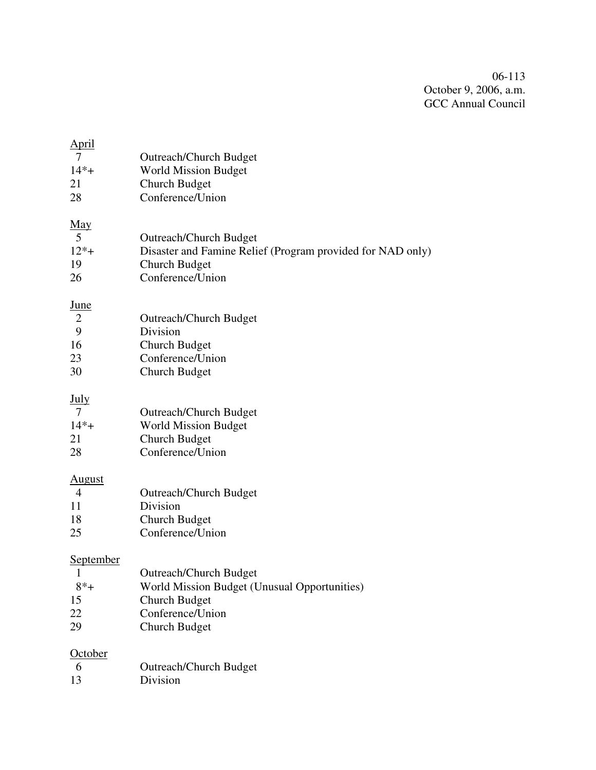06-113
October 9, 2006, a.m.
GCC Annual Council

<u>April</u>

| | |
|---|---|
| 7 | Outreach/Church Budget |
| 14*+ | World Mission Budget |
| 21 | Church Budget |
| 28 | Conference/Union |

<u>May</u>

| | |
|---|---|
| 5 | Outreach/Church Budget |
| 12*+ | Disaster and Famine Relief (Program provided for NAD only) |
| 19 | Church Budget |
| 26 | Conference/Union |

<u>June</u>

| | |
|---|---|
| 2 | Outreach/Church Budget |
| 9 | Division |
| 16 | Church Budget |
| 23 | Conference/Union |
| 30 | Church Budget |

<u>July</u>

| | |
|---|---|
| 7 | Outreach/Church Budget |
| 14*+ | World Mission Budget |
| 21 | Church Budget |
| 28 | Conference/Union |

<u>August</u>

| | |
|---|---|
| 4 | Outreach/Church Budget |
| 11 | Division |
| 18 | Church Budget |
| 25 | Conference/Union |

<u>September</u>

| | |
|---|---|
| 1 | Outreach/Church Budget |
| 8*+ | World Mission Budget (Unusual Opportunities) |
| 15 | Church Budget |
| 22 | Conference/Union |
| 29 | Church Budget |

<u>October</u>

| | |
|---|---|
| 6 | Outreach/Church Budget |
| 13 | Division |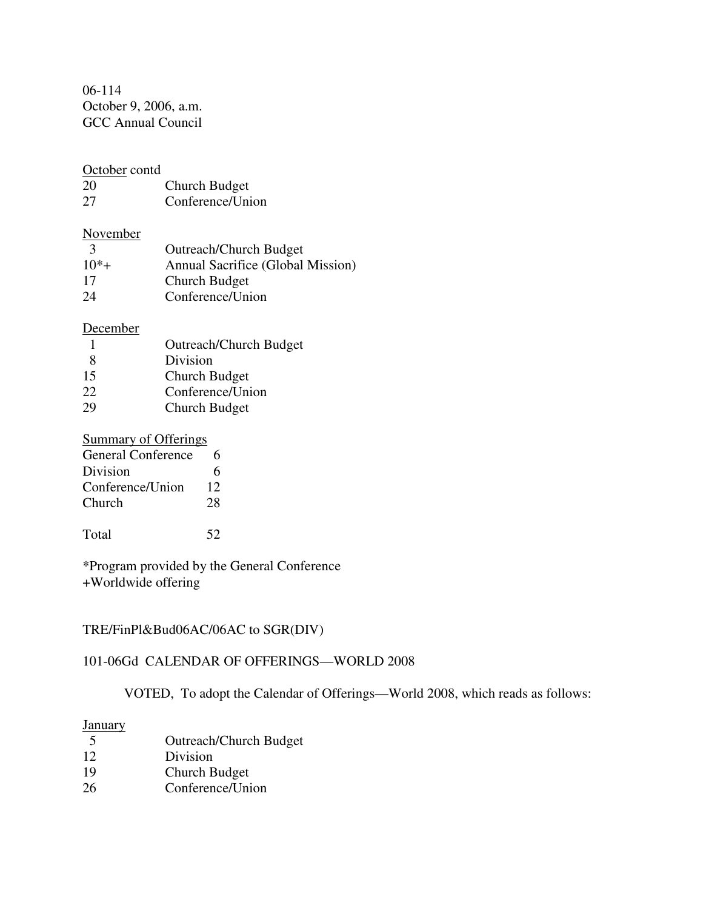06-114
October 9, 2006, a.m.
GCC Annual Council

October contd

| | |
|---|---|
| 20 | Church Budget |
| 27 | Conference/Union |

November

| | |
|---|---|
| 3 | Outreach/Church Budget |
| 10*+ | Annual Sacrifice (Global Mission) |
| 17 | Church Budget |
| 24 | Conference/Union |

December

| | |
|---|---|
| 1 | Outreach/Church Budget |
| 8 | Division |
| 15 | Church Budget |
| 22 | Conference/Union |
| 29 | Church Budget |

Summary of Offerings

| | |
|---|---|
| General Conference | 6 |
| Division | 6 |
| Conference/Union | 12 |
| Church | 28 |
| | |
| Total | 52 |

*Program provided by the General Conference
+Worldwide offering

TRE/FinPl&Bud06AC/06AC to SGR(DIV)

101-06Gd CALENDAR OF OFFERINGS—WORLD 2008

VOTED, To adopt the Calendar of Offerings—World 2008, which reads as follows:

January

| | |
|---|---|
| 5 | Outreach/Church Budget |
| 12 | Division |
| 19 | Church Budget |
| 26 | Conference/Union |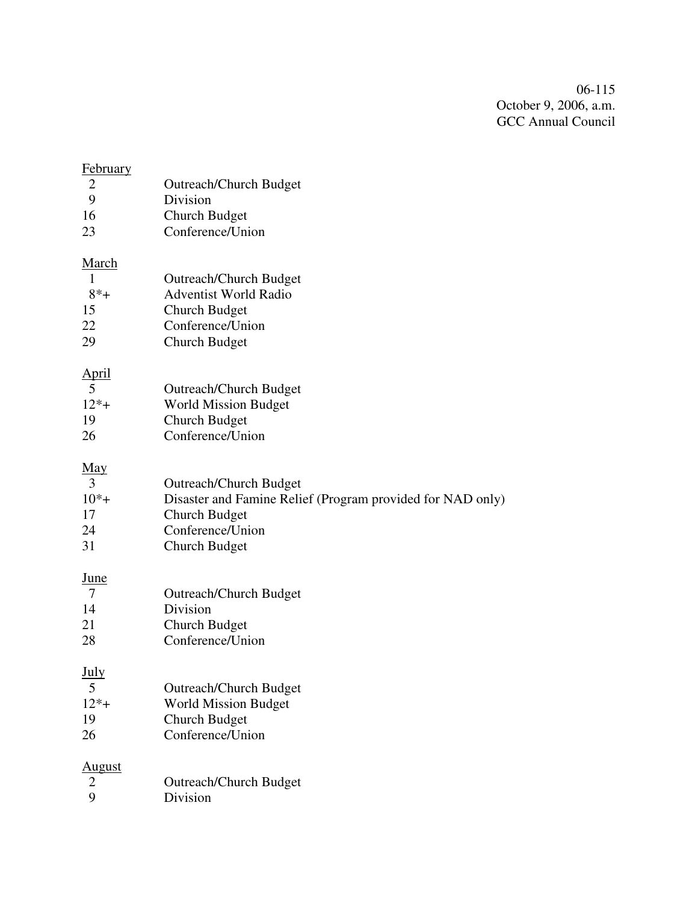06-115
October 9, 2006, a.m.
GCC Annual Council

<u>February</u>

| | |
|---|---|
| 2 | Outreach/Church Budget |
| 9 | Division |
| 16 | Church Budget |
| 23 | Conference/Union |

<u>March</u>

| | |
|---|---|
| 1 | Outreach/Church Budget |
| 8*+ | Adventist World Radio |
| 15 | Church Budget |
| 22 | Conference/Union |
| 29 | Church Budget |

<u>April</u>

| | |
|---|---|
| 5 | Outreach/Church Budget |
| 12*+ | World Mission Budget |
| 19 | Church Budget |
| 26 | Conference/Union |

<u>May</u>

| | |
|---|---|
| 3 | Outreach/Church Budget |
| 10*+ | Disaster and Famine Relief (Program provided for NAD only) |
| 17 | Church Budget |
| 24 | Conference/Union |
| 31 | Church Budget |

<u>June</u>

| | |
|---|---|
| 7 | Outreach/Church Budget |
| 14 | Division |
| 21 | Church Budget |
| 28 | Conference/Union |

<u>July</u>

| | |
|---|---|
| 5 | Outreach/Church Budget |
| 12*+ | World Mission Budget |
| 19 | Church Budget |
| 26 | Conference/Union |

<u>August</u>

| | |
|---|---|
| 2 | Outreach/Church Budget |
| 9 | Division |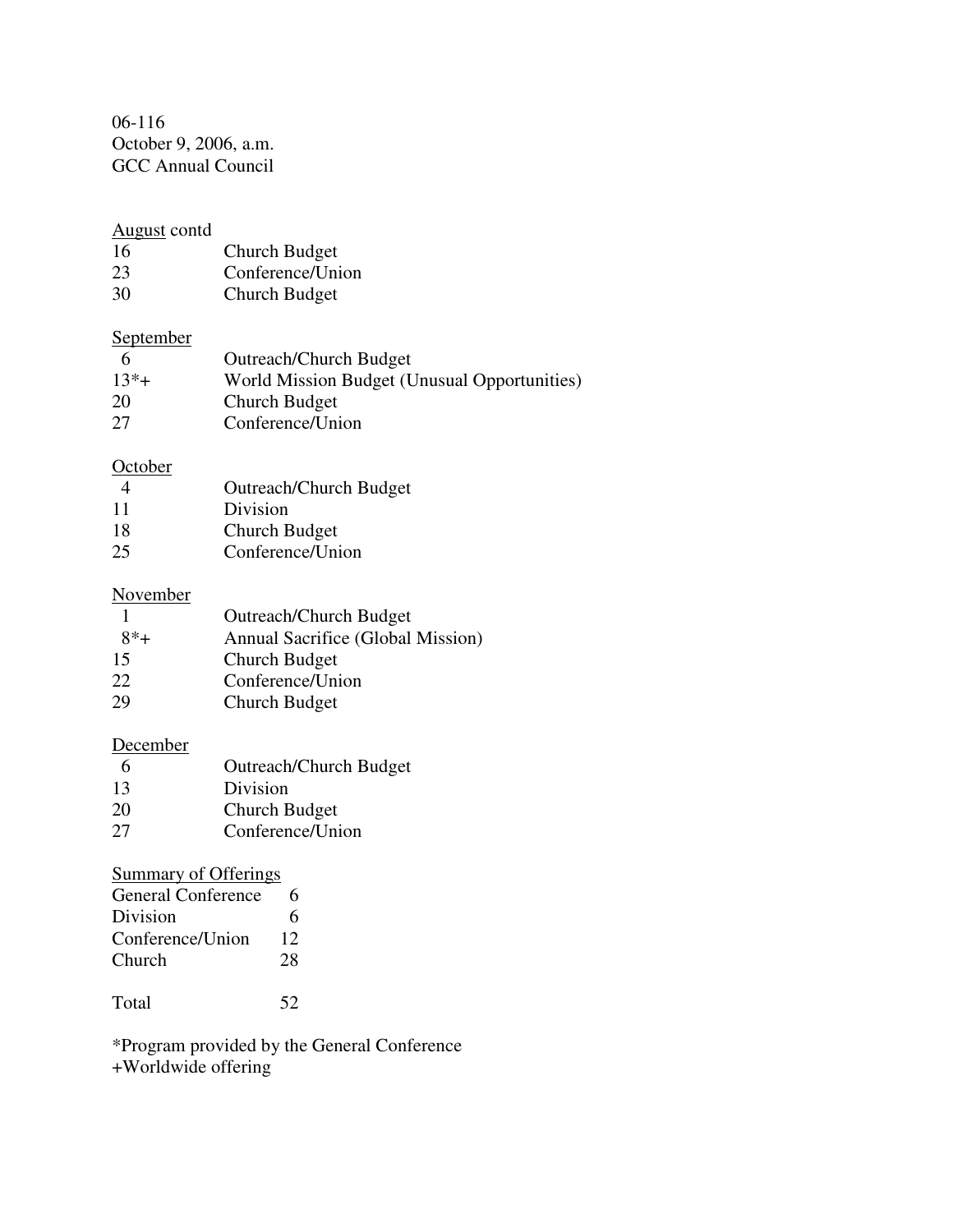06-116
October 9, 2006, a.m.
GCC Annual Council

<u>August</u> contd

| | |
|---|---|
| 16 | Church Budget |
| 23 | Conference/Union |
| 30 | Church Budget |

<u>September</u>

| | |
|---|---|
| 6 | Outreach/Church Budget |
| 13*+ | World Mission Budget (Unusual Opportunities) |
| 20 | Church Budget |
| 27 | Conference/Union |

<u>October</u>

| | |
|---|---|
| 4 | Outreach/Church Budget |
| 11 | Division |
| 18 | Church Budget |
| 25 | Conference/Union |

<u>November</u>

| | |
|---|---|
| 1 | Outreach/Church Budget |
| 8*+ | Annual Sacrifice (Global Mission) |
| 15 | Church Budget |
| 22 | Conference/Union |
| 29 | Church Budget |

<u>December</u>

| | |
|---|---|
| 6 | Outreach/Church Budget |
| 13 | Division |
| 20 | Church Budget |
| 27 | Conference/Union |

<u>Summary of Offerings</u>

| | |
|---|---|
| General Conference | 6 |
| Division | 6 |
| Conference/Union | 12 |
| Church | 28 |
| Total | 52 |

*Program provided by the General Conference
+Worldwide offering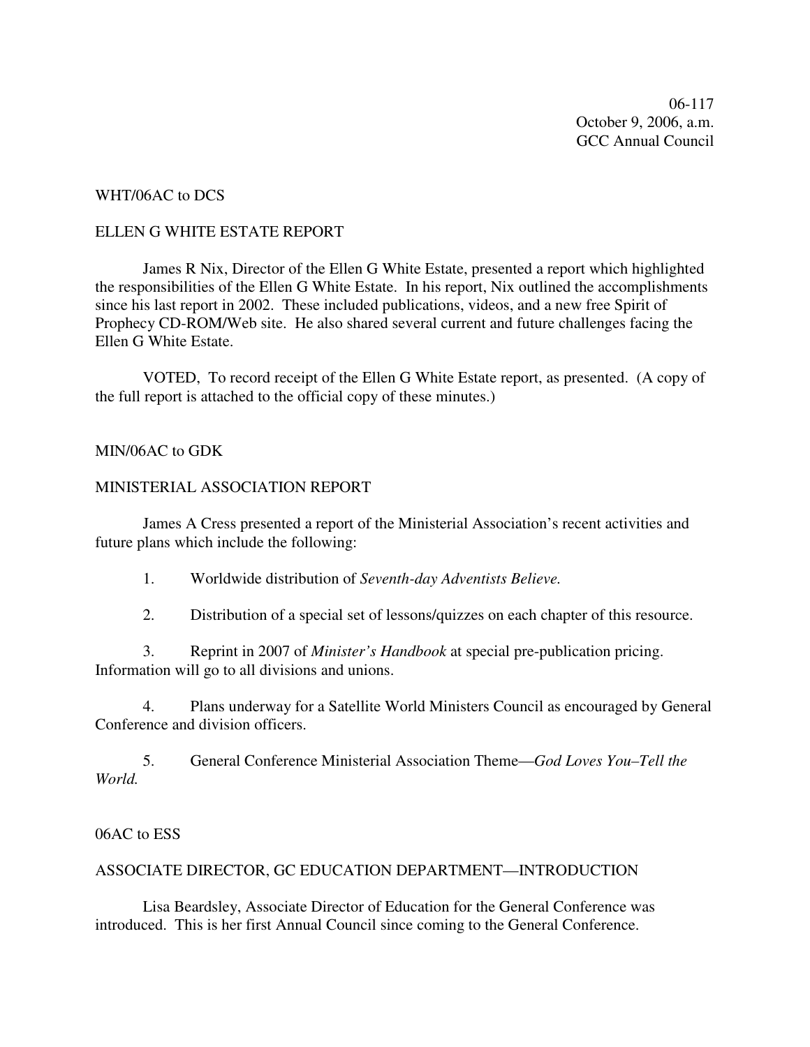06-117
October 9, 2006, a.m.
GCC Annual Council

WHT/06AC to DCS

ELLEN G WHITE ESTATE REPORT

James R Nix, Director of the Ellen G White Estate, presented a report which highlighted the responsibilities of the Ellen G White Estate. In his report, Nix outlined the accomplishments since his last report in 2002. These included publications, videos, and a new free Spirit of Prophecy CD-ROM/Web site. He also shared several current and future challenges facing the Ellen G White Estate.

VOTED, To record receipt of the Ellen G White Estate report, as presented. (A copy of the full report is attached to the official copy of these minutes.)

MIN/06AC to GDK

MINISTERIAL ASSOCIATION REPORT

James A Cress presented a report of the Ministerial Association's recent activities and future plans which include the following:

1. Worldwide distribution of *Seventh-day Adventists Believe.*

2. Distribution of a special set of lessons/quizzes on each chapter of this resource.

3. Reprint in 2007 of *Minister's Handbook* at special pre-publication pricing. Information will go to all divisions and unions.

4. Plans underway for a Satellite World Ministers Council as encouraged by General Conference and division officers.

5. General Conference Ministerial Association Theme—*God Loves You–Tell the World.*

06AC to ESS

ASSOCIATE DIRECTOR, GC EDUCATION DEPARTMENT—INTRODUCTION

Lisa Beardsley, Associate Director of Education for the General Conference was introduced. This is her first Annual Council since coming to the General Conference.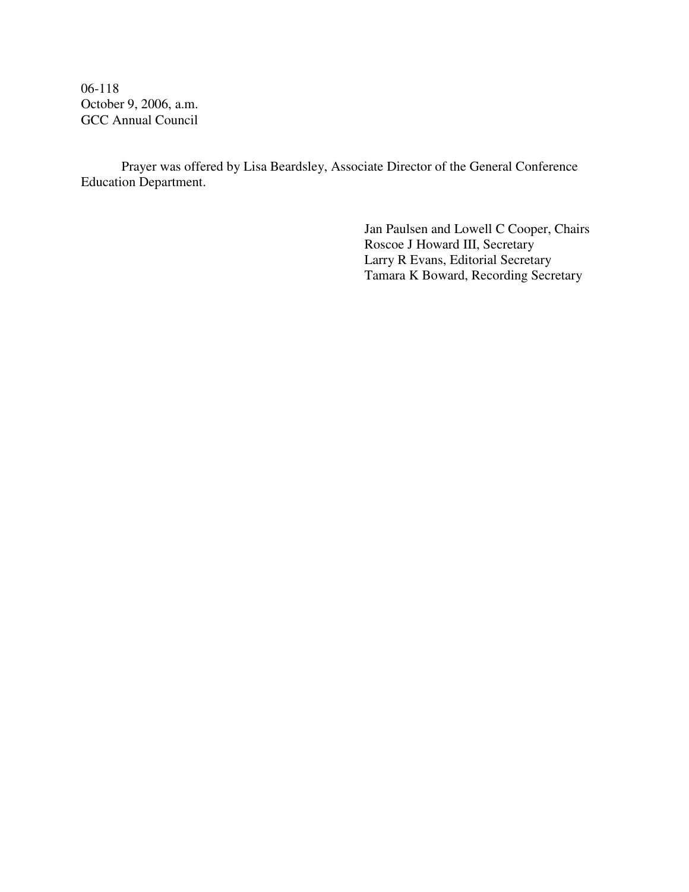06-118
October 9, 2006, a.m.
GCC Annual Council

Prayer was offered by Lisa Beardsley, Associate Director of the General Conference Education Department.

Jan Paulsen and Lowell C Cooper, Chairs
Roscoe J Howard III, Secretary
Larry R Evans, Editorial Secretary
Tamara K Boward, Recording Secretary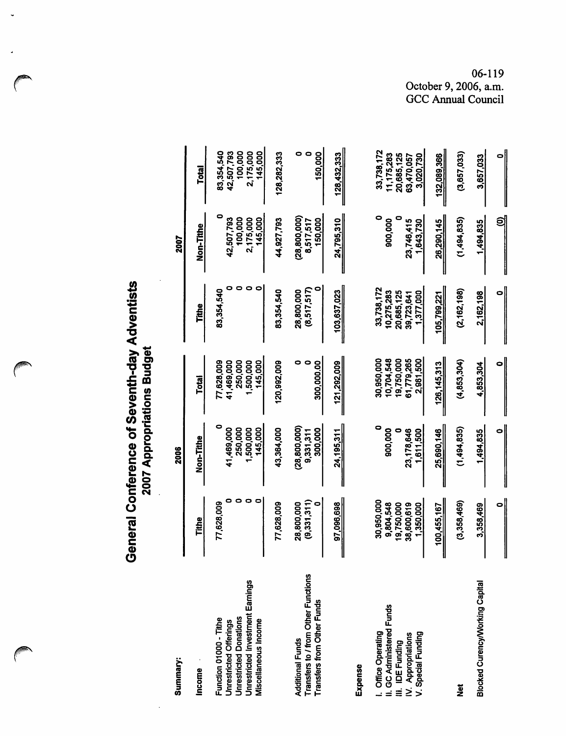06-119
October 9, 2006, a.m.
GCC Annual Council

# General Conference of Seventh-day Adventists
## 2007 Appropriations Budget

| Summary: | 2006 | | | 2007 | | |
|---|---|---|---|---|---|---|
| | Tithe | Non-Tithe | Total | Tithe | Non-Tithe | Total |
| **Income** | | | | | | |
| Function 01000 - Tithe | 77,628,009 | 0 | 77,628,009 | 83,354,540 | 0 | 83,354,540 |
| Unrestricted Offerings | 0 | 41,469,000 | 41,469,000 | 0 | 42,507,793 | 42,507,793 |
| Unrestricted Donations | 0 | 250,000 | 250,000 | 0 | 100,000 | 100,000 |
| Unrestricted Investment Earnings | 0 | 1,500,000 | 1,500,000 | 0 | 2,175,000 | 2,175,000 |
| Miscellaneous Income | 0 | 145,000 | 145,000 | 0 | 145,000 | 145,000 |
| | 77,628,009 | 43,364,000 | 120,992,009 | 83,354,540 | 44,927,793 | 128,282,333 |
| Additional Funds | 28,800,000 | (28,800,000) | 0 | 28,800,000 | (28,800,000) | 0 |
| Transfers to / from Other Functions | (9,331,311) | 9,331,311 | 0 | (8,517,517) | 8,517,517 | 0 |
| Transfers from Other Funds | 0 | 300,000 | 300,000.00 | 0 | 150,000 | 150,000 |
| | 97,096,698 | 24,195,311 | 121,292,009 | 103,637,023 | 24,795,310 | 128,432,333 |
| **Expense** | | | | | | |
| I. Office Operating | 30,950,000 | 0 | 30,950,000 | 33,738,172 | 0 | 33,738,172 |
| II. GC Administered Funds | 9,804,548 | 900,000 | 10,704,548 | 10,275,283 | 900,000 | 11,175,283 |
| III. IDE Funding | 19,750,000 | 0 | 19,750,000 | 20,685,125 | 0 | 20,685,125 |
| IV. Appropriations | 38,600,619 | 23,178,646 | 61,779,265 | 39,723,641 | 23,746,415 | 63,470,057 |
| V. Special Funding | 1,350,000 | 1,611,500 | 2,961,500 | 1,377,000 | 1,643,730 | 3,020,730 |
| | 100,455,167 | 25,690,146 | 126,145,313 | 105,799,221 | 26,290,145 | 132,089,366 |
| **Net** | (3,358,469) | (1,494,835) | (4,853,304) | (2,162,198) | (1,494,835) | (3,657,033) |
| Blocked Curency/Working Capital | 3,358,469 | 1,494,835 | 4,853,304 | 2,162,198 | 1,494,835 | 3,657,033 |
| | 0 | 0 | 0 | 0 | (0) | 0 |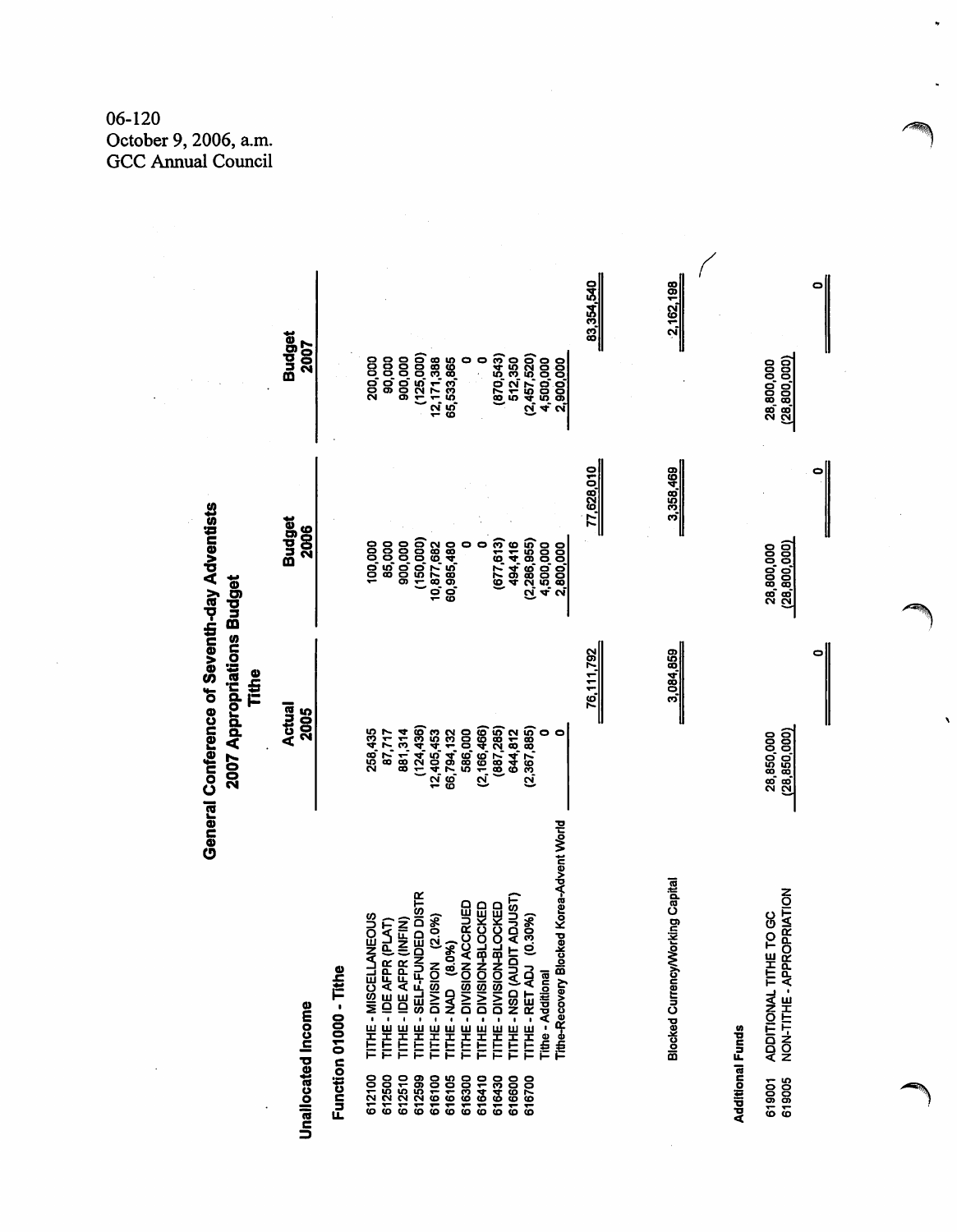06-120
October 9, 2006, a.m.
GCC Annual Council

# General Conference of Seventh-day Adventists
## 2007 Appropriations Budget
### Tithe

**Unallocated Income**

**Function 01000 - Tithe**

| | | Actual 2005 | | Budget 2006 | | Budget 2007 | |
|---|---|---|---|---|---|---|---|
| 612100 | TITHE - MISCELLANEOUS | 258,435 | | 100,000 | | 200,000 | |
| 612500 | TITHE - IDE AFPR (PLAT) | 87,717 | | 85,000 | | 90,000 | |
| 612510 | TITHE - IDE AFPR (INFIN) | 881,314 | | 900,000 | | 900,000 | |
| 612599 | TITHE - SELF-FUNDED DISTR | (124,436) | | (150,000) | | (125,000) | |
| 616100 | TITHE - DIVISION (2.0%) | 12,405,453 | | 10,877,682 | | 12,171,388 | |
| 616105 | TITHE - NAD (8.0%) | 66,794,132 | | 60,985,480 | | 65,533,865 | |
| 616300 | TITHE - DIVISION ACCRUED | 586,000 | | 0 | | 0 | |
| 616410 | TITHE - DIVISION-BLOCKED | (2,166,466) | | 0 | | 0 | |
| 616430 | TITHE - DIVISION-BLOCKED | (887,285) | | (677,613) | | (870,543) | |
| 616600 | TITHE - NSD (AUDIT ADJUST) | 644,812 | | 494,416 | | 512,350 | |
| 616700 | TITHE - RET ADJ (0.30%) | (2,367,885) | | (2,286,955) | | (2,457,520) | |
| | Tithe - Additional | 0 | | 4,500,000 | | 4,500,000 | |
| | Tithe-Recovery Blocked Korea-Advent World | 0 | | 2,800,000 | | 2,900,000 | |
| | | | 76,111,792 | | 77,628,010 | | 83,354,540 |
| | | | | | | | |
| | Blocked Currency/Working Capital | | 3,084,859 | | 3,358,469 | | 2,162,198 |
| | | | | | | | |
| **Additional Funds** | | | | | | | |
| 619001 | ADDITIONAL TITHE TO GC | 28,850,000 | | 28,800,000 | | 28,800,000 | |
| 619005 | NON-TITHE - APPROPRIATION | (28,850,000) | | (28,800,000) | | (28,800,000) | |
| | | | 0 | | 0 | | 0 |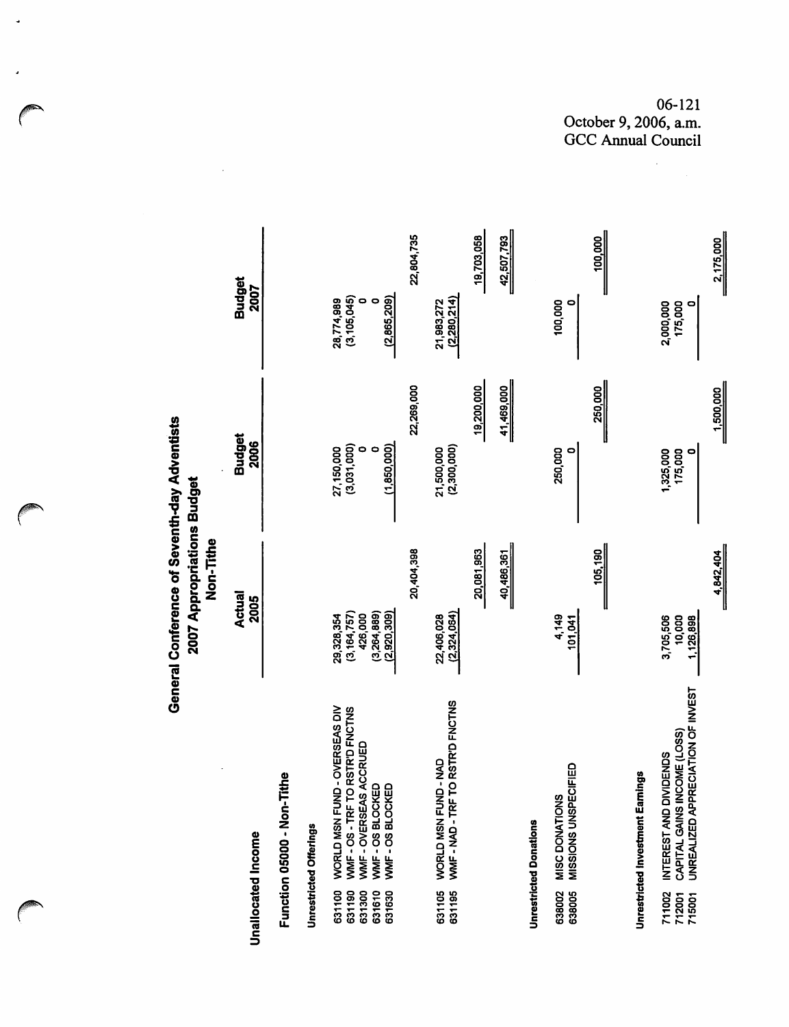06-121
October 9, 2006, a.m.
GCC Annual Council

# General Conference of Seventh-day Adventists
## 2007 Appropriations Budget
## Non-Tithe

| Unallocated Income | | Actual 2005 | | Budget 2006 | | Budget 2007 | |
|---|---|---|---|---|---|---|---|
| **Function 05000 - Non-Tithe** | | | | | | | |
| **Unrestricted Offerings** | | | | | | | |
| 631100 | WORLD MSN FUND - OVERSEAS DIV | 29,328,354 | | 27,150,000 | | 28,774,989 | |
| 631190 | WMF - OS - TRF TO RSTR'D FNCTNS | (3,164,757) | | (3,031,000) | | (3,105,045) | |
| 631300 | WMF - OVERSEAS ACCRUED | 426,000 | | 0 | | 0 | |
| 631610 | WMF - OS BLOCKED | (3,264,889) | | 0 | | 0 | |
| 631630 | WMF - OS BLOCKED | (2,920,309) | | (1,850,000) | | (2,865,209) | |
| | | | 20,404,398 | | 22,269,000 | | 22,804,735 |
| 631105 | WORLD MSN FUND - NAD | 22,406,028 | | 21,500,000 | | 21,983,272 | |
| 631195 | WMF - NAD - TRF TO RSTR'D FNCTNS | (2,324,064) | | (2,300,000) | | (2,280,214) | |
| | | | 20,081,963 | | 19,200,000 | | 19,703,058 |
| | | | 40,486,361 | | 41,469,000 | | 42,507,793 |
| **Unrestricted Donations** | | | | | | | |
| 638002 | MISC DONATIONS | 4,149 | | 250,000 | | 100,000 | |
| 638005 | MISSIONS UNSPECIFIED | 101,041 | | 0 | | 0 | |
| | | | 105,190 | | 250,000 | | 100,000 |
| **Unrestricted Investment Earnings** | | | | | | | |
| 711002 | INTEREST AND DIVIDENDS | 3,705,506 | | 1,325,000 | | 2,000,000 | |
| 712001 | CAPITAL GAINS INCOME (LOSS) | 10,000 | | 175,000 | | 175,000 | |
| 715001 | UNREALIZED APPRECIATION OF INVEST | 1,126,898 | | 0 | | 0 | |
| | | | 4,842,404 | | 1,500,000 | | 2,175,000 |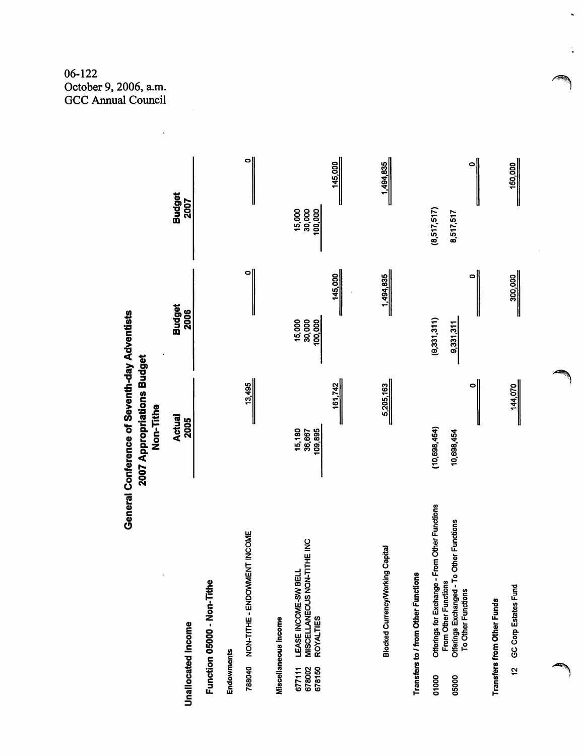06-122
October 9, 2006, a.m.
GCC Annual Council

# General Conference of Seventh-day Adventists
## 2007 Appropriations Budget
### Non-Tithe

| | | Actual 2005 | | Budget 2006 | | Budget 2007 | |
|---|---|---|---|---|---|---|---|
| **Unallocated Income** | | | | | | | |
| **Function 05000 - Non-Tithe** | | | | | | | |
| **Endowments** | | | | | | | |
| 788040 | NON-TITHE - ENDOWMENT INCOME | | 13,495 | | 0 | | 0 |
| **Miscellaneous Income** | | | | | | | |
| 677111 | LEASE INCOME-SW BELL | 15,180 | | 15,000 | | 15,000 | |
| 678002 | MISCELLANEOUS NON-TITHE INC | 36,667 | | 30,000 | | 30,000 | |
| 678150 | ROYALTIES | 109,895 | | 100,000 | | 100,000 | |
| | | | 161,742 | | 145,000 | | 145,000 |
| | Blocked Currency/Working Capital | | 5,205,163 | | 1,494,835 | | 1,494,835 |
| **Transfers to / from Other Functions** | | | | | | | |
| 01000 | Offerings for Exchange - From Other Functions From Other Functions | (10,698,454) | | (9,331,311) | | (8,517,517) | |
| 05000 | Offerings Exchanged - To Other Functions To Other Functions | 10,698,454 | | 9,331,311 | | 8,517,517 | |
| | | | 0 | | 0 | | 0 |
| **Transfers from Other Funds** | | | | | | | |
| 12 | GC Corp Estates Fund | | 144,070 | | 300,000 | | 150,000 |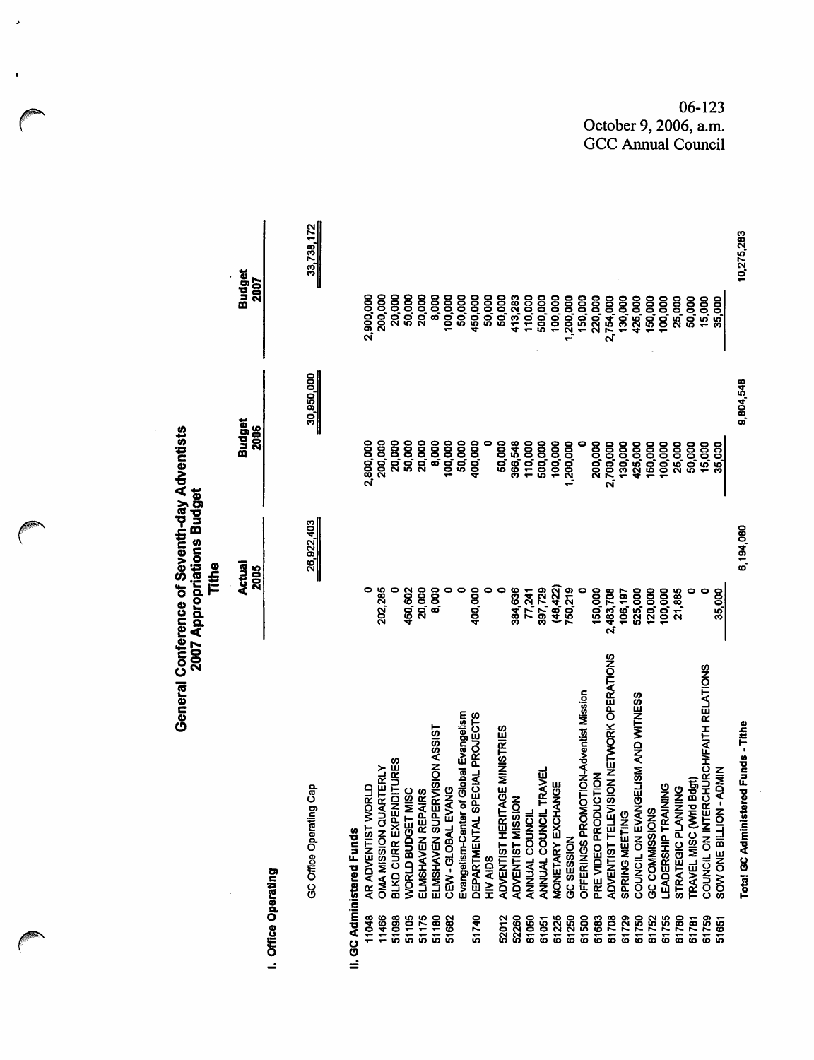06-123
October 9, 2006, a.m.
GCC Annual Council

# General Conference of Seventh-day Adventists
## 2007 Appropriations Budget
### Tithe

| | | Actual 2005 | Budget 2006 | Budget 2007 |
|---|---|---|---|---|
| **I. Office Operating** | | | | |
| | GC Office Operating Cap | 26,922,403 | 30,950,000 | 33,738,172 |
| **II. GC Administered Funds** | | | | |
| 11048 | AR ADVENTIST WORLD | 0 | 2,800,000 | 2,900,000 |
| 11466 | OMA MISSION QUARTERLY | 202,285 | 200,000 | 200,000 |
| 51098 | BLKD CURR EXPENDITURES | 0 | 20,000 | 20,000 |
| 51105 | WORLD BUDGET MISC | 460,602 | 50,000 | 50,000 |
| 51175 | ELMSHAVEN REPAIRS | 20,000 | 20,000 | 20,000 |
| 51180 | ELMSHAVEN SUPERVISION ASSIST | 8,000 | 8,000 | 8,000 |
| 51682 | CEW - GLOBAL EVANG | 0 | 100,000 | 100,000 |
| | Evangelism-Center of Global Evangelism | 0 | 50,000 | 50,000 |
| 51740 | DEPARTMENTAL SPECIAL PROJECTS | 400,000 | 400,000 | 450,000 |
| | HIV AIDS | 0 | 0 | 50,000 |
| 52012 | ADVENTIST HERITAGE MINISTRIES | 0 | 50,000 | 50,000 |
| 52260 | ADVENTIST MISSION | 384,636 | 366,548 | 413,283 |
| 61050 | ANNUAL COUNCIL | 77,241 | 110,000 | 110,000 |
| 61051 | ANNUAL COUNCIL TRAVEL | 397,729 | 500,000 | 500,000 |
| 61225 | MONETARY EXCHANGE | (48,422) | 100,000 | 100,000 |
| 61250 | GC SESSION | 750,219 | 1,200,000 | 1,200,000 |
| 61500 | OFFERINGS PROMOTION-Adventist Mission | 0 | 0 | 150,000 |
| 61683 | PRE VIDEO PRODUCTION | 150,000 | 200,000 | 220,000 |
| 61708 | ADVENTIST TELEVISION NETWORK OPERATIONS | 2,483,708 | 2,700,000 | 2,754,000 |
| 61729 | SPRING MEETING | 106,197 | 130,000 | 130,000 |
| 61750 | COUNCIL ON EVANGELISM AND WITNESS | 525,000 | 425,000 | 425,000 |
| 61752 | GC COMMISSIONS | 120,000 | 150,000 | 150,000 |
| 61755 | LEADERSHIP TRAINING | 100,000 | 100,000 | 100,000 |
| 61760 | STRATEGIC PLANNING | 21,885 | 25,000 | 25,000 |
| 61781 | TRAVEL MISC (Wrld Bdgt) | 0 | 50,000 | 50,000 |
| 61759 | COUNCIL ON INTERCHURCH/FAITH RELATIONS | 0 | 15,000 | 15,000 |
| 51651 | SOW ONE BILLION - ADMIN | 35,000 | 35,000 | 35,000 |
| | **Total GC Administered Funds - Tithe** | 6,194,080 | 9,804,548 | 10,275,283 |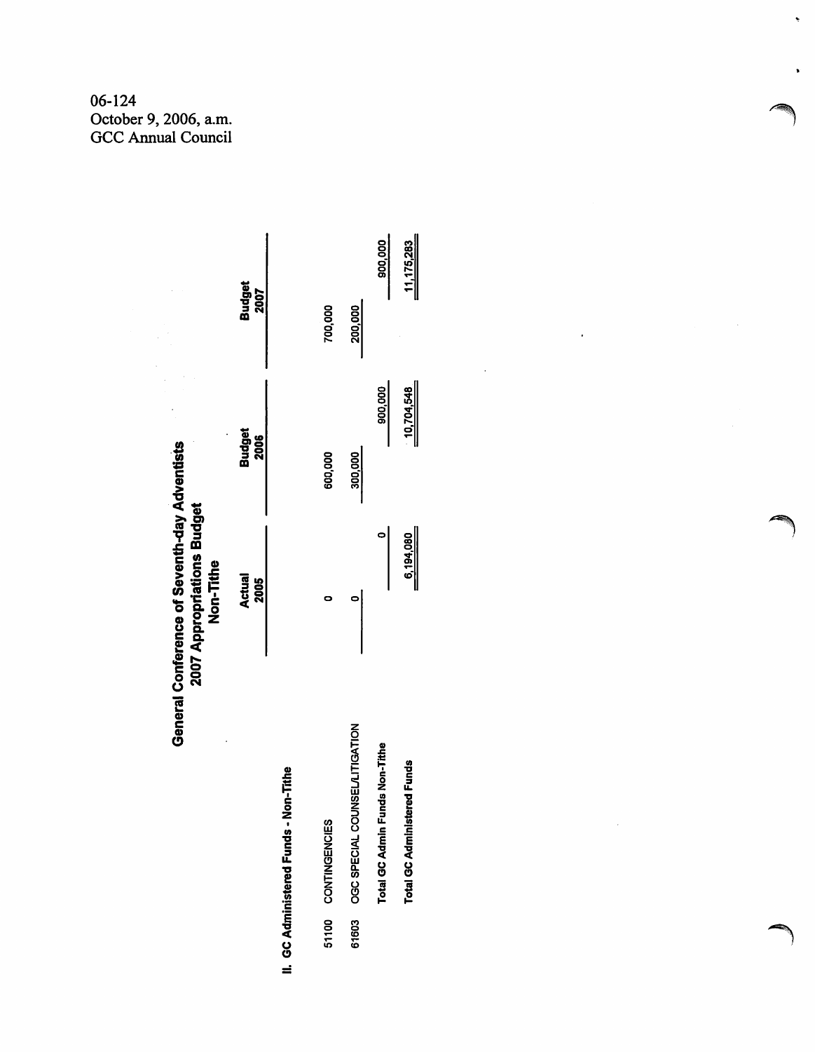06-124
October 9, 2006, a.m.
GCC Annual Council

# General Conference of Seventh-day Adventists
## 2007 Appropriations Budget
### Non-Tithe

**II. GC Administered Funds - Non-Tithe**

| | | Actual 2005 | | Budget 2006 | | Budget 2007 | |
|---|---|---|---|---|---|---|---|
| 51100 | CONTINGENCIES | 0 | | 600,000 | | 700,000 | |
| 61603 | OGC SPECIAL COUNSEL/LITIGATION | 0 | | 300,000 | | 200,000 | |
| | **Total GC Admin Funds Non-Tithe** | | 0 | | 900,000 | | 900,000 |
| | **Total GC Administered Funds** | | 6,194,080 | | 10,704,548 | | 11,175,283 |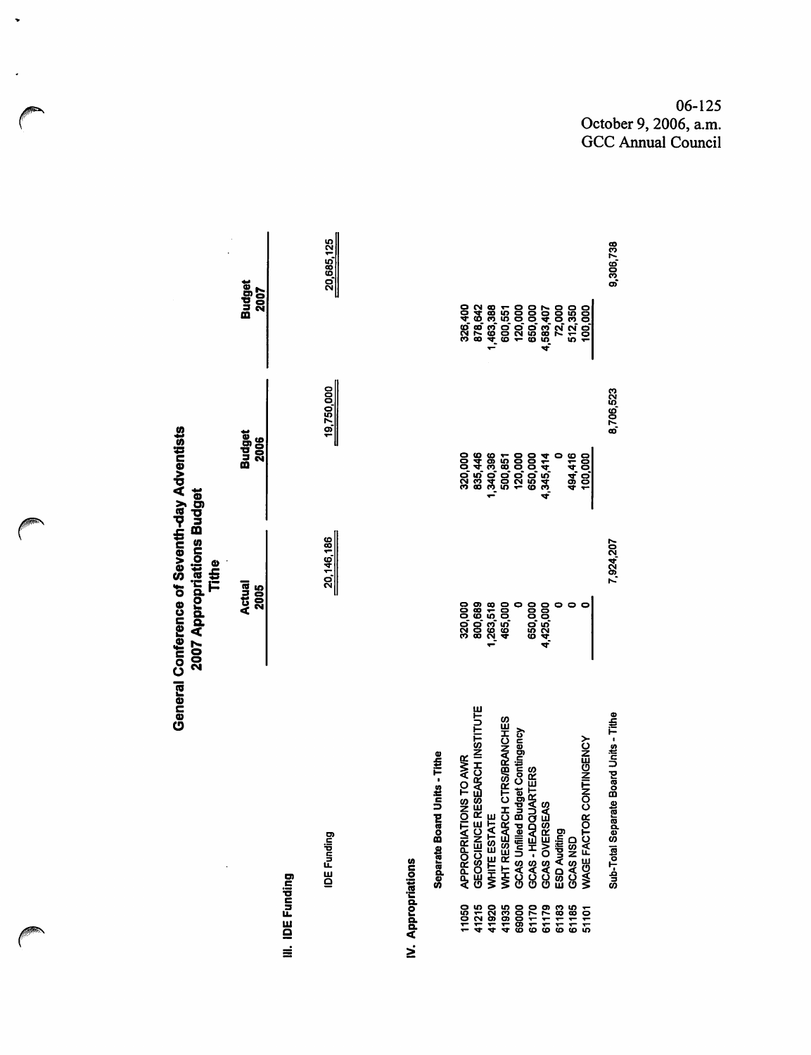06-125
October 9, 2006, a.m.
GCC Annual Council

# General Conference of Seventh-day Adventists
## 2007 Appropriations Budget
### Tithe

| | | Actual 2005 | Budget 2006 | Budget 2007 |
|---|---|---|---|---|
| **III. IDE Funding** | | | | |
| | IDE Funding | 20,146,186 | 19,750,000 | 20,685,125 |
| **IV. Appropriations** | | | | |
| | **Separate Board Units - Tithe** | | | |
| 11050 | APPROPRIATIONS TO AWR | 320,000 | 320,000 | 326,400 |
| 41215 | GEOSCIENCE RESEARCH INSTITUTE | 800,689 | 835,446 | 878,642 |
| 41920 | WHITE ESTATE | 1,263,518 | 1,340,396 | 1,463,388 |
| 41935 | WHT RESEARCH CTRS/BRANCHES | 465,000 | 500,851 | 600,551 |
| 69000 | GCAS Unfilled Budget Contingency | 0 | 120,000 | 120,000 |
| 61170 | GCAS - HEADQUARTERS | 650,000 | 650,000 | 650,000 |
| 61179 | GCAS OVERSEAS | 4,425,000 | 4,345,414 | 4,583,407 |
| 61183 | ESD Auditing | 0 | 0 | 72,000 |
| 61185 | GCAS NSD | 0 | 494,416 | 512,350 |
| 51101 | WAGE FACTOR CONTINGENCY | 0 | 100,000 | 100,000 |
| | Sub-Total Separate Board Units - Tithe | 7,924,207 | 8,706,523 | 9,306,738 |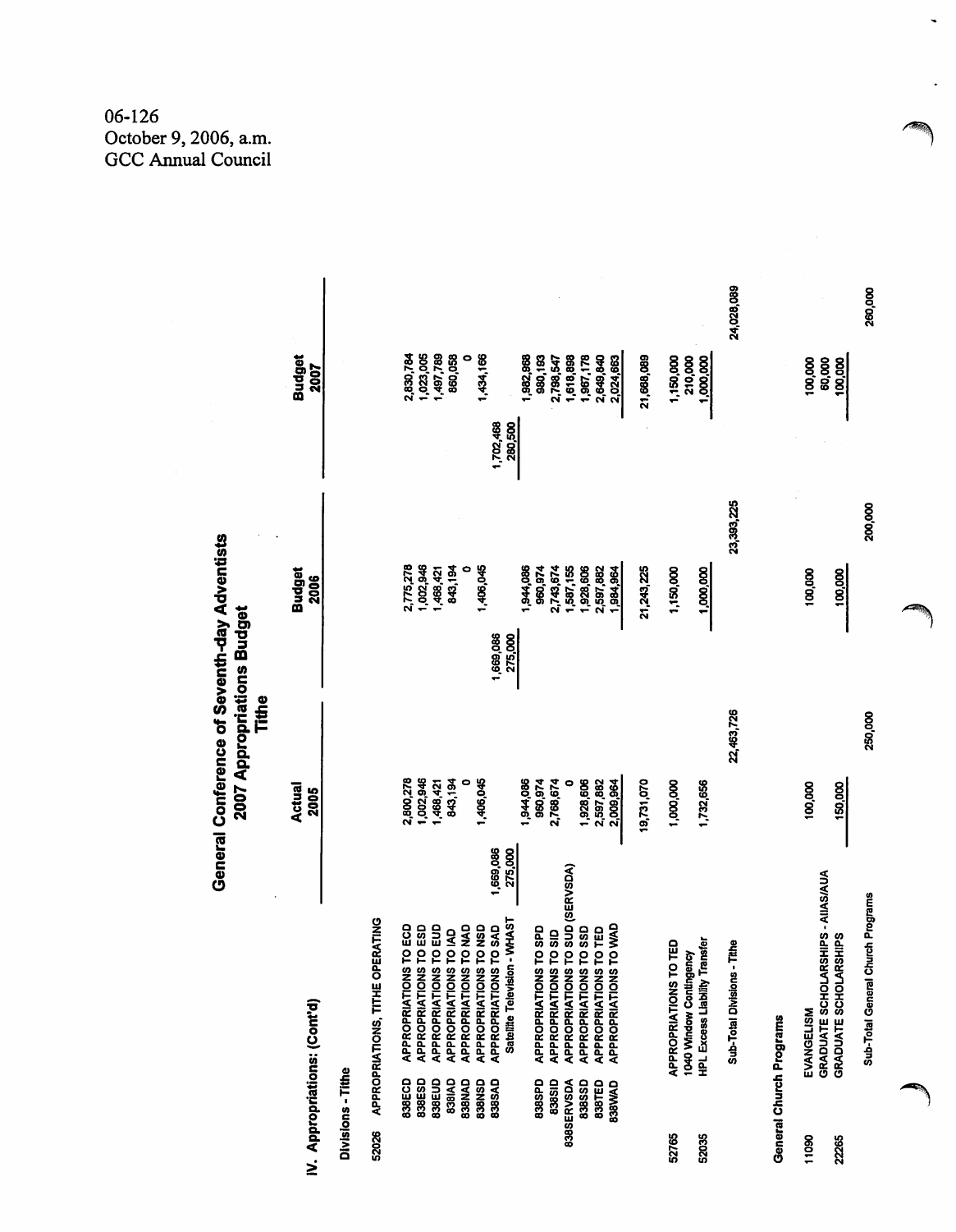06-126
October 9, 2006, a.m.
GCC Annual Council

# General Conference of Seventh-day Adventists
## 2007 Appropriations Budget
### Tithe

**IV. Appropriations: (Cont'd)**

**Divisions - Tithe**

| Code | Description | Actual 2005 | | | Budget 2006 | | | Budget 2007 | | |
|---|---|---|---|---|---|---|---|---|---|---|
| 52026 | APPROPRIATIONS, TITHE OPERATING | | | | | | | | | |
| 838ECD | APPROPRIATIONS TO ECD | | 2,800,278 | | | 2,775,278 | | | 2,830,784 | |
| 838ESD | APPROPRIATIONS TO ESD | | 1,002,946 | | | 1,002,946 | | | 1,023,005 | |
| 838EUD | APPROPRIATIONS TO EUD | | 1,468,421 | | | 1,468,421 | | | 1,497,789 | |
| 838IAD | APPROPRIATIONS TO IAD | | 843,194 | | | 843,194 | | | 860,058 | |
| 838NAD | APPROPRIATIONS TO NAD | | 0 | | | 0 | | | 0 | |
| 838NSD | APPROPRIATIONS TO NSD | | 1,406,045 | | | 1,406,045 | | | 1,434,166 | |
| 838SAD | APPROPRIATIONS TO SAD | 1,669,086 | | | 1,669,086 | | | 1,702,468 | | |
| | Satellite Television - WHAST | 275,000 | 1,944,086 | | 275,000 | 1,944,086 | | 280,500 | 1,982,968 | |
| 838SPD | APPROPRIATIONS TO SPD | | 960,974 | | | 960,974 | | | 980,193 | |
| 838SID | APPROPRIATIONS TO SID | | 2,768,674 | | | 2,743,674 | | | 2,798,547 | |
| 838SERVSDA | APPROPRIATIONS TO SUD (SERVSDA) | | 0 | | | 1,587,155 | | | 1,618,898 | |
| 838SSD | APPROPRIATIONS TO SSD | | 1,928,606 | | | 1,928,606 | | | 1,967,178 | |
| 838TED | APPROPRIATIONS TO TED | | 2,597,882 | | | 2,597,882 | | | 2,649,840 | |
| 838WAD | APPROPRIATIONS TO WAD | | 2,009,964 | | | 1,984,964 | | | 2,024,663 | |
| | | | 19,731,070 | | | 21,243,225 | | | 21,668,089 | |
| 52765 | APPROPRIATIONS TO TED | | 1,000,000 | | | 1,150,000 | | | 1,150,000 | |
| | 1040 Window Contingency | | | | | | | | 210,000 | |
| 52035 | HPL Excess Liability Transfer | | 1,732,656 | | | 1,000,000 | | | 1,000,000 | |
| | Sub-Total Divisions - Tithe | | | 22,463,726 | | | 23,393,225 | | | 24,028,089 |

**General Church Programs**

| Code | Description | Actual 2005 | | Budget 2006 | | Budget 2007 | |
|---|---|---|---|---|---|---|---|
| 11090 | EVANGELISM | 100,000 | | 100,000 | | 100,000 | |
| | GRADUATE SCHOLARSHIPS - AIIAS/AUA | | | | | 60,000 | |
| 22265 | GRADUATE SCHOLARSHIPS | 150,000 | | 100,000 | | 100,000 | |
| | Sub-Total General Church Programs | | 250,000 | | 200,000 | | 260,000 |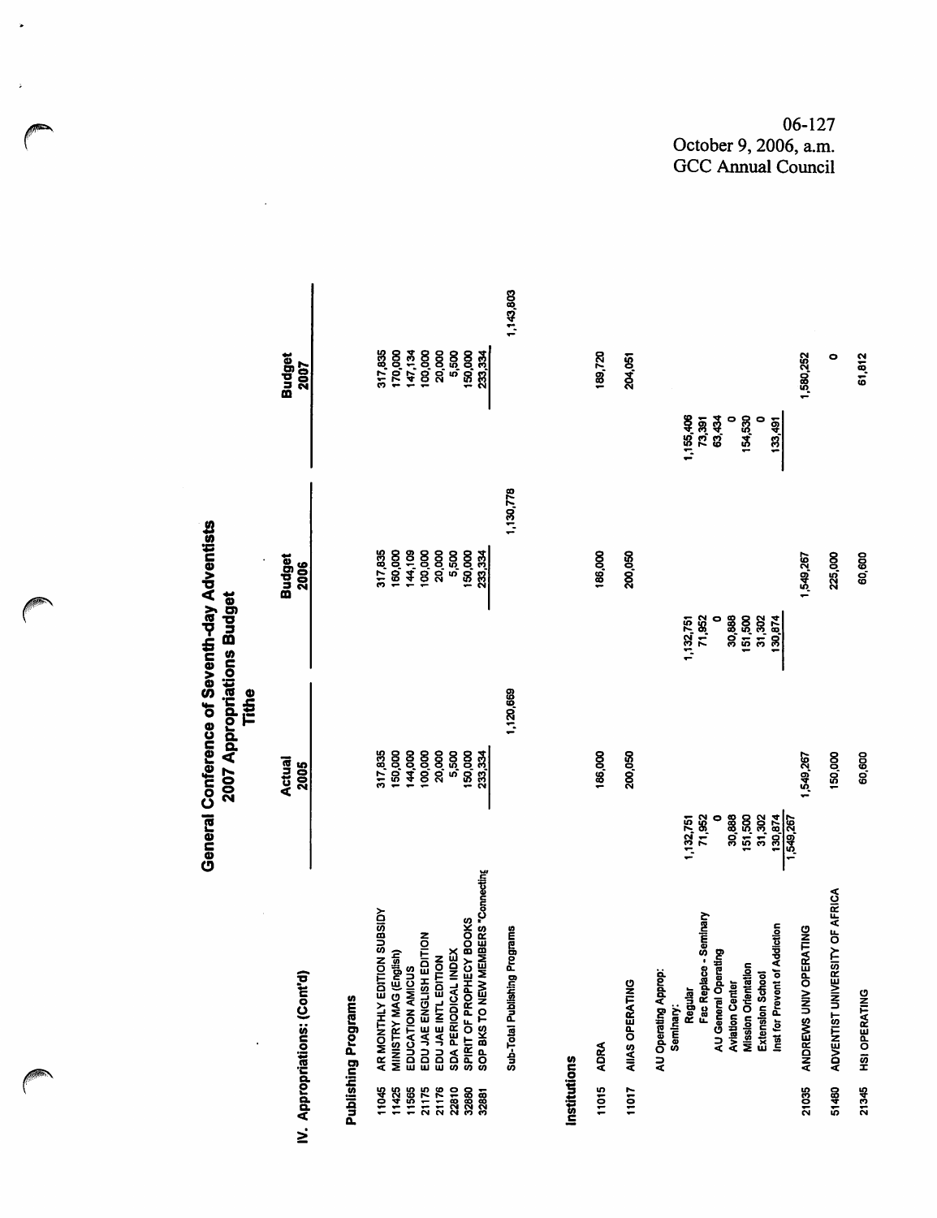06-127
October 9, 2006, a.m.
GCC Annual Council

# General Conference of Seventh-day Adventists
## 2007 Appropriations Budget
### Tithe

## IV. Appropriations: (Cont'd)

### Publishing Programs

| Code | Item | Actual 2005 | | Budget 2006 | | Budget 2007 | |
|---|---|---|---|---|---|---|---|
| 11045 | AR MONTHLY EDITION SUBSIDY | 317,835 | | 317,835 | | 317,835 | |
| 11425 | MINISTRY MAG (English) | 150,000 | | 160,000 | | 170,000 | |
| 11565 | EDUCATION AMICUS | 144,000 | | 144,109 | | 147,134 | |
| 21175 | EDU JAE ENGLISH EDITION | 100,000 | | 100,000 | | 100,000 | |
| 21176 | EDU JAE INTL EDITION | 20,000 | | 20,000 | | 20,000 | |
| 22810 | SDA PERIODICAL INDEX | 5,500 | | 5,500 | | 5,500 | |
| 32880 | SPIRIT OF PROPHECY BOOKS | 150,000 | | 150,000 | | 150,000 | |
| 32881 | SOP BKS TO NEW MEMBERS "Connecting | 233,334 | | 233,334 | | 233,334 | |
| | Sub-Total Publishing Programs | | 1,120,669 | | 1,130,778 | | 1,143,803 |

### Institutions

| Code | Item | Actual 2005 | | Budget 2006 | | Budget 2007 | |
|---|---|---|---|---|---|---|---|
| 11015 | ADRA | | 186,000 | | 186,000 | | 189,720 |
| 11017 | AIIAS OPERATING | | 200,050 | | 200,050 | | 204,051 |
| | AU Operating Approp: | | | | | | |
| | Seminary: | | | | | | |
| | Regular | 1,132,751 | | 1,132,751 | | 1,155,406 | |
| | Fac Replace - Seminary | 71,952 | | 71,952 | | 73,391 | |
| | AU General Operating | 0 | | 0 | | 63,434 | |
| | Aviation Center | 30,888 | | 30,888 | | 0 | |
| | Mission Orientation | 151,500 | | 151,500 | | 154,530 | |
| | Extension School | 31,302 | | 31,302 | | 0 | |
| | Inst for Prevent of Addiction | 130,874 | | 130,874 | | 133,491 | |
| | | 1,549,267 | | | | | |
| 21035 | ANDREWS UNIV OPERATING | | 1,549,267 | | 1,549,267 | | 1,580,252 |
| 51460 | ADVENTIST UNIVERSITY OF AFRICA | | 150,000 | | 225,000 | | 0 |
| 21345 | HSI OPERATING | | 60,600 | | 60,600 | | 61,812 |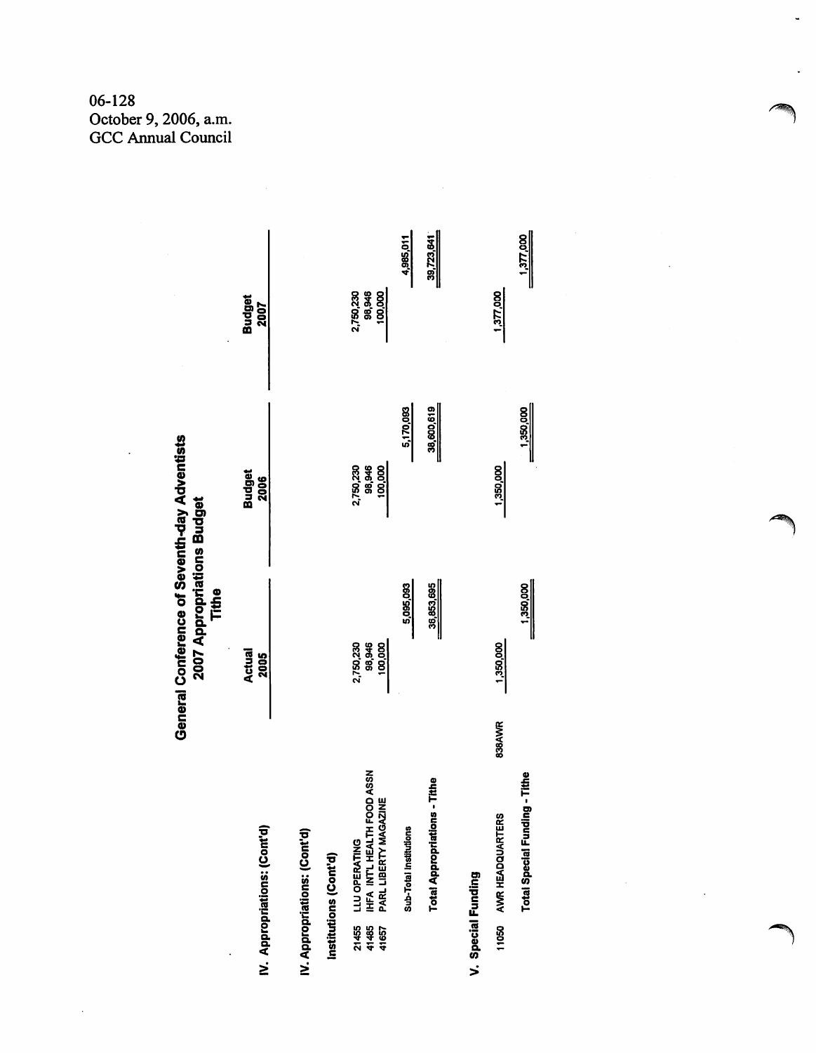06-128
October 9, 2006, a.m.
GCC Annual Council

# General Conference of Seventh-day Adventists
## 2007 Appropriations Budget
### Tithe

| | | Actual 2005 | | Budget 2006 | | Budget 2007 | |
|---|---|---|---|---|---|---|---|
| **IV. Appropriations: (Cont'd)** | | | | | | | |
| **IV. Appropriations: (Cont'd)** | | | | | | | |
| **Institutions (Cont'd)** | | | | | | | |
| 21455 LLU OPERATING | | 2,750,230 | | 2,750,230 | | 2,750,230 | |
| 41485 IHFA INT'L HEALTH FOOD ASSN | | 98,946 | | 98,946 | | 98,946 | |
| 41657 PARL LIBERTY MAGAZINE | | 100,000 | | 100,000 | | 100,000 | |
| Sub-Total Institutions | | | 5,095,093 | | 5,170,093 | | 4,985,011 |
| **Total Appropriations - Tithe** | | | 36,853,695 | | 38,600,619 | | 39,723,641 |
| **V. Special Funding** | | | | | | | |
| 11050 AWR HEADQUARTERS | 838AWR | 1,350,000 | | 1,350,000 | | 1,377,000 | |
| **Total Special Funding - Tithe** | | | 1,350,000 | | 1,350,000 | | 1,377,000 |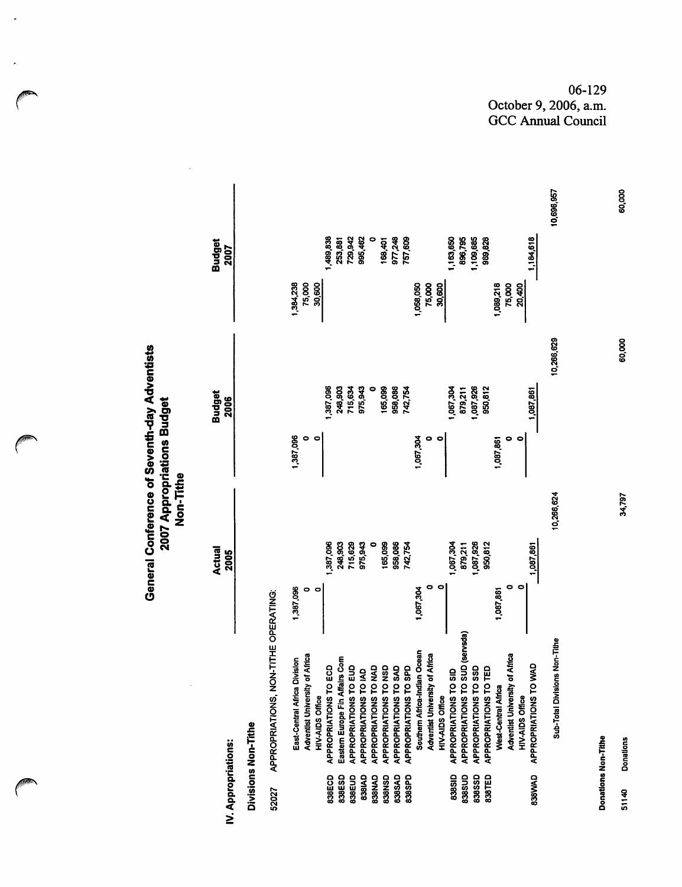06-129
October 9, 2006, a.m.
GCC Annual Council

# General Conference of Seventh-day Adventists
## 2007 Appropriations Budget
### Non-Tithe

**IV. Appropriations:**

**Divisions Non-Tithe**

52027 APPROPRIATIONS, NON-TITHE OPERATING:

| Code | Description | Actual 2005 | | Budget 2006 | | Budget 2007 | | |
|---|---|---|---|---|---|---|---|---|
| | East-Central Africa Division | 1,387,096 | | 1,387,096 | | 1,384,238 | | |
| | Adventist University of Africa | 0 | | 0 | | 75,000 | | |
| | HIV-AIDS Office | 0 | | 0 | | 30,600 | | |
| 838ECD | APPROPRIATIONS TO ECD | | 1,387,096 | | 1,387,096 | | 1,489,838 | |
| 838ESD | Eastern Europe Fin Affairs Com | | 248,903 | | 248,903 | | 253,881 | |
| 838EUD | APPROPRIATIONS TO EUD | | 715,629 | | 715,634 | | 729,942 | |
| 838IAD | APPROPRIATIONS TO IAD | | 975,943 | | 975,943 | | 995,462 | |
| 838NAD | APPROPRIATIONS TO NAD | | 0 | | 0 | | 0 | |
| 838NSD | APPROPRIATIONS TO NSD | | 165,099 | | 165,099 | | 168,401 | |
| 838SAD | APPROPRIATIONS TO SAD | | 958,086 | | 958,086 | | 977,248 | |
| 838SPD | APPROPRIATIONS TO SPD | | 742,754 | | 742,754 | | 757,609 | |
| | Southern Africa-Indian Ocean | 1,067,304 | | 1,067,304 | | 1,058,050 | | |
| | Adventist University of Africa | 0 | | 0 | | 75,000 | | |
| | HIV-AIDS Office | 0 | | 0 | | 30,600 | | |
| 838SID | APPROPRIATIONS TO SID | | 1,067,304 | | 1,067,304 | | 1,163,650 | |
| 838SUD | APPROPRIATIONS TO SUD (servsda) | | 879,211 | | 879,211 | | 896,795 | |
| 838SSD | APPROPRIATIONS TO SSD | | 1,087,926 | | 1,087,926 | | 1,109,685 | |
| 838TED | APPROPRIATIONS TO TED | | 950,812 | | 950,812 | | 969,828 | |
| | West-Central Africa | 1,087,861 | | 1,087,861 | | 1,089,218 | | |
| | Adventist University of Africa | 0 | | 0 | | 75,000 | | |
| | HIV-AIDS Office | 0 | | 0 | | 20,400 | | |
| 838WAD | APPROPRIATIONS TO WAD | | 1,087,861 | | 1,087,861 | | 1,184,618 | |
| | Sub-Total Divisions Non-Tithe | | 10,266,624 | | 10,266,629 | | | 10,696,957 |

**Donations Non-Tithe**

| Code | Description | Actual 2005 | Budget 2006 | Budget 2007 |
|---|---|---|---|---|
| 51140 | Donations | 34,797 | 60,000 | 60,000 |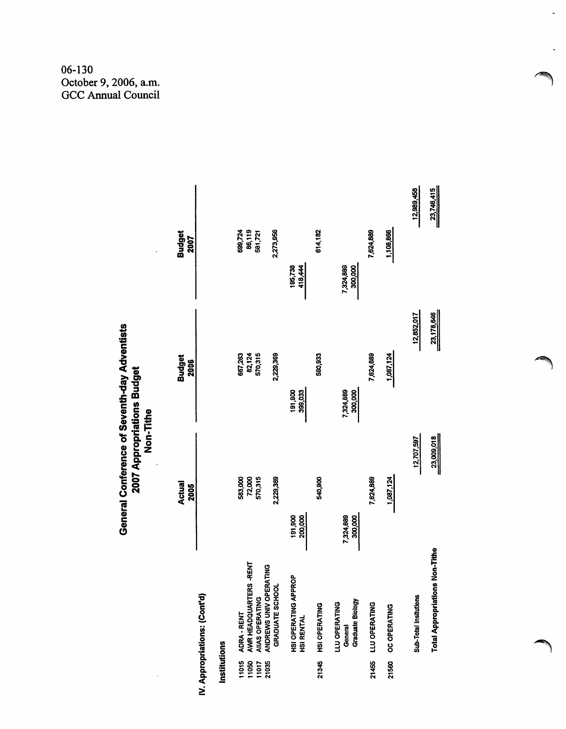06-130
October 9, 2006, a.m.
GCC Annual Council

# General Conference of Seventh-day Adventists
## 2007 Appropriations Budget
### Non-Tithe

**IV. Appropriations: (Cont'd)**

**Institutions**

| | | Actual 2005 | | Budget 2006 | | Budget 2007 | |
|---|---|---|---|---|---|---|---|
| 11015 | ADRA - RENT | | 583,000 | | 667,263 | | 699,724 |
| 11050 | AWR HEADQUARTERS -RENT | | 72,000 | | 82,124 | | 86,119 |
| 11017 | AIIAS OPERATING | | 570,315 | | 570,315 | | 581,721 |
| 21035 | ANDREWS UNIV OPERATING GRADUATE SCHOOL | | 2,229,369 | | 2,229,369 | | 2,273,956 |
| | HSI OPERATING APPROP | 191,900 | | 191,900 | | 195,738 | |
| | HSI RENTAL | 200,000 | | 399,033 | | 418,444 | |
| 21345 | HSI OPERATING | | 540,900 | | 590,933 | | 614,182 |
| | LLU OPERATING | | | | | | |
| | General | 7,324,889 | | 7,324,889 | | 7,324,889 | |
| | Graduate Biology | 300,000 | | 300,000 | | 300,000 | |
| 21455 | LLU OPERATING | | 7,624,889 | | 7,624,889 | | 7,624,889 |
| 21560 | OC OPERATING | | 1,087,124 | | 1,087,124 | | 1,108,866 |
| | Sub-Total Institutions | | 12,707,597 | | 12,852,017 | | 12,989,458 |
| | **Total Appropriations Non-Tithe** | | 23,009,018 | | 23,178,646 | | 23,746,415 |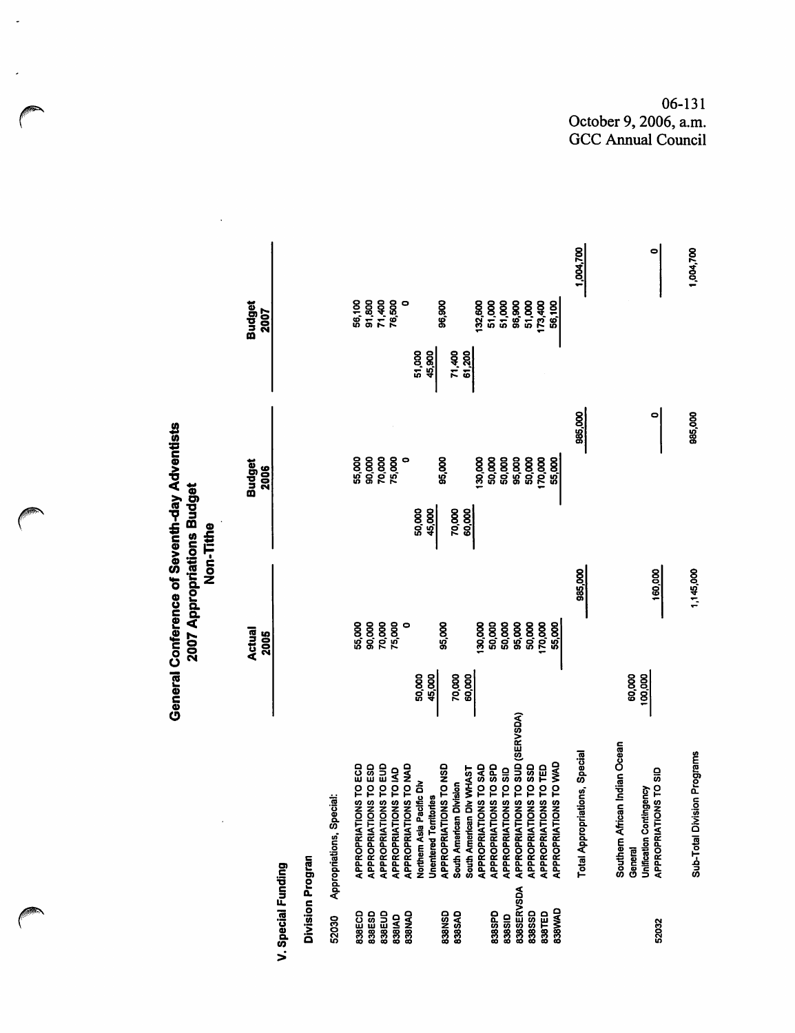06-131
October 9, 2006, a.m.
GCC Annual Council

# General Conference of Seventh-day Adventists
## 2007 Appropriations Budget
### Non-Tithe

## V. Special Funding

### Division Progran

| Code | Description | Actual 2005 | | Budget 2006 | | Budget 2007 | |
|---|---|---|---|---|---|---|---|
| 52030 | Appropriations, Special: | | | | | | |
| 838ECD | APPROPRIATIONS TO ECD | | 55,000 | | 55,000 | | 56,100 |
| 838ESD | APPROPRIATIONS TO ESD | | 90,000 | | 90,000 | | 91,800 |
| 838EUD | APPROPRIATIONS TO EUD | | 70,000 | | 70,000 | | 71,400 |
| 838IAD | APPROPRIATIONS TO IAD | | 75,000 | | 75,000 | | 76,500 |
| 838NAD | APPROPRIATIONS TO NAD | | 0 | | 0 | | 0 |
| | Northern Asia Pacific Div | 50,000 | | 50,000 | | 51,000 | |
| | Unentered Territories | 45,000 | | 45,000 | | 45,900 | |
| 838NSD | APPROPRIATIONS TO NSD | | 95,000 | | 95,000 | | 96,900 |
| 838SAD | South American Division | 70,000 | | 70,000 | | 71,400 | |
| | South American Div WHAST | 60,000 | | 60,000 | | 61,200 | |
| | APPROPRIATIONS TO SAD | | 130,000 | | 130,000 | | 132,600 |
| 838SPD | APPROPRIATIONS TO SPD | | 50,000 | | 50,000 | | 51,000 |
| 838SID | APPROPRIATIONS TO SID | | 50,000 | | 50,000 | | 51,000 |
| 838SERVSDA | APPROPRIATIONS TO SUD (SERVSDA) | | 95,000 | | 95,000 | | 96,900 |
| 838SSD | APPROPRIATIONS TO SSD | | 50,000 | | 50,000 | | 51,000 |
| 838TED | APPROPRIATIONS TO TED | | 170,000 | | 170,000 | | 173,400 |
| 838WAD | APPROPRIATIONS TO WAD | | 55,000 | | 55,000 | | 56,100 |
| | Total Appropriations, Special | | 985,000 | | 985,000 | | 1,004,700 |
| | Southern African Indian Ocean | | | | | | |
| | General | 60,000 | | | | | |
| | Unification Contingency | 100,000 | | | | | |
| 52032 | APPROPRIATIONS TO SID | | 160,000 | | 0 | | 0 |
| | Sub-Total Division Programs | | 1,145,000 | | 985,000 | | 1,004,700 |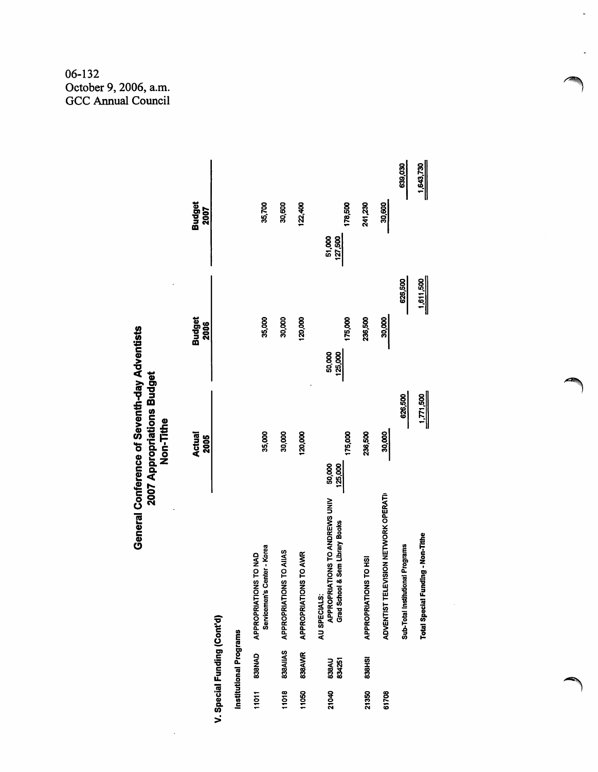06-132
October 9, 2006, a.m.
GCC Annual Council

# General Conference of Seventh-day Adventists
## 2007 Appropriations Budget
### Non-Tithe

**V. Special Funding (Cont'd)**

**Institutional Programs**

| | | | Actual 2005 | | Budget 2006 | | Budget 2007 | |
|---|---|---|---|---|---|---|---|---|
| 11011 | 838NAD | APPROPRIATIONS TO NAD<br>Servicemen's Center - Korea | | 35,000 | | 35,000 | | 35,700 |
| 11018 | 838AIIAS | APPROPRIATIONS TO AIIAS | | 30,000 | | 30,000 | | 30,600 |
| 11050 | 838AWR | APPROPRIATIONS TO AWR | | 120,000 | | 120,000 | | 122,400 |
| | | AU SPECIALS: | | | | | | |
| 21040 | 838AU | APPROPRIATIONS TO ANDREWS UNIV | 50,000 | | 50,000 | | 51,000 | |
| | 834251 | Grad School & Sem Library Books | 125,000 | 175,000 | 125,000 | 175,000 | 127,500 | 178,500 |
| 21350 | 838HSI | APPROPRIATIONS TO HSI | | 236,500 | | 236,500 | | 241,230 |
| 61708 | | ADVENTIST TELEVISION NETWORK OPERATI | | 30,000 | | 30,000 | | 30,600 |
| | | Sub-Total Institutional Programs | | 626,500 | | 626,500 | | 639,030 |
| | | Total Special Funding - Non-Tithe | | 1,771,500 | | 1,611,500 | | 1,643,730 |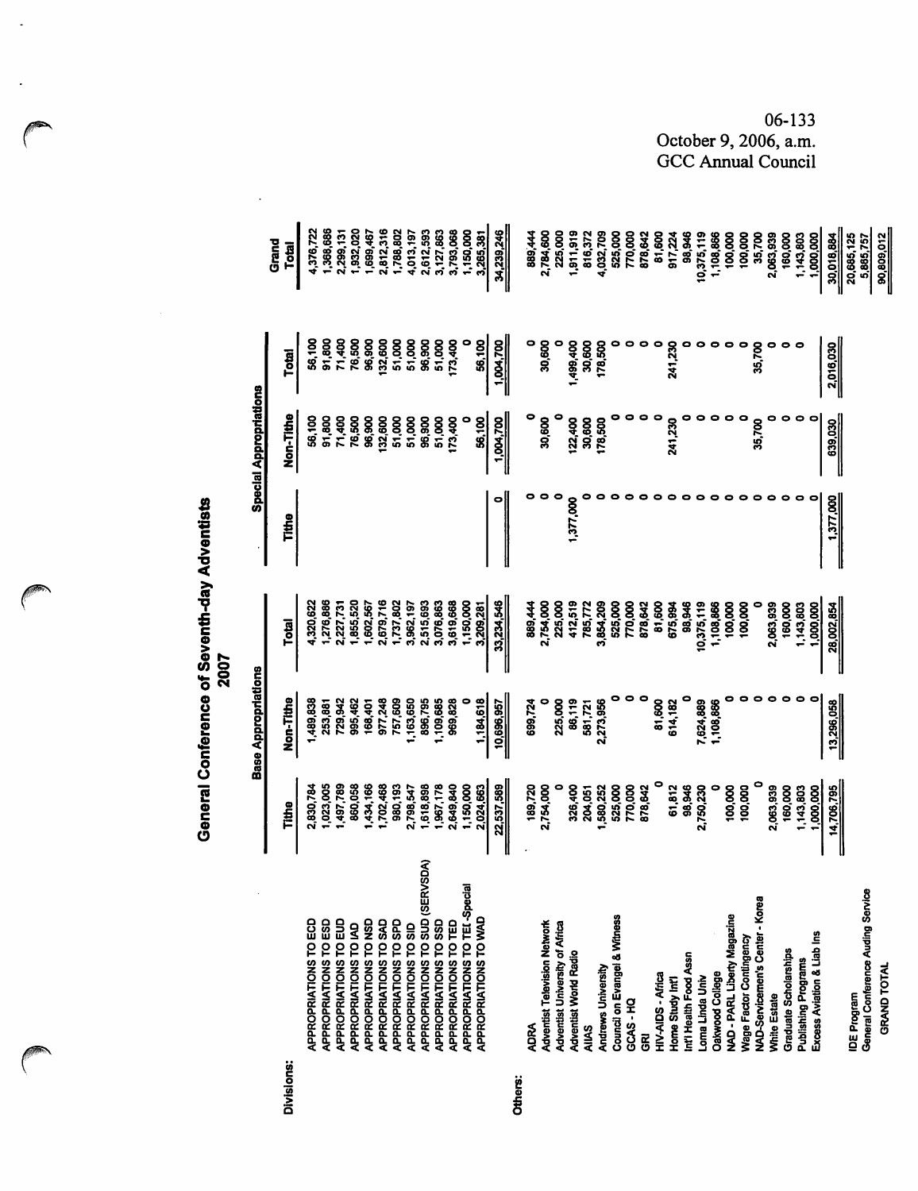06-133
October 9, 2006, a.m.
GCC Annual Council

# General Conference of Seventh-day Adventists
## 2007

| | Base Appropriations | | | Special Appropriations | | | Grand |
|---|---|---|---|---|---|---|---|
| | Tithe | Non-Tithe | Total | Tithe | Non-Tithe | Total | Total |
| **Divisions:** | | | | | | | |
| APPROPRIATIONS TO ECD | 2,830,784 | 1,489,838 | 4,320,622 | | 56,100 | 56,100 | 4,376,722 |
| APPROPRIATIONS TO ESD | 1,023,005 | 253,881 | 1,276,886 | | 91,800 | 91,800 | 1,368,686 |
| APPROPRIATIONS TO EUD | 1,497,789 | 729,942 | 2,227,731 | | 71,400 | 71,400 | 2,299,131 |
| APPROPRIATIONS TO IAD | 860,058 | 995,462 | 1,855,520 | | 76,500 | 76,500 | 1,932,020 |
| APPROPRIATIONS TO NSD | 1,434,166 | 168,401 | 1,602,567 | | 96,900 | 96,900 | 1,699,467 |
| APPROPRIATIONS TO SAD | 1,702,468 | 977,248 | 2,679,716 | | 132,600 | 132,600 | 2,812,316 |
| APPROPRIATIONS TO SPD | 980,193 | 757,609 | 1,737,802 | | 51,000 | 51,000 | 1,788,802 |
| APPROPRIATIONS TO SID | 2,798,547 | 1,163,650 | 3,962,197 | | 51,000 | 51,000 | 4,013,197 |
| APPROPRIATIONS TO SUD (SERVSDA) | 1,618,898 | 896,795 | 2,515,693 | | 96,900 | 96,900 | 2,612,593 |
| APPROPRIATIONS TO SSD | 1,967,178 | 1,109,685 | 3,076,863 | | 51,000 | 51,000 | 3,127,863 |
| APPROPRIATIONS TO TED | 2,649,840 | 969,828 | 3,619,668 | | 173,400 | 173,400 | 3,793,068 |
| APPROPRIATIONS TO TEL-Special | 1,150,000 | 0 | 1,150,000 | | 0 | 0 | 1,150,000 |
| APPROPRIATIONS TO WAD | 2,024,663 | 1,184,618 | 3,209,281 | | 56,100 | 56,100 | 3,265,381 |
| | 22,537,589 | 10,696,957 | 33,234,546 | 0 | 1,004,700 | 1,004,700 | 34,239,246 |
| **Others:** | | | | | | | |
| ADRA | 189,720 | 699,724 | 889,444 | 0 | 0 | 0 | 889,444 |
| Adventist Television Network | 2,754,000 | 0 | 2,754,000 | 0 | 30,600 | 30,600 | 2,784,600 |
| Adventist University of Africa | 0 | 225,000 | 225,000 | 0 | 0 | 0 | 225,000 |
| Adventist World Radio | 326,400 | 86,119 | 412,519 | 1,377,000 | 122,400 | 1,499,400 | 1,911,919 |
| AIIAS | 204,051 | 581,721 | 785,772 | 0 | 30,600 | 30,600 | 816,372 |
| Andrews University | 1,580,252 | 2,273,956 | 3,854,209 | 0 | 178,500 | 178,500 | 4,032,709 |
| Council on Evangel & Witness | 525,000 | 0 | 525,000 | 0 | 0 | 0 | 525,000 |
| GCAS - HQ | 770,000 | 0 | 770,000 | 0 | 0 | 0 | 770,000 |
| GRI | 878,642 | | 878,642 | 0 | 0 | 0 | 878,642 |
| HIV-AIDS - Africa | 0 | 81,600 | 81,600 | 0 | 0 | 0 | 81,600 |
| Home Study Int'l | 61,812 | 614,182 | 675,994 | 0 | 241,230 | 241,230 | 917,224 |
| Int'l Health Food Assn | 98,946 | 0 | 98,946 | 0 | 0 | 0 | 98,946 |
| Loma Linda Univ | 2,750,230 | 7,624,889 | 10,375,119 | 0 | 0 | 0 | 10,375,119 |
| Oakwood College | 0 | 1,108,866 | 1,108,866 | 0 | 0 | 0 | 1,108,866 |
| NAD - PARL Liberty Magazine | 100,000 | 0 | 100,000 | 0 | 0 | 0 | 100,000 |
| Wage Factor Contingency | 100,000 | 0 | 100,000 | 0 | 0 | 0 | 100,000 |
| NAD-Servicemen's Center - Korea | 0 | 0 | 0 | 0 | 35,700 | 35,700 | 35,700 |
| White Estate | 2,063,939 | 0 | 2,063,939 | 0 | 0 | 0 | 2,063,939 |
| Graduate Scholarships | 160,000 | 0 | 160,000 | 0 | 0 | 0 | 160,000 |
| Publishing Programs | 1,143,803 | 0 | 1,143,803 | 0 | 0 | | 1,143,803 |
| Excess Aviation & Liab Ins | 1,000,000 | 0 | 1,000,000 | 0 | 0 | | 1,000,000 |
| | 14,706,795 | 13,296,058 | 28,002,854 | 1,377,000 | 639,030 | 2,016,030 | 30,018,884 |
| IDE Program | | | | | | | 20,685,125 |
| General Conference Auding Service | | | | | | | 5,865,757 |
| GRAND TOTAL | | | | | | | 90,809,012 |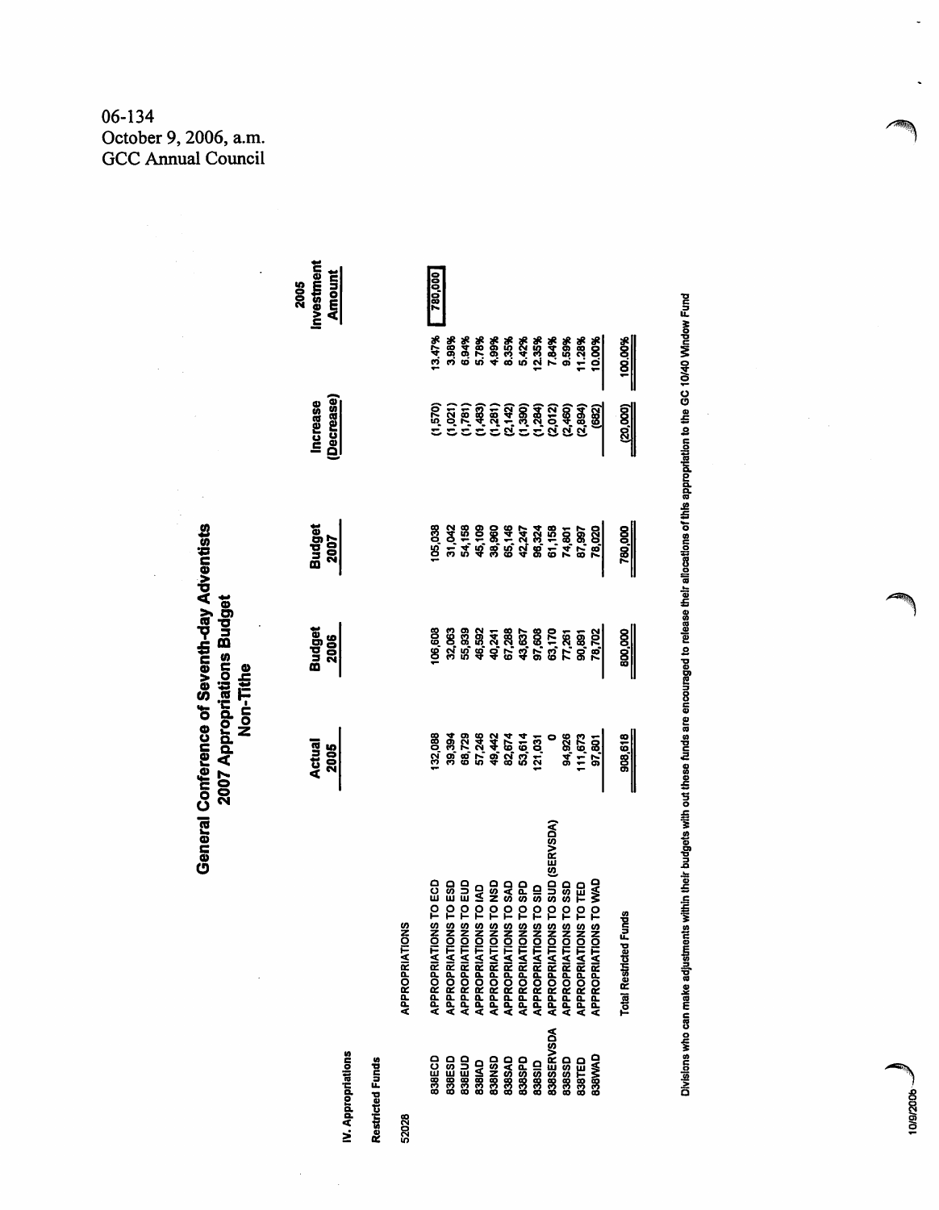06-134
October 9, 2006, a.m.
GCC Annual Council

# General Conference of Seventh-day Adventists
## 2007 Appropriations Budget
## Non-Tithe

**IV. Appropriations**

**Restricted Funds**

| | | Actual 2005 | Budget 2006 | Budget 2007 | Increase (Decrease) | | 2005 Investment Amount |
|---|---|---|---|---|---|---|---|
| 52028 | APPROPRIATIONS | | | | | | |
| 838ECD | APPROPRIATIONS TO ECD | 132,088 | 106,608 | 105,038 | (1,570) | 13.47% | 780,000 |
| 838ESD | APPROPRIATIONS TO ESD | 39,394 | 32,063 | 31,042 | (1,021) | 3.98% | |
| 838EUD | APPROPRIATIONS TO EUD | 68,729 | 55,939 | 54,158 | (1,781) | 6.94% | |
| 838IAD | APPROPRIATIONS TO IAD | 57,246 | 46,592 | 45,109 | (1,483) | 5.78% | |
| 838NSD | APPROPRIATIONS TO NSD | 49,442 | 40,241 | 38,960 | (1,281) | 4.99% | |
| 838SAD | APPROPRIATIONS TO SAD | 82,674 | 67,288 | 65,146 | (2,142) | 8.35% | |
| 838SPD | APPROPRIATIONS TO SPD | 53,614 | 43,637 | 42,247 | (1,390) | 5.42% | |
| 838SID | APPROPRIATIONS TO SID | 121,031 | 97,608 | 96,324 | (1,284) | 12.35% | |
| 838SERVSDA | APPROPRIATIONS TO SUD (SERVSDA) | 0 | 63,170 | 61,158 | (2,012) | 7.84% | |
| 838SSD | APPROPRIATIONS TO SSD | 94,926 | 77,261 | 74,801 | (2,460) | 9.59% | |
| 838TED | APPROPRIATIONS TO TED | 111,673 | 90,891 | 87,997 | (2,894) | 11.28% | |
| 838WAD | APPROPRIATIONS TO WAD | 97,801 | 78,702 | 78,020 | (682) | 10.00% | |
| | Total Restricted Funds | 908,618 | 800,000 | 780,000 | (20,000) | 100.00% | |

Divisions who can make adjustments within their budgets with out these funds are encouraged to release their allocations of this appropriation to the GC 10/40 Window Fund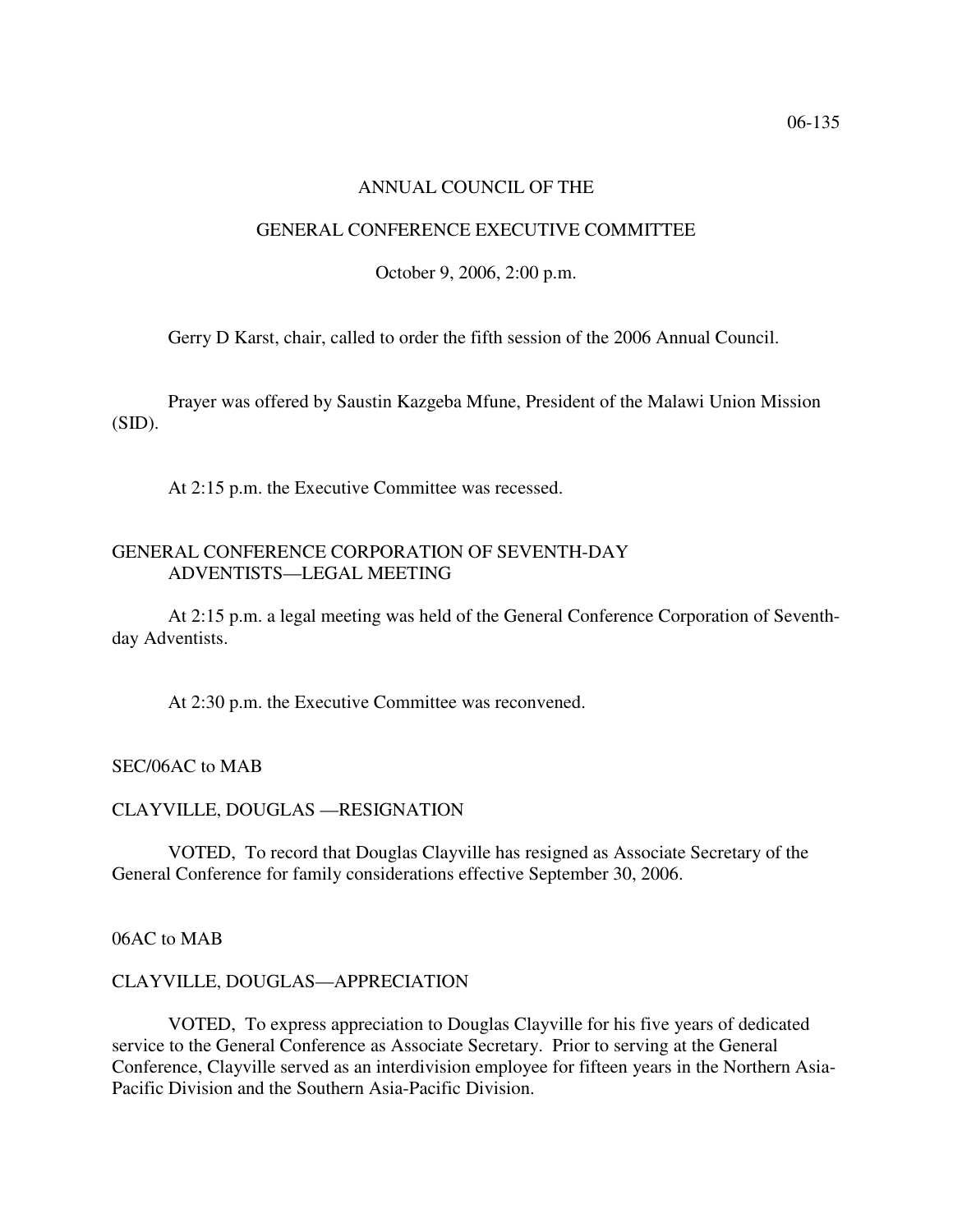ANNUAL COUNCIL OF THE

GENERAL CONFERENCE EXECUTIVE COMMITTEE

October 9, 2006, 2:00 p.m.

Gerry D Karst, chair, called to order the fifth session of the 2006 Annual Council.

Prayer was offered by Saustin Kazgeba Mfune, President of the Malawi Union Mission (SID).

At 2:15 p.m. the Executive Committee was recessed.

GENERAL CONFERENCE CORPORATION OF SEVENTH-DAY ADVENTISTS—LEGAL MEETING

At 2:15 p.m. a legal meeting was held of the General Conference Corporation of Seventh-day Adventists.

At 2:30 p.m. the Executive Committee was reconvened.

SEC/06AC to MAB

CLAYVILLE, DOUGLAS —RESIGNATION

VOTED, To record that Douglas Clayville has resigned as Associate Secretary of the General Conference for family considerations effective September 30, 2006.

06AC to MAB

CLAYVILLE, DOUGLAS—APPRECIATION

VOTED, To express appreciation to Douglas Clayville for his five years of dedicated service to the General Conference as Associate Secretary. Prior to serving at the General Conference, Clayville served as an interdivision employee for fifteen years in the Northern Asia-Pacific Division and the Southern Asia-Pacific Division.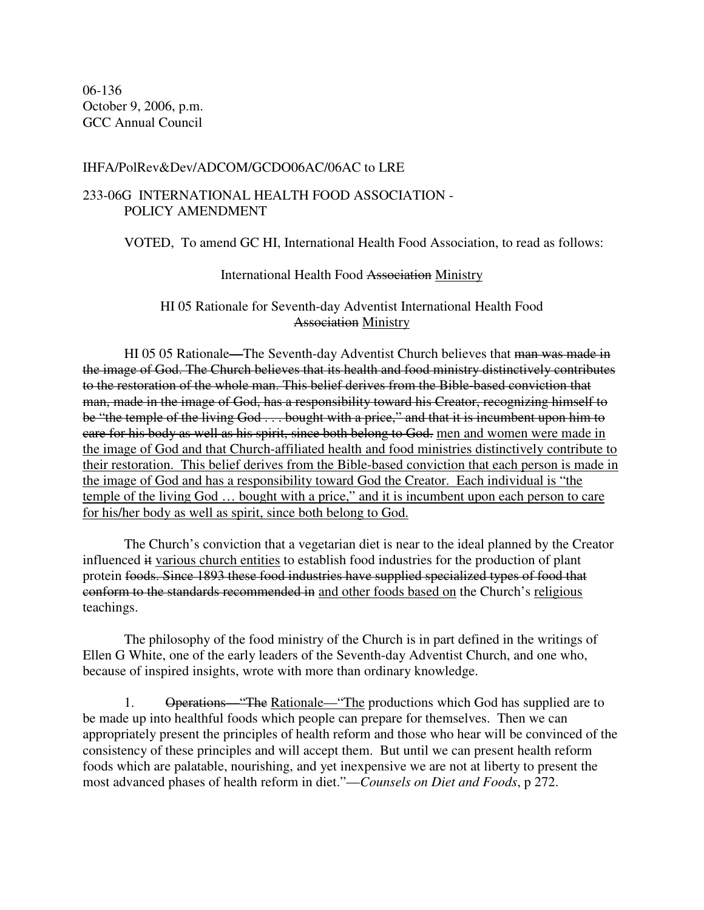06-136
October 9, 2006, p.m.
GCC Annual Council

IHFA/PolRev&Dev/ADCOM/GCDO06AC/06AC to LRE

233-06G INTERNATIONAL HEALTH FOOD ASSOCIATION - POLICY AMENDMENT

VOTED, To amend GC HI, International Health Food Association, to read as follows:

International Health Food ~~Association~~ <u>Ministry</u>

HI 05 Rationale for Seventh-day Adventist International Health Food ~~Association~~ <u>Ministry</u>

HI 05 05 Rationale—The Seventh-day Adventist Church believes that ~~man was made in the image of God. The Church believes that its health and food ministry distinctively contributes to the restoration of the whole man. This belief derives from the Bible-based conviction that man, made in the image of God, has a responsibility toward his Creator, recognizing himself to be "the temple of the living God . . . bought with a price," and that it is incumbent upon him to care for his body as well as his spirit, since both belong to God.~~ <u>men and women were made in the image of God and that Church-affiliated health and food ministries distinctively contribute to their restoration. This belief derives from the Bible-based conviction that each person is made in the image of God and has a responsibility toward God the Creator. Each individual is "the temple of the living God … bought with a price," and it is incumbent upon each person to care for his/her body as well as spirit, since both belong to God.</u>

The Church's conviction that a vegetarian diet is near to the ideal planned by the Creator influenced ~~it~~ <u>various church entities</u> to establish food industries for the production of plant protein ~~foods. Since 1893 these food industries have supplied specialized types of food that conform to the standards recommended in~~ <u>and other foods based on</u> the Church's <u>religious</u> teachings.

The philosophy of the food ministry of the Church is in part defined in the writings of Ellen G White, one of the early leaders of the Seventh-day Adventist Church, and one who, because of inspired insights, wrote with more than ordinary knowledge.

1. ~~Operations—"The~~ <u>Rationale—"The</u> productions which God has supplied are to be made up into healthful foods which people can prepare for themselves. Then we can appropriately present the principles of health reform and those who hear will be convinced of the consistency of these principles and will accept them. But until we can present health reform foods which are palatable, nourishing, and yet inexpensive we are not at liberty to present the most advanced phases of health reform in diet."—*Counsels on Diet and Foods*, p 272.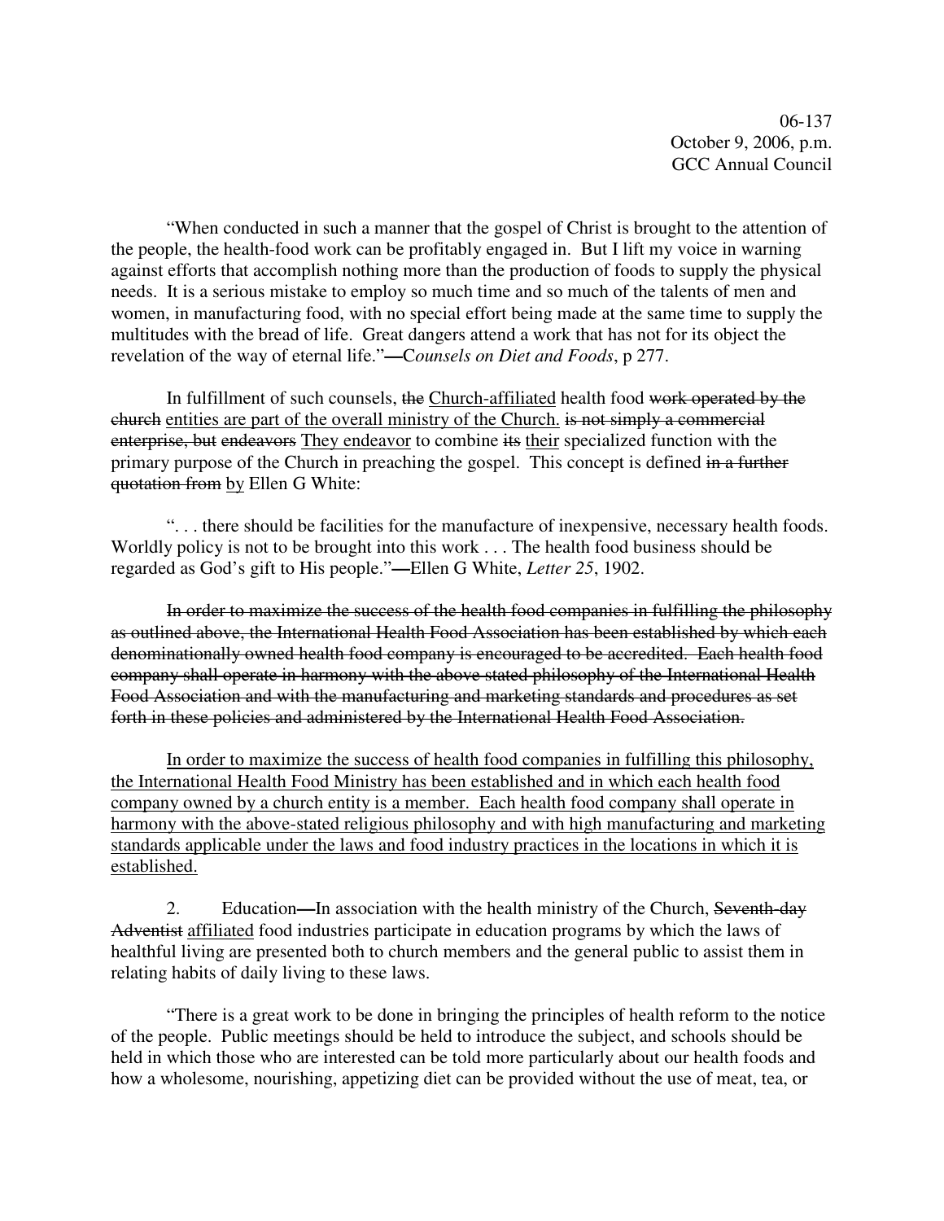"When conducted in such a manner that the gospel of Christ is brought to the attention of the people, the health-food work can be profitably engaged in. But I lift my voice in warning against efforts that accomplish nothing more than the production of foods to supply the physical needs. It is a serious mistake to employ so much time and so much of the talents of men and women, in manufacturing food, with no special effort being made at the same time to supply the multitudes with the bread of life. Great dangers attend a work that has not for its object the revelation of the way of eternal life."**—**C*ounsels on Diet and Foods*, p 277.

In fulfillment of such counsels, ~~the~~ <u>Church-affiliated</u> health food ~~work operated by the church~~ <u>entities are part of the overall ministry of the Church.</u> ~~is not simply a commercial enterprise, but endeavors~~ <u>They endeavor</u> to combine ~~its~~ <u>their</u> specialized function with the primary purpose of the Church in preaching the gospel. This concept is defined ~~in a further quotation from~~ <u>by</u> Ellen G White:

". . . there should be facilities for the manufacture of inexpensive, necessary health foods. Worldly policy is not to be brought into this work . . . The health food business should be regarded as God's gift to His people."**—**Ellen G White, *Letter 25*, 1902.

~~In order to maximize the success of the health food companies in fulfilling the philosophy as outlined above, the International Health Food Association has been established by which each denominationally owned health food company is encouraged to be accredited. Each health food company shall operate in harmony with the above stated philosophy of the International Health Food Association and with the manufacturing and marketing standards and procedures as set forth in these policies and administered by the International Health Food Association.~~

<u>In order to maximize the success of health food companies in fulfilling this philosophy, the International Health Food Ministry has been established and in which each health food company owned by a church entity is a member. Each health food company shall operate in harmony with the above-stated religious philosophy and with high manufacturing and marketing standards applicable under the laws and food industry practices in the locations in which it is established.</u>

2. Education**—**In association with the health ministry of the Church, ~~Seventh-day Adventist~~ <u>affiliated</u> food industries participate in education programs by which the laws of healthful living are presented both to church members and the general public to assist them in relating habits of daily living to these laws.

"There is a great work to be done in bringing the principles of health reform to the notice of the people. Public meetings should be held to introduce the subject, and schools should be held in which those who are interested can be told more particularly about our health foods and how a wholesome, nourishing, appetizing diet can be provided without the use of meat, tea, or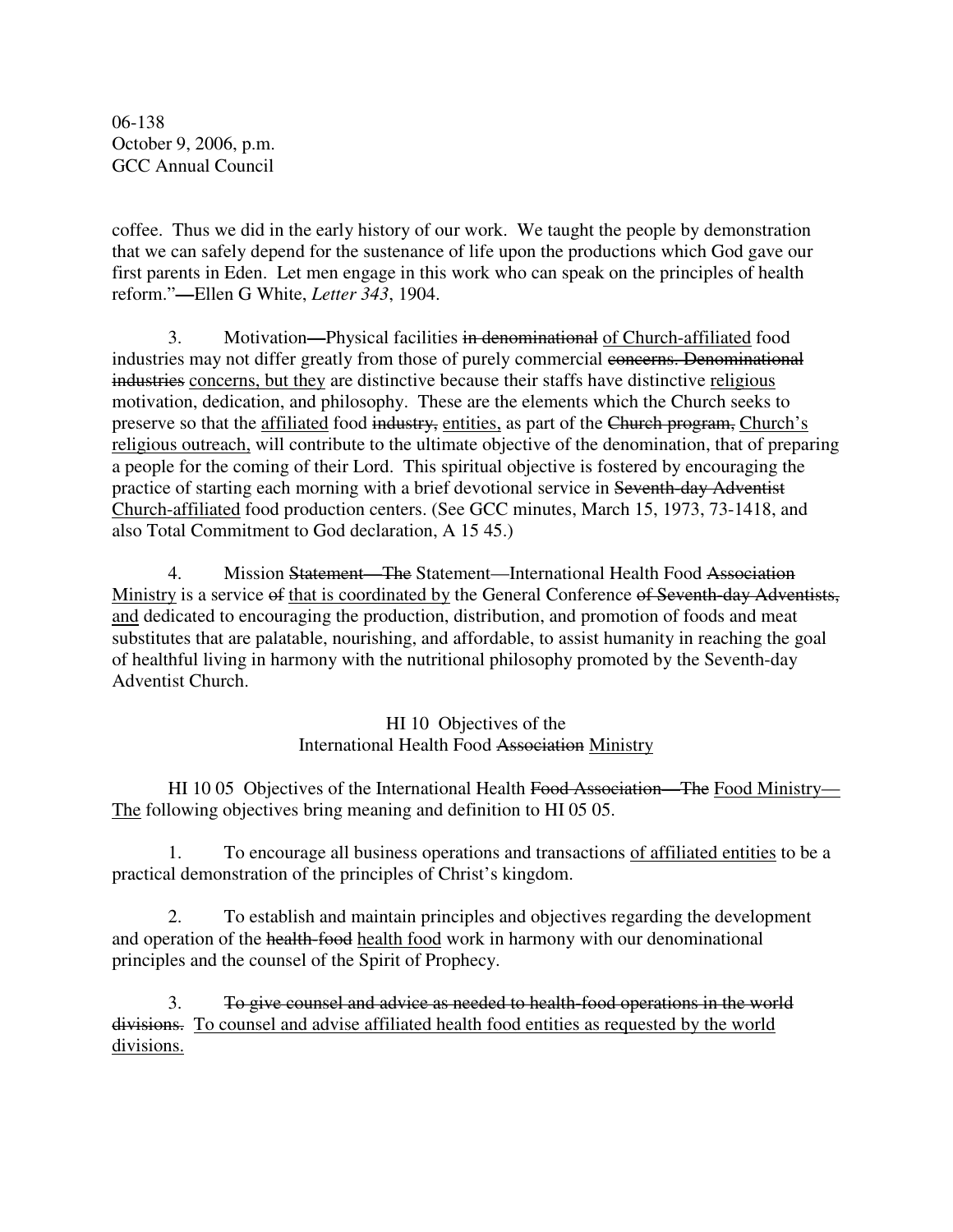coffee. Thus we did in the early history of our work. We taught the people by demonstration that we can safely depend for the sustenance of life upon the productions which God gave our first parents in Eden. Let men engage in this work who can speak on the principles of health reform."—Ellen G White, *Letter 343*, 1904.

3. Motivation—Physical facilities ~~in denominational~~ <u>of Church-affiliated</u> food industries may not differ greatly from those of purely commercial ~~concerns. Denominational industries~~ <u>concerns, but they</u> are distinctive because their staffs have distinctive <u>religious</u> motivation, dedication, and philosophy. These are the elements which the Church seeks to preserve so that the <u>affiliated</u> food ~~industry,~~ <u>entities,</u> as part of the ~~Church program,~~ <u>Church's religious outreach,</u> will contribute to the ultimate objective of the denomination, that of preparing a people for the coming of their Lord. This spiritual objective is fostered by encouraging the practice of starting each morning with a brief devotional service in ~~Seventh-day Adventist~~ <u>Church-affiliated</u> food production centers. (See GCC minutes, March 15, 1973, 73-1418, and also Total Commitment to God declaration, A 15 45.)

4. Mission ~~Statement—The~~ Statement—International Health Food ~~Association~~ <u>Ministry</u> is a service ~~of~~ <u>that is coordinated by</u> the General Conference ~~of Seventh-day Adventists,~~ <u>and</u> dedicated to encouraging the production, distribution, and promotion of foods and meat substitutes that are palatable, nourishing, and affordable, to assist humanity in reaching the goal of healthful living in harmony with the nutritional philosophy promoted by the Seventh-day Adventist Church.

## HI 10 Objectives of the International Health Food ~~Association~~ <u>Ministry</u>

HI 10 05 Objectives of the International Health ~~Food Association—The~~ <u>Food Ministry—The</u> following objectives bring meaning and definition to HI 05 05.

1. To encourage all business operations and transactions <u>of affiliated entities</u> to be a practical demonstration of the principles of Christ's kingdom.

2. To establish and maintain principles and objectives regarding the development and operation of the ~~health-food~~ <u>health food</u> work in harmony with our denominational principles and the counsel of the Spirit of Prophecy.

3. ~~To give counsel and advice as needed to health-food operations in the world divisions.~~ <u>To counsel and advise affiliated health food entities as requested by the world divisions.</u>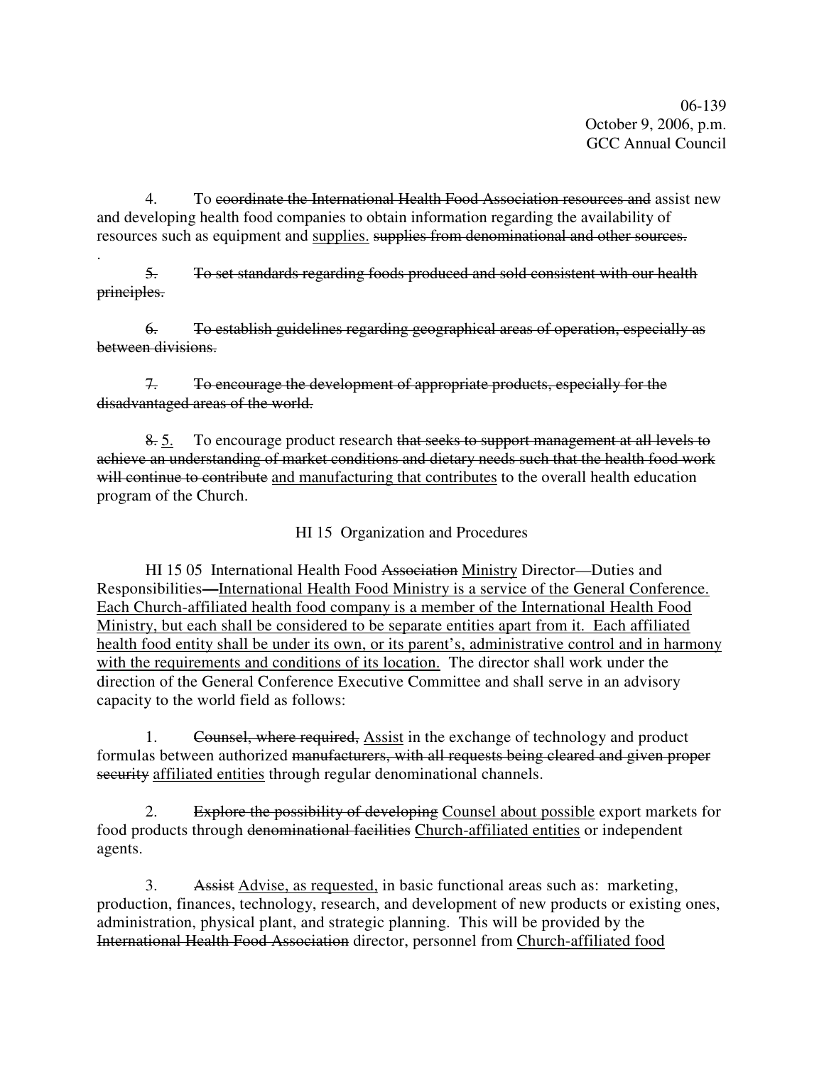4. To ~~coordinate the International Health Food Association resources and~~ assist new and developing health food companies to obtain information regarding the availability of resources such as equipment and <u>supplies.</u> ~~supplies from denominational and other sources.~~

~~5. To set standards regarding foods produced and sold consistent with our health principles.~~

~~6. To establish guidelines regarding geographical areas of operation, especially as between divisions.~~

~~7. To encourage the development of appropriate products, especially for the disadvantaged areas of the world.~~

~~8.~~ <u>5.</u> To encourage product research ~~that seeks to support management at all levels to achieve an understanding of market conditions and dietary needs such that the health food work will continue to contribute~~ <u>and manufacturing that contributes</u> to the overall health education program of the Church.

HI 15 Organization and Procedures

HI 15 05 International Health Food ~~Association~~ <u>Ministry</u> Director—Duties and Responsibilities—<u>International Health Food Ministry is a service of the General Conference. Each Church-affiliated health food company is a member of the International Health Food Ministry, but each shall be considered to be separate entities apart from it. Each affiliated health food entity shall be under its own, or its parent's, administrative control and in harmony with the requirements and conditions of its location.</u> The director shall work under the direction of the General Conference Executive Committee and shall serve in an advisory capacity to the world field as follows:

1. ~~Counsel, where required,~~ <u>Assist</u> in the exchange of technology and product formulas between authorized ~~manufacturers, with all requests being cleared and given proper security~~ <u>affiliated entities</u> through regular denominational channels.

2. ~~Explore the possibility of developing~~ <u>Counsel about possible</u> export markets for food products through ~~denominational facilities~~ <u>Church-affiliated entities</u> or independent agents.

3. ~~Assist~~ <u>Advise, as requested,</u> in basic functional areas such as: marketing, production, finances, technology, research, and development of new products or existing ones, administration, physical plant, and strategic planning. This will be provided by the ~~International Health Food Association~~ director, personnel from <u>Church-affiliated food</u>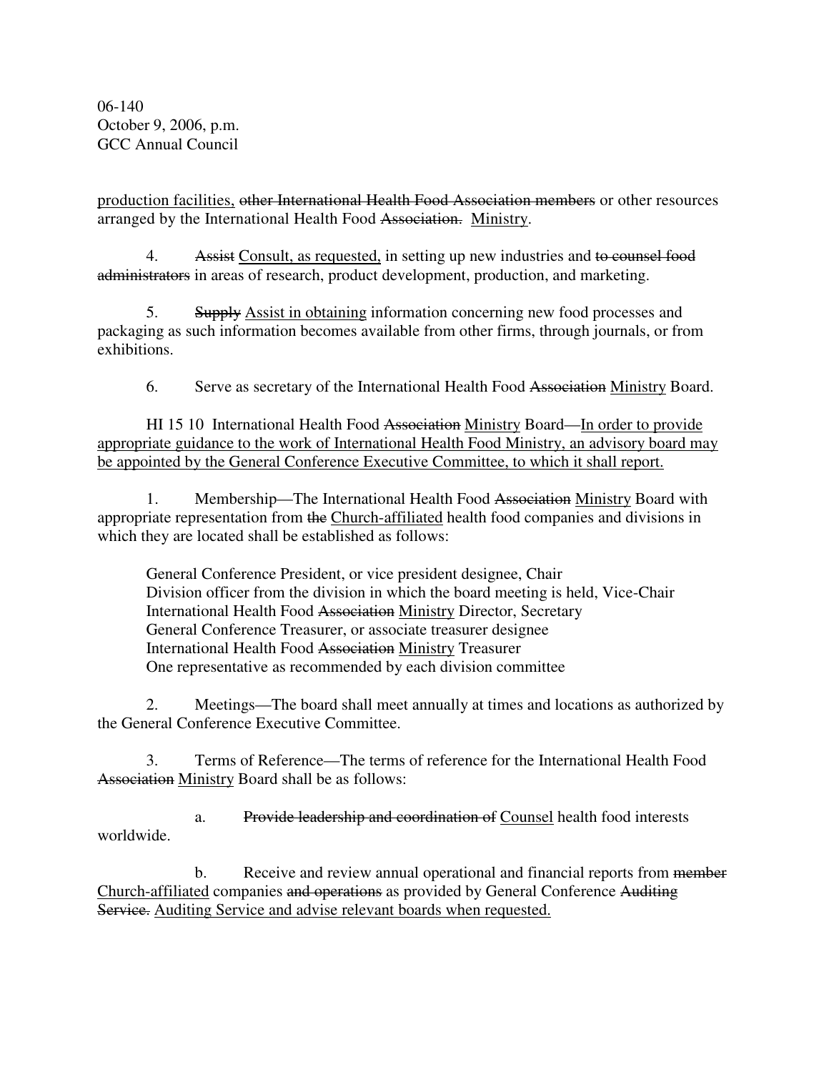production facilities, ~~other International Health Food Association members~~ or other resources arranged by the International Health Food ~~Association.~~ Ministry.

4. ~~Assist~~ Consult, as requested, in setting up new industries and ~~to counsel food administrators~~ in areas of research, product development, production, and marketing.

5. ~~Supply~~ Assist in obtaining information concerning new food processes and packaging as such information becomes available from other firms, through journals, or from exhibitions.

6. Serve as secretary of the International Health Food ~~Association~~ Ministry Board.

HI 15 10 International Health Food ~~Association~~ Ministry Board—In order to provide appropriate guidance to the work of International Health Food Ministry, an advisory board may be appointed by the General Conference Executive Committee, to which it shall report.

1. Membership—The International Health Food ~~Association~~ Ministry Board with appropriate representation from ~~the~~ Church-affiliated health food companies and divisions in which they are located shall be established as follows:

General Conference President, or vice president designee, Chair
Division officer from the division in which the board meeting is held, Vice-Chair
International Health Food ~~Association~~ Ministry Director, Secretary
General Conference Treasurer, or associate treasurer designee
International Health Food ~~Association~~ Ministry Treasurer
One representative as recommended by each division committee

2. Meetings—The board shall meet annually at times and locations as authorized by the General Conference Executive Committee.

3. Terms of Reference—The terms of reference for the International Health Food ~~Association~~ Ministry Board shall be as follows:

a. ~~Provide leadership and coordination of~~ Counsel health food interests worldwide.

b. Receive and review annual operational and financial reports from ~~member~~ Church-affiliated companies ~~and operations~~ as provided by General Conference ~~Auditing Service.~~ Auditing Service and advise relevant boards when requested.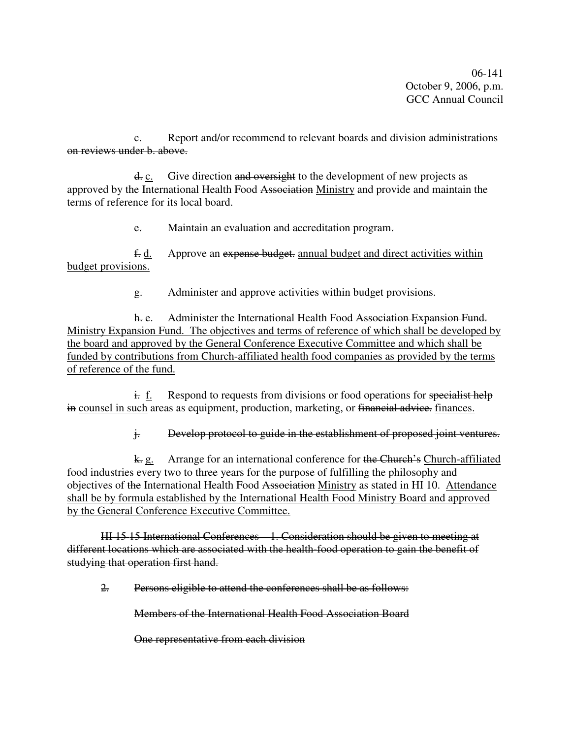~~c. Report and/or recommend to relevant boards and division administrations on reviews under b. above.~~

~~d.~~ <u>c.</u> Give direction ~~and oversight~~ to the development of new projects as approved by the International Health Food ~~Association~~ <u>Ministry</u> and provide and maintain the terms of reference for its local board.

~~e. Maintain an evaluation and accreditation program.~~

~~f.~~ <u>d.</u> Approve an ~~expense budget.~~ <u>annual budget and direct activities within budget provisions.</u>

~~g. Administer and approve activities within budget provisions.~~

~~h.~~ <u>e.</u> Administer the International Health Food ~~Association Expansion Fund.~~ <u>Ministry Expansion Fund. The objectives and terms of reference of which shall be developed by the board and approved by the General Conference Executive Committee and which shall be funded by contributions from Church-affiliated health food companies as provided by the terms of reference of the fund.</u>

~~i.~~ <u>f.</u> Respond to requests from divisions or food operations for ~~specialist help in~~ <u>counsel in such</u> areas as equipment, production, marketing, or ~~financial advice.~~ <u>finances.</u>

~~j. Develop protocol to guide in the establishment of proposed joint ventures.~~

~~k.~~ <u>g.</u> Arrange for an international conference for ~~the Church's~~ <u>Church-affiliated</u> food industries every two to three years for the purpose of fulfilling the philosophy and objectives of ~~the~~ International Health Food ~~Association~~ <u>Ministry</u> as stated in HI 10. <u>Attendance shall be by formula established by the International Health Food Ministry Board and approved by the General Conference Executive Committee.</u>

~~HI 15 15 International Conferences—1. Consideration should be given to meeting at different locations which are associated with the health-food operation to gain the benefit of studying that operation first hand.~~

~~2. Persons eligible to attend the conferences shall be as follows:~~

~~Members of the International Health Food Association Board~~

~~One representative from each division~~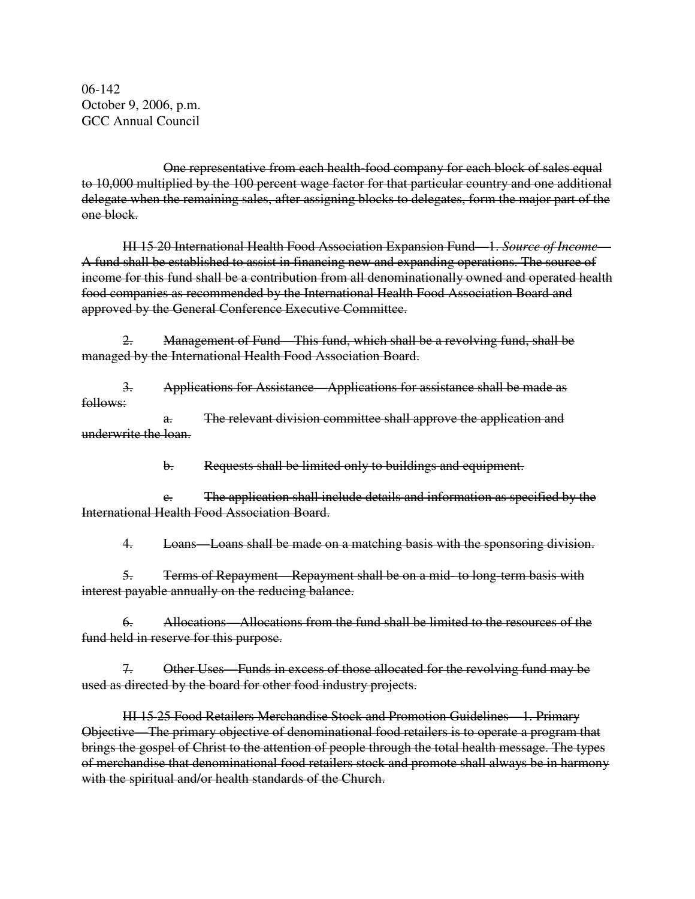06-142
October 9, 2006, p.m.
GCC Annual Council

~~One representative from each health-food company for each block of sales equal to 10,000 multiplied by the 100 percent wage factor for that particular country and one additional delegate when the remaining sales, after assigning blocks to delegates, form the major part of the one block.~~

~~HI 15 20 International Health Food Association Expansion Fund—1. *Source of Income*—A fund shall be established to assist in financing new and expanding operations. The source of income for this fund shall be a contribution from all denominationally owned and operated health food companies as recommended by the International Health Food Association Board and approved by the General Conference Executive Committee.~~

~~2. Management of Fund—This fund, which shall be a revolving fund, shall be managed by the International Health Food Association Board.~~

~~3. Applications for Assistance—Applications for assistance shall be made as follows:~~

~~a. The relevant division committee shall approve the application and underwrite the loan.~~

~~b. Requests shall be limited only to buildings and equipment.~~

~~c. The application shall include details and information as specified by the International Health Food Association Board.~~

~~4. Loans—Loans shall be made on a matching basis with the sponsoring division.~~

~~5. Terms of Repayment—Repayment shall be on a mid- to long-term basis with interest payable annually on the reducing balance.~~

~~6. Allocations—Allocations from the fund shall be limited to the resources of the fund held in reserve for this purpose.~~

~~7. Other Uses—Funds in excess of those allocated for the revolving fund may be used as directed by the board for other food industry projects.~~

~~HI 15 25 Food Retailers Merchandise Stock and Promotion Guidelines—1. Primary Objective—The primary objective of denominational food retailers is to operate a program that brings the gospel of Christ to the attention of people through the total health message. The types of merchandise that denominational food retailers stock and promote shall always be in harmony with the spiritual and/or health standards of the Church.~~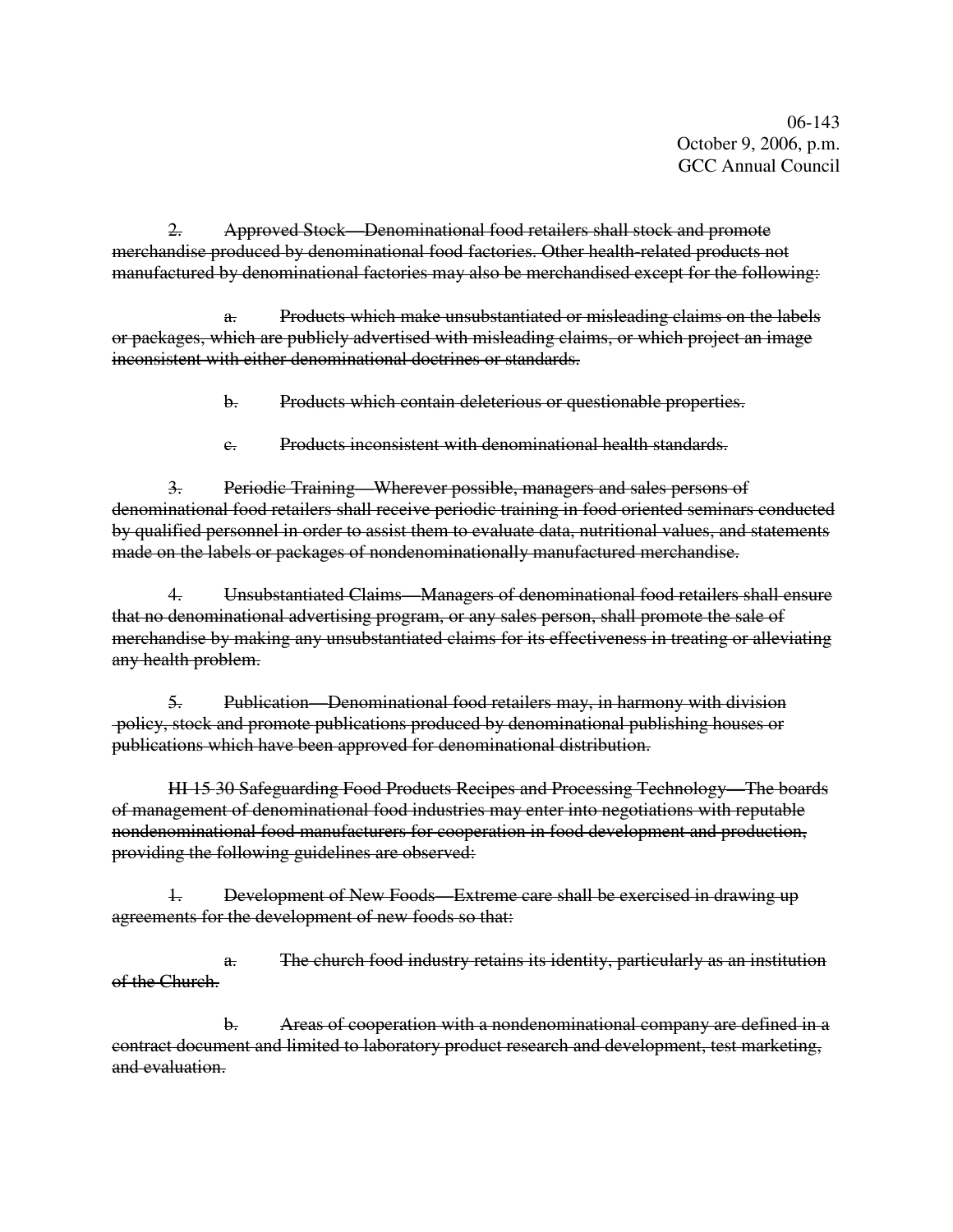~~2. Approved Stock—Denominational food retailers shall stock and promote merchandise produced by denominational food factories. Other health-related products not manufactured by denominational factories may also be merchandised except for the following:~~

~~a. Products which make unsubstantiated or misleading claims on the labels or packages, which are publicly advertised with misleading claims, or which project an image inconsistent with either denominational doctrines or standards.~~

~~b. Products which contain deleterious or questionable properties.~~

~~c. Products inconsistent with denominational health standards.~~

~~3. Periodic Training—Wherever possible, managers and sales persons of denominational food retailers shall receive periodic training in food oriented seminars conducted by qualified personnel in order to assist them to evaluate data, nutritional values, and statements made on the labels or packages of nondenominationally manufactured merchandise.~~

~~4. Unsubstantiated Claims—Managers of denominational food retailers shall ensure that no denominational advertising program, or any sales person, shall promote the sale of merchandise by making any unsubstantiated claims for its effectiveness in treating or alleviating any health problem.~~

~~5. Publication—Denominational food retailers may, in harmony with division policy, stock and promote publications produced by denominational publishing houses or publications which have been approved for denominational distribution.~~

~~HI 15 30 Safeguarding Food Products Recipes and Processing Technology—The boards of management of denominational food industries may enter into negotiations with reputable nondenominational food manufacturers for cooperation in food development and production, providing the following guidelines are observed:~~

~~1. Development of New Foods—Extreme care shall be exercised in drawing up agreements for the development of new foods so that:~~

~~a. The church food industry retains its identity, particularly as an institution of the Church.~~

~~b. Areas of cooperation with a nondenominational company are defined in a contract document and limited to laboratory product research and development, test marketing, and evaluation.~~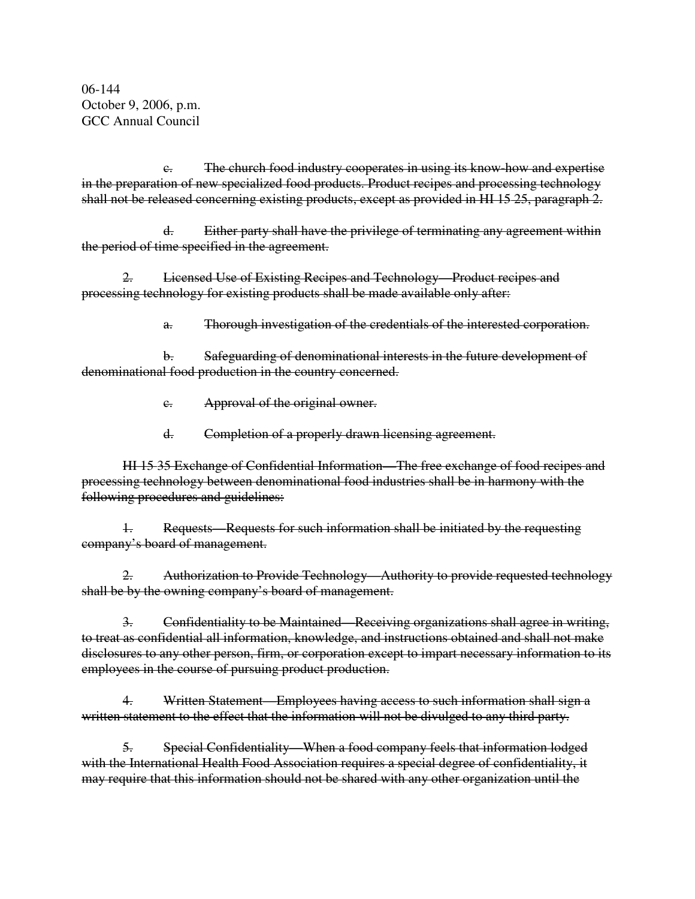~~c. The church food industry cooperates in using its know-how and expertise in the preparation of new specialized food products. Product recipes and processing technology shall not be released concerning existing products, except as provided in HI 15 25, paragraph 2.~~

~~d. Either party shall have the privilege of terminating any agreement within the period of time specified in the agreement.~~

~~2. Licensed Use of Existing Recipes and Technology—Product recipes and processing technology for existing products shall be made available only after:~~

~~a. Thorough investigation of the credentials of the interested corporation.~~

~~b. Safeguarding of denominational interests in the future development of denominational food production in the country concerned.~~

~~c. Approval of the original owner.~~

~~d. Completion of a properly drawn licensing agreement.~~

~~HI 15 35 Exchange of Confidential Information—The free exchange of food recipes and processing technology between denominational food industries shall be in harmony with the following procedures and guidelines:~~

~~1. Requests—Requests for such information shall be initiated by the requesting company's board of management.~~

~~2. Authorization to Provide Technology—Authority to provide requested technology shall be by the owning company's board of management.~~

~~3. Confidentiality to be Maintained—Receiving organizations shall agree in writing, to treat as confidential all information, knowledge, and instructions obtained and shall not make disclosures to any other person, firm, or corporation except to impart necessary information to its employees in the course of pursuing product production.~~

~~4. Written Statement—Employees having access to such information shall sign a written statement to the effect that the information will not be divulged to any third party.~~

~~5. Special Confidentiality—When a food company feels that information lodged with the International Health Food Association requires a special degree of confidentiality, it may require that this information should not be shared with any other organization until the~~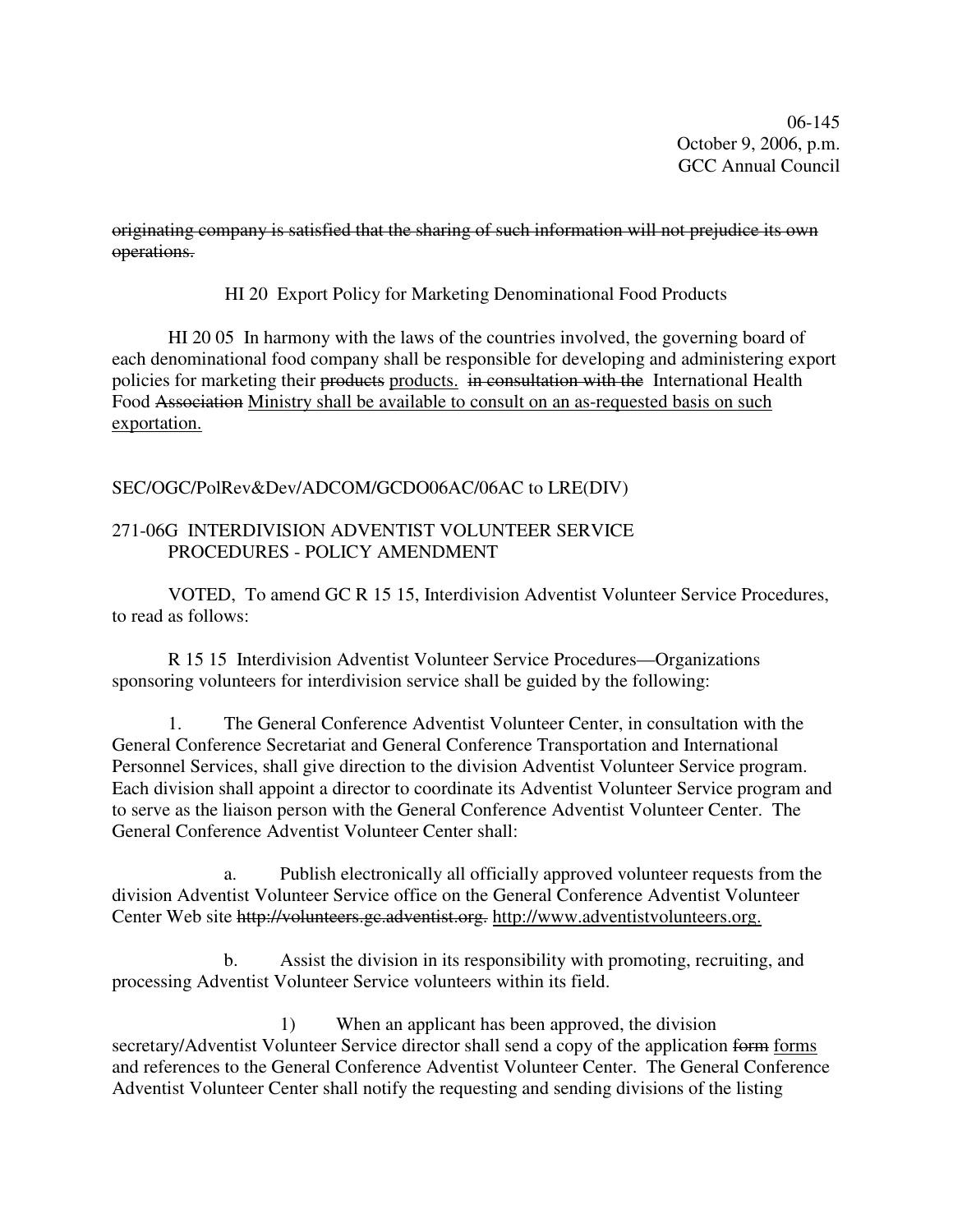~~originating company is satisfied that the sharing of such information will not prejudice its own operations.~~

HI 20 Export Policy for Marketing Denominational Food Products

HI 20 05 In harmony with the laws of the countries involved, the governing board of each denominational food company shall be responsible for developing and administering export policies for marketing their ~~products~~ <u>products.</u> ~~in consultation with the~~ International Health Food ~~Association~~ <u>Ministry shall be available to consult on an as-requested basis on such exportation.</u>

SEC/OGC/PolRev&Dev/ADCOM/GCDO06AC/06AC to LRE(DIV)

## 271-06G INTERDIVISION ADVENTIST VOLUNTEER SERVICE PROCEDURES - POLICY AMENDMENT

VOTED, To amend GC R 15 15, Interdivision Adventist Volunteer Service Procedures, to read as follows:

R 15 15 Interdivision Adventist Volunteer Service Procedures—Organizations sponsoring volunteers for interdivision service shall be guided by the following:

1. The General Conference Adventist Volunteer Center, in consultation with the General Conference Secretariat and General Conference Transportation and International Personnel Services, shall give direction to the division Adventist Volunteer Service program. Each division shall appoint a director to coordinate its Adventist Volunteer Service program and to serve as the liaison person with the General Conference Adventist Volunteer Center. The General Conference Adventist Volunteer Center shall:

   a. Publish electronically all officially approved volunteer requests from the division Adventist Volunteer Service office on the General Conference Adventist Volunteer Center Web site ~~http://volunteers.gc.adventist.org.~~ <u>http://www.adventistvolunteers.org.</u>

   b. Assist the division in its responsibility with promoting, recruiting, and processing Adventist Volunteer Service volunteers within its field.

      1) When an applicant has been approved, the division secretary/Adventist Volunteer Service director shall send a copy of the application ~~form~~ <u>forms</u> and references to the General Conference Adventist Volunteer Center. The General Conference Adventist Volunteer Center shall notify the requesting and sending divisions of the listing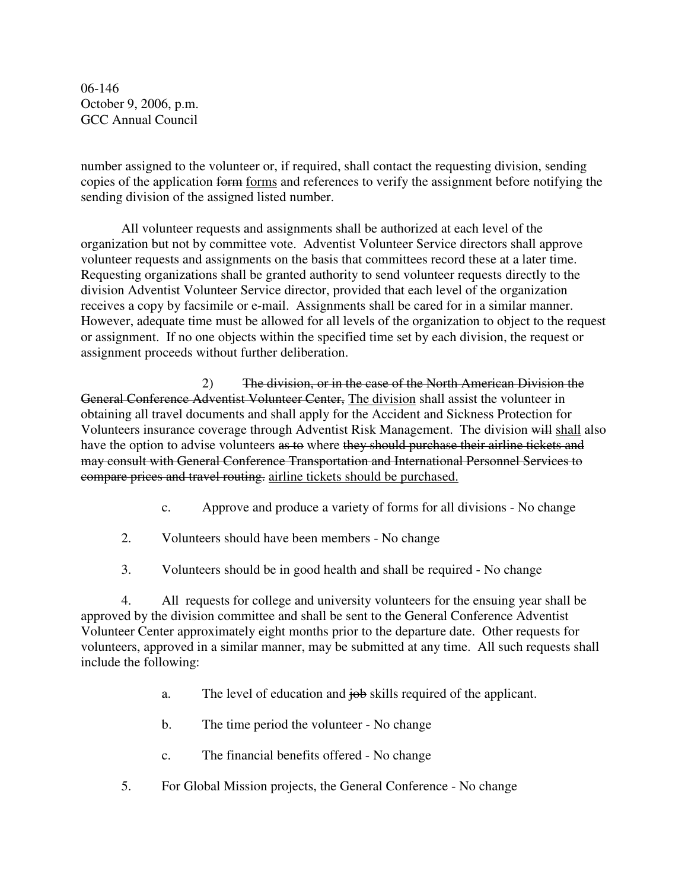06-146
October 9, 2006, p.m.
GCC Annual Council

number assigned to the volunteer or, if required, shall contact the requesting division, sending copies of the application ~~form~~ <u>forms</u> and references to verify the assignment before notifying the sending division of the assigned listed number.

All volunteer requests and assignments shall be authorized at each level of the organization but not by committee vote. Adventist Volunteer Service directors shall approve volunteer requests and assignments on the basis that committees record these at a later time. Requesting organizations shall be granted authority to send volunteer requests directly to the division Adventist Volunteer Service director, provided that each level of the organization receives a copy by facsimile or e-mail. Assignments shall be cared for in a similar manner. However, adequate time must be allowed for all levels of the organization to object to the request or assignment. If no one objects within the specified time set by each division, the request or assignment proceeds without further deliberation.

2) ~~The division, or in the case of the North American Division the General Conference Adventist Volunteer Center,~~ <u>The division</u> shall assist the volunteer in obtaining all travel documents and shall apply for the Accident and Sickness Protection for Volunteers insurance coverage through Adventist Risk Management. The division ~~will~~ <u>shall</u> also have the option to advise volunteers ~~as to~~ where ~~they should purchase their airline tickets and may consult with General Conference Transportation and International Personnel Services to compare prices and travel routing.~~ <u>airline tickets should be purchased.</u>

c. Approve and produce a variety of forms for all divisions - No change

2. Volunteers should have been members - No change

3. Volunteers should be in good health and shall be required - No change

4. All requests for college and university volunteers for the ensuing year shall be approved by the division committee and shall be sent to the General Conference Adventist Volunteer Center approximately eight months prior to the departure date. Other requests for volunteers, approved in a similar manner, may be submitted at any time. All such requests shall include the following:

a. The level of education and ~~job~~ skills required of the applicant.

b. The time period the volunteer - No change

c. The financial benefits offered - No change

5. For Global Mission projects, the General Conference - No change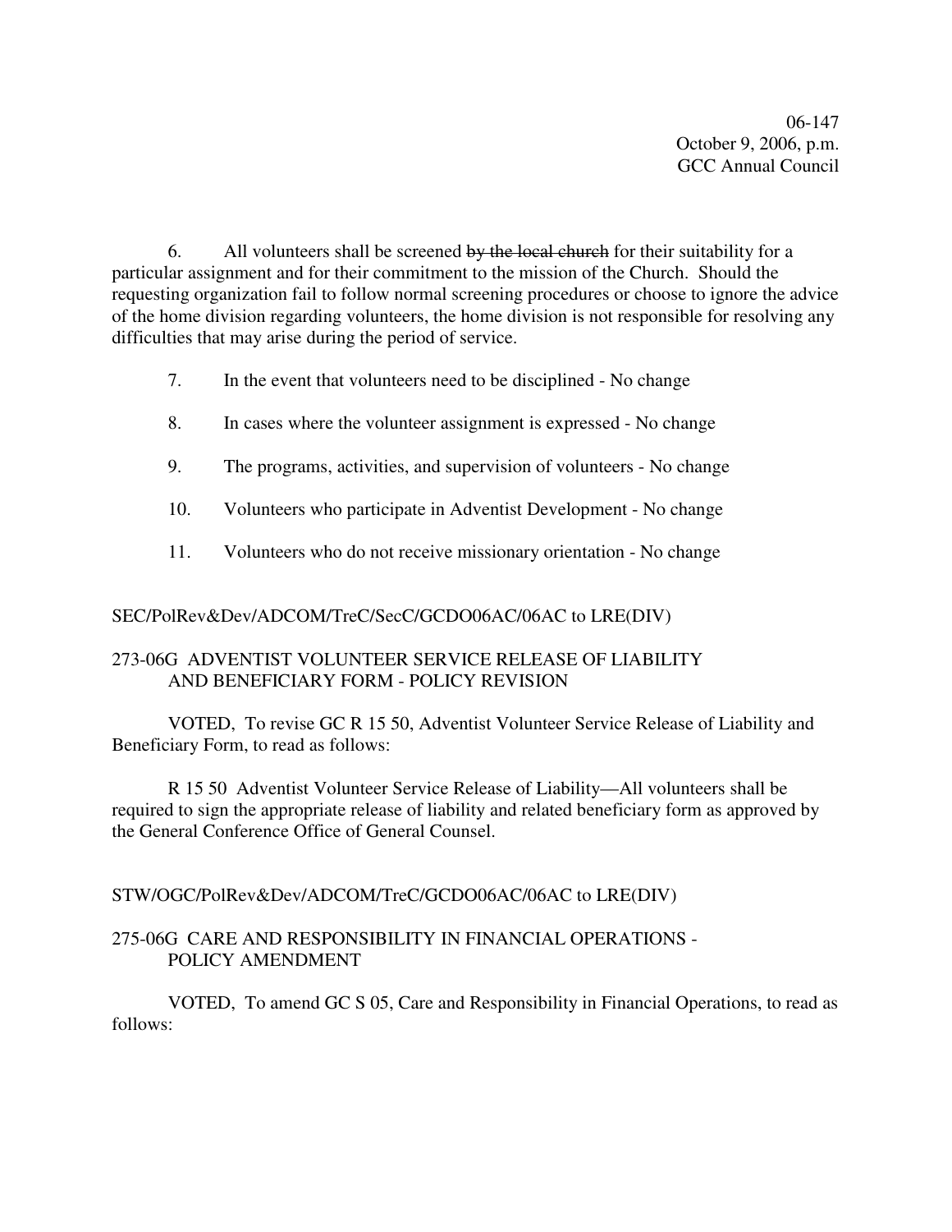6. All volunteers shall be screened ~~by the local church~~ for their suitability for a particular assignment and for their commitment to the mission of the Church. Should the requesting organization fail to follow normal screening procedures or choose to ignore the advice of the home division regarding volunteers, the home division is not responsible for resolving any difficulties that may arise during the period of service.

7. In the event that volunteers need to be disciplined - No change

8. In cases where the volunteer assignment is expressed - No change

9. The programs, activities, and supervision of volunteers - No change

10. Volunteers who participate in Adventist Development - No change

11. Volunteers who do not receive missionary orientation - No change

SEC/PolRev&Dev/ADCOM/TreC/SecC/GCDO06AC/06AC to LRE(DIV)

273-06G ADVENTIST VOLUNTEER SERVICE RELEASE OF LIABILITY AND BENEFICIARY FORM - POLICY REVISION

VOTED, To revise GC R 15 50, Adventist Volunteer Service Release of Liability and Beneficiary Form, to read as follows:

R 15 50 Adventist Volunteer Service Release of Liability—All volunteers shall be required to sign the appropriate release of liability and related beneficiary form as approved by the General Conference Office of General Counsel.

STW/OGC/PolRev&Dev/ADCOM/TreC/GCDO06AC/06AC to LRE(DIV)

275-06G CARE AND RESPONSIBILITY IN FINANCIAL OPERATIONS - POLICY AMENDMENT

VOTED, To amend GC S 05, Care and Responsibility in Financial Operations, to read as follows: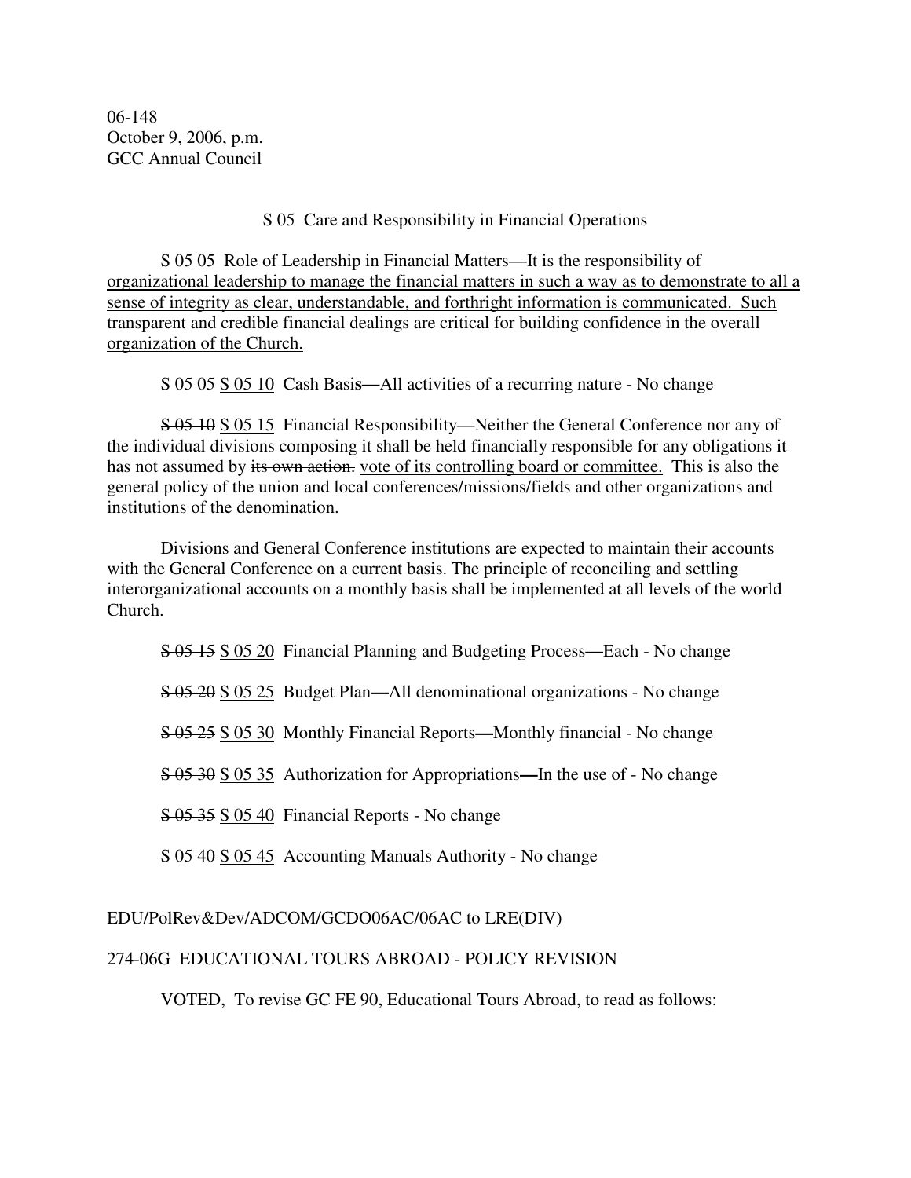06-148
October 9, 2006, p.m.
GCC Annual Council

S 05 Care and Responsibility in Financial Operations

<u>S 05 05 Role of Leadership in Financial Matters—It is the responsibility of organizational leadership to manage the financial matters in such a way as to demonstrate to all a sense of integrity as clear, understandable, and forthright information is communicated. Such transparent and credible financial dealings are critical for building confidence in the overall organization of the Church.</u>

~~S 05 05~~ <u>S 05 10</u> Cash Basis—All activities of a recurring nature - No change

~~S 05 10~~ <u>S 05 15</u> Financial Responsibility—Neither the General Conference nor any of the individual divisions composing it shall be held financially responsible for any obligations it has not assumed by ~~its own action.~~ <u>vote of its controlling board or committee.</u> This is also the general policy of the union and local conferences/missions/fields and other organizations and institutions of the denomination.

Divisions and General Conference institutions are expected to maintain their accounts with the General Conference on a current basis. The principle of reconciling and settling interorganizational accounts on a monthly basis shall be implemented at all levels of the world Church.

~~S 05 15~~ <u>S 05 20</u> Financial Planning and Budgeting Process—Each - No change

~~S 05 20~~ <u>S 05 25</u> Budget Plan—All denominational organizations - No change

~~S 05 25~~ <u>S 05 30</u> Monthly Financial Reports—Monthly financial - No change

~~S 05 30~~ <u>S 05 35</u> Authorization for Appropriations—In the use of - No change

~~S 05 35~~ <u>S 05 40</u> Financial Reports - No change

~~S 05 40~~ <u>S 05 45</u> Accounting Manuals Authority - No change

EDU/PolRev&Dev/ADCOM/GCDO06AC/06AC to LRE(DIV)

274-06G EDUCATIONAL TOURS ABROAD - POLICY REVISION

VOTED, To revise GC FE 90, Educational Tours Abroad, to read as follows: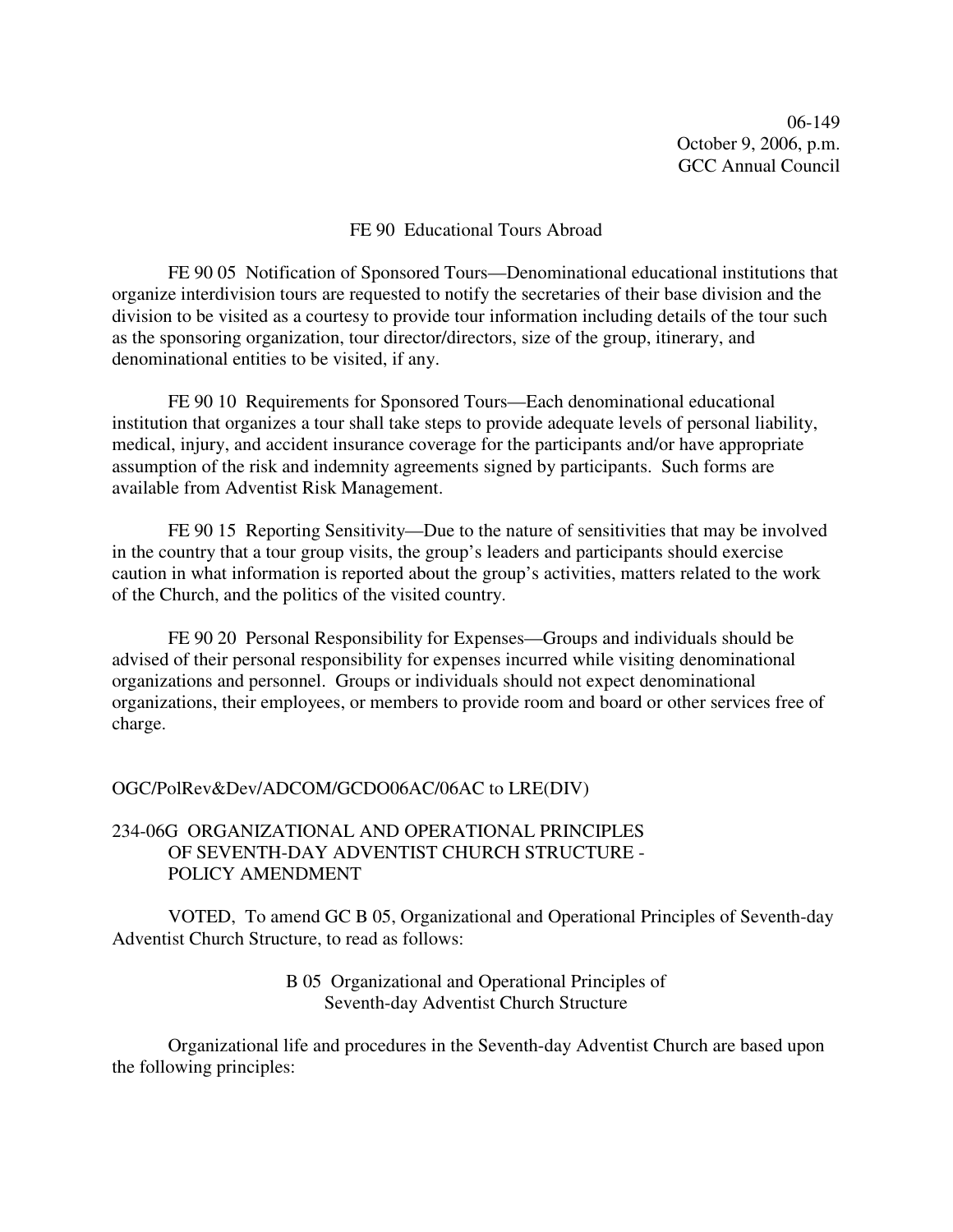06-149
October 9, 2006, p.m.
GCC Annual Council

FE 90 Educational Tours Abroad

FE 90 05 Notification of Sponsored Tours—Denominational educational institutions that organize interdivision tours are requested to notify the secretaries of their base division and the division to be visited as a courtesy to provide tour information including details of the tour such as the sponsoring organization, tour director/directors, size of the group, itinerary, and denominational entities to be visited, if any.

FE 90 10 Requirements for Sponsored Tours—Each denominational educational institution that organizes a tour shall take steps to provide adequate levels of personal liability, medical, injury, and accident insurance coverage for the participants and/or have appropriate assumption of the risk and indemnity agreements signed by participants. Such forms are available from Adventist Risk Management.

FE 90 15 Reporting Sensitivity—Due to the nature of sensitivities that may be involved in the country that a tour group visits, the group's leaders and participants should exercise caution in what information is reported about the group's activities, matters related to the work of the Church, and the politics of the visited country.

FE 90 20 Personal Responsibility for Expenses—Groups and individuals should be advised of their personal responsibility for expenses incurred while visiting denominational organizations and personnel. Groups or individuals should not expect denominational organizations, their employees, or members to provide room and board or other services free of charge.

OGC/PolRev&Dev/ADCOM/GCDO06AC/06AC to LRE(DIV)

## 234-06G ORGANIZATIONAL AND OPERATIONAL PRINCIPLES OF SEVENTH-DAY ADVENTIST CHURCH STRUCTURE - POLICY AMENDMENT

VOTED, To amend GC B 05, Organizational and Operational Principles of Seventh-day Adventist Church Structure, to read as follows:

B 05 Organizational and Operational Principles of Seventh-day Adventist Church Structure

Organizational life and procedures in the Seventh-day Adventist Church are based upon the following principles: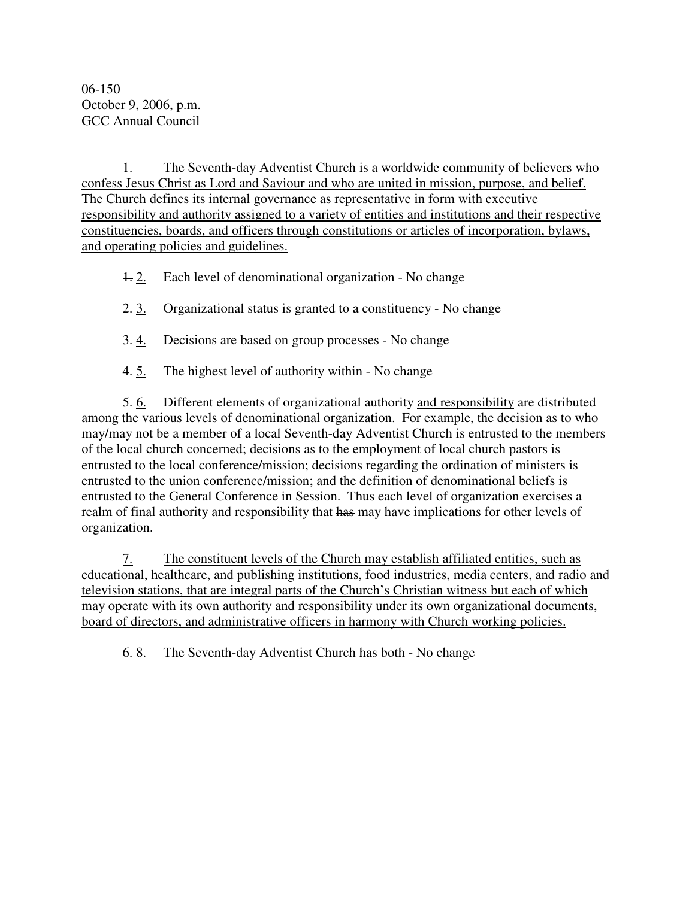06-150
October 9, 2006, p.m.
GCC Annual Council

1. The Seventh-day Adventist Church is a worldwide community of believers who confess Jesus Christ as Lord and Saviour and who are united in mission, purpose, and belief. The Church defines its internal governance as representative in form with executive responsibility and authority assigned to a variety of entities and institutions and their respective constituencies, boards, and officers through constitutions or articles of incorporation, bylaws, and operating policies and guidelines.

~~1.~~ 2. Each level of denominational organization - No change

~~2.~~ 3. Organizational status is granted to a constituency - No change

~~3.~~ 4. Decisions are based on group processes - No change

~~4.~~ 5. The highest level of authority within - No change

~~5.~~ 6. Different elements of organizational authority and responsibility are distributed among the various levels of denominational organization. For example, the decision as to who may/may not be a member of a local Seventh-day Adventist Church is entrusted to the members of the local church concerned; decisions as to the employment of local church pastors is entrusted to the local conference/mission; decisions regarding the ordination of ministers is entrusted to the union conference/mission; and the definition of denominational beliefs is entrusted to the General Conference in Session. Thus each level of organization exercises a realm of final authority and responsibility that ~~has~~ may have implications for other levels of organization.

7. The constituent levels of the Church may establish affiliated entities, such as educational, healthcare, and publishing institutions, food industries, media centers, and radio and television stations, that are integral parts of the Church's Christian witness but each of which may operate with its own authority and responsibility under its own organizational documents, board of directors, and administrative officers in harmony with Church working policies.

~~6.~~ 8. The Seventh-day Adventist Church has both - No change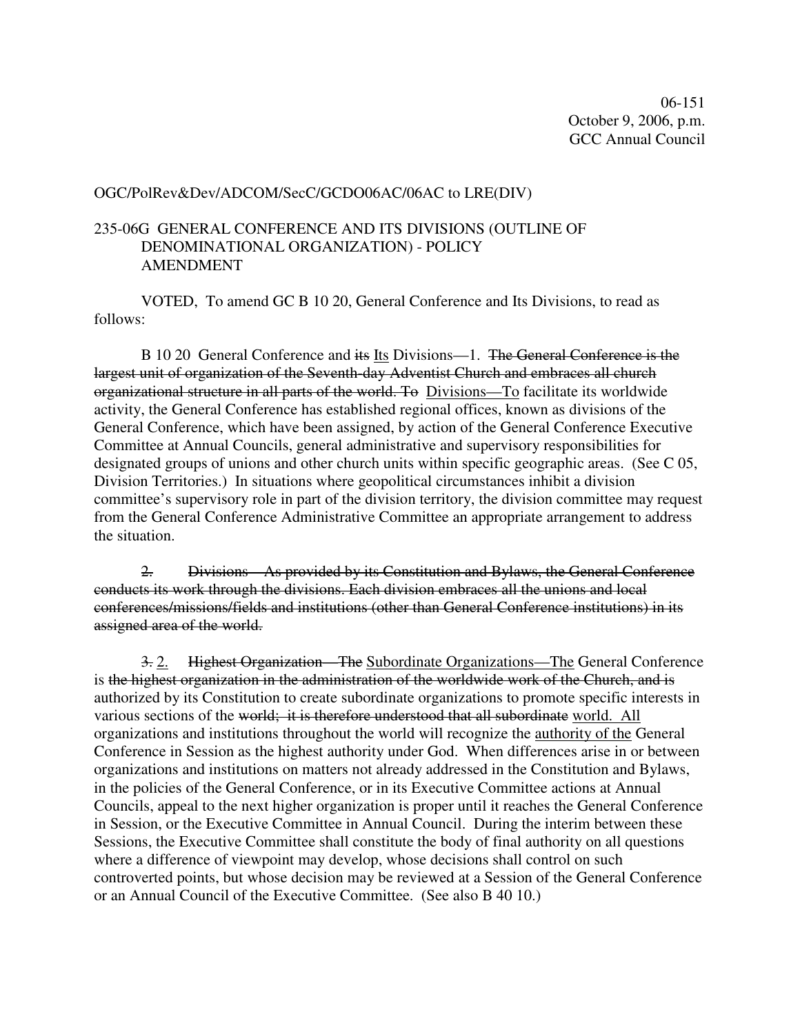06-151
October 9, 2006, p.m.
GCC Annual Council

OGC/PolRev&Dev/ADCOM/SecC/GCDO06AC/06AC to LRE(DIV)

235-06G GENERAL CONFERENCE AND ITS DIVISIONS (OUTLINE OF DENOMINATIONAL ORGANIZATION) - POLICY AMENDMENT

VOTED, To amend GC B 10 20, General Conference and Its Divisions, to read as follows:

B 10 20 General Conference and ~~its~~ <u>Its</u> Divisions—1. ~~The General Conference is the largest unit of organization of the Seventh-day Adventist Church and embraces all church organizational structure in all parts of the world. To~~ <u>Divisions—To</u> facilitate its worldwide activity, the General Conference has established regional offices, known as divisions of the General Conference, which have been assigned, by action of the General Conference Executive Committee at Annual Councils, general administrative and supervisory responsibilities for designated groups of unions and other church units within specific geographic areas. (See C 05, Division Territories.) In situations where geopolitical circumstances inhibit a division committee's supervisory role in part of the division territory, the division committee may request from the General Conference Administrative Committee an appropriate arrangement to address the situation.

~~2. Divisions—As provided by its Constitution and Bylaws, the General Conference conducts its work through the divisions. Each division embraces all the unions and local conferences/missions/fields and institutions (other than General Conference institutions) in its assigned area of the world.~~

~~3.~~ <u>2.</u> ~~Highest Organization—The~~ <u>Subordinate Organizations—The</u> General Conference is ~~the highest organization in the administration of the worldwide work of the Church, and is~~ authorized by its Constitution to create subordinate organizations to promote specific interests in various sections of the ~~world; it is therefore understood that all subordinate~~ <u>world. All</u> organizations and institutions throughout the world will recognize the <u>authority of the</u> General Conference in Session as the highest authority under God. When differences arise in or between organizations and institutions on matters not already addressed in the Constitution and Bylaws, in the policies of the General Conference, or in its Executive Committee actions at Annual Councils, appeal to the next higher organization is proper until it reaches the General Conference in Session, or the Executive Committee in Annual Council. During the interim between these Sessions, the Executive Committee shall constitute the body of final authority on all questions where a difference of viewpoint may develop, whose decisions shall control on such controverted points, but whose decision may be reviewed at a Session of the General Conference or an Annual Council of the Executive Committee. (See also B 40 10.)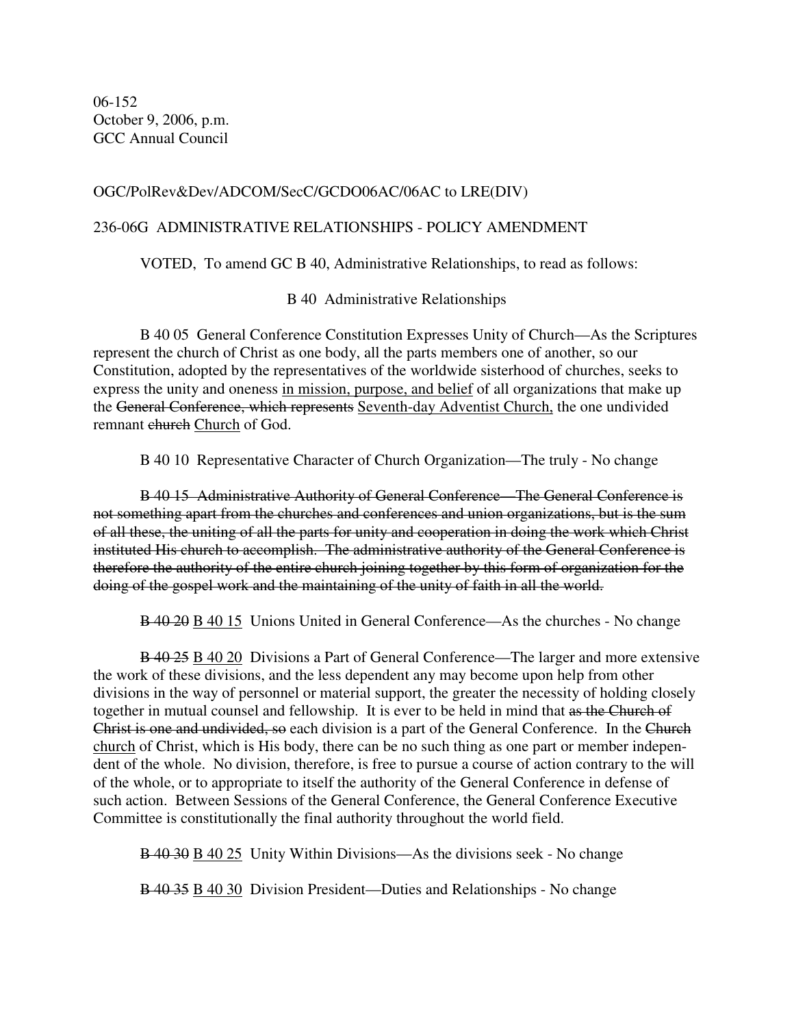06-152
October 9, 2006, p.m.
GCC Annual Council

OGC/PolRev&Dev/ADCOM/SecC/GCDO06AC/06AC to LRE(DIV)

236-06G ADMINISTRATIVE RELATIONSHIPS - POLICY AMENDMENT

VOTED, To amend GC B 40, Administrative Relationships, to read as follows:

B 40 Administrative Relationships

B 40 05 General Conference Constitution Expresses Unity of Church—As the Scriptures represent the church of Christ as one body, all the parts members one of another, so our Constitution, adopted by the representatives of the worldwide sisterhood of churches, seeks to express the unity and oneness <u>in mission, purpose, and belief</u> of all organizations that make up the ~~General Conference, which represents~~ <u>Seventh-day Adventist Church,</u> the one undivided remnant ~~church~~ <u>Church</u> of God.

B 40 10 Representative Character of Church Organization—The truly - No change

~~B 40 15 Administrative Authority of General Conference—The General Conference is not something apart from the churches and conferences and union organizations, but is the sum of all these, the uniting of all the parts for unity and cooperation in doing the work which Christ instituted His church to accomplish. The administrative authority of the General Conference is therefore the authority of the entire church joining together by this form of organization for the doing of the gospel work and the maintaining of the unity of faith in all the world.~~

~~B 40 20~~ <u>B 40 15</u> Unions United in General Conference—As the churches - No change

~~B 40 25~~ <u>B 40 20</u> Divisions a Part of General Conference—The larger and more extensive the work of these divisions, and the less dependent any may become upon help from other divisions in the way of personnel or material support, the greater the necessity of holding closely together in mutual counsel and fellowship. It is ever to be held in mind that ~~as the Church of Christ is one and undivided, so~~ each division is a part of the General Conference. In the ~~Church~~ <u>church</u> of Christ, which is His body, there can be no such thing as one part or member independent of the whole. No division, therefore, is free to pursue a course of action contrary to the will of the whole, or to appropriate to itself the authority of the General Conference in defense of such action. Between Sessions of the General Conference, the General Conference Executive Committee is constitutionally the final authority throughout the world field.

~~B 40 30~~ <u>B 40 25</u> Unity Within Divisions—As the divisions seek - No change

~~B 40 35~~ <u>B 40 30</u> Division President—Duties and Relationships - No change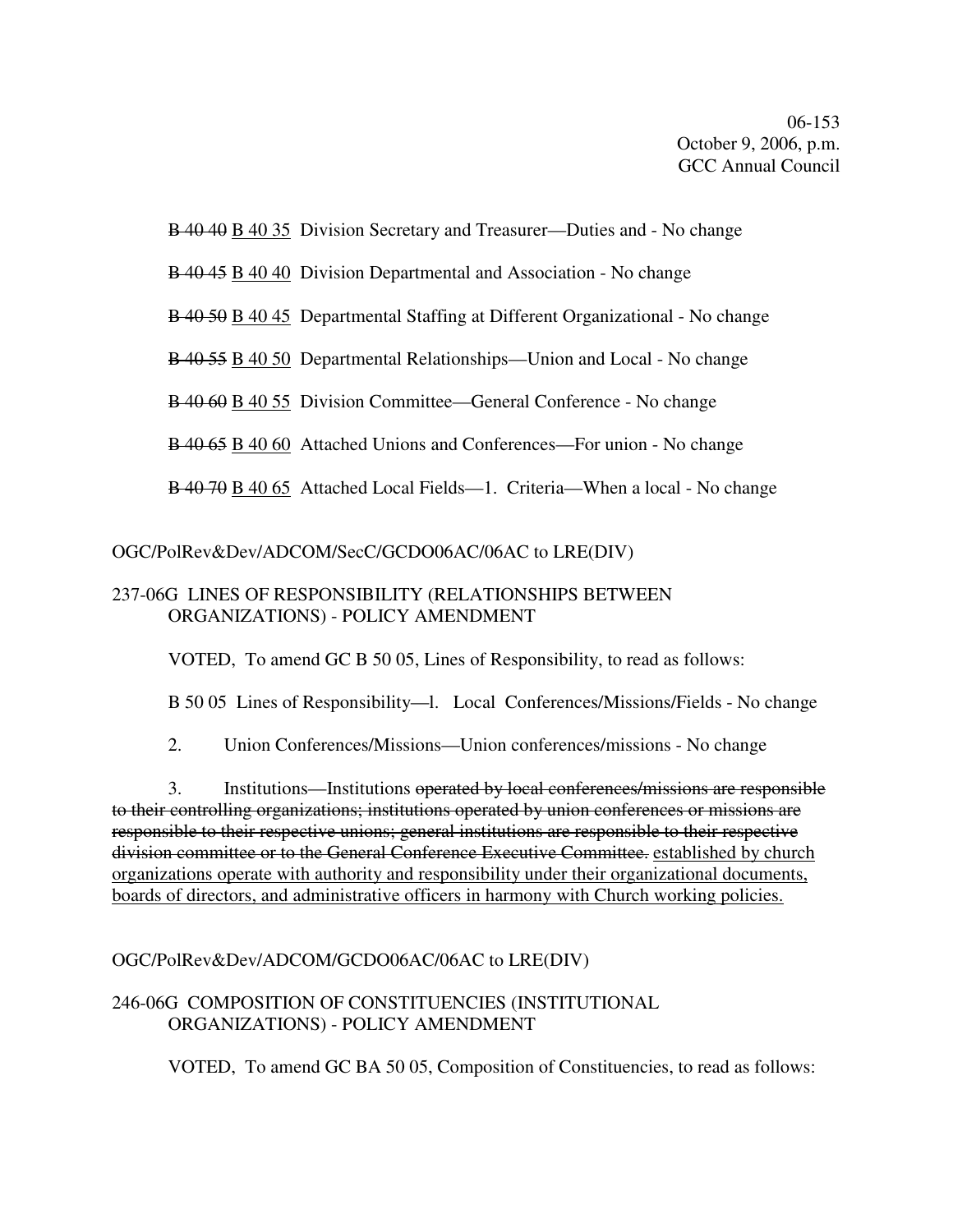B 40 40 B 40 35 Division Secretary and Treasurer—Duties and - No change

B 40 45 B 40 40 Division Departmental and Association - No change

B 40 50 B 40 45 Departmental Staffing at Different Organizational - No change

B 40 55 B 40 50 Departmental Relationships—Union and Local - No change

B 40 60 B 40 55 Division Committee—General Conference - No change

B 40 65 B 40 60 Attached Unions and Conferences—For union - No change

B 40 70 B 40 65 Attached Local Fields—1. Criteria—When a local - No change

OGC/PolRev&Dev/ADCOM/SecC/GCDO06AC/06AC to LRE(DIV)

237-06G LINES OF RESPONSIBILITY (RELATIONSHIPS BETWEEN ORGANIZATIONS) - POLICY AMENDMENT

VOTED, To amend GC B 50 05, Lines of Responsibility, to read as follows:

B 50 05 Lines of Responsibility—l. Local Conferences/Missions/Fields - No change

2. Union Conferences/Missions—Union conferences/missions - No change

3. Institutions—Institutions ~~operated by local conferences/missions are responsible to their controlling organizations; institutions operated by union conferences or missions are responsible to their respective unions; general institutions are responsible to their respective division committee or to the General Conference Executive Committee.~~ established by church organizations operate with authority and responsibility under their organizational documents, boards of directors, and administrative officers in harmony with Church working policies.

OGC/PolRev&Dev/ADCOM/GCDO06AC/06AC to LRE(DIV)

246-06G COMPOSITION OF CONSTITUENCIES (INSTITUTIONAL ORGANIZATIONS) - POLICY AMENDMENT

VOTED, To amend GC BA 50 05, Composition of Constituencies, to read as follows: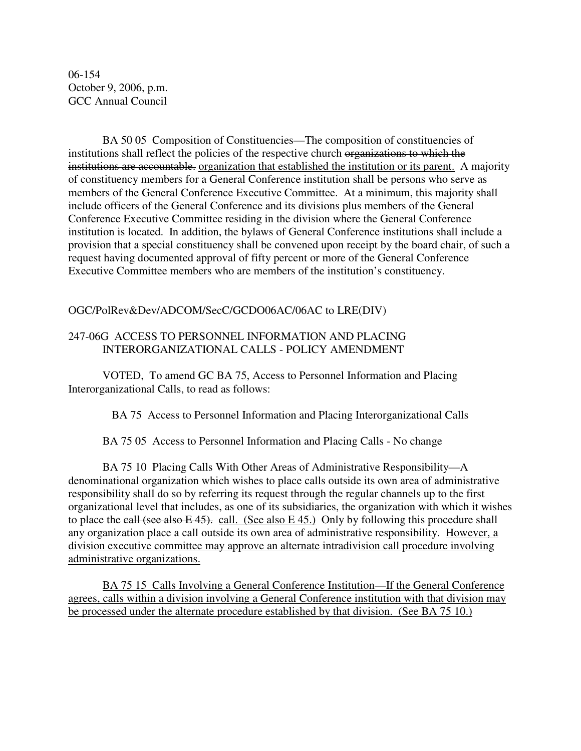06-154
October 9, 2006, p.m.
GCC Annual Council

BA 50 05 Composition of Constituencies—The composition of constituencies of institutions shall reflect the policies of the respective church ~~organizations to which the institutions are accountable.~~ <u>organization that established the institution or its parent.</u> A majority of constituency members for a General Conference institution shall be persons who serve as members of the General Conference Executive Committee. At a minimum, this majority shall include officers of the General Conference and its divisions plus members of the General Conference Executive Committee residing in the division where the General Conference institution is located. In addition, the bylaws of General Conference institutions shall include a provision that a special constituency shall be convened upon receipt by the board chair, of such a request having documented approval of fifty percent or more of the General Conference Executive Committee members who are members of the institution's constituency.

OGC/PolRev&Dev/ADCOM/SecC/GCDO06AC/06AC to LRE(DIV)

247-06G ACCESS TO PERSONNEL INFORMATION AND PLACING INTERORGANIZATIONAL CALLS - POLICY AMENDMENT

VOTED, To amend GC BA 75, Access to Personnel Information and Placing Interorganizational Calls, to read as follows:

BA 75 Access to Personnel Information and Placing Interorganizational Calls

BA 75 05 Access to Personnel Information and Placing Calls - No change

BA 75 10 Placing Calls With Other Areas of Administrative Responsibility—A denominational organization which wishes to place calls outside its own area of administrative responsibility shall do so by referring its request through the regular channels up to the first organizational level that includes, as one of its subsidiaries, the organization with which it wishes to place the ~~call (see also E 45).~~ <u>call. (See also E 45.)</u> Only by following this procedure shall any organization place a call outside its own area of administrative responsibility. <u>However, a division executive committee may approve an alternate intradivision call procedure involving administrative organizations.</u>

<u>BA 75 15 Calls Involving a General Conference Institution—If the General Conference agrees, calls within a division involving a General Conference institution with that division may be processed under the alternate procedure established by that division. (See BA 75 10.)</u>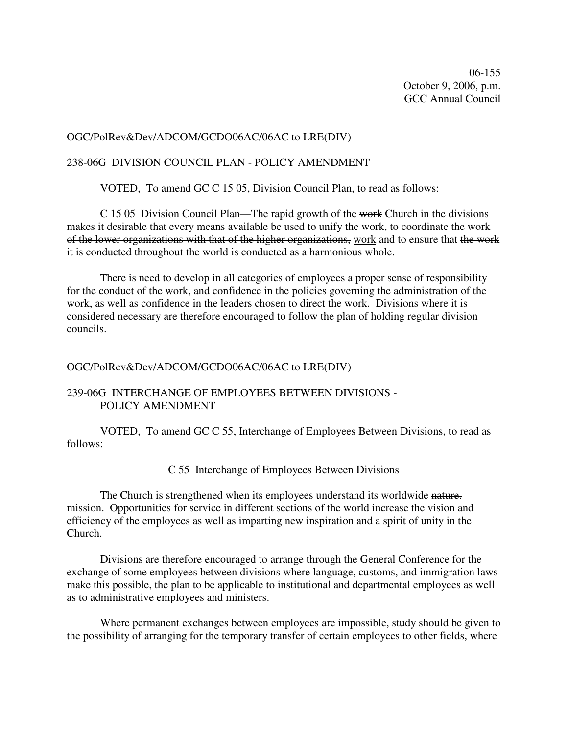06-155
October 9, 2006, p.m.
GCC Annual Council

OGC/PolRev&Dev/ADCOM/GCDO06AC/06AC to LRE(DIV)

238-06G DIVISION COUNCIL PLAN - POLICY AMENDMENT

VOTED, To amend GC C 15 05, Division Council Plan, to read as follows:

C 15 05 Division Council Plan—The rapid growth of the ~~work~~ <u>Church</u> in the divisions makes it desirable that every means available be used to unify the ~~work, to coordinate the work of the lower organizations with that of the higher organizations,~~ <u>work</u> and to ensure that ~~the work~~ <u>it is conducted</u> throughout the world ~~is conducted~~ as a harmonious whole.

There is need to develop in all categories of employees a proper sense of responsibility for the conduct of the work, and confidence in the policies governing the administration of the work, as well as confidence in the leaders chosen to direct the work. Divisions where it is considered necessary are therefore encouraged to follow the plan of holding regular division councils.

OGC/PolRev&Dev/ADCOM/GCDO06AC/06AC to LRE(DIV)

239-06G INTERCHANGE OF EMPLOYEES BETWEEN DIVISIONS - POLICY AMENDMENT

VOTED, To amend GC C 55, Interchange of Employees Between Divisions, to read as follows:

C 55 Interchange of Employees Between Divisions

The Church is strengthened when its employees understand its worldwide ~~nature.~~ <u>mission.</u> Opportunities for service in different sections of the world increase the vision and efficiency of the employees as well as imparting new inspiration and a spirit of unity in the Church.

Divisions are therefore encouraged to arrange through the General Conference for the exchange of some employees between divisions where language, customs, and immigration laws make this possible, the plan to be applicable to institutional and departmental employees as well as to administrative employees and ministers.

Where permanent exchanges between employees are impossible, study should be given to the possibility of arranging for the temporary transfer of certain employees to other fields, where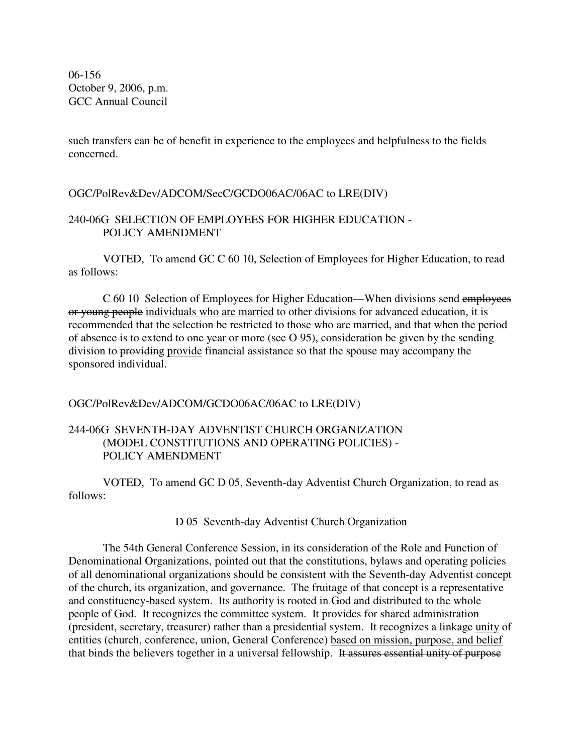such transfers can be of benefit in experience to the employees and helpfulness to the fields concerned.

OGC/PolRev&Dev/ADCOM/SecC/GCDO06AC/06AC to LRE(DIV)

## 240-06G SELECTION OF EMPLOYEES FOR HIGHER EDUCATION - POLICY AMENDMENT

VOTED, To amend GC C 60 10, Selection of Employees for Higher Education, to read as follows:

C 60 10 Selection of Employees for Higher Education—When divisions send ~~employees or young people~~ <u>individuals who are married</u> to other divisions for advanced education, it is recommended that ~~the selection be restricted to those who are married, and that when the period of absence is to extend to one year or more (see O 95),~~ consideration be given by the sending division to ~~providing~~ <u>provide</u> financial assistance so that the spouse may accompany the sponsored individual.

OGC/PolRev&Dev/ADCOM/GCDO06AC/06AC to LRE(DIV)

## 244-06G SEVENTH-DAY ADVENTIST CHURCH ORGANIZATION (MODEL CONSTITUTIONS AND OPERATING POLICIES) - POLICY AMENDMENT

VOTED, To amend GC D 05, Seventh-day Adventist Church Organization, to read as follows:

D 05 Seventh-day Adventist Church Organization

The 54th General Conference Session, in its consideration of the Role and Function of Denominational Organizations, pointed out that the constitutions, bylaws and operating policies of all denominational organizations should be consistent with the Seventh-day Adventist concept of the church, its organization, and governance. The fruitage of that concept is a representative and constituency-based system. Its authority is rooted in God and distributed to the whole people of God. It recognizes the committee system. It provides for shared administration (president, secretary, treasurer) rather than a presidential system. It recognizes a ~~linkage~~ <u>unity</u> of entities (church, conference, union, General Conference) <u>based on mission, purpose, and belief</u> that binds the believers together in a universal fellowship. ~~It assures essential unity of purpose~~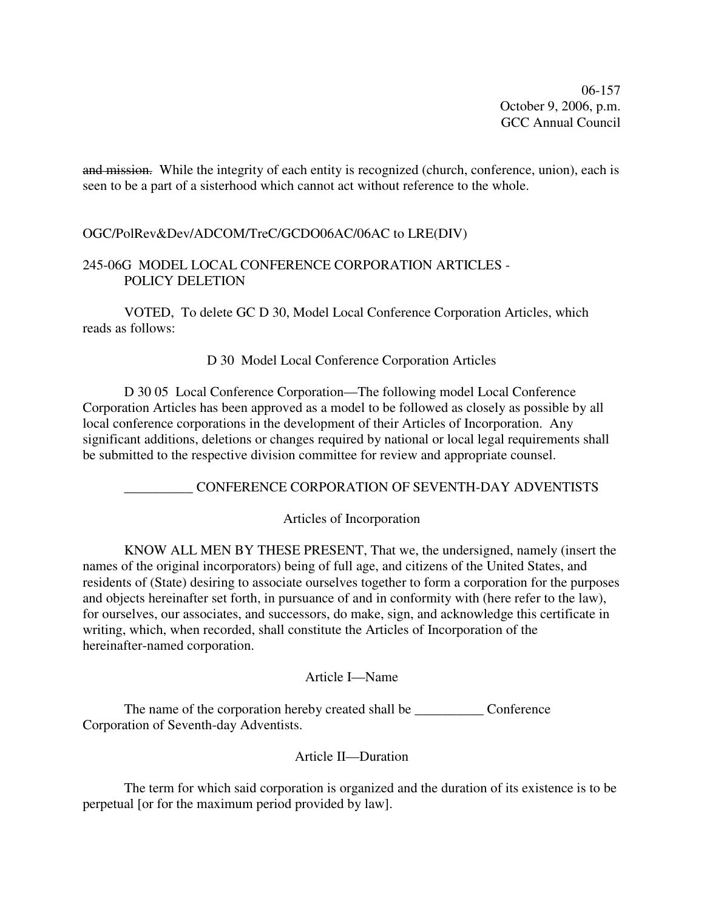~~and mission.~~ While the integrity of each entity is recognized (church, conference, union), each is seen to be a part of a sisterhood which cannot act without reference to the whole.

OGC/PolRev&Dev/ADCOM/TreC/GCDO06AC/06AC to LRE(DIV)

245-06G MODEL LOCAL CONFERENCE CORPORATION ARTICLES - POLICY DELETION

VOTED, To delete GC D 30, Model Local Conference Corporation Articles, which reads as follows:

D 30 Model Local Conference Corporation Articles

D 30 05 Local Conference Corporation—The following model Local Conference Corporation Articles has been approved as a model to be followed as closely as possible by all local conference corporations in the development of their Articles of Incorporation. Any significant additions, deletions or changes required by national or local legal requirements shall be submitted to the respective division committee for review and appropriate counsel.

__________ CONFERENCE CORPORATION OF SEVENTH-DAY ADVENTISTS

Articles of Incorporation

KNOW ALL MEN BY THESE PRESENT, That we, the undersigned, namely (insert the names of the original incorporators) being of full age, and citizens of the United States, and residents of (State) desiring to associate ourselves together to form a corporation for the purposes and objects hereinafter set forth, in pursuance of and in conformity with (here refer to the law), for ourselves, our associates, and successors, do make, sign, and acknowledge this certificate in writing, which, when recorded, shall constitute the Articles of Incorporation of the hereinafter-named corporation.

Article I—Name

The name of the corporation hereby created shall be __________ Conference Corporation of Seventh-day Adventists.

Article II—Duration

The term for which said corporation is organized and the duration of its existence is to be perpetual [or for the maximum period provided by law].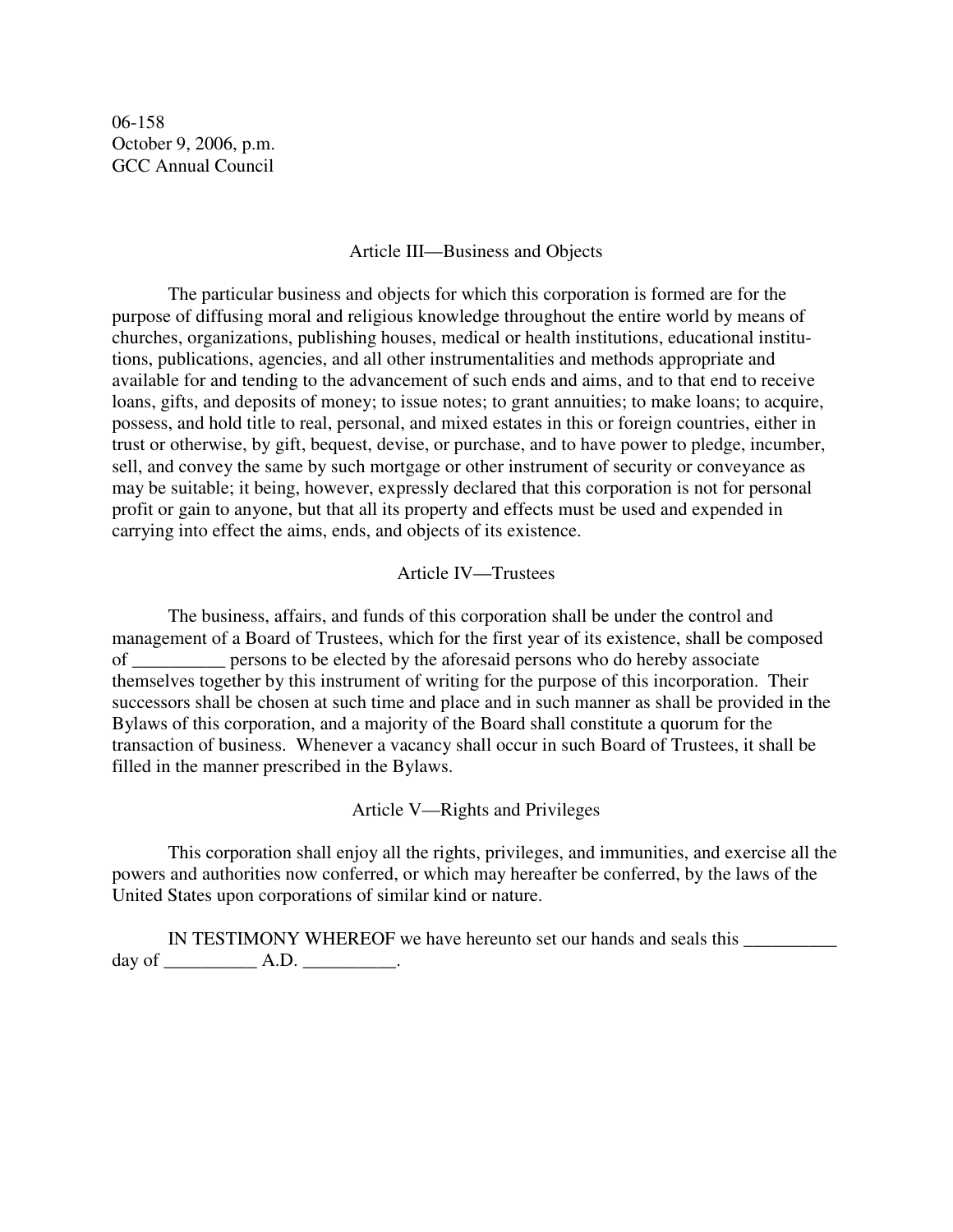06-158
October 9, 2006, p.m.
GCC Annual Council

## Article III—Business and Objects

The particular business and objects for which this corporation is formed are for the purpose of diffusing moral and religious knowledge throughout the entire world by means of churches, organizations, publishing houses, medical or health institutions, educational institutions, publications, agencies, and all other instrumentalities and methods appropriate and available for and tending to the advancement of such ends and aims, and to that end to receive loans, gifts, and deposits of money; to issue notes; to grant annuities; to make loans; to acquire, possess, and hold title to real, personal, and mixed estates in this or foreign countries, either in trust or otherwise, by gift, bequest, devise, or purchase, and to have power to pledge, incumber, sell, and convey the same by such mortgage or other instrument of security or conveyance as may be suitable; it being, however, expressly declared that this corporation is not for personal profit or gain to anyone, but that all its property and effects must be used and expended in carrying into effect the aims, ends, and objects of its existence.

## Article IV—Trustees

The business, affairs, and funds of this corporation shall be under the control and management of a Board of Trustees, which for the first year of its existence, shall be composed of __________ persons to be elected by the aforesaid persons who do hereby associate themselves together by this instrument of writing for the purpose of this incorporation. Their successors shall be chosen at such time and place and in such manner as shall be provided in the Bylaws of this corporation, and a majority of the Board shall constitute a quorum for the transaction of business. Whenever a vacancy shall occur in such Board of Trustees, it shall be filled in the manner prescribed in the Bylaws.

## Article V—Rights and Privileges

This corporation shall enjoy all the rights, privileges, and immunities, and exercise all the powers and authorities now conferred, or which may hereafter be conferred, by the laws of the United States upon corporations of similar kind or nature.

IN TESTIMONY WHEREOF we have hereunto set our hands and seals this __________ day of __________ A.D. __________.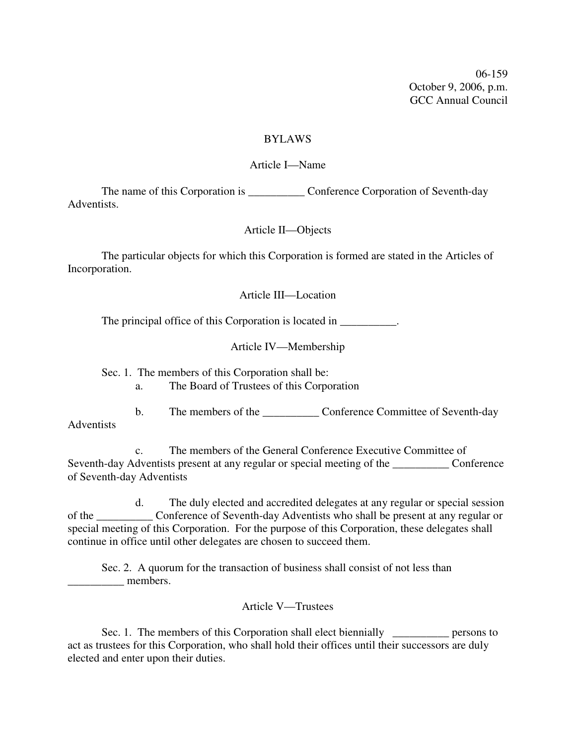06-159
October 9, 2006, p.m.
GCC Annual Council

# BYLAWS

## Article I—Name

The name of this Corporation is __________ Conference Corporation of Seventh-day Adventists.

## Article II—Objects

The particular objects for which this Corporation is formed are stated in the Articles of Incorporation.

## Article III—Location

The principal office of this Corporation is located in __________.

## Article IV—Membership

Sec. 1. The members of this Corporation shall be:

a. The Board of Trustees of this Corporation

b. The members of the __________ Conference Committee of Seventh-day Adventists

c. The members of the General Conference Executive Committee of Seventh-day Adventists present at any regular or special meeting of the __________ Conference of Seventh-day Adventists

d. The duly elected and accredited delegates at any regular or special session of the __________ Conference of Seventh-day Adventists who shall be present at any regular or special meeting of this Corporation. For the purpose of this Corporation, these delegates shall continue in office until other delegates are chosen to succeed them.

Sec. 2. A quorum for the transaction of business shall consist of not less than __________ members.

## Article V—Trustees

Sec. 1. The members of this Corporation shall elect biennially __________ persons to act as trustees for this Corporation, who shall hold their offices until their successors are duly elected and enter upon their duties.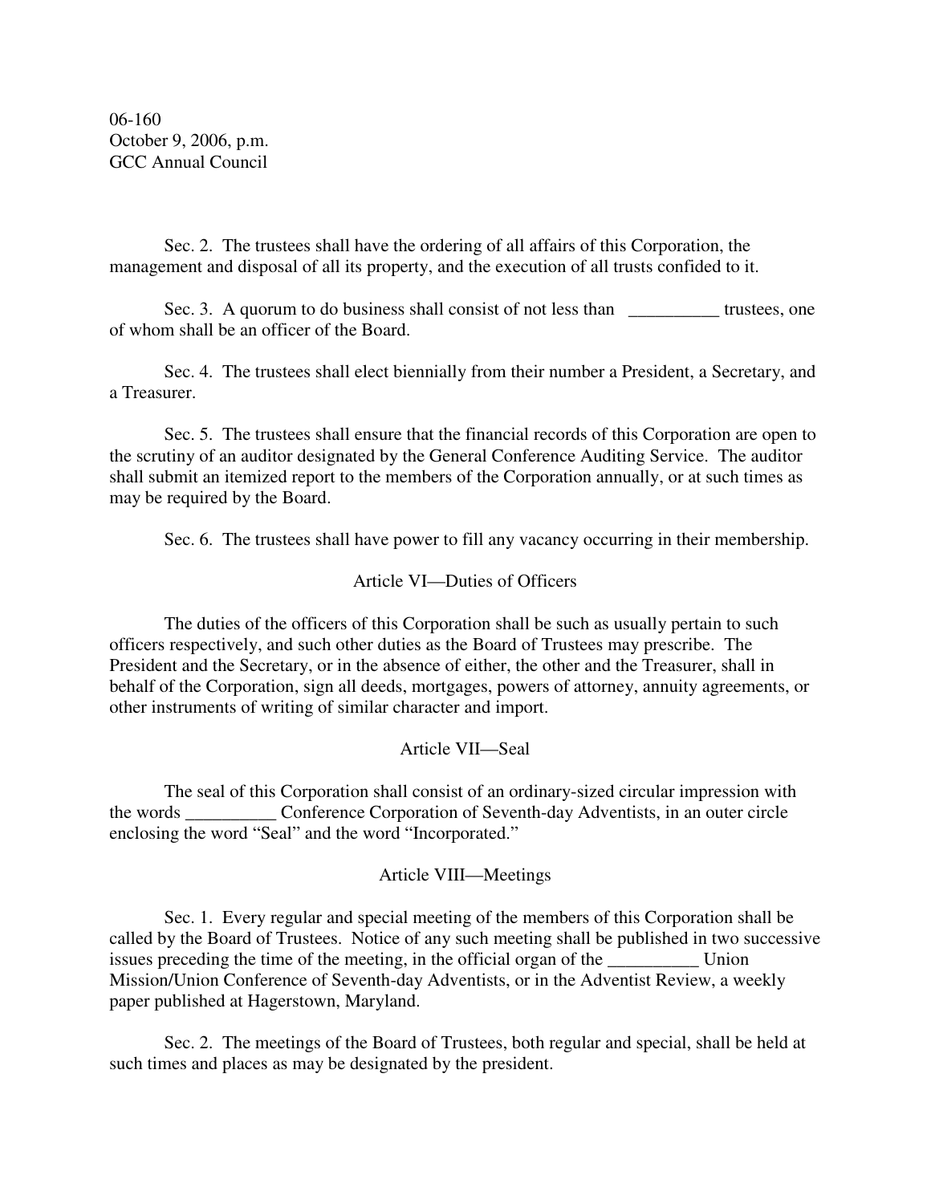06-160
October 9, 2006, p.m.
GCC Annual Council

Sec. 2. The trustees shall have the ordering of all affairs of this Corporation, the management and disposal of all its property, and the execution of all trusts confided to it.

Sec. 3. A quorum to do business shall consist of not less than __________ trustees, one of whom shall be an officer of the Board.

Sec. 4. The trustees shall elect biennially from their number a President, a Secretary, and a Treasurer.

Sec. 5. The trustees shall ensure that the financial records of this Corporation are open to the scrutiny of an auditor designated by the General Conference Auditing Service. The auditor shall submit an itemized report to the members of the Corporation annually, or at such times as may be required by the Board.

Sec. 6. The trustees shall have power to fill any vacancy occurring in their membership.

## Article VI—Duties of Officers

The duties of the officers of this Corporation shall be such as usually pertain to such officers respectively, and such other duties as the Board of Trustees may prescribe. The President and the Secretary, or in the absence of either, the other and the Treasurer, shall in behalf of the Corporation, sign all deeds, mortgages, powers of attorney, annuity agreements, or other instruments of writing of similar character and import.

## Article VII—Seal

The seal of this Corporation shall consist of an ordinary-sized circular impression with the words __________ Conference Corporation of Seventh-day Adventists, in an outer circle enclosing the word "Seal" and the word "Incorporated."

## Article VIII—Meetings

Sec. 1. Every regular and special meeting of the members of this Corporation shall be called by the Board of Trustees. Notice of any such meeting shall be published in two successive issues preceding the time of the meeting, in the official organ of the __________ Union Mission/Union Conference of Seventh-day Adventists, or in the Adventist Review, a weekly paper published at Hagerstown, Maryland.

Sec. 2. The meetings of the Board of Trustees, both regular and special, shall be held at such times and places as may be designated by the president.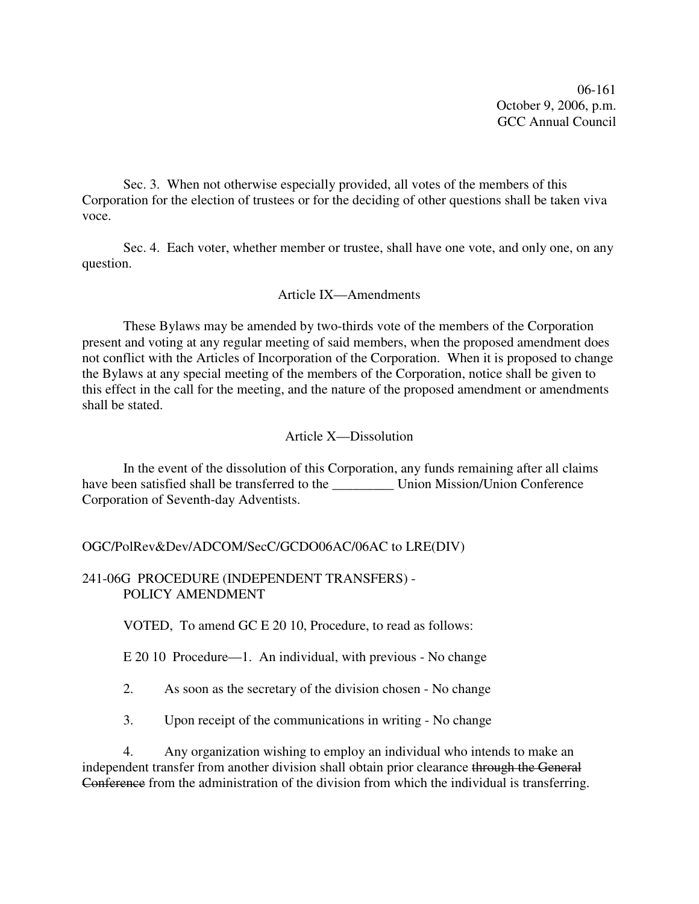Sec. 3. When not otherwise especially provided, all votes of the members of this Corporation for the election of trustees or for the deciding of other questions shall be taken viva voce.

Sec. 4. Each voter, whether member or trustee, shall have one vote, and only one, on any question.

Article IX—Amendments

These Bylaws may be amended by two-thirds vote of the members of the Corporation present and voting at any regular meeting of said members, when the proposed amendment does not conflict with the Articles of Incorporation of the Corporation. When it is proposed to change the Bylaws at any special meeting of the members of the Corporation, notice shall be given to this effect in the call for the meeting, and the nature of the proposed amendment or amendments shall be stated.

Article X—Dissolution

In the event of the dissolution of this Corporation, any funds remaining after all claims have been satisfied shall be transferred to the _________ Union Mission/Union Conference Corporation of Seventh-day Adventists.

OGC/PolRev&Dev/ADCOM/SecC/GCDO06AC/06AC to LRE(DIV)

241-06G PROCEDURE (INDEPENDENT TRANSFERS) - POLICY AMENDMENT

VOTED, To amend GC E 20 10, Procedure, to read as follows:

E 20 10 Procedure—1. An individual, with previous - No change

2. As soon as the secretary of the division chosen - No change

3. Upon receipt of the communications in writing - No change

4. Any organization wishing to employ an individual who intends to make an independent transfer from another division shall obtain prior clearance ~~through the General Conference~~ from the administration of the division from which the individual is transferring.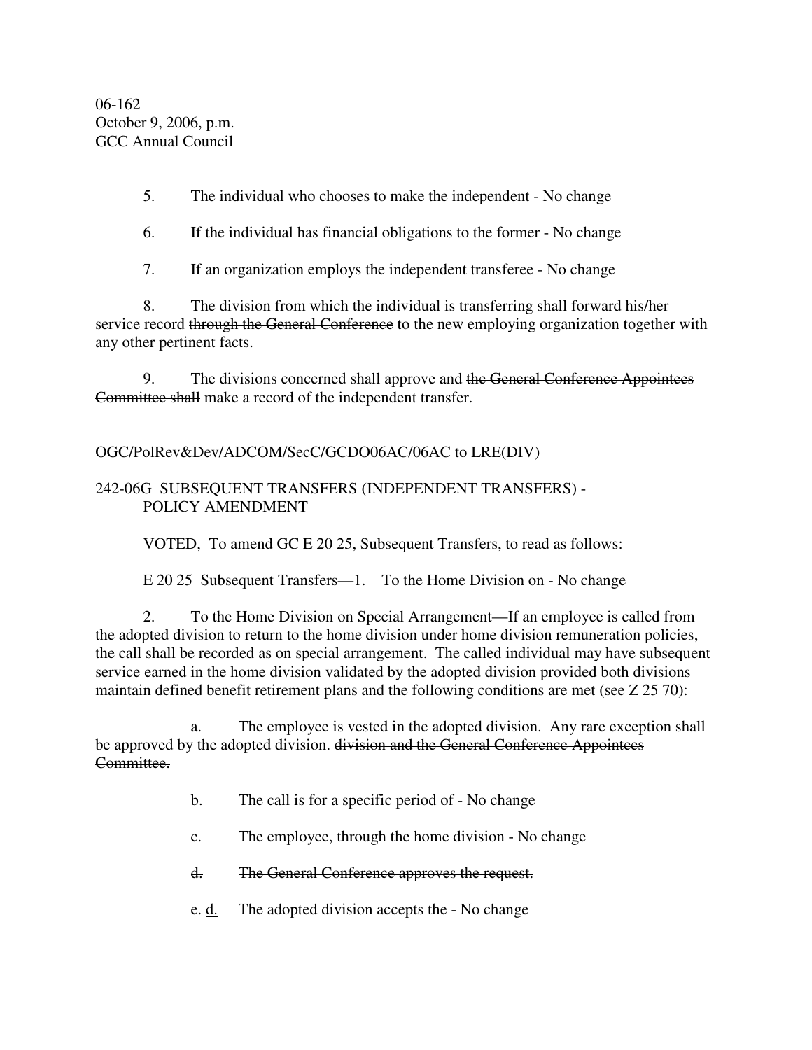06-162
October 9, 2006, p.m.
GCC Annual Council

5. The individual who chooses to make the independent - No change

6. If the individual has financial obligations to the former - No change

7. If an organization employs the independent transferee - No change

8. The division from which the individual is transferring shall forward his/her service record ~~through the General Conference~~ to the new employing organization together with any other pertinent facts.

9. The divisions concerned shall approve and ~~the General Conference Appointees Committee shall~~ make a record of the independent transfer.

OGC/PolRev&Dev/ADCOM/SecC/GCDO06AC/06AC to LRE(DIV)

242-06G SUBSEQUENT TRANSFERS (INDEPENDENT TRANSFERS) - POLICY AMENDMENT

VOTED, To amend GC E 20 25, Subsequent Transfers, to read as follows:

E 20 25 Subsequent Transfers—1. To the Home Division on - No change

2. To the Home Division on Special Arrangement—If an employee is called from the adopted division to return to the home division under home division remuneration policies, the call shall be recorded as on special arrangement. The called individual may have subsequent service earned in the home division validated by the adopted division provided both divisions maintain defined benefit retirement plans and the following conditions are met (see Z 25 70):

a. The employee is vested in the adopted division. Any rare exception shall be approved by the adopted <u>division.</u> ~~division and the General Conference Appointees Committee.~~

b. The call is for a specific period of - No change

c. The employee, through the home division - No change

~~d. The General Conference approves the request.~~

~~e.~~ <u>d.</u> The adopted division accepts the - No change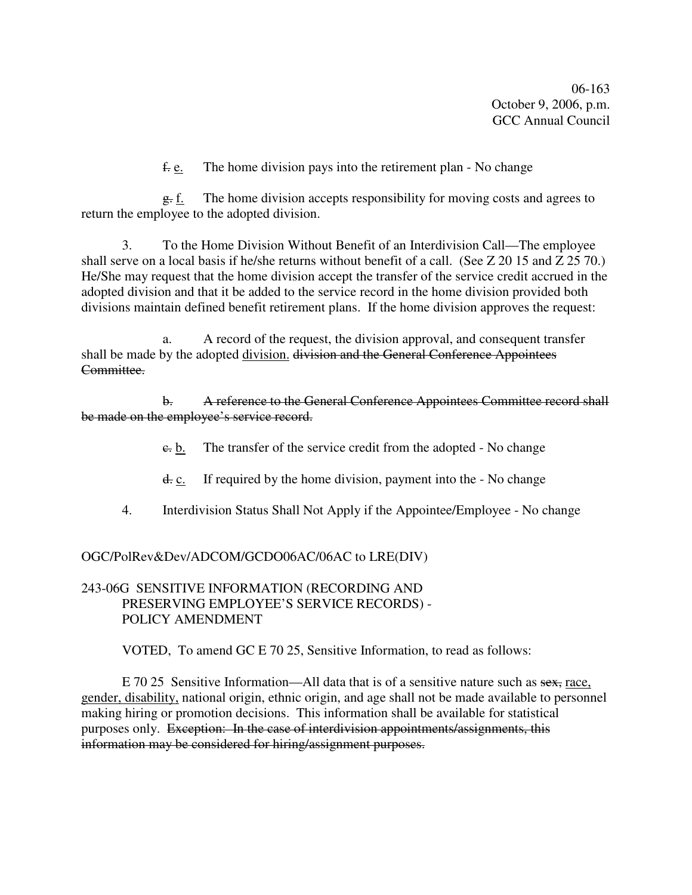~~f.~~ <u>e.</u> The home division pays into the retirement plan - No change

~~g.~~ <u>f.</u> The home division accepts responsibility for moving costs and agrees to return the employee to the adopted division.

3. To the Home Division Without Benefit of an Interdivision Call—The employee shall serve on a local basis if he/she returns without benefit of a call. (See Z 20 15 and Z 25 70.) He/She may request that the home division accept the transfer of the service credit accrued in the adopted division and that it be added to the service record in the home division provided both divisions maintain defined benefit retirement plans. If the home division approves the request:

a. A record of the request, the division approval, and consequent transfer shall be made by the adopted <u>division.</u> ~~division and the General Conference Appointees Committee.~~

~~b. A reference to the General Conference Appointees Committee record shall be made on the employee's service record.~~

~~c.~~ <u>b.</u> The transfer of the service credit from the adopted - No change

~~d.~~ <u>c.</u> If required by the home division, payment into the - No change

4. Interdivision Status Shall Not Apply if the Appointee/Employee - No change

OGC/PolRev&Dev/ADCOM/GCDO06AC/06AC to LRE(DIV)

## 243-06G SENSITIVE INFORMATION (RECORDING AND PRESERVING EMPLOYEE'S SERVICE RECORDS) - POLICY AMENDMENT

VOTED, To amend GC E 70 25, Sensitive Information, to read as follows:

E 70 25 Sensitive Information—All data that is of a sensitive nature such as ~~sex,~~ <u>race, gender, disability,</u> national origin, ethnic origin, and age shall not be made available to personnel making hiring or promotion decisions. This information shall be available for statistical purposes only. ~~Exception: In the case of interdivision appointments/assignments, this information may be considered for hiring/assignment purposes.~~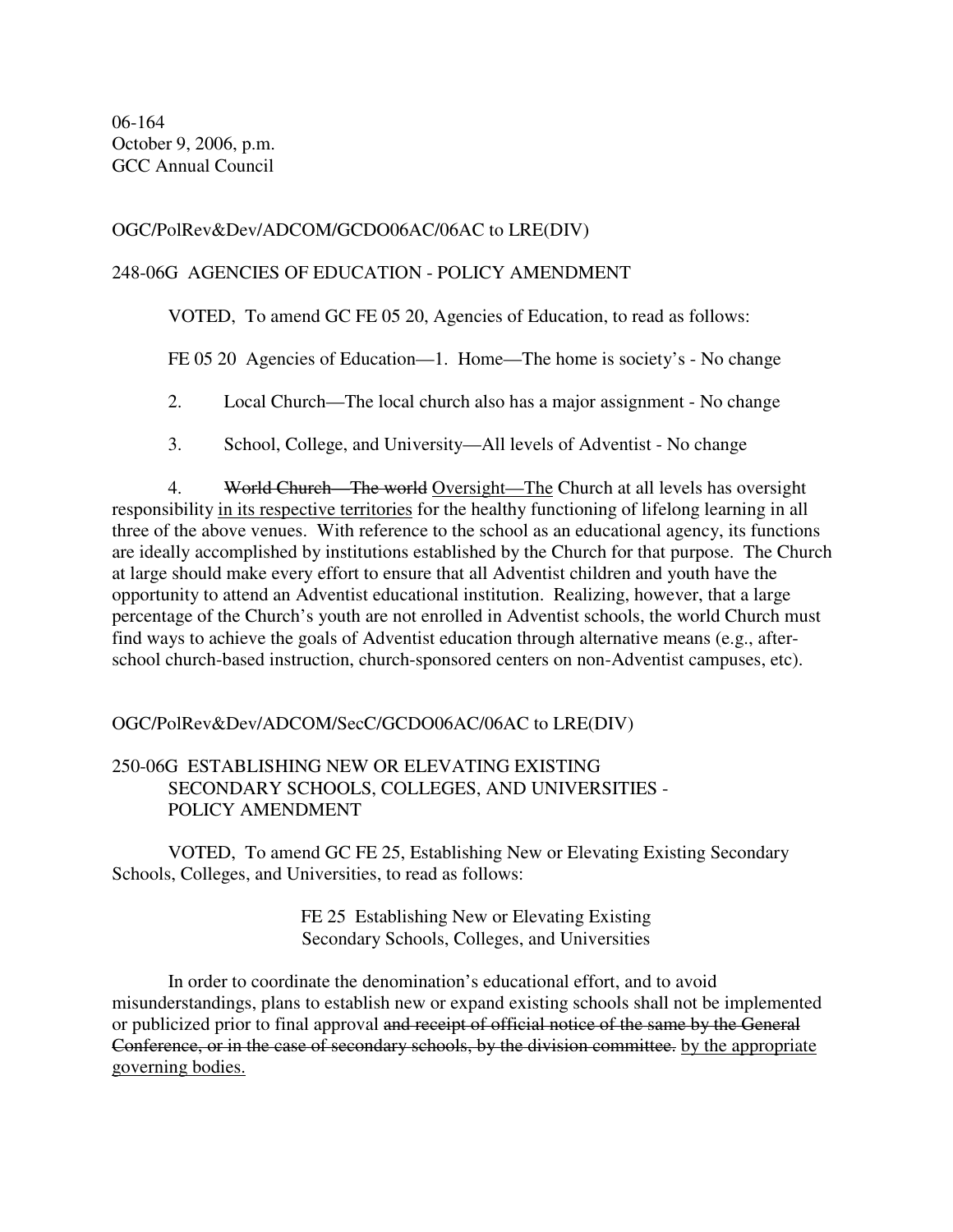06-164
October 9, 2006, p.m.
GCC Annual Council

OGC/PolRev&Dev/ADCOM/GCDO06AC/06AC to LRE(DIV)

248-06G AGENCIES OF EDUCATION - POLICY AMENDMENT

VOTED, To amend GC FE 05 20, Agencies of Education, to read as follows:

FE 05 20 Agencies of Education—1. Home—The home is society's - No change

2. Local Church—The local church also has a major assignment - No change

3. School, College, and University—All levels of Adventist - No change

4. ~~World Church—The world~~ <u>Oversight—The</u> Church at all levels has oversight responsibility <u>in its respective territories</u> for the healthy functioning of lifelong learning in all three of the above venues. With reference to the school as an educational agency, its functions are ideally accomplished by institutions established by the Church for that purpose. The Church at large should make every effort to ensure that all Adventist children and youth have the opportunity to attend an Adventist educational institution. Realizing, however, that a large percentage of the Church's youth are not enrolled in Adventist schools, the world Church must find ways to achieve the goals of Adventist education through alternative means (e.g., after-school church-based instruction, church-sponsored centers on non-Adventist campuses, etc).

OGC/PolRev&Dev/ADCOM/SecC/GCDO06AC/06AC to LRE(DIV)

250-06G ESTABLISHING NEW OR ELEVATING EXISTING SECONDARY SCHOOLS, COLLEGES, AND UNIVERSITIES - POLICY AMENDMENT

VOTED, To amend GC FE 25, Establishing New or Elevating Existing Secondary Schools, Colleges, and Universities, to read as follows:

FE 25 Establishing New or Elevating Existing
Secondary Schools, Colleges, and Universities

In order to coordinate the denomination's educational effort, and to avoid misunderstandings, plans to establish new or expand existing schools shall not be implemented or publicized prior to final approval ~~and receipt of official notice of the same by the General Conference, or in the case of secondary schools, by the division committee.~~ <u>by the appropriate governing bodies.</u>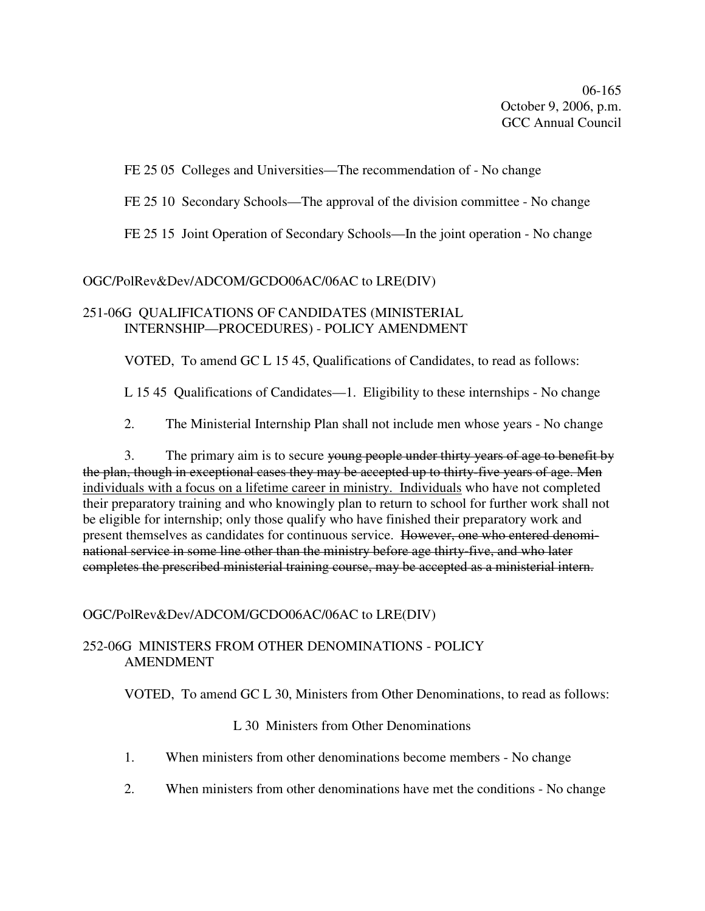FE 25 05 Colleges and Universities—The recommendation of - No change

FE 25 10 Secondary Schools—The approval of the division committee - No change

FE 25 15 Joint Operation of Secondary Schools—In the joint operation - No change

OGC/PolRev&Dev/ADCOM/GCDO06AC/06AC to LRE(DIV)

## 251-06G QUALIFICATIONS OF CANDIDATES (MINISTERIAL INTERNSHIP—PROCEDURES) - POLICY AMENDMENT

VOTED, To amend GC L 15 45, Qualifications of Candidates, to read as follows:

L 15 45 Qualifications of Candidates—1. Eligibility to these internships - No change

2. The Ministerial Internship Plan shall not include men whose years - No change

3. The primary aim is to secure ~~young people under thirty years of age to benefit by the plan, though in exceptional cases they may be accepted up to thirty-five years of age. Men~~ <u>individuals with a focus on a lifetime career in ministry. Individuals</u> who have not completed their preparatory training and who knowingly plan to return to school for further work shall not be eligible for internship; only those qualify who have finished their preparatory work and present themselves as candidates for continuous service. ~~However, one who entered denominational service in some line other than the ministry before age thirty-five, and who later completes the prescribed ministerial training course, may be accepted as a ministerial intern.~~

OGC/PolRev&Dev/ADCOM/GCDO06AC/06AC to LRE(DIV)

## 252-06G MINISTERS FROM OTHER DENOMINATIONS - POLICY AMENDMENT

VOTED, To amend GC L 30, Ministers from Other Denominations, to read as follows:

L 30 Ministers from Other Denominations

1. When ministers from other denominations become members - No change

2. When ministers from other denominations have met the conditions - No change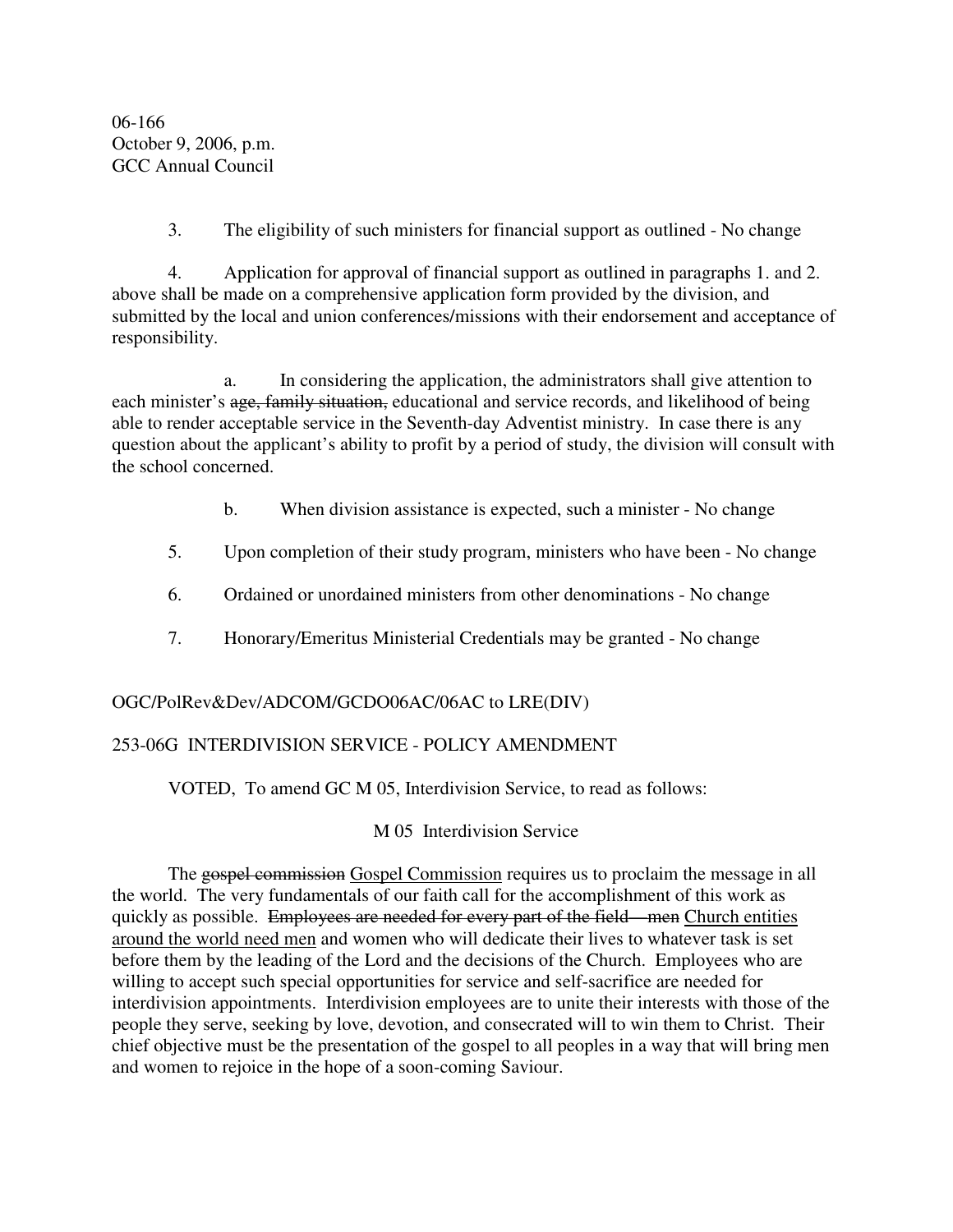3. The eligibility of such ministers for financial support as outlined - No change

4. Application for approval of financial support as outlined in paragraphs 1. and 2. above shall be made on a comprehensive application form provided by the division, and submitted by the local and union conferences/missions with their endorsement and acceptance of responsibility.

a. In considering the application, the administrators shall give attention to each minister's ~~age, family situation,~~ educational and service records, and likelihood of being able to render acceptable service in the Seventh-day Adventist ministry. In case there is any question about the applicant's ability to profit by a period of study, the division will consult with the school concerned.

b. When division assistance is expected, such a minister - No change

5. Upon completion of their study program, ministers who have been - No change

6. Ordained or unordained ministers from other denominations - No change

7. Honorary/Emeritus Ministerial Credentials may be granted - No change

OGC/PolRev&Dev/ADCOM/GCDO06AC/06AC to LRE(DIV)

253-06G INTERDIVISION SERVICE - POLICY AMENDMENT

VOTED, To amend GC M 05, Interdivision Service, to read as follows:

M 05 Interdivision Service

The ~~gospel commission~~ <u>Gospel Commission</u> requires us to proclaim the message in all the world. The very fundamentals of our faith call for the accomplishment of this work as quickly as possible. ~~Employees are needed for every part of the field—men~~ <u>Church entities around the world need men</u> and women who will dedicate their lives to whatever task is set before them by the leading of the Lord and the decisions of the Church. Employees who are willing to accept such special opportunities for service and self-sacrifice are needed for interdivision appointments. Interdivision employees are to unite their interests with those of the people they serve, seeking by love, devotion, and consecrated will to win them to Christ. Their chief objective must be the presentation of the gospel to all peoples in a way that will bring men and women to rejoice in the hope of a soon-coming Saviour.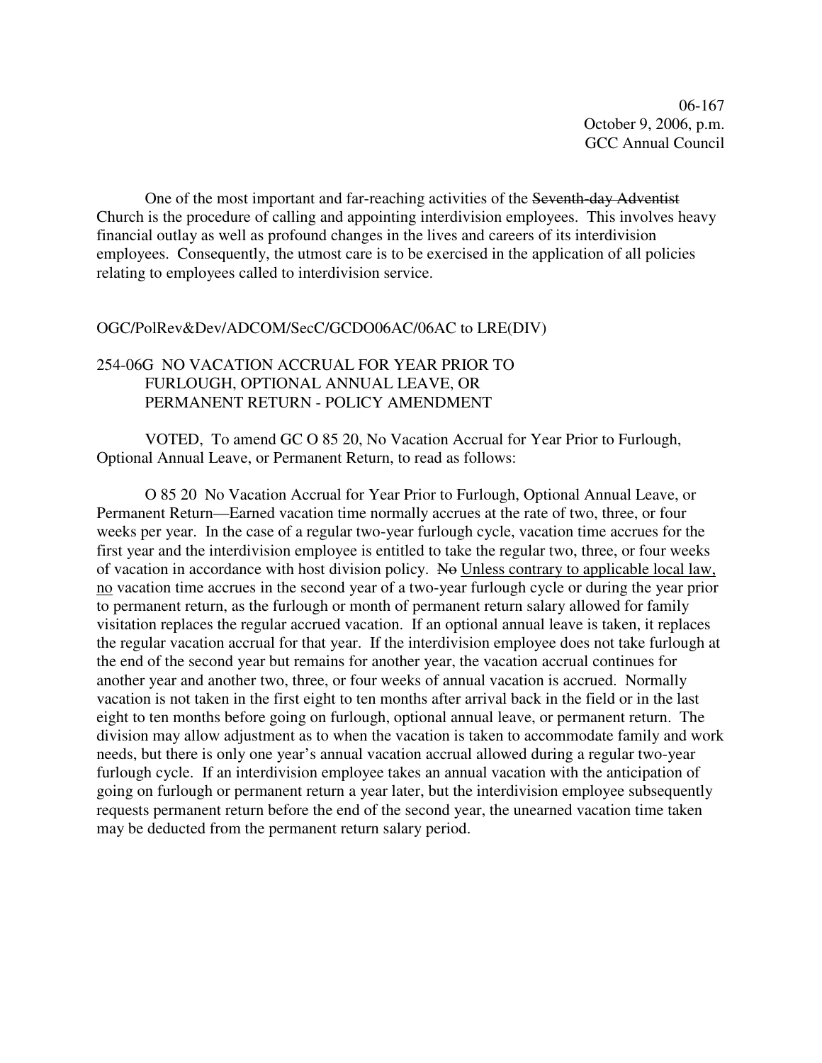One of the most important and far-reaching activities of the ~~Seventh-day Adventist~~ Church is the procedure of calling and appointing interdivision employees. This involves heavy financial outlay as well as profound changes in the lives and careers of its interdivision employees. Consequently, the utmost care is to be exercised in the application of all policies relating to employees called to interdivision service.

OGC/PolRev&Dev/ADCOM/SecC/GCDO06AC/06AC to LRE(DIV)

## 254-06G NO VACATION ACCRUAL FOR YEAR PRIOR TO FURLOUGH, OPTIONAL ANNUAL LEAVE, OR PERMANENT RETURN - POLICY AMENDMENT

VOTED, To amend GC O 85 20, No Vacation Accrual for Year Prior to Furlough, Optional Annual Leave, or Permanent Return, to read as follows:

O 85 20 No Vacation Accrual for Year Prior to Furlough, Optional Annual Leave, or Permanent Return—Earned vacation time normally accrues at the rate of two, three, or four weeks per year. In the case of a regular two-year furlough cycle, vacation time accrues for the first year and the interdivision employee is entitled to take the regular two, three, or four weeks of vacation in accordance with host division policy. ~~No~~ <u>Unless contrary to applicable local law, no</u> vacation time accrues in the second year of a two-year furlough cycle or during the year prior to permanent return, as the furlough or month of permanent return salary allowed for family visitation replaces the regular accrued vacation. If an optional annual leave is taken, it replaces the regular vacation accrual for that year. If the interdivision employee does not take furlough at the end of the second year but remains for another year, the vacation accrual continues for another year and another two, three, or four weeks of annual vacation is accrued. Normally vacation is not taken in the first eight to ten months after arrival back in the field or in the last eight to ten months before going on furlough, optional annual leave, or permanent return. The division may allow adjustment as to when the vacation is taken to accommodate family and work needs, but there is only one year's annual vacation accrual allowed during a regular two-year furlough cycle. If an interdivision employee takes an annual vacation with the anticipation of going on furlough or permanent return a year later, but the interdivision employee subsequently requests permanent return before the end of the second year, the unearned vacation time taken may be deducted from the permanent return salary period.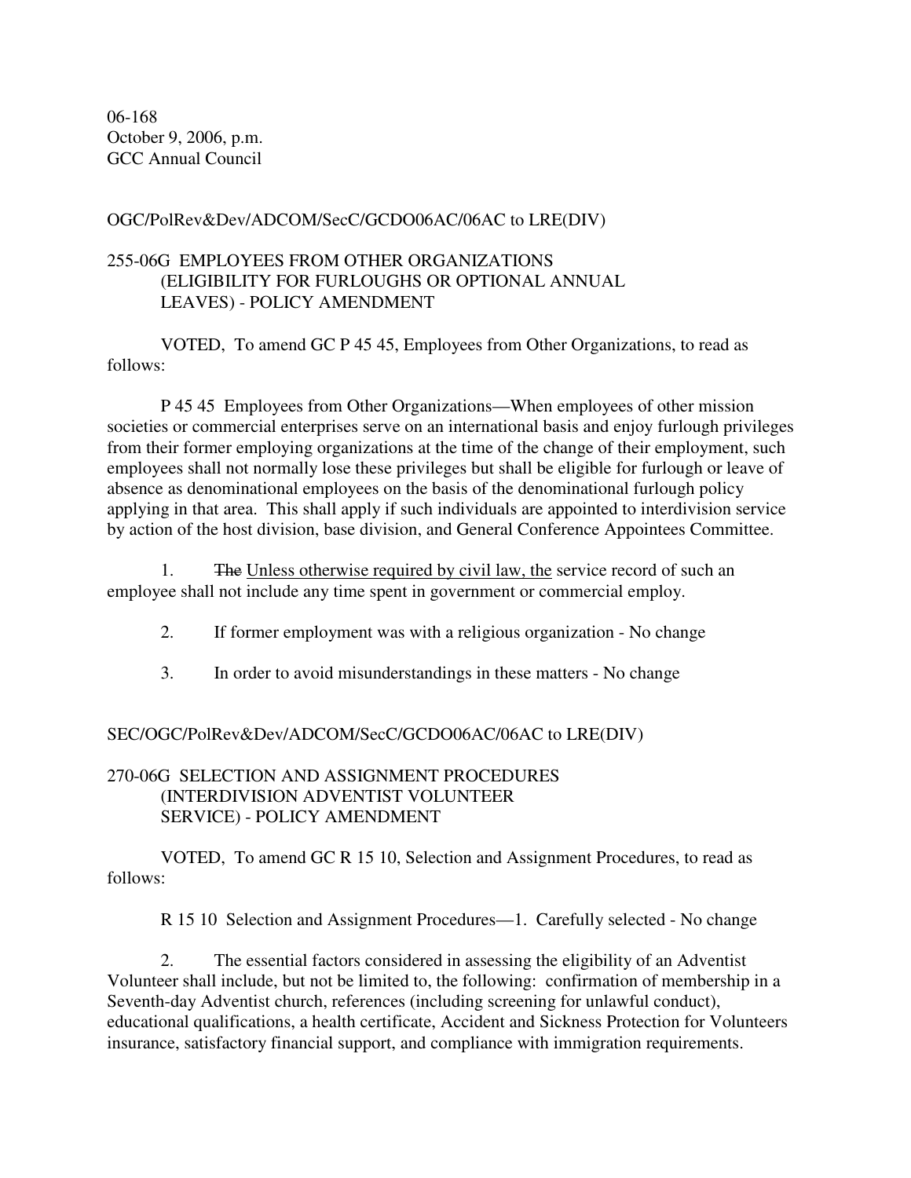06-168
October 9, 2006, p.m.
GCC Annual Council

OGC/PolRev&Dev/ADCOM/SecC/GCDO06AC/06AC to LRE(DIV)

255-06G EMPLOYEES FROM OTHER ORGANIZATIONS (ELIGIBILITY FOR FURLOUGHS OR OPTIONAL ANNUAL LEAVES) - POLICY AMENDMENT

VOTED, To amend GC P 45 45, Employees from Other Organizations, to read as follows:

P 45 45 Employees from Other Organizations—When employees of other mission societies or commercial enterprises serve on an international basis and enjoy furlough privileges from their former employing organizations at the time of the change of their employment, such employees shall not normally lose these privileges but shall be eligible for furlough or leave of absence as denominational employees on the basis of the denominational furlough policy applying in that area. This shall apply if such individuals are appointed to interdivision service by action of the host division, base division, and General Conference Appointees Committee.

1. ~~The~~ <u>Unless otherwise required by civil law, the</u> service record of such an employee shall not include any time spent in government or commercial employ.

2. If former employment was with a religious organization - No change

3. In order to avoid misunderstandings in these matters - No change

SEC/OGC/PolRev&Dev/ADCOM/SecC/GCDO06AC/06AC to LRE(DIV)

270-06G SELECTION AND ASSIGNMENT PROCEDURES (INTERDIVISION ADVENTIST VOLUNTEER SERVICE) - POLICY AMENDMENT

VOTED, To amend GC R 15 10, Selection and Assignment Procedures, to read as follows:

R 15 10 Selection and Assignment Procedures—1. Carefully selected - No change

2. The essential factors considered in assessing the eligibility of an Adventist Volunteer shall include, but not be limited to, the following: confirmation of membership in a Seventh-day Adventist church, references (including screening for unlawful conduct), educational qualifications, a health certificate, Accident and Sickness Protection for Volunteers insurance, satisfactory financial support, and compliance with immigration requirements.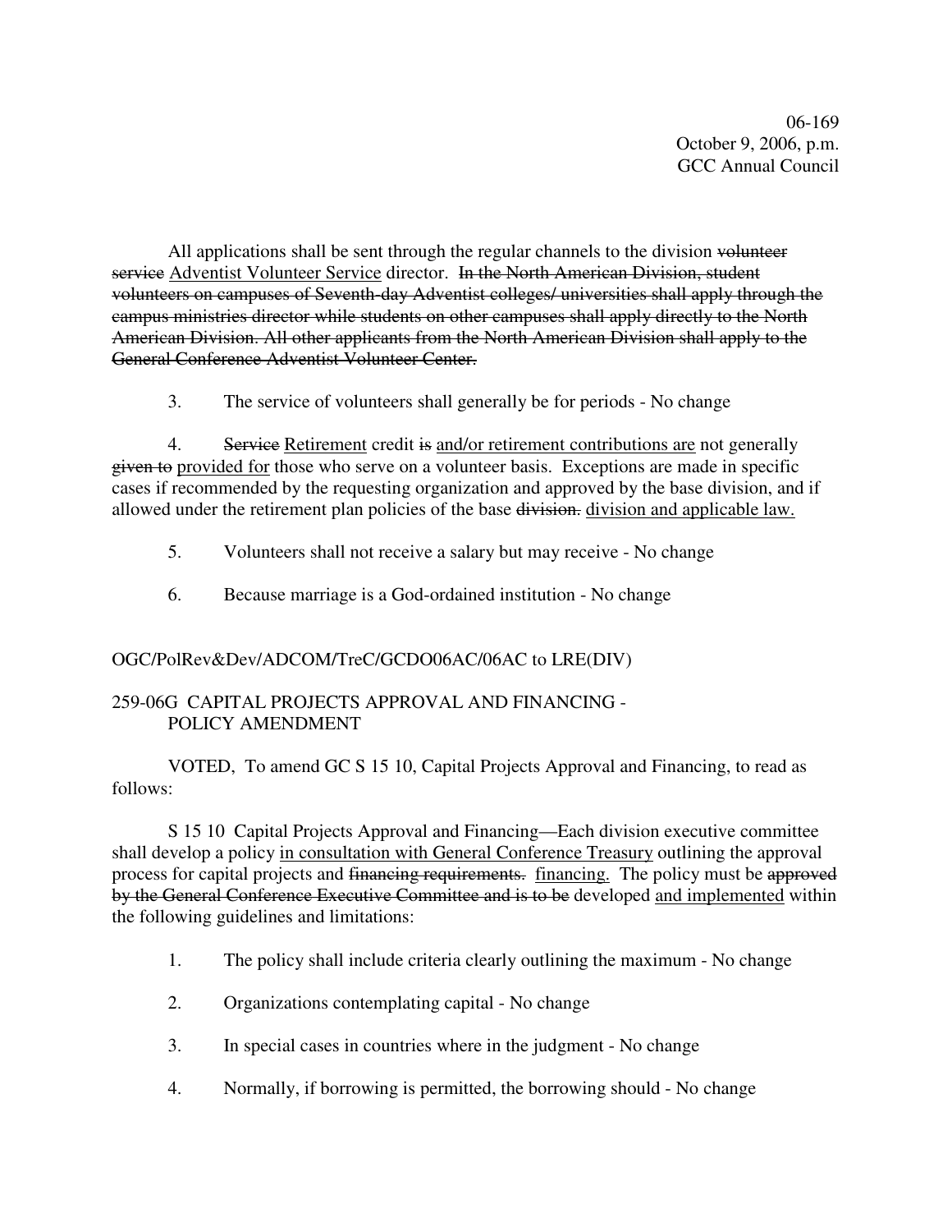All applications shall be sent through the regular channels to the division ~~volunteer service~~ <u>Adventist Volunteer Service</u> director. ~~In the North American Division, student volunteers on campuses of Seventh-day Adventist colleges/ universities shall apply through the campus ministries director while students on other campuses shall apply directly to the North American Division. All other applicants from the North American Division shall apply to the General Conference Adventist Volunteer Center.~~

3. The service of volunteers shall generally be for periods - No change

4. ~~Service~~ <u>Retirement</u> credit ~~is~~ <u>and/or retirement contributions are</u> not generally ~~given to~~ <u>provided for</u> those who serve on a volunteer basis. Exceptions are made in specific cases if recommended by the requesting organization and approved by the base division, and if allowed under the retirement plan policies of the base ~~division.~~ <u>division and applicable law.</u>

5. Volunteers shall not receive a salary but may receive - No change

6. Because marriage is a God-ordained institution - No change

OGC/PolRev&Dev/ADCOM/TreC/GCDO06AC/06AC to LRE(DIV)

259-06G CAPITAL PROJECTS APPROVAL AND FINANCING - POLICY AMENDMENT

VOTED, To amend GC S 15 10, Capital Projects Approval and Financing, to read as follows:

S 15 10 Capital Projects Approval and Financing—Each division executive committee shall develop a policy <u>in consultation with General Conference Treasury</u> outlining the approval process for capital projects and ~~financing requirements.~~ <u>financing.</u> The policy must be ~~approved by the General Conference Executive Committee and is to be~~ developed <u>and implemented</u> within the following guidelines and limitations:

1. The policy shall include criteria clearly outlining the maximum - No change

2. Organizations contemplating capital - No change

3. In special cases in countries where in the judgment - No change

4. Normally, if borrowing is permitted, the borrowing should - No change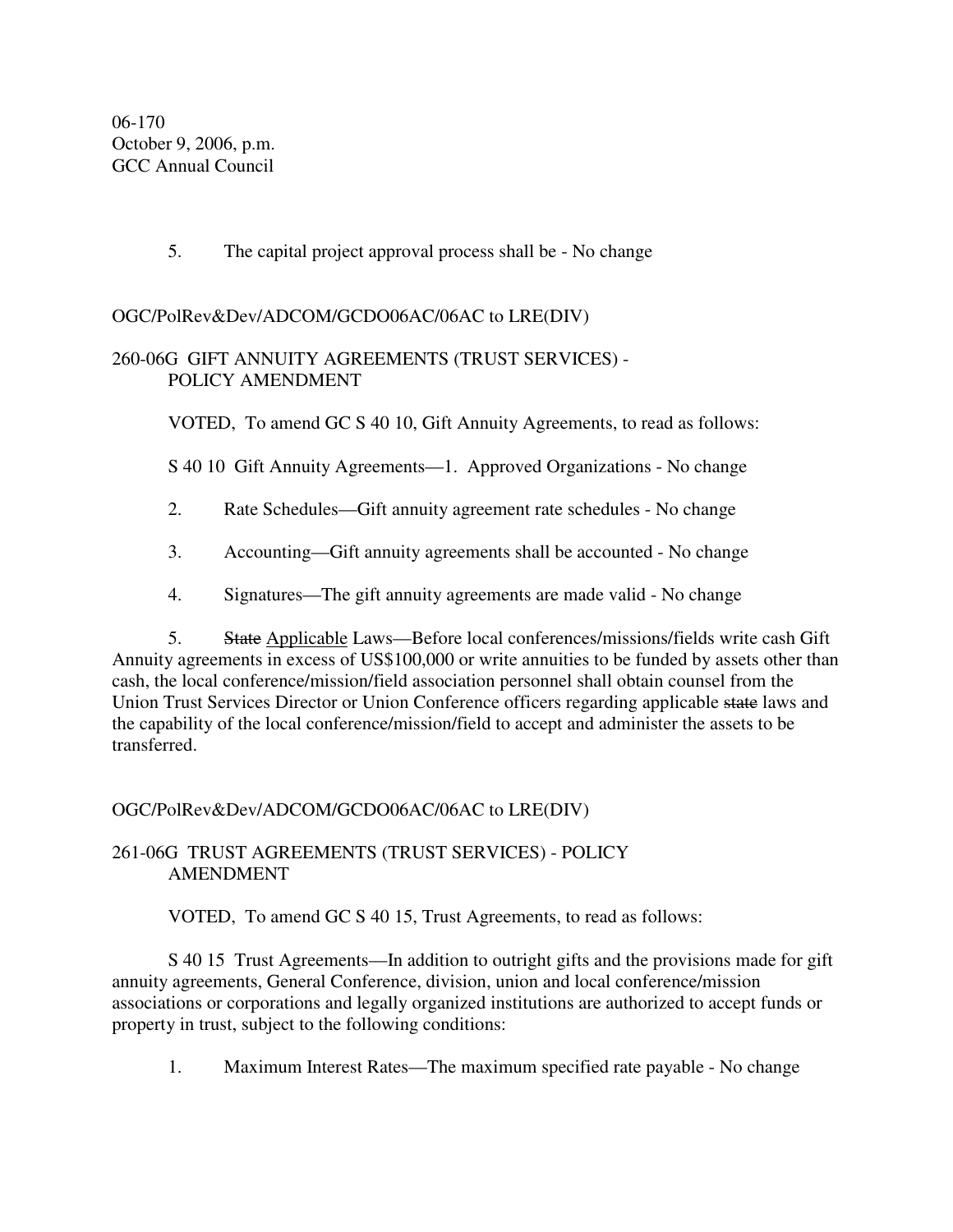06-170
October 9, 2006, p.m.
GCC Annual Council

5. The capital project approval process shall be - No change

OGC/PolRev&Dev/ADCOM/GCDO06AC/06AC to LRE(DIV)

260-06G GIFT ANNUITY AGREEMENTS (TRUST SERVICES) - POLICY AMENDMENT

VOTED, To amend GC S 40 10, Gift Annuity Agreements, to read as follows:

S 40 10 Gift Annuity Agreements—1. Approved Organizations - No change

2. Rate Schedules—Gift annuity agreement rate schedules - No change

3. Accounting—Gift annuity agreements shall be accounted - No change

4. Signatures—The gift annuity agreements are made valid - No change

5. ~~State~~ <u>Applicable</u> Laws—Before local conferences/missions/fields write cash Gift Annuity agreements in excess of US$100,000 or write annuities to be funded by assets other than cash, the local conference/mission/field association personnel shall obtain counsel from the Union Trust Services Director or Union Conference officers regarding applicable ~~state~~ laws and the capability of the local conference/mission/field to accept and administer the assets to be transferred.

OGC/PolRev&Dev/ADCOM/GCDO06AC/06AC to LRE(DIV)

261-06G TRUST AGREEMENTS (TRUST SERVICES) - POLICY AMENDMENT

VOTED, To amend GC S 40 15, Trust Agreements, to read as follows:

S 40 15 Trust Agreements—In addition to outright gifts and the provisions made for gift annuity agreements, General Conference, division, union and local conference/mission associations or corporations and legally organized institutions are authorized to accept funds or property in trust, subject to the following conditions:

1. Maximum Interest Rates—The maximum specified rate payable - No change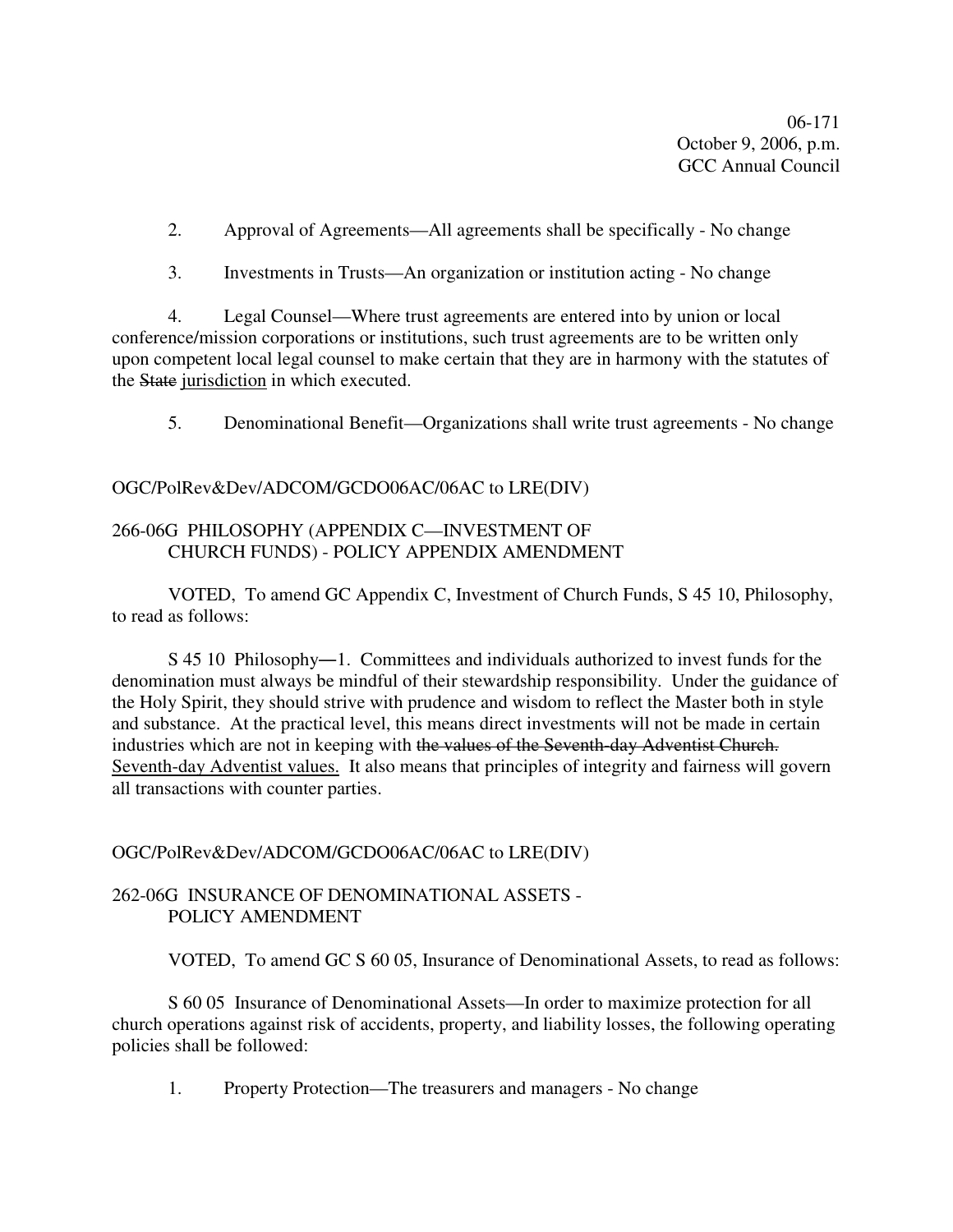2. Approval of Agreements—All agreements shall be specifically - No change

3. Investments in Trusts—An organization or institution acting - No change

4. Legal Counsel—Where trust agreements are entered into by union or local conference/mission corporations or institutions, such trust agreements are to be written only upon competent local legal counsel to make certain that they are in harmony with the statutes of the ~~State~~ <u>jurisdiction</u> in which executed.

5. Denominational Benefit—Organizations shall write trust agreements - No change

OGC/PolRev&Dev/ADCOM/GCDO06AC/06AC to LRE(DIV)

## 266-06G PHILOSOPHY (APPENDIX C—INVESTMENT OF CHURCH FUNDS) - POLICY APPENDIX AMENDMENT

VOTED, To amend GC Appendix C, Investment of Church Funds, S 45 10, Philosophy, to read as follows:

S 45 10 Philosophy—1. Committees and individuals authorized to invest funds for the denomination must always be mindful of their stewardship responsibility. Under the guidance of the Holy Spirit, they should strive with prudence and wisdom to reflect the Master both in style and substance. At the practical level, this means direct investments will not be made in certain industries which are not in keeping with ~~the values of the Seventh-day Adventist Church.~~ <u>Seventh-day Adventist values.</u> It also means that principles of integrity and fairness will govern all transactions with counter parties.

OGC/PolRev&Dev/ADCOM/GCDO06AC/06AC to LRE(DIV)

## 262-06G INSURANCE OF DENOMINATIONAL ASSETS - POLICY AMENDMENT

VOTED, To amend GC S 60 05, Insurance of Denominational Assets, to read as follows:

S 60 05 Insurance of Denominational Assets—In order to maximize protection for all church operations against risk of accidents, property, and liability losses, the following operating policies shall be followed:

1. Property Protection—The treasurers and managers - No change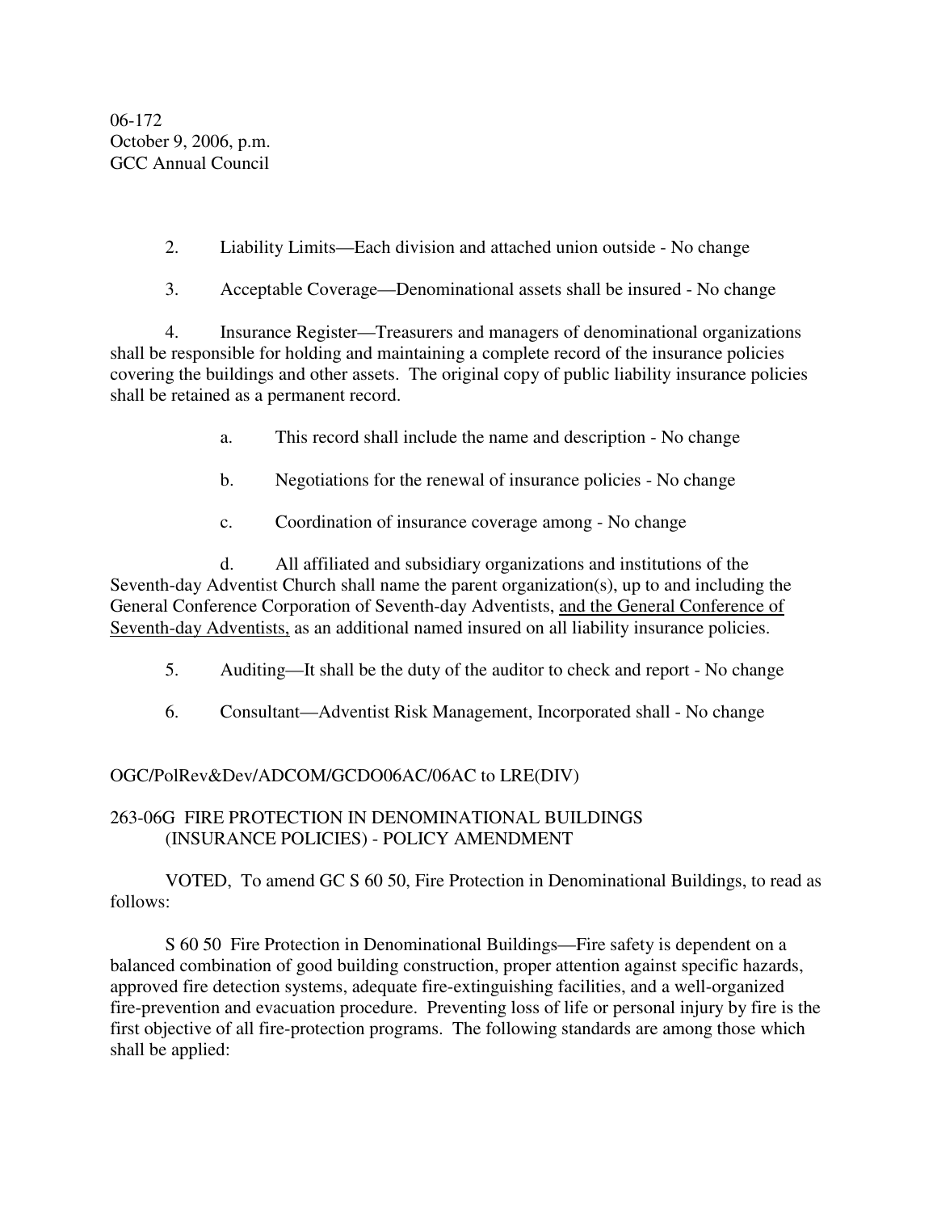06-172
October 9, 2006, p.m.
GCC Annual Council

2. Liability Limits—Each division and attached union outside - No change

3. Acceptable Coverage—Denominational assets shall be insured - No change

4. Insurance Register—Treasurers and managers of denominational organizations shall be responsible for holding and maintaining a complete record of the insurance policies covering the buildings and other assets. The original copy of public liability insurance policies shall be retained as a permanent record.

a. This record shall include the name and description - No change

b. Negotiations for the renewal of insurance policies - No change

c. Coordination of insurance coverage among - No change

d. All affiliated and subsidiary organizations and institutions of the Seventh-day Adventist Church shall name the parent organization(s), up to and including the General Conference Corporation of Seventh-day Adventists, <u>and the General Conference of Seventh-day Adventists,</u> as an additional named insured on all liability insurance policies.

5. Auditing—It shall be the duty of the auditor to check and report - No change

6. Consultant—Adventist Risk Management, Incorporated shall - No change

OGC/PolRev&Dev/ADCOM/GCDO06AC/06AC to LRE(DIV)

263-06G FIRE PROTECTION IN DENOMINATIONAL BUILDINGS (INSURANCE POLICIES) - POLICY AMENDMENT

VOTED, To amend GC S 60 50, Fire Protection in Denominational Buildings, to read as follows:

S 60 50 Fire Protection in Denominational Buildings—Fire safety is dependent on a balanced combination of good building construction, proper attention against specific hazards, approved fire detection systems, adequate fire-extinguishing facilities, and a well-organized fire-prevention and evacuation procedure. Preventing loss of life or personal injury by fire is the first objective of all fire-protection programs. The following standards are among those which shall be applied: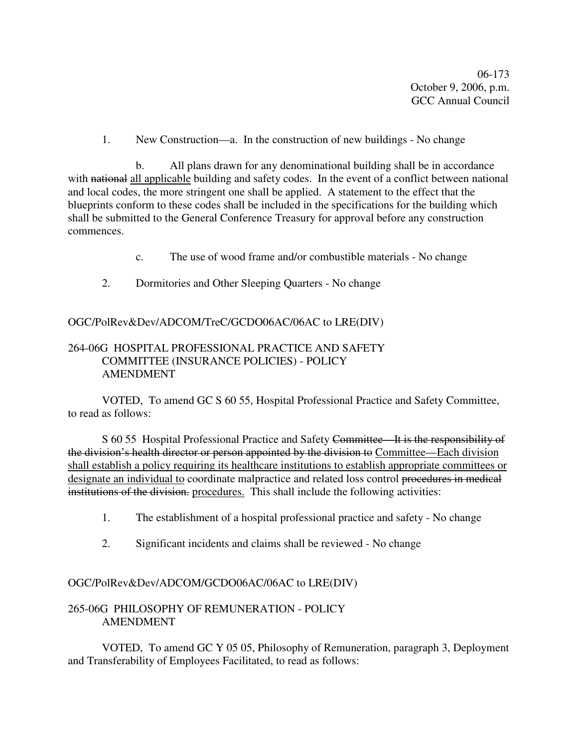06-173
October 9, 2006, p.m.
GCC Annual Council

1. New Construction—a. In the construction of new buildings - No change

b. All plans drawn for any denominational building shall be in accordance with ~~national~~ <u>all applicable</u> building and safety codes. In the event of a conflict between national and local codes, the more stringent one shall be applied. A statement to the effect that the blueprints conform to these codes shall be included in the specifications for the building which shall be submitted to the General Conference Treasury for approval before any construction commences.

c. The use of wood frame and/or combustible materials - No change

2. Dormitories and Other Sleeping Quarters - No change

OGC/PolRev&Dev/ADCOM/TreC/GCDO06AC/06AC to LRE(DIV)

## 264-06G HOSPITAL PROFESSIONAL PRACTICE AND SAFETY COMMITTEE (INSURANCE POLICIES) - POLICY AMENDMENT

VOTED, To amend GC S 60 55, Hospital Professional Practice and Safety Committee, to read as follows:

S 60 55 Hospital Professional Practice and Safety ~~Committee—It is the responsibility of the division's health director or person appointed by the division to~~ <u>Committee—Each division shall establish a policy requiring its healthcare institutions to establish appropriate committees or designate an individual to</u> coordinate malpractice and related loss control ~~procedures in medical institutions of the division.~~ <u>procedures.</u> This shall include the following activities:

1. The establishment of a hospital professional practice and safety - No change

2. Significant incidents and claims shall be reviewed - No change

OGC/PolRev&Dev/ADCOM/GCDO06AC/06AC to LRE(DIV)

## 265-06G PHILOSOPHY OF REMUNERATION - POLICY AMENDMENT

VOTED, To amend GC Y 05 05, Philosophy of Remuneration, paragraph 3, Deployment and Transferability of Employees Facilitated, to read as follows: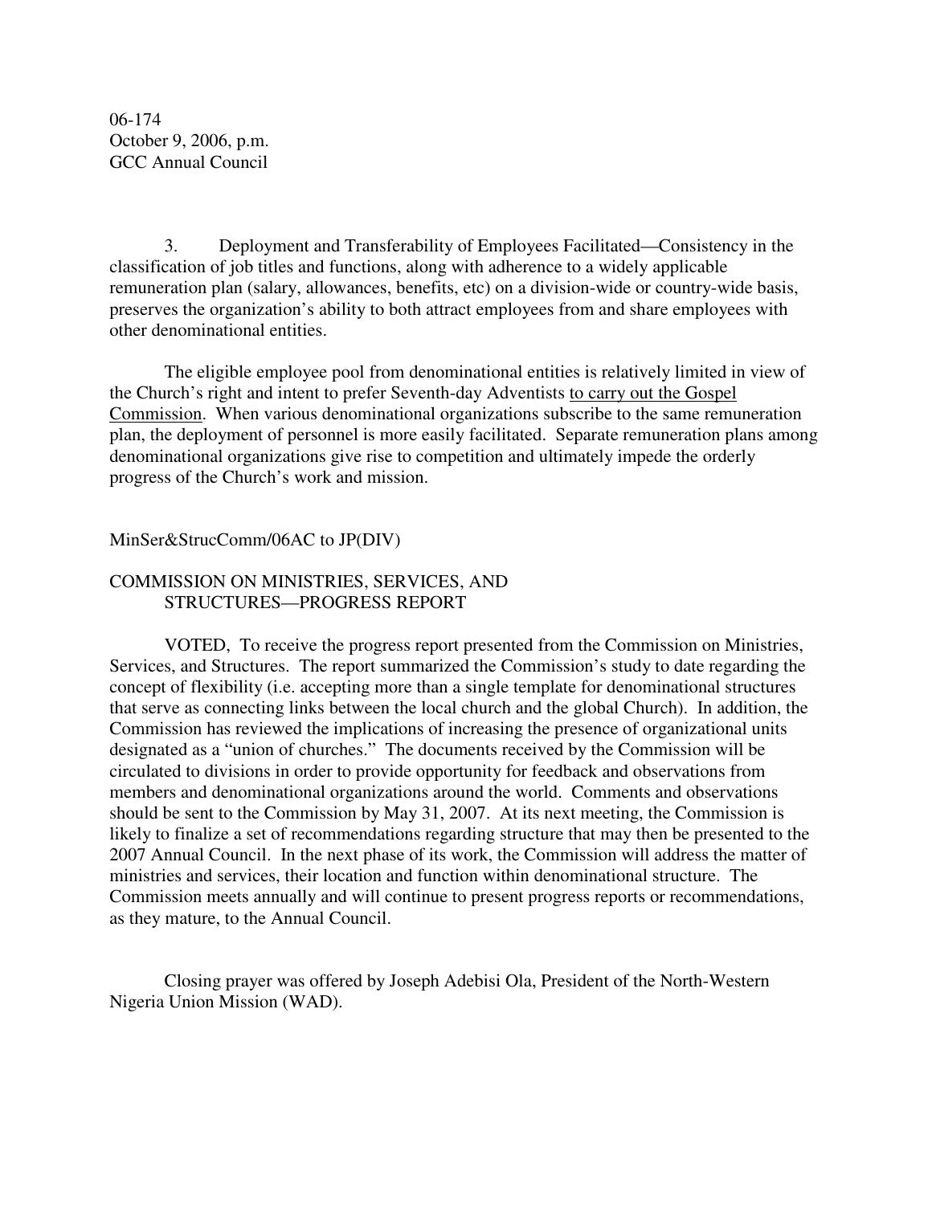06-174
October 9, 2006, p.m.
GCC Annual Council

3. Deployment and Transferability of Employees Facilitated—Consistency in the classification of job titles and functions, along with adherence to a widely applicable remuneration plan (salary, allowances, benefits, etc) on a division-wide or country-wide basis, preserves the organization's ability to both attract employees from and share employees with other denominational entities.

The eligible employee pool from denominational entities is relatively limited in view of the Church's right and intent to prefer Seventh-day Adventists <u>to carry out the Gospel Commission</u>. When various denominational organizations subscribe to the same remuneration plan, the deployment of personnel is more easily facilitated. Separate remuneration plans among denominational organizations give rise to competition and ultimately impede the orderly progress of the Church's work and mission.

MinSer&StrucComm/06AC to JP(DIV)

COMMISSION ON MINISTRIES, SERVICES, AND STRUCTURES—PROGRESS REPORT

VOTED, To receive the progress report presented from the Commission on Ministries, Services, and Structures. The report summarized the Commission's study to date regarding the concept of flexibility (i.e. accepting more than a single template for denominational structures that serve as connecting links between the local church and the global Church). In addition, the Commission has reviewed the implications of increasing the presence of organizational units designated as a "union of churches." The documents received by the Commission will be circulated to divisions in order to provide opportunity for feedback and observations from members and denominational organizations around the world. Comments and observations should be sent to the Commission by May 31, 2007. At its next meeting, the Commission is likely to finalize a set of recommendations regarding structure that may then be presented to the 2007 Annual Council. In the next phase of its work, the Commission will address the matter of ministries and services, their location and function within denominational structure. The Commission meets annually and will continue to present progress reports or recommendations, as they mature, to the Annual Council.

Closing prayer was offered by Joseph Adebisi Ola, President of the North-Western Nigeria Union Mission (WAD).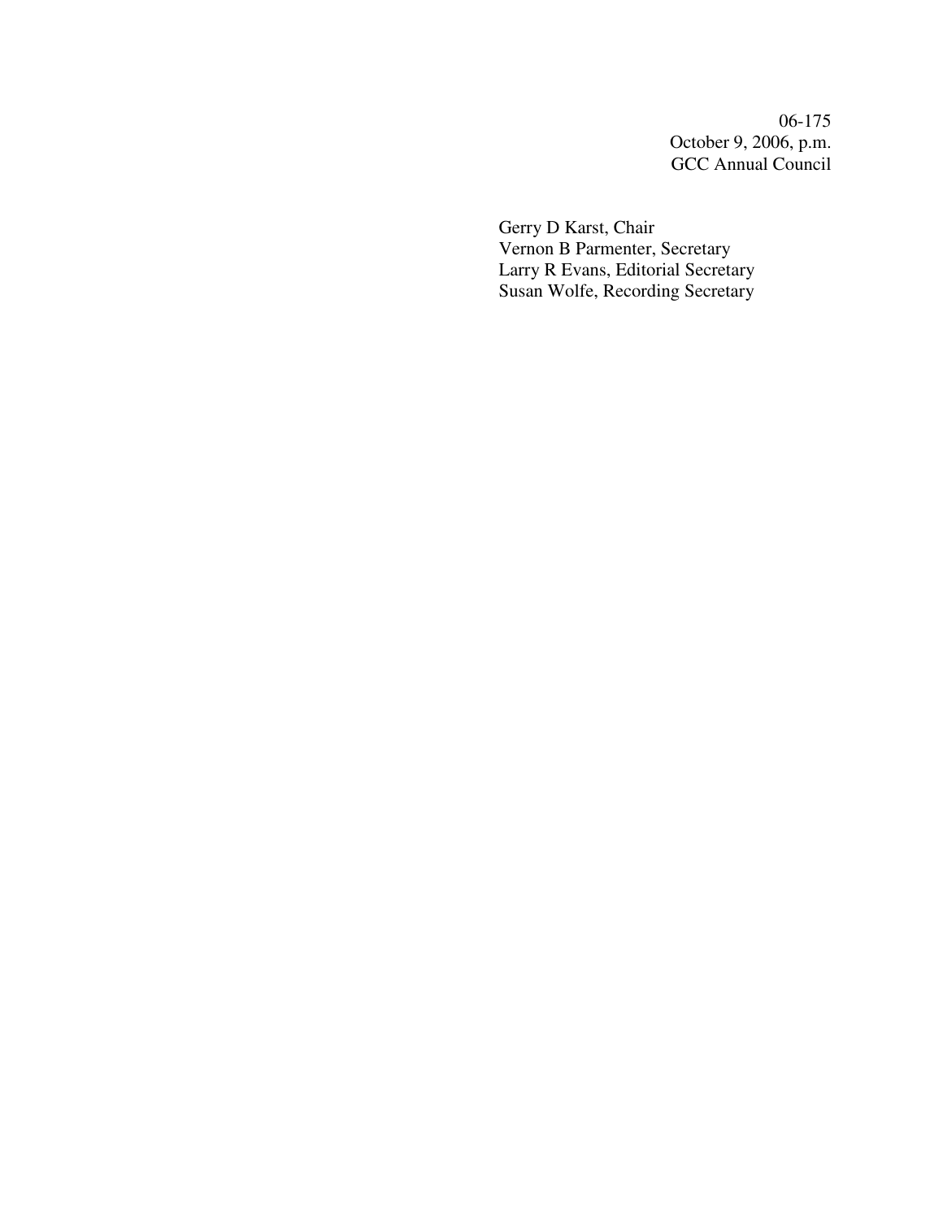06-175
October 9, 2006, p.m.
GCC Annual Council

Gerry D Karst, Chair
Vernon B Parmenter, Secretary
Larry R Evans, Editorial Secretary
Susan Wolfe, Recording Secretary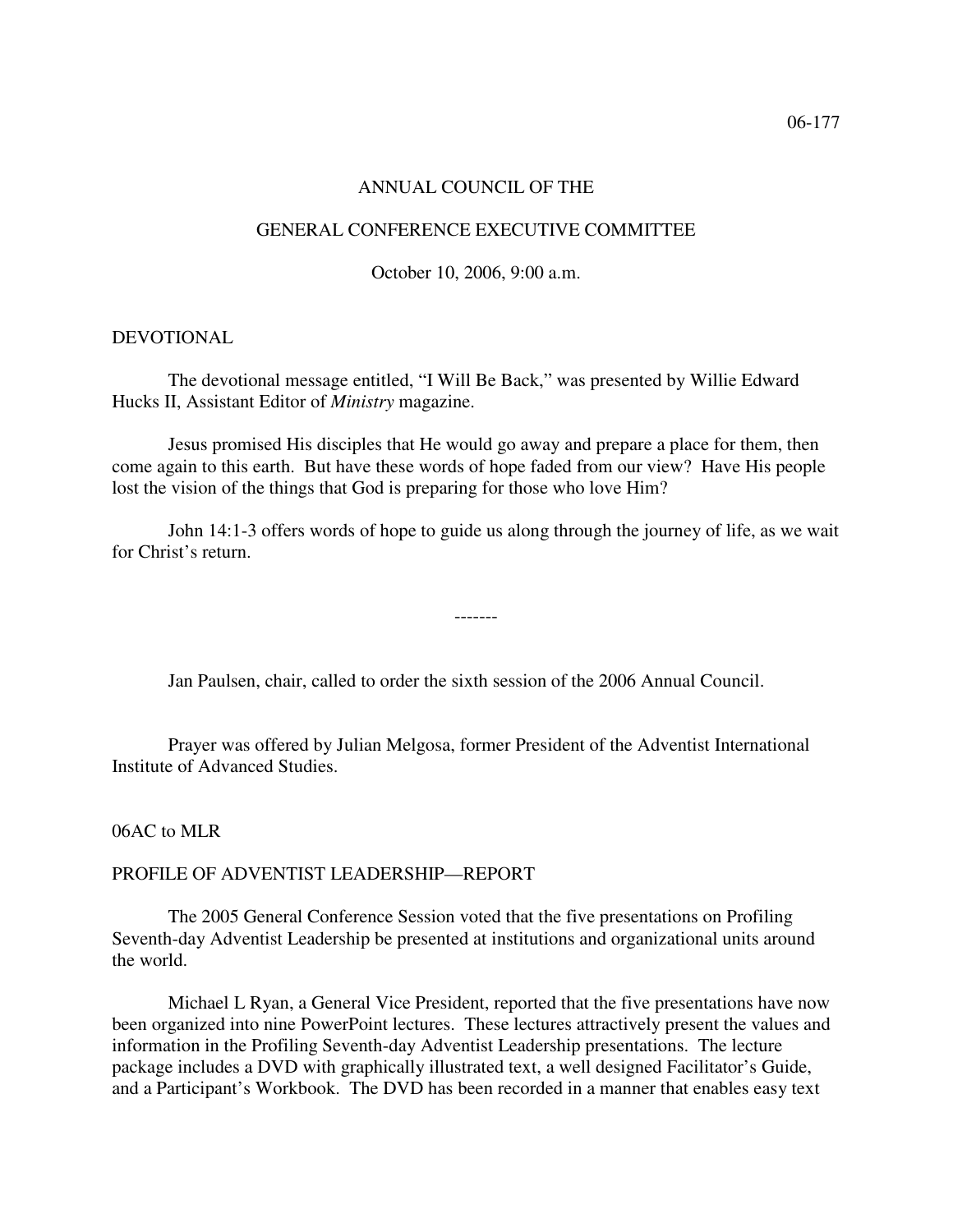06-177

ANNUAL COUNCIL OF THE

GENERAL CONFERENCE EXECUTIVE COMMITTEE

October 10, 2006, 9:00 a.m.

DEVOTIONAL

The devotional message entitled, "I Will Be Back," was presented by Willie Edward Hucks II, Assistant Editor of *Ministry* magazine.

Jesus promised His disciples that He would go away and prepare a place for them, then come again to this earth. But have these words of hope faded from our view? Have His people lost the vision of the things that God is preparing for those who love Him?

John 14:1-3 offers words of hope to guide us along through the journey of life, as we wait for Christ's return.

-------

Jan Paulsen, chair, called to order the sixth session of the 2006 Annual Council.

Prayer was offered by Julian Melgosa, former President of the Adventist International Institute of Advanced Studies.

06AC to MLR

PROFILE OF ADVENTIST LEADERSHIP—REPORT

The 2005 General Conference Session voted that the five presentations on Profiling Seventh-day Adventist Leadership be presented at institutions and organizational units around the world.

Michael L Ryan, a General Vice President, reported that the five presentations have now been organized into nine PowerPoint lectures. These lectures attractively present the values and information in the Profiling Seventh-day Adventist Leadership presentations. The lecture package includes a DVD with graphically illustrated text, a well designed Facilitator's Guide, and a Participant's Workbook. The DVD has been recorded in a manner that enables easy text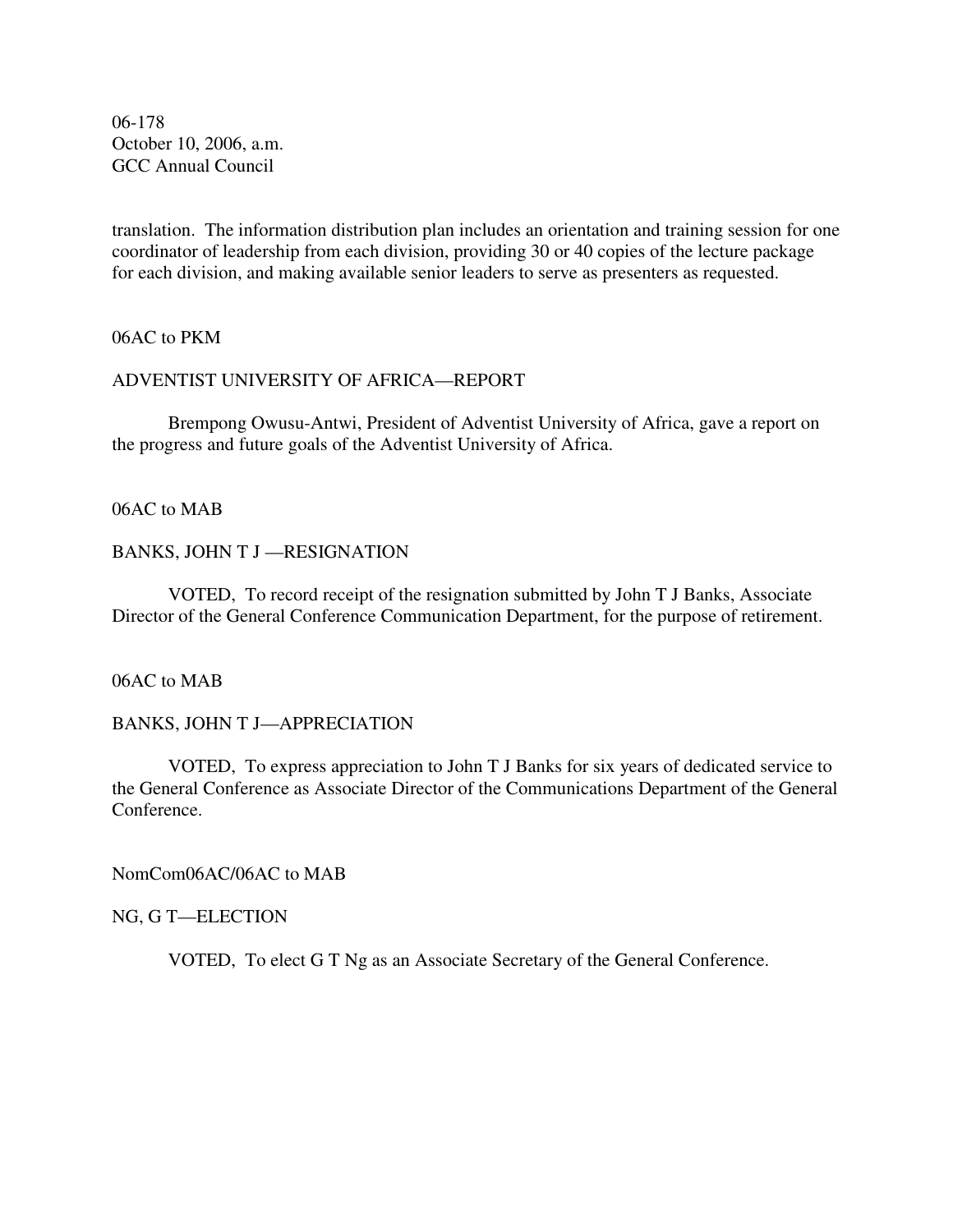translation. The information distribution plan includes an orientation and training session for one coordinator of leadership from each division, providing 30 or 40 copies of the lecture package for each division, and making available senior leaders to serve as presenters as requested.

06AC to PKM

ADVENTIST UNIVERSITY OF AFRICA—REPORT

Brempong Owusu-Antwi, President of Adventist University of Africa, gave a report on the progress and future goals of the Adventist University of Africa.

06AC to MAB

BANKS, JOHN T J —RESIGNATION

VOTED, To record receipt of the resignation submitted by John T J Banks, Associate Director of the General Conference Communication Department, for the purpose of retirement.

06AC to MAB

BANKS, JOHN T J—APPRECIATION

VOTED, To express appreciation to John T J Banks for six years of dedicated service to the General Conference as Associate Director of the Communications Department of the General Conference.

NomCom06AC/06AC to MAB

NG, G T—ELECTION

VOTED, To elect G T Ng as an Associate Secretary of the General Conference.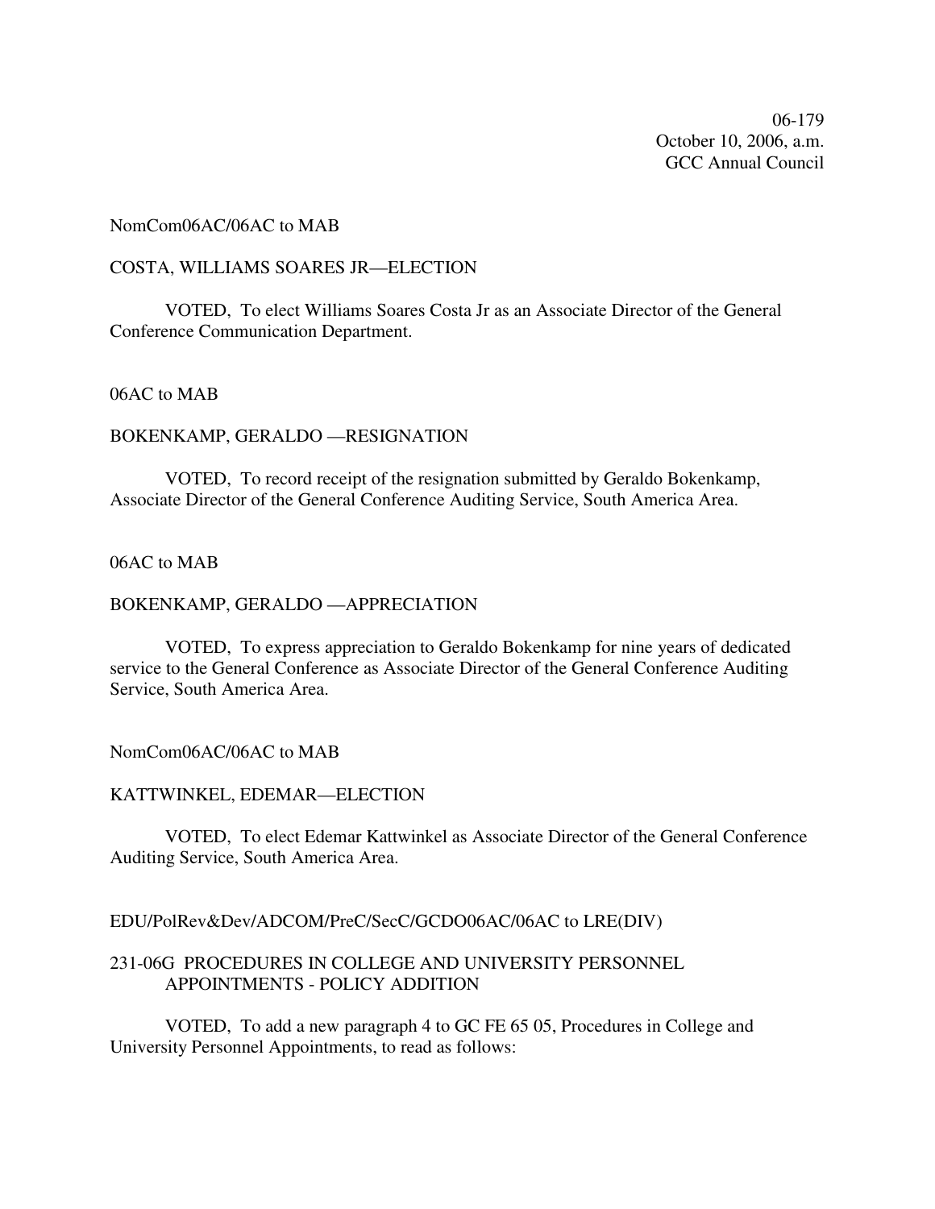06-179
October 10, 2006, a.m.
GCC Annual Council

NomCom06AC/06AC to MAB

COSTA, WILLIAMS SOARES JR—ELECTION

VOTED, To elect Williams Soares Costa Jr as an Associate Director of the General Conference Communication Department.

06AC to MAB

BOKENKAMP, GERALDO —RESIGNATION

VOTED, To record receipt of the resignation submitted by Geraldo Bokenkamp, Associate Director of the General Conference Auditing Service, South America Area.

06AC to MAB

BOKENKAMP, GERALDO —APPRECIATION

VOTED, To express appreciation to Geraldo Bokenkamp for nine years of dedicated service to the General Conference as Associate Director of the General Conference Auditing Service, South America Area.

NomCom06AC/06AC to MAB

KATTWINKEL, EDEMAR—ELECTION

VOTED, To elect Edemar Kattwinkel as Associate Director of the General Conference Auditing Service, South America Area.

EDU/PolRev&Dev/ADCOM/PreC/SecC/GCDO06AC/06AC to LRE(DIV)

231-06G PROCEDURES IN COLLEGE AND UNIVERSITY PERSONNEL APPOINTMENTS - POLICY ADDITION

VOTED, To add a new paragraph 4 to GC FE 65 05, Procedures in College and University Personnel Appointments, to read as follows: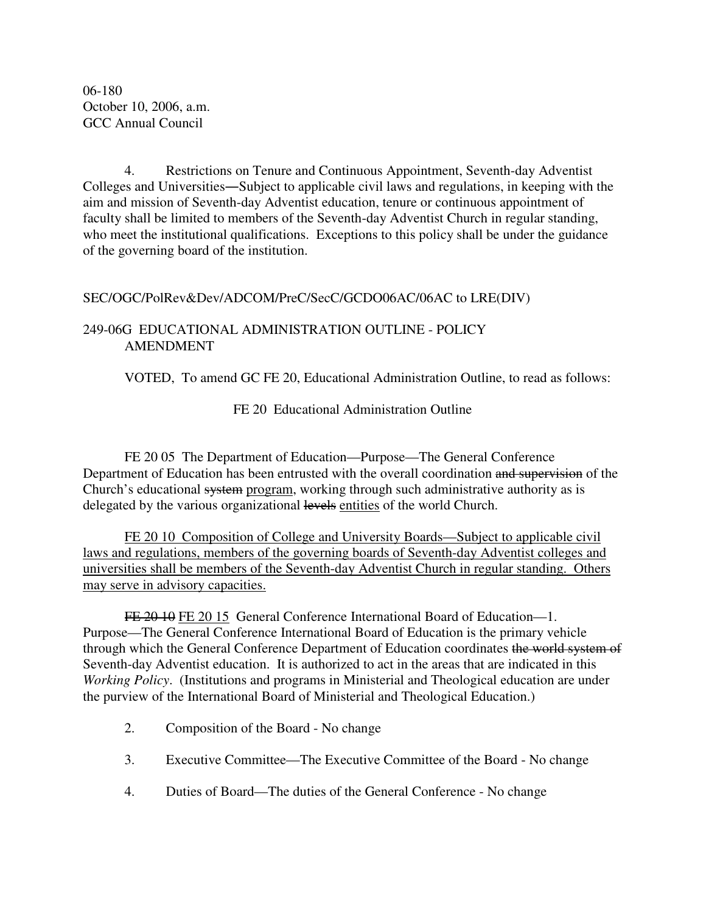06-180
October 10, 2006, a.m.
GCC Annual Council

4. Restrictions on Tenure and Continuous Appointment, Seventh-day Adventist Colleges and Universities―Subject to applicable civil laws and regulations, in keeping with the aim and mission of Seventh-day Adventist education, tenure or continuous appointment of faculty shall be limited to members of the Seventh-day Adventist Church in regular standing, who meet the institutional qualifications. Exceptions to this policy shall be under the guidance of the governing board of the institution.

SEC/OGC/PolRev&Dev/ADCOM/PreC/SecC/GCDO06AC/06AC to LRE(DIV)

249-06G EDUCATIONAL ADMINISTRATION OUTLINE - POLICY AMENDMENT

VOTED, To amend GC FE 20, Educational Administration Outline, to read as follows:

FE 20 Educational Administration Outline

FE 20 05 The Department of Education—Purpose—The General Conference Department of Education has been entrusted with the overall coordination ~~and supervision~~ of the Church's educational ~~system~~ <u>program</u>, working through such administrative authority as is delegated by the various organizational ~~levels~~ <u>entities</u> of the world Church.

<u>FE 20 10 Composition of College and University Boards—Subject to applicable civil laws and regulations, members of the governing boards of Seventh-day Adventist colleges and universities shall be members of the Seventh-day Adventist Church in regular standing. Others may serve in advisory capacities.</u>

~~FE 20 10~~ <u>FE 20 15</u> General Conference International Board of Education—1. Purpose—The General Conference International Board of Education is the primary vehicle through which the General Conference Department of Education coordinates ~~the world system of~~ Seventh-day Adventist education. It is authorized to act in the areas that are indicated in this *Working Policy*. (Institutions and programs in Ministerial and Theological education are under the purview of the International Board of Ministerial and Theological Education.)

2. Composition of the Board - No change

3. Executive Committee—The Executive Committee of the Board - No change

4. Duties of Board—The duties of the General Conference - No change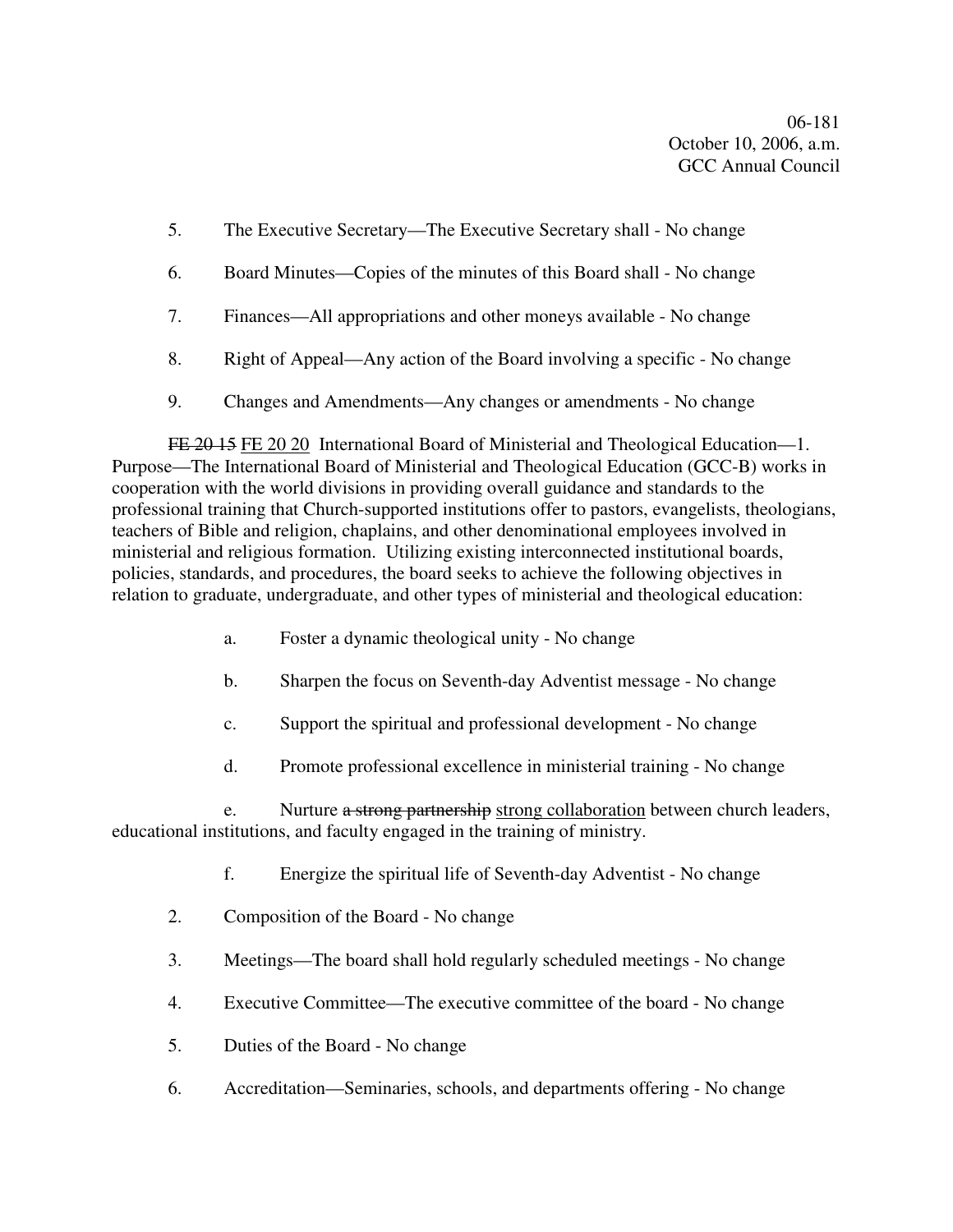5. The Executive Secretary—The Executive Secretary shall - No change

6. Board Minutes—Copies of the minutes of this Board shall - No change

7. Finances—All appropriations and other moneys available - No change

8. Right of Appeal—Any action of the Board involving a specific - No change

9. Changes and Amendments—Any changes or amendments - No change

~~FE 20 15~~ <u>FE 20 20</u> International Board of Ministerial and Theological Education—1. Purpose—The International Board of Ministerial and Theological Education (GCC-B) works in cooperation with the world divisions in providing overall guidance and standards to the professional training that Church-supported institutions offer to pastors, evangelists, theologians, teachers of Bible and religion, chaplains, and other denominational employees involved in ministerial and religious formation. Utilizing existing interconnected institutional boards, policies, standards, and procedures, the board seeks to achieve the following objectives in relation to graduate, undergraduate, and other types of ministerial and theological education:

a. Foster a dynamic theological unity - No change

b. Sharpen the focus on Seventh-day Adventist message - No change

c. Support the spiritual and professional development - No change

d. Promote professional excellence in ministerial training - No change

e. Nurture ~~a strong partnership~~ <u>strong collaboration</u> between church leaders, educational institutions, and faculty engaged in the training of ministry.

f. Energize the spiritual life of Seventh-day Adventist - No change

2. Composition of the Board - No change

3. Meetings—The board shall hold regularly scheduled meetings - No change

4. Executive Committee—The executive committee of the board - No change

5. Duties of the Board - No change

6. Accreditation—Seminaries, schools, and departments offering - No change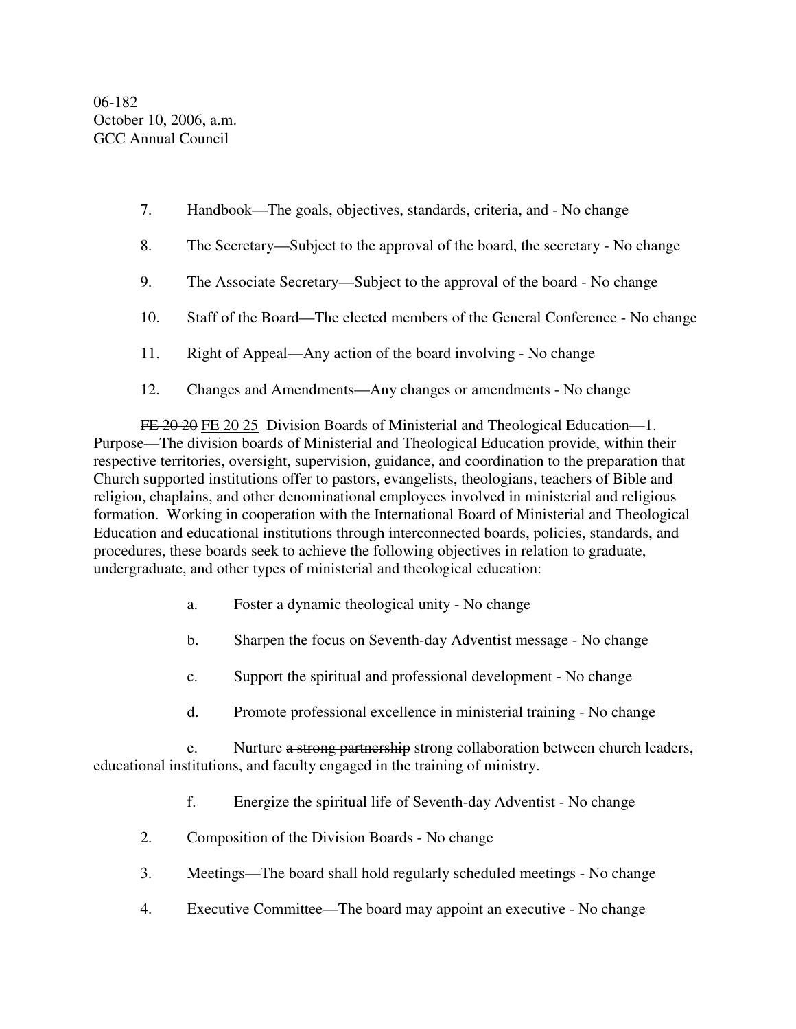7. Handbook—The goals, objectives, standards, criteria, and - No change

8. The Secretary—Subject to the approval of the board, the secretary - No change

9. The Associate Secretary—Subject to the approval of the board - No change

10. Staff of the Board—The elected members of the General Conference - No change

11. Right of Appeal—Any action of the board involving - No change

12. Changes and Amendments—Any changes or amendments - No change

~~FE 20 20~~ <u>FE 20 25</u> Division Boards of Ministerial and Theological Education—1. Purpose—The division boards of Ministerial and Theological Education provide, within their respective territories, oversight, supervision, guidance, and coordination to the preparation that Church supported institutions offer to pastors, evangelists, theologians, teachers of Bible and religion, chaplains, and other denominational employees involved in ministerial and religious formation. Working in cooperation with the International Board of Ministerial and Theological Education and educational institutions through interconnected boards, policies, standards, and procedures, these boards seek to achieve the following objectives in relation to graduate, undergraduate, and other types of ministerial and theological education:

a. Foster a dynamic theological unity - No change

b. Sharpen the focus on Seventh-day Adventist message - No change

c. Support the spiritual and professional development - No change

d. Promote professional excellence in ministerial training - No change

e. Nurture ~~a strong partnership~~ <u>strong collaboration</u> between church leaders, educational institutions, and faculty engaged in the training of ministry.

f. Energize the spiritual life of Seventh-day Adventist - No change

2. Composition of the Division Boards - No change

3. Meetings—The board shall hold regularly scheduled meetings - No change

4. Executive Committee—The board may appoint an executive - No change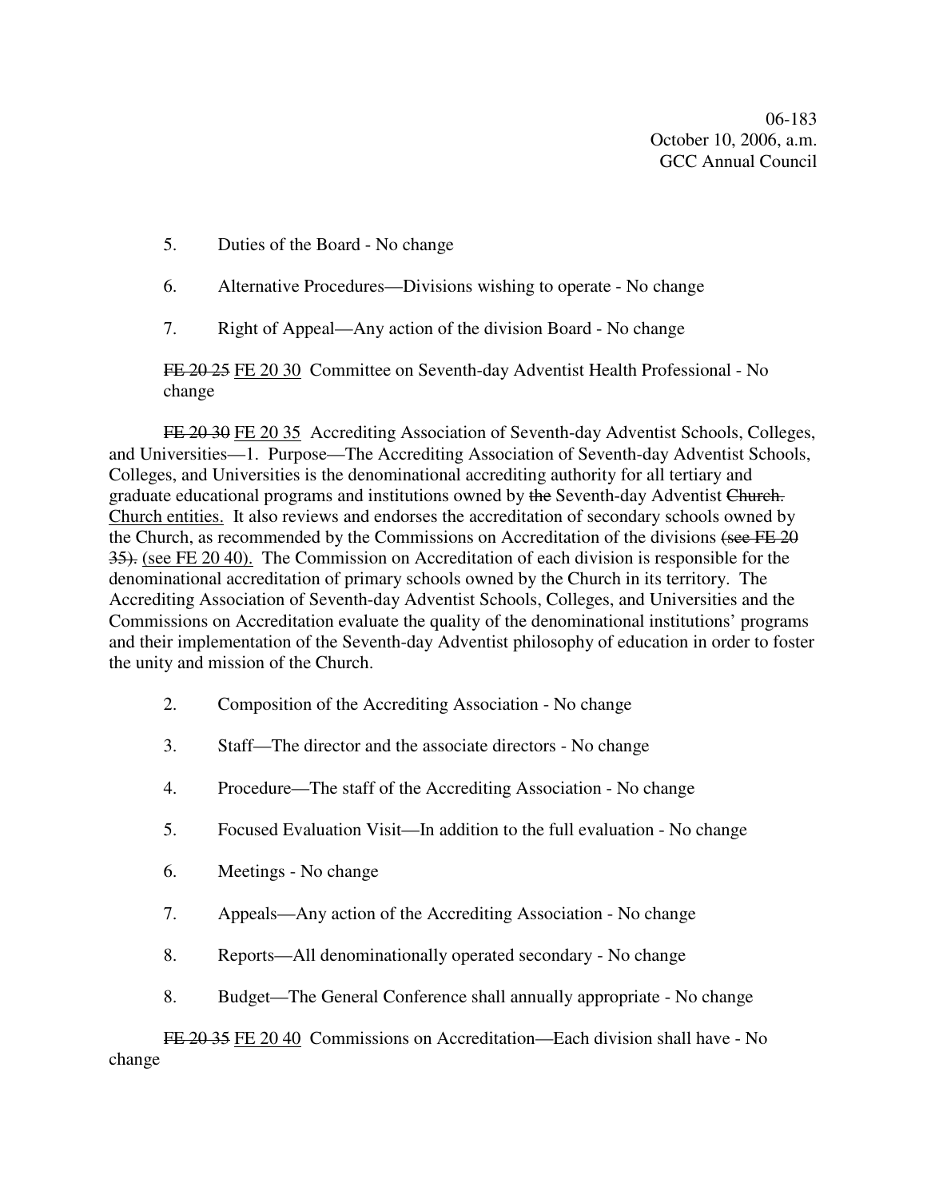06-183
October 10, 2006, a.m.
GCC Annual Council

5. Duties of the Board - No change

6. Alternative Procedures—Divisions wishing to operate - No change

7. Right of Appeal—Any action of the division Board - No change

~~FE 20 25~~ <u>FE 20 30</u> Committee on Seventh-day Adventist Health Professional - No change

~~FE 20 30~~ <u>FE 20 35</u> Accrediting Association of Seventh-day Adventist Schools, Colleges, and Universities—1. Purpose—The Accrediting Association of Seventh-day Adventist Schools, Colleges, and Universities is the denominational accrediting authority for all tertiary and graduate educational programs and institutions owned by ~~the~~ Seventh-day Adventist ~~Church.~~ <u>Church entities.</u> It also reviews and endorses the accreditation of secondary schools owned by the Church, as recommended by the Commissions on Accreditation of the divisions ~~(see FE 20 35).~~ <u>(see FE 20 40).</u> The Commission on Accreditation of each division is responsible for the denominational accreditation of primary schools owned by the Church in its territory. The Accrediting Association of Seventh-day Adventist Schools, Colleges, and Universities and the Commissions on Accreditation evaluate the quality of the denominational institutions' programs and their implementation of the Seventh-day Adventist philosophy of education in order to foster the unity and mission of the Church.

2. Composition of the Accrediting Association - No change

3. Staff—The director and the associate directors - No change

4. Procedure—The staff of the Accrediting Association - No change

5. Focused Evaluation Visit—In addition to the full evaluation - No change

6. Meetings - No change

7. Appeals—Any action of the Accrediting Association - No change

8. Reports—All denominationally operated secondary - No change

8. Budget—The General Conference shall annually appropriate - No change

~~FE 20 35~~ <u>FE 20 40</u> Commissions on Accreditation—Each division shall have - No change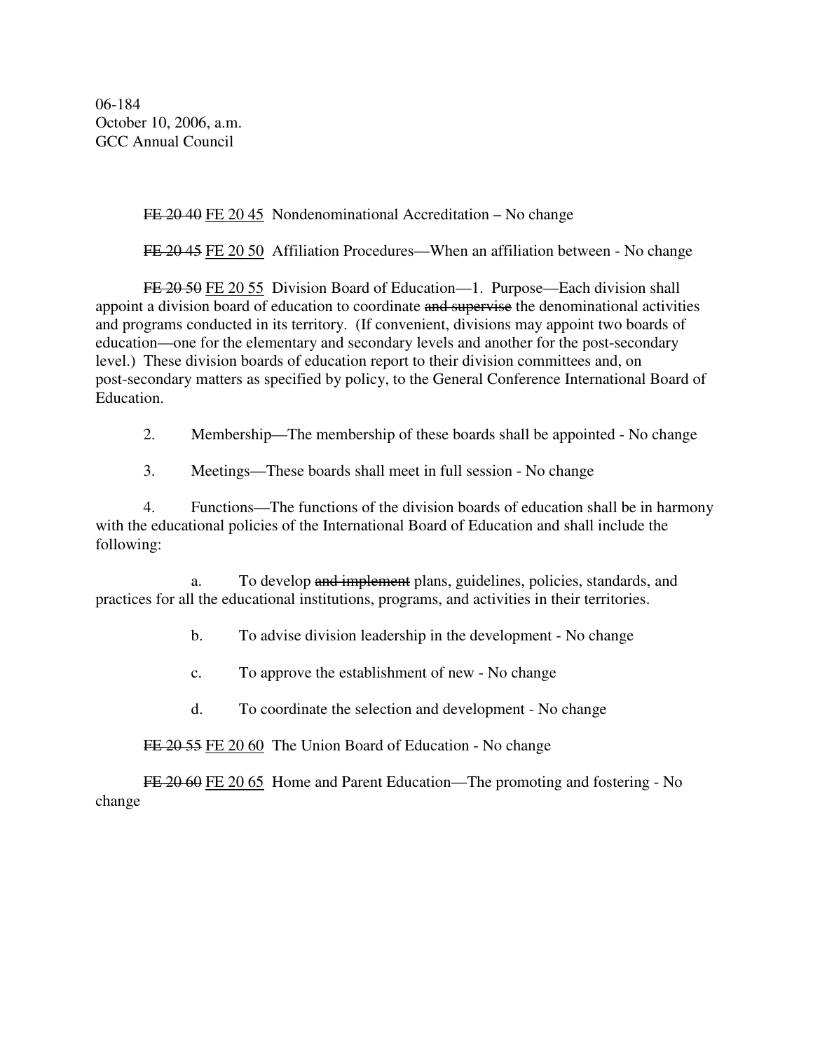06-184
October 10, 2006, a.m.
GCC Annual Council

~~FE 20 40~~ <u>FE 20 45</u> Nondenominational Accreditation – No change

~~FE 20 45~~ <u>FE 20 50</u> Affiliation Procedures—When an affiliation between - No change

~~FE 20 50~~ <u>FE 20 55</u> Division Board of Education—1. Purpose—Each division shall appoint a division board of education to coordinate ~~and supervise~~ the denominational activities and programs conducted in its territory. (If convenient, divisions may appoint two boards of education—one for the elementary and secondary levels and another for the post-secondary level.) These division boards of education report to their division committees and, on post-secondary matters as specified by policy, to the General Conference International Board of Education.

2. Membership—The membership of these boards shall be appointed - No change

3. Meetings—These boards shall meet in full session - No change

4. Functions—The functions of the division boards of education shall be in harmony with the educational policies of the International Board of Education and shall include the following:

a. To develop ~~and implement~~ plans, guidelines, policies, standards, and practices for all the educational institutions, programs, and activities in their territories.

b. To advise division leadership in the development - No change

c. To approve the establishment of new - No change

d. To coordinate the selection and development - No change

~~FE 20 55~~ <u>FE 20 60</u> The Union Board of Education - No change

~~FE 20 60~~ <u>FE 20 65</u> Home and Parent Education—The promoting and fostering - No change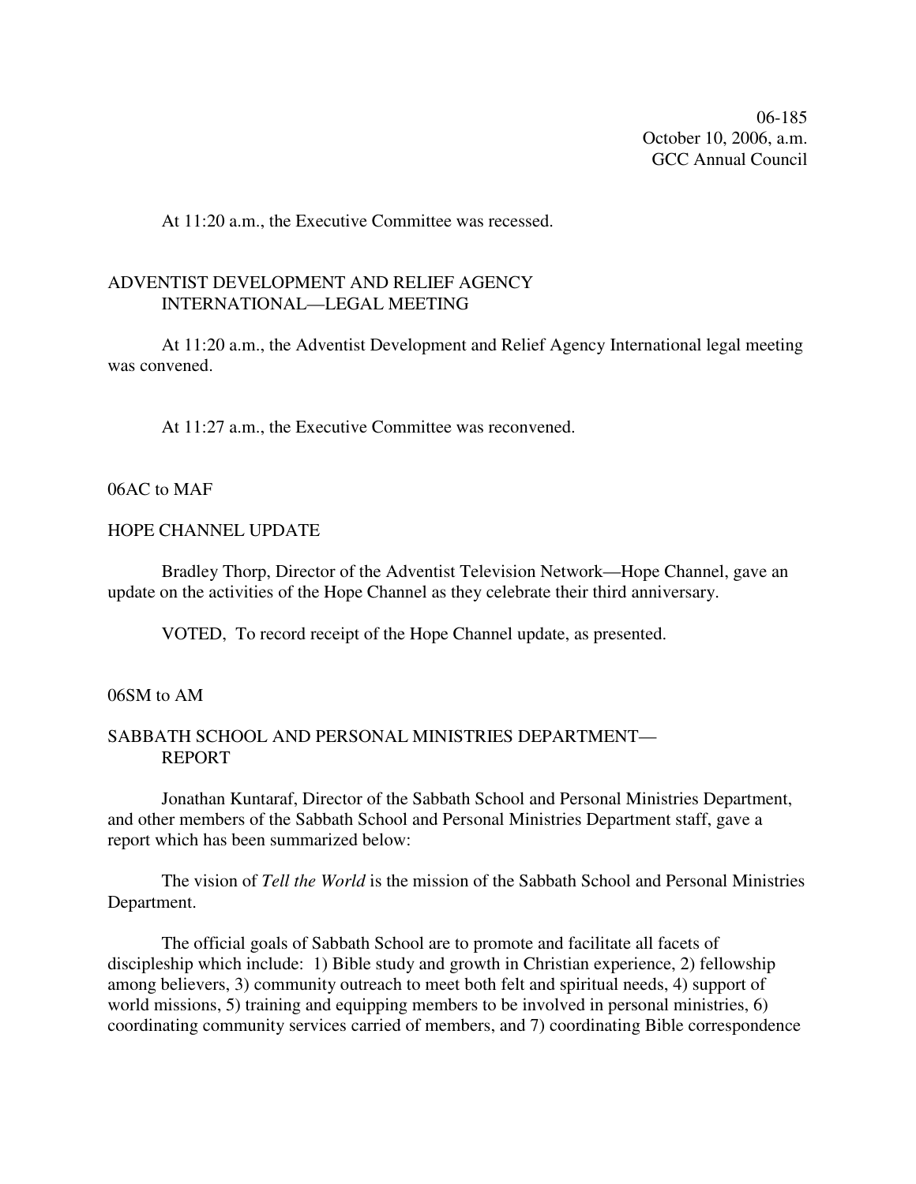At 11:20 a.m., the Executive Committee was recessed.

ADVENTIST DEVELOPMENT AND RELIEF AGENCY INTERNATIONAL—LEGAL MEETING

At 11:20 a.m., the Adventist Development and Relief Agency International legal meeting was convened.

At 11:27 a.m., the Executive Committee was reconvened.

06AC to MAF

HOPE CHANNEL UPDATE

Bradley Thorp, Director of the Adventist Television Network—Hope Channel, gave an update on the activities of the Hope Channel as they celebrate their third anniversary.

VOTED, To record receipt of the Hope Channel update, as presented.

06SM to AM

SABBATH SCHOOL AND PERSONAL MINISTRIES DEPARTMENT—REPORT

Jonathan Kuntaraf, Director of the Sabbath School and Personal Ministries Department, and other members of the Sabbath School and Personal Ministries Department staff, gave a report which has been summarized below:

The vision of *Tell the World* is the mission of the Sabbath School and Personal Ministries Department.

The official goals of Sabbath School are to promote and facilitate all facets of discipleship which include: 1) Bible study and growth in Christian experience, 2) fellowship among believers, 3) community outreach to meet both felt and spiritual needs, 4) support of world missions, 5) training and equipping members to be involved in personal ministries, 6) coordinating community services carried of members, and 7) coordinating Bible correspondence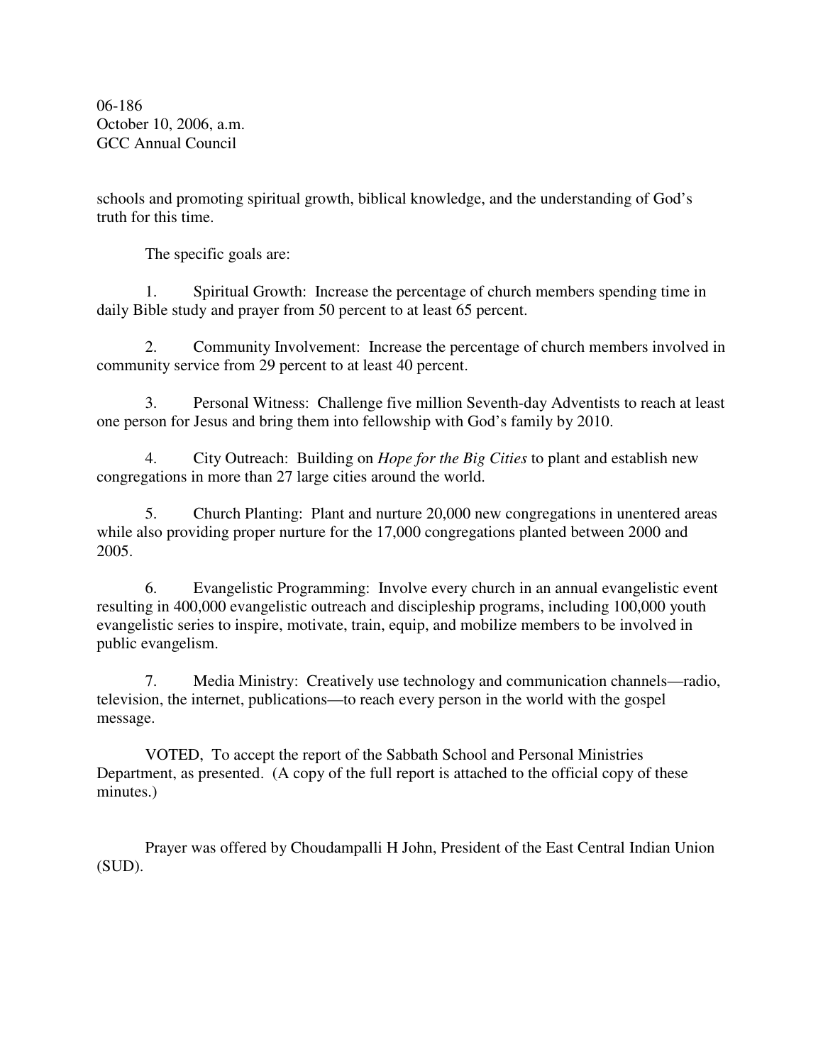schools and promoting spiritual growth, biblical knowledge, and the understanding of God's truth for this time.

The specific goals are:

1. Spiritual Growth: Increase the percentage of church members spending time in daily Bible study and prayer from 50 percent to at least 65 percent.

2. Community Involvement: Increase the percentage of church members involved in community service from 29 percent to at least 40 percent.

3. Personal Witness: Challenge five million Seventh-day Adventists to reach at least one person for Jesus and bring them into fellowship with God's family by 2010.

4. City Outreach: Building on *Hope for the Big Cities* to plant and establish new congregations in more than 27 large cities around the world.

5. Church Planting: Plant and nurture 20,000 new congregations in unentered areas while also providing proper nurture for the 17,000 congregations planted between 2000 and 2005.

6. Evangelistic Programming: Involve every church in an annual evangelistic event resulting in 400,000 evangelistic outreach and discipleship programs, including 100,000 youth evangelistic series to inspire, motivate, train, equip, and mobilize members to be involved in public evangelism.

7. Media Ministry: Creatively use technology and communication channels—radio, television, the internet, publications—to reach every person in the world with the gospel message.

VOTED, To accept the report of the Sabbath School and Personal Ministries Department, as presented. (A copy of the full report is attached to the official copy of these minutes.)

Prayer was offered by Choudampalli H John, President of the East Central Indian Union (SUD).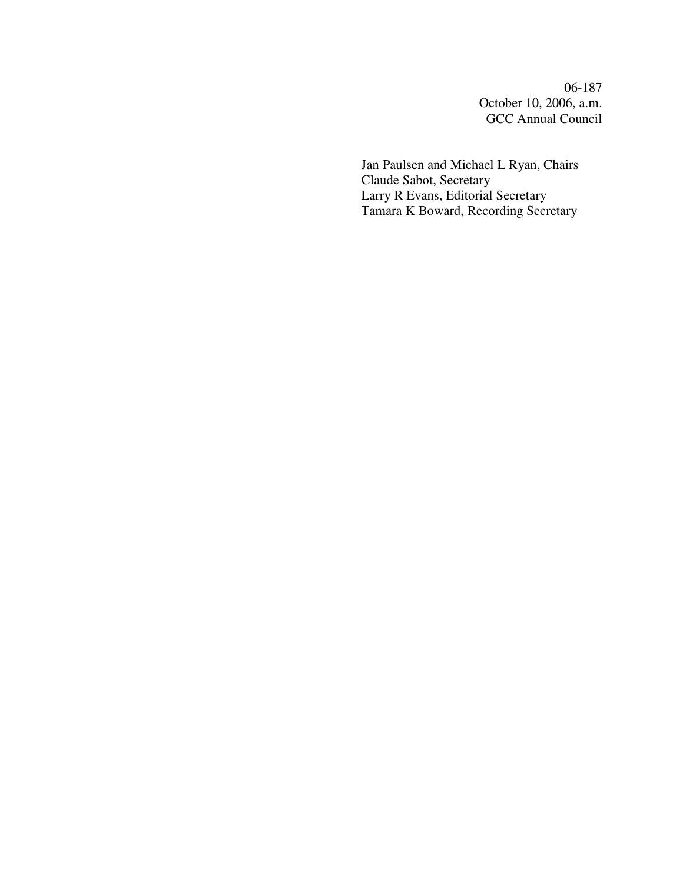06-187
October 10, 2006, a.m.
GCC Annual Council

Jan Paulsen and Michael L Ryan, Chairs
Claude Sabot, Secretary
Larry R Evans, Editorial Secretary
Tamara K Boward, Recording Secretary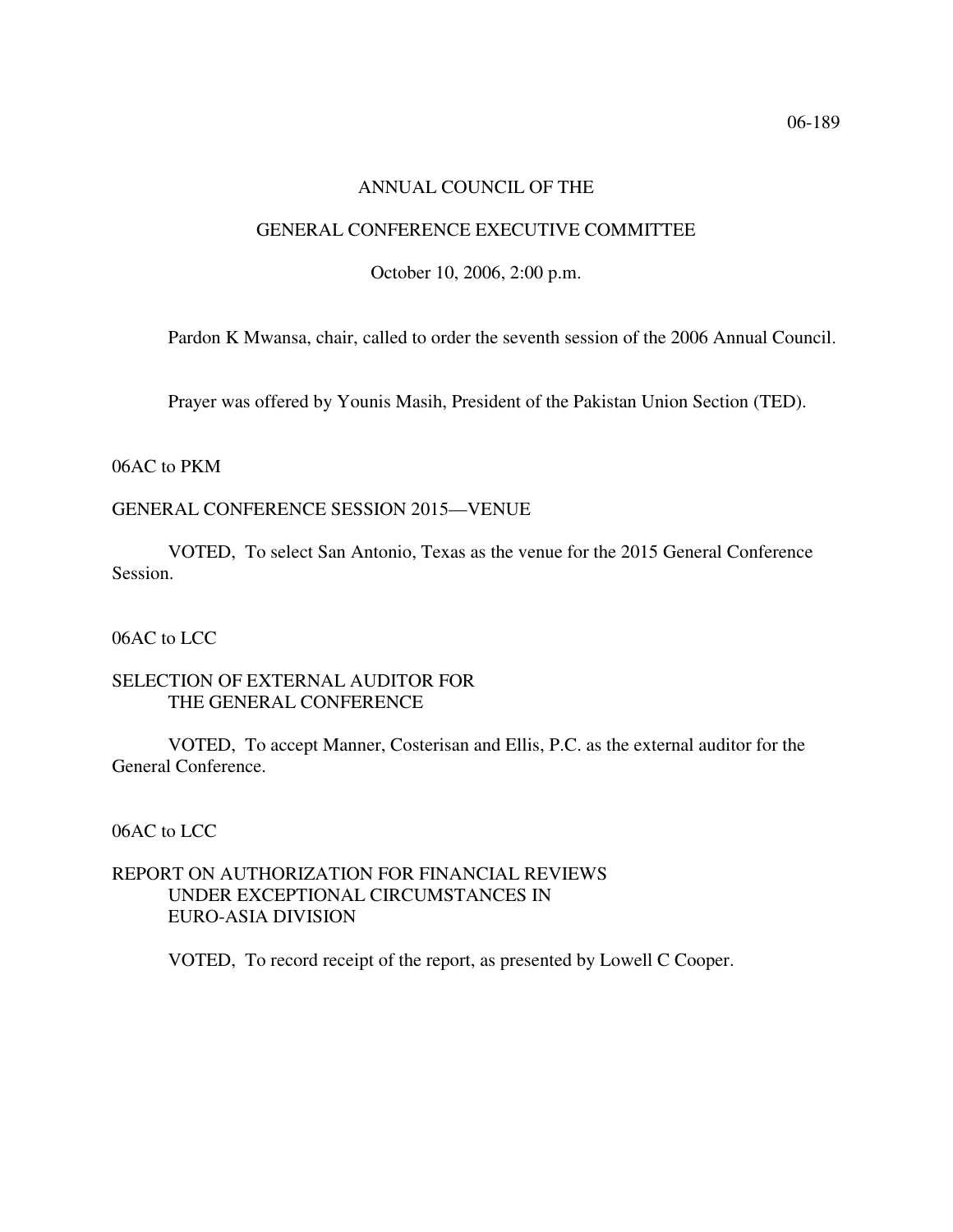06-189

ANNUAL COUNCIL OF THE

GENERAL CONFERENCE EXECUTIVE COMMITTEE

October 10, 2006, 2:00 p.m.

Pardon K Mwansa, chair, called to order the seventh session of the 2006 Annual Council.

Prayer was offered by Younis Masih, President of the Pakistan Union Section (TED).

06AC to PKM

GENERAL CONFERENCE SESSION 2015—VENUE

VOTED, To select San Antonio, Texas as the venue for the 2015 General Conference Session.

06AC to LCC

SELECTION OF EXTERNAL AUDITOR FOR THE GENERAL CONFERENCE

VOTED, To accept Manner, Costerisan and Ellis, P.C. as the external auditor for the General Conference.

06AC to LCC

REPORT ON AUTHORIZATION FOR FINANCIAL REVIEWS UNDER EXCEPTIONAL CIRCUMSTANCES IN EURO-ASIA DIVISION

VOTED, To record receipt of the report, as presented by Lowell C Cooper.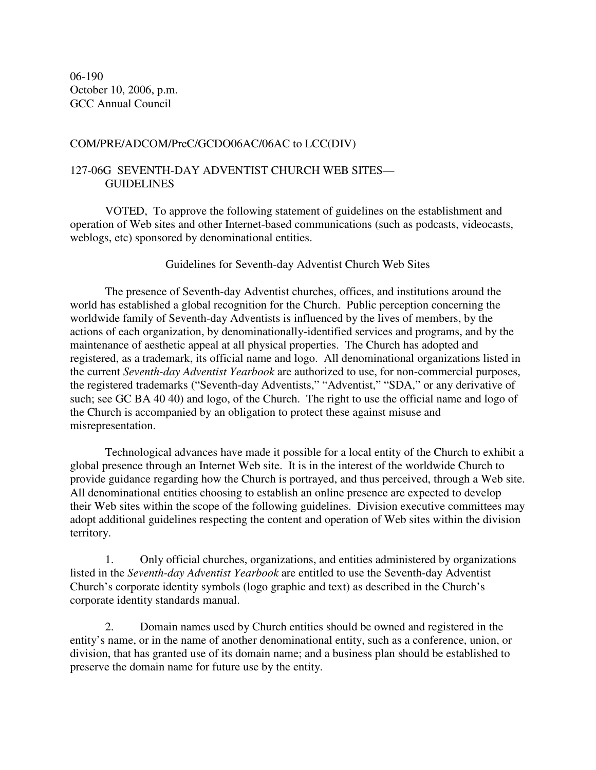06-190
October 10, 2006, p.m.
GCC Annual Council

COM/PRE/ADCOM/PreC/GCDO06AC/06AC to LCC(DIV)

## 127-06G SEVENTH-DAY ADVENTIST CHURCH WEB SITES—GUIDELINES

VOTED, To approve the following statement of guidelines on the establishment and operation of Web sites and other Internet-based communications (such as podcasts, videocasts, weblogs, etc) sponsored by denominational entities.

### Guidelines for Seventh-day Adventist Church Web Sites

The presence of Seventh-day Adventist churches, offices, and institutions around the world has established a global recognition for the Church. Public perception concerning the worldwide family of Seventh-day Adventists is influenced by the lives of members, by the actions of each organization, by denominationally-identified services and programs, and by the maintenance of aesthetic appeal at all physical properties. The Church has adopted and registered, as a trademark, its official name and logo. All denominational organizations listed in the current *Seventh-day Adventist Yearbook* are authorized to use, for non-commercial purposes, the registered trademarks ("Seventh-day Adventists," "Adventist," "SDA," or any derivative of such; see GC BA 40 40) and logo, of the Church. The right to use the official name and logo of the Church is accompanied by an obligation to protect these against misuse and misrepresentation.

Technological advances have made it possible for a local entity of the Church to exhibit a global presence through an Internet Web site. It is in the interest of the worldwide Church to provide guidance regarding how the Church is portrayed, and thus perceived, through a Web site. All denominational entities choosing to establish an online presence are expected to develop their Web sites within the scope of the following guidelines. Division executive committees may adopt additional guidelines respecting the content and operation of Web sites within the division territory.

1. Only official churches, organizations, and entities administered by organizations listed in the *Seventh-day Adventist Yearbook* are entitled to use the Seventh-day Adventist Church's corporate identity symbols (logo graphic and text) as described in the Church's corporate identity standards manual.

2. Domain names used by Church entities should be owned and registered in the entity's name, or in the name of another denominational entity, such as a conference, union, or division, that has granted use of its domain name; and a business plan should be established to preserve the domain name for future use by the entity.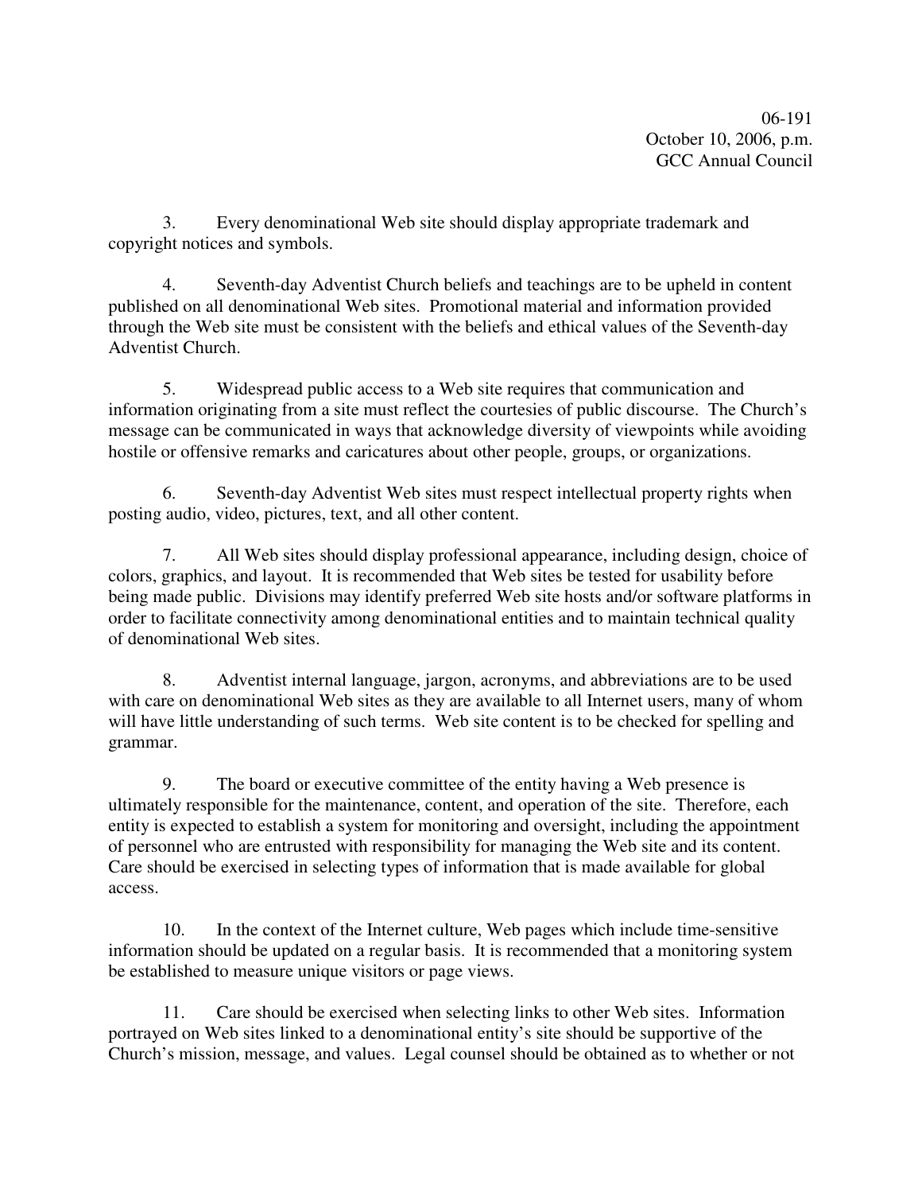06-191
October 10, 2006, p.m.
GCC Annual Council

3. Every denominational Web site should display appropriate trademark and copyright notices and symbols.

4. Seventh-day Adventist Church beliefs and teachings are to be upheld in content published on all denominational Web sites. Promotional material and information provided through the Web site must be consistent with the beliefs and ethical values of the Seventh-day Adventist Church.

5. Widespread public access to a Web site requires that communication and information originating from a site must reflect the courtesies of public discourse. The Church's message can be communicated in ways that acknowledge diversity of viewpoints while avoiding hostile or offensive remarks and caricatures about other people, groups, or organizations.

6. Seventh-day Adventist Web sites must respect intellectual property rights when posting audio, video, pictures, text, and all other content.

7. All Web sites should display professional appearance, including design, choice of colors, graphics, and layout. It is recommended that Web sites be tested for usability before being made public. Divisions may identify preferred Web site hosts and/or software platforms in order to facilitate connectivity among denominational entities and to maintain technical quality of denominational Web sites.

8. Adventist internal language, jargon, acronyms, and abbreviations are to be used with care on denominational Web sites as they are available to all Internet users, many of whom will have little understanding of such terms. Web site content is to be checked for spelling and grammar.

9. The board or executive committee of the entity having a Web presence is ultimately responsible for the maintenance, content, and operation of the site. Therefore, each entity is expected to establish a system for monitoring and oversight, including the appointment of personnel who are entrusted with responsibility for managing the Web site and its content. Care should be exercised in selecting types of information that is made available for global access.

10. In the context of the Internet culture, Web pages which include time-sensitive information should be updated on a regular basis. It is recommended that a monitoring system be established to measure unique visitors or page views.

11. Care should be exercised when selecting links to other Web sites. Information portrayed on Web sites linked to a denominational entity's site should be supportive of the Church's mission, message, and values. Legal counsel should be obtained as to whether or not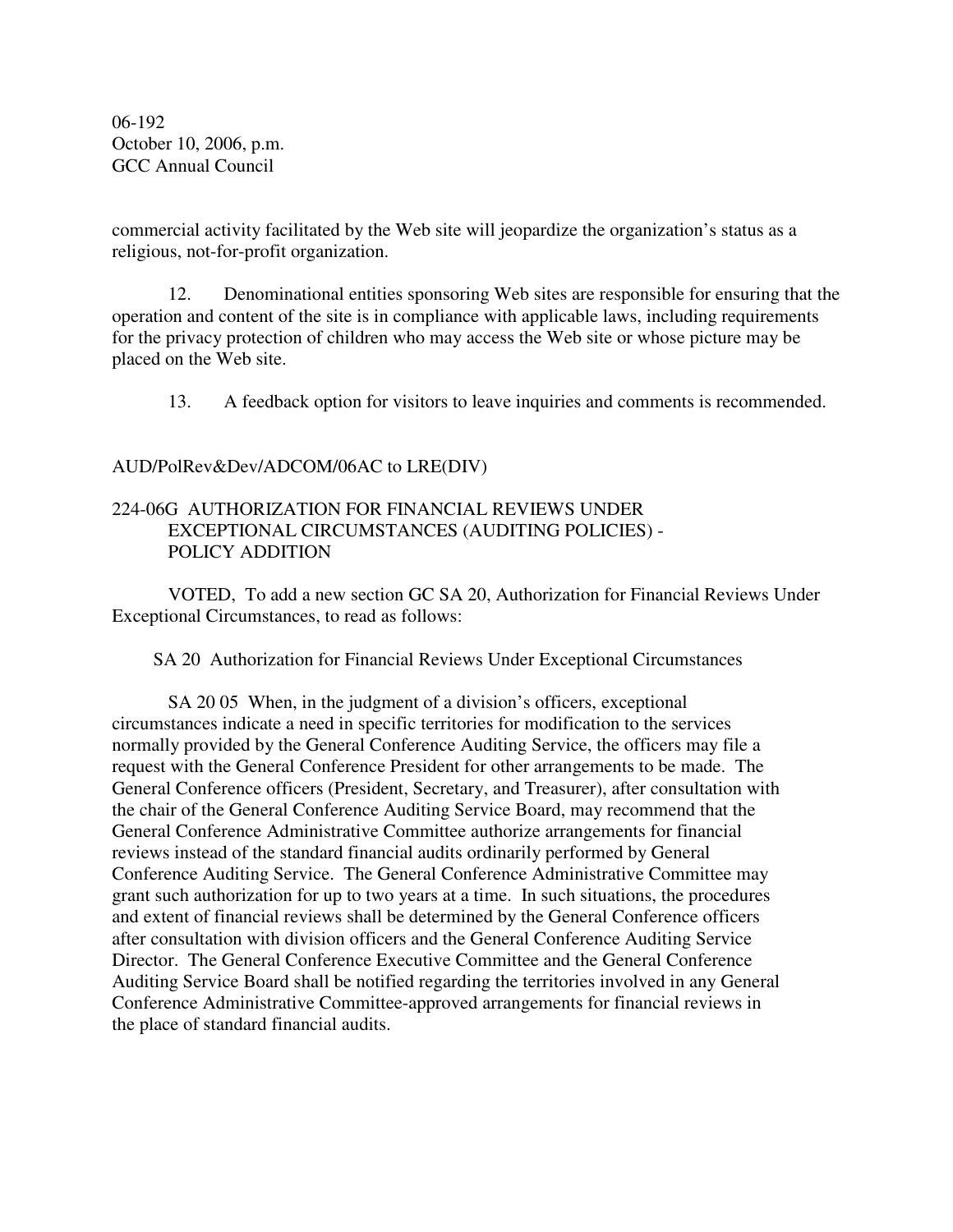commercial activity facilitated by the Web site will jeopardize the organization's status as a religious, not-for-profit organization.

12. Denominational entities sponsoring Web sites are responsible for ensuring that the operation and content of the site is in compliance with applicable laws, including requirements for the privacy protection of children who may access the Web site or whose picture may be placed on the Web site.

13. A feedback option for visitors to leave inquiries and comments is recommended.

AUD/PolRev&Dev/ADCOM/06AC to LRE(DIV)

224-06G AUTHORIZATION FOR FINANCIAL REVIEWS UNDER EXCEPTIONAL CIRCUMSTANCES (AUDITING POLICIES) - POLICY ADDITION

VOTED, To add a new section GC SA 20, Authorization for Financial Reviews Under Exceptional Circumstances, to read as follows:

SA 20 Authorization for Financial Reviews Under Exceptional Circumstances

SA 20 05 When, in the judgment of a division's officers, exceptional circumstances indicate a need in specific territories for modification to the services normally provided by the General Conference Auditing Service, the officers may file a request with the General Conference President for other arrangements to be made. The General Conference officers (President, Secretary, and Treasurer), after consultation with the chair of the General Conference Auditing Service Board, may recommend that the General Conference Administrative Committee authorize arrangements for financial reviews instead of the standard financial audits ordinarily performed by General Conference Auditing Service. The General Conference Administrative Committee may grant such authorization for up to two years at a time. In such situations, the procedures and extent of financial reviews shall be determined by the General Conference officers after consultation with division officers and the General Conference Auditing Service Director. The General Conference Executive Committee and the General Conference Auditing Service Board shall be notified regarding the territories involved in any General Conference Administrative Committee-approved arrangements for financial reviews in the place of standard financial audits.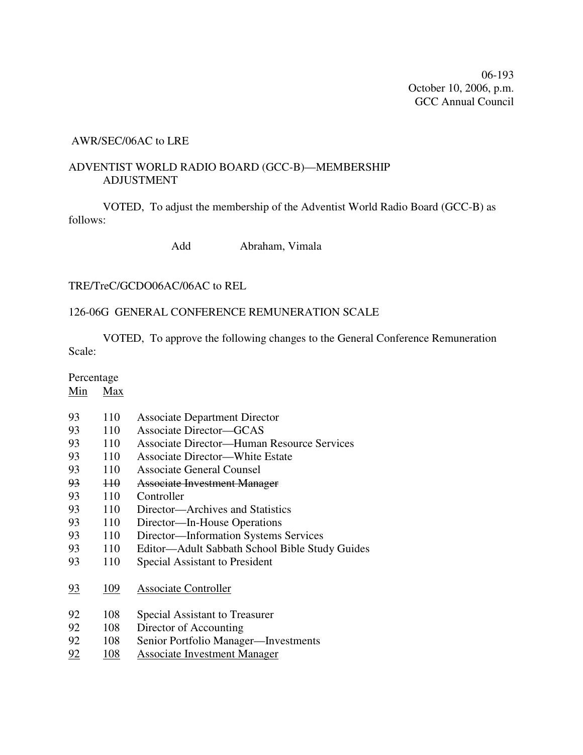06-193
October 10, 2006, p.m.
GCC Annual Council

AWR/SEC/06AC to LRE

ADVENTIST WORLD RADIO BOARD (GCC-B)—MEMBERSHIP ADJUSTMENT

VOTED, To adjust the membership of the Adventist World Radio Board (GCC-B) as follows:

Add Abraham, Vimala

TRE/TreC/GCDO06AC/06AC to REL

126-06G GENERAL CONFERENCE REMUNERATION SCALE

VOTED, To approve the following changes to the General Conference Remuneration Scale:

| Percentage | | |
|---|---|---|
| <u>Min</u> | <u>Max</u> | |
| 93 | 110 | Associate Department Director |
| 93 | 110 | Associate Director—GCAS |
| 93 | 110 | Associate Director—Human Resource Services |
| 93 | 110 | Associate Director—White Estate |
| 93 | 110 | Associate General Counsel |
| ~~93~~ | ~~110~~ | ~~Associate Investment Manager~~ |
| 93 | 110 | Controller |
| 93 | 110 | Director—Archives and Statistics |
| 93 | 110 | Director—In-House Operations |
| 93 | 110 | Director—Information Systems Services |
| 93 | 110 | Editor—Adult Sabbath School Bible Study Guides |
| 93 | 110 | Special Assistant to President |
| <u>93</u> | <u>109</u> | <u>Associate Controller</u> |
| 92 | 108 | Special Assistant to Treasurer |
| 92 | 108 | Director of Accounting |
| 92 | 108 | Senior Portfolio Manager—Investments |
| <u>92</u> | <u>108</u> | <u>Associate Investment Manager</u> |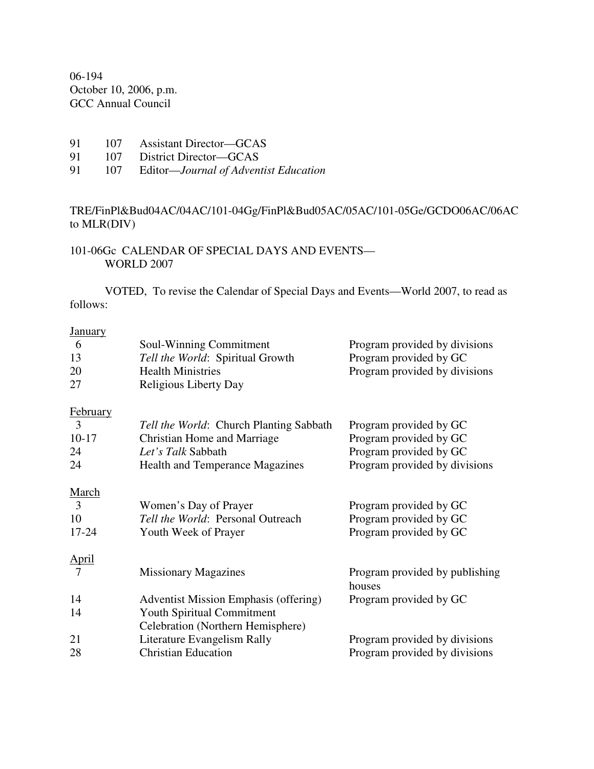06-194
October 10, 2006, p.m.
GCC Annual Council

| | | |
|---|---|---|
| 91 | 107 | Assistant Director—GCAS |
| 91 | 107 | District Director—GCAS |
| 91 | 107 | Editor—*Journal of Adventist Education* |

TRE/FinPl&Bud04AC/04AC/101-04Gg/FinPl&Bud05AC/05AC/101-05Ge/GCDO06AC/06AC to MLR(DIV)

101-06Gc CALENDAR OF SPECIAL DAYS AND EVENTS—WORLD 2007

VOTED, To revise the Calendar of Special Days and Events—World 2007, to read as follows:

<u>January</u>

| | | |
|---|---|---|
| 6 | Soul-Winning Commitment | Program provided by divisions |
| 13 | *Tell the World*: Spiritual Growth | Program provided by GC |
| 20 | Health Ministries | Program provided by divisions |
| 27 | Religious Liberty Day | |

<u>February</u>

| | | |
|---|---|---|
| 3 | *Tell the World*: Church Planting Sabbath | Program provided by GC |
| 10-17 | Christian Home and Marriage | Program provided by GC |
| 24 | *Let's Talk* Sabbath | Program provided by GC |
| 24 | Health and Temperance Magazines | Program provided by divisions |

<u>March</u>

| | | |
|---|---|---|
| 3 | Women's Day of Prayer | Program provided by GC |
| 10 | *Tell the World*: Personal Outreach | Program provided by GC |
| 17-24 | Youth Week of Prayer | Program provided by GC |

<u>April</u>

| | | |
|---|---|---|
| 7 | Missionary Magazines | Program provided by publishing houses |
| 14 | Adventist Mission Emphasis (offering) | Program provided by GC |
| 14 | Youth Spiritual Commitment Celebration (Northern Hemisphere) | |
| 21 | Literature Evangelism Rally | Program provided by divisions |
| 28 | Christian Education | Program provided by divisions |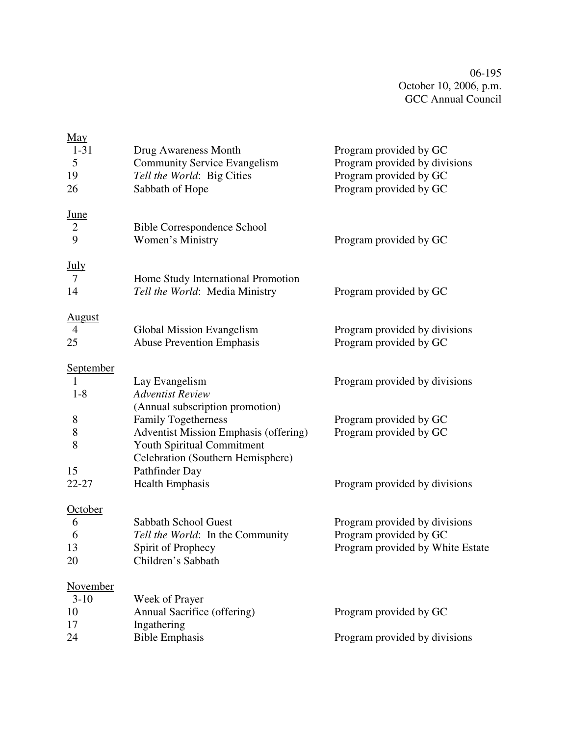06-195
October 10, 2006, p.m.
GCC Annual Council

| | | |
|---|---|---|
| <u>May</u> | | |
| 1-31 | Drug Awareness Month | Program provided by GC |
| 5 | Community Service Evangelism | Program provided by divisions |
| 19 | *Tell the World*: Big Cities | Program provided by GC |
| 26 | Sabbath of Hope | Program provided by GC |
| <u>June</u> | | |
| 2 | Bible Correspondence School | |
| 9 | Women's Ministry | Program provided by GC |
| <u>July</u> | | |
| 7 | Home Study International Promotion | |
| 14 | *Tell the World*: Media Ministry | Program provided by GC |
| <u>August</u> | | |
| 4 | Global Mission Evangelism | Program provided by divisions |
| 25 | Abuse Prevention Emphasis | Program provided by GC |
| <u>September</u> | | |
| 1 | Lay Evangelism | Program provided by divisions |
| 1-8 | *Adventist Review* (Annual subscription promotion) | |
| 8 | Family Togetherness | Program provided by GC |
| 8 | Adventist Mission Emphasis (offering) | Program provided by GC |
| 8 | Youth Spiritual Commitment Celebration (Southern Hemisphere) | |
| 15 | Pathfinder Day | |
| 22-27 | Health Emphasis | Program provided by divisions |
| <u>October</u> | | |
| 6 | Sabbath School Guest | Program provided by divisions |
| 6 | *Tell the World*: In the Community | Program provided by GC |
| 13 | Spirit of Prophecy | Program provided by White Estate |
| 20 | Children's Sabbath | |
| <u>November</u> | | |
| 3-10 | Week of Prayer | |
| 10 | Annual Sacrifice (offering) | Program provided by GC |
| 17 | Ingathering | |
| 24 | Bible Emphasis | Program provided by divisions |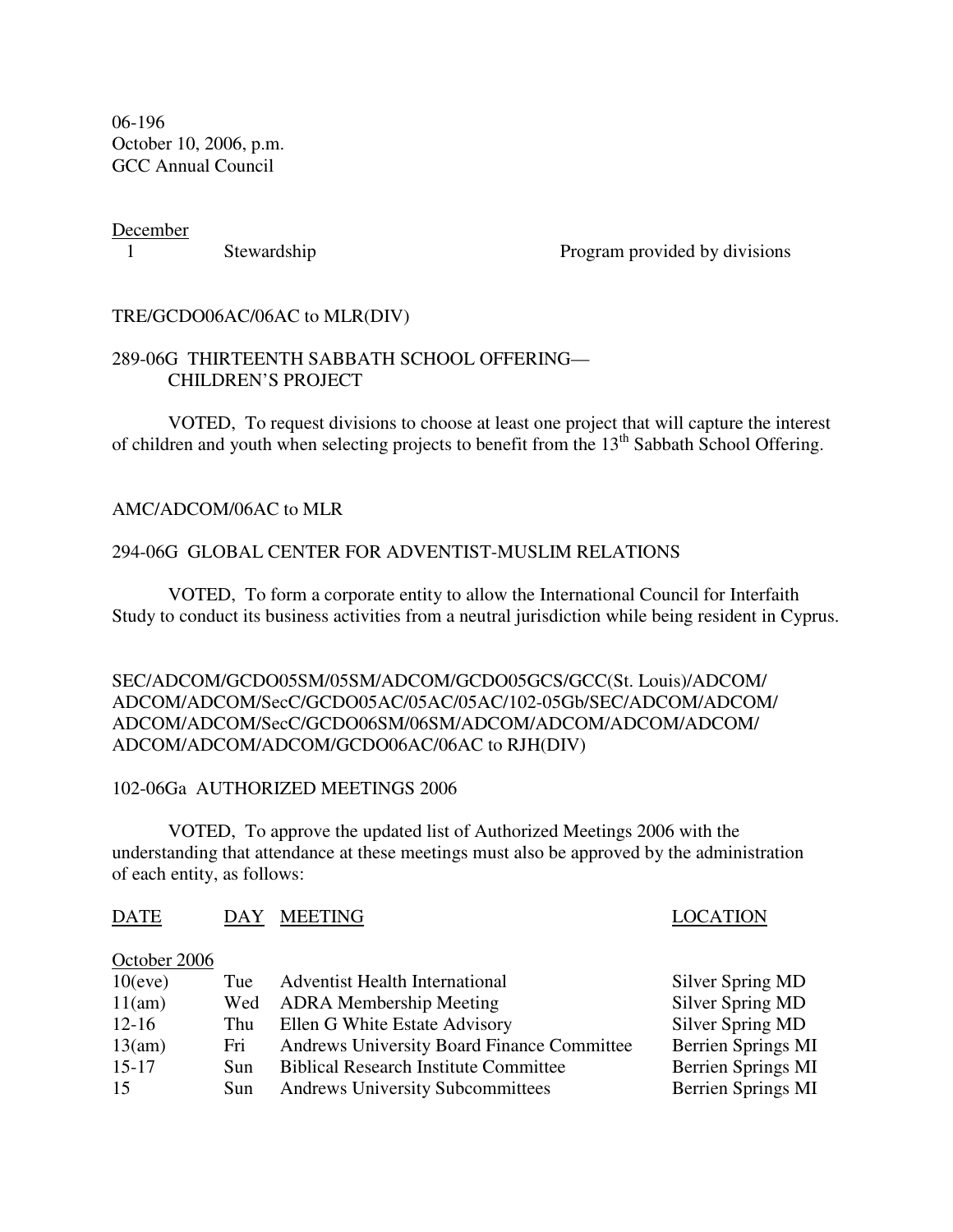06-196
October 10, 2006, p.m.
GCC Annual Council

December

| | | |
|---|---|---|
| 1 | Stewardship | Program provided by divisions |

TRE/GCDO06AC/06AC to MLR(DIV)

289-06G THIRTEENTH SABBATH SCHOOL OFFERING—
CHILDREN'S PROJECT

VOTED, To request divisions to choose at least one project that will capture the interest of children and youth when selecting projects to benefit from the 13th Sabbath School Offering.

AMC/ADCOM/06AC to MLR

294-06G GLOBAL CENTER FOR ADVENTIST-MUSLIM RELATIONS

VOTED, To form a corporate entity to allow the International Council for Interfaith Study to conduct its business activities from a neutral jurisdiction while being resident in Cyprus.

SEC/ADCOM/GCDO05SM/05SM/ADCOM/GCDO05GCS/GCC(St. Louis)/ADCOM/ADCOM/ADCOM/SecC/GCDO05AC/05AC/05AC/102-05Gb/SEC/ADCOM/ADCOM/ADCOM/ADCOM/SecC/GCDO06SM/06SM/ADCOM/ADCOM/ADCOM/ADCOM/ADCOM/ADCOM/ADCOM/GCDO06AC/06AC to RJH(DIV)

102-06Ga AUTHORIZED MEETINGS 2006

VOTED, To approve the updated list of Authorized Meetings 2006 with the understanding that attendance at these meetings must also be approved by the administration of each entity, as follows:

| DATE | DAY | MEETING | LOCATION |
|---|---|---|---|
| October 2006 | | | |
| 10(eve) | Tue | Adventist Health International | Silver Spring MD |
| 11(am) | Wed | ADRA Membership Meeting | Silver Spring MD |
| 12-16 | Thu | Ellen G White Estate Advisory | Silver Spring MD |
| 13(am) | Fri | Andrews University Board Finance Committee | Berrien Springs MI |
| 15-17 | Sun | Biblical Research Institute Committee | Berrien Springs MI |
| 15 | Sun | Andrews University Subcommittees | Berrien Springs MI |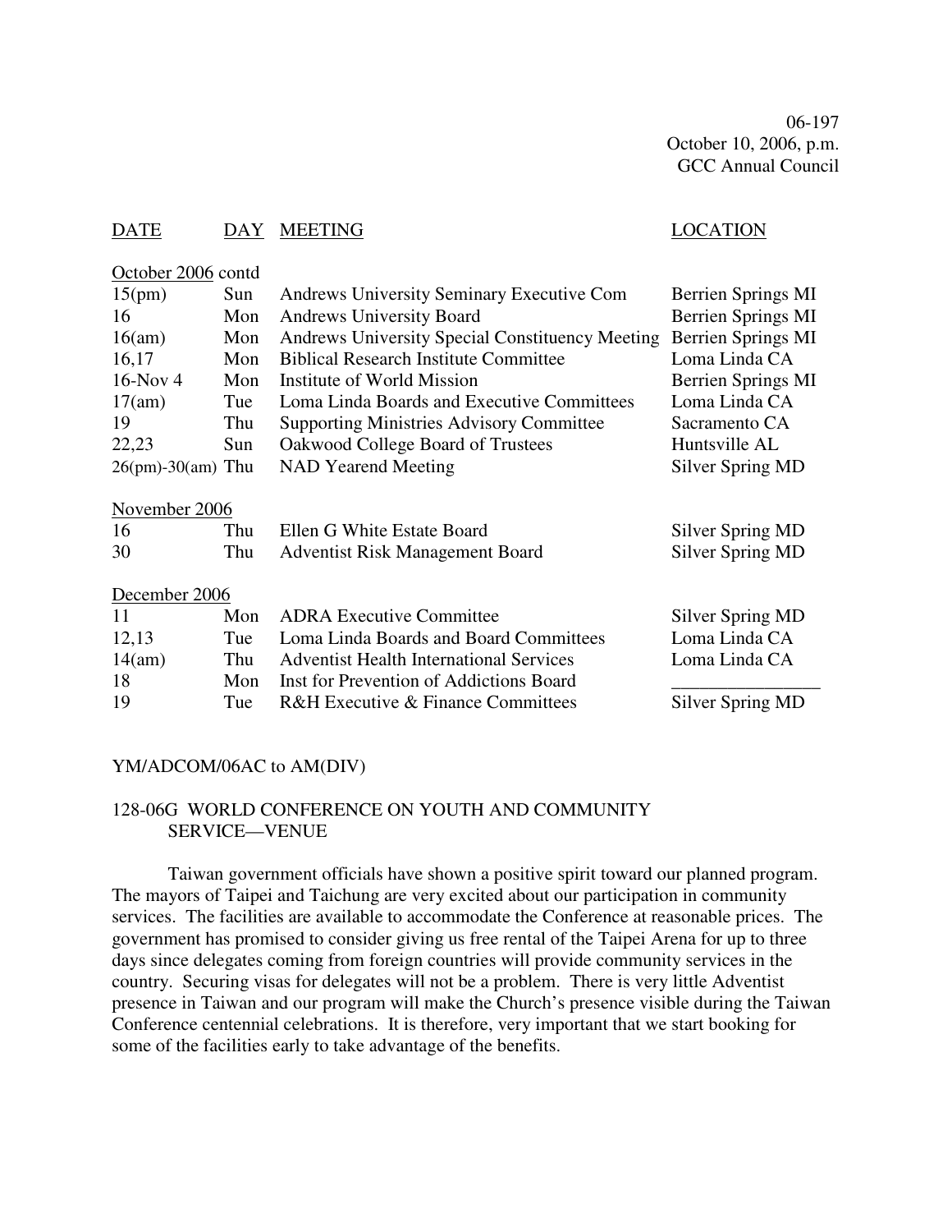06-197
October 10, 2006, p.m.
GCC Annual Council

| DATE | DAY | MEETING | LOCATION |
|---|---|---|---|
| October 2006 contd | | | |
| 15(pm) | Sun | Andrews University Seminary Executive Com | Berrien Springs MI |
| 16 | Mon | Andrews University Board | Berrien Springs MI |
| 16(am) | Mon | Andrews University Special Constituency Meeting | Berrien Springs MI |
| 16,17 | Mon | Biblical Research Institute Committee | Loma Linda CA |
| 16-Nov 4 | Mon | Institute of World Mission | Berrien Springs MI |
| 17(am) | Tue | Loma Linda Boards and Executive Committees | Loma Linda CA |
| 19 | Thu | Supporting Ministries Advisory Committee | Sacramento CA |
| 22,23 | Sun | Oakwood College Board of Trustees | Huntsville AL |
| 26(pm)-30(am) | Thu | NAD Yearend Meeting | Silver Spring MD |
| November 2006 | | | |
| 16 | Thu | Ellen G White Estate Board | Silver Spring MD |
| 30 | Thu | Adventist Risk Management Board | Silver Spring MD |
| December 2006 | | | |
| 11 | Mon | ADRA Executive Committee | Silver Spring MD |
| 12,13 | Tue | Loma Linda Boards and Board Committees | Loma Linda CA |
| 14(am) | Thu | Adventist Health International Services | Loma Linda CA |
| 18 | Mon | Inst for Prevention of Addictions Board | ________________ |
| 19 | Tue | R&H Executive & Finance Committees | Silver Spring MD |

YM/ADCOM/06AC to AM(DIV)

128-06G WORLD CONFERENCE ON YOUTH AND COMMUNITY SERVICE—VENUE

Taiwan government officials have shown a positive spirit toward our planned program. The mayors of Taipei and Taichung are very excited about our participation in community services. The facilities are available to accommodate the Conference at reasonable prices. The government has promised to consider giving us free rental of the Taipei Arena for up to three days since delegates coming from foreign countries will provide community services in the country. Securing visas for delegates will not be a problem. There is very little Adventist presence in Taiwan and our program will make the Church's presence visible during the Taiwan Conference centennial celebrations. It is therefore, very important that we start booking for some of the facilities early to take advantage of the benefits.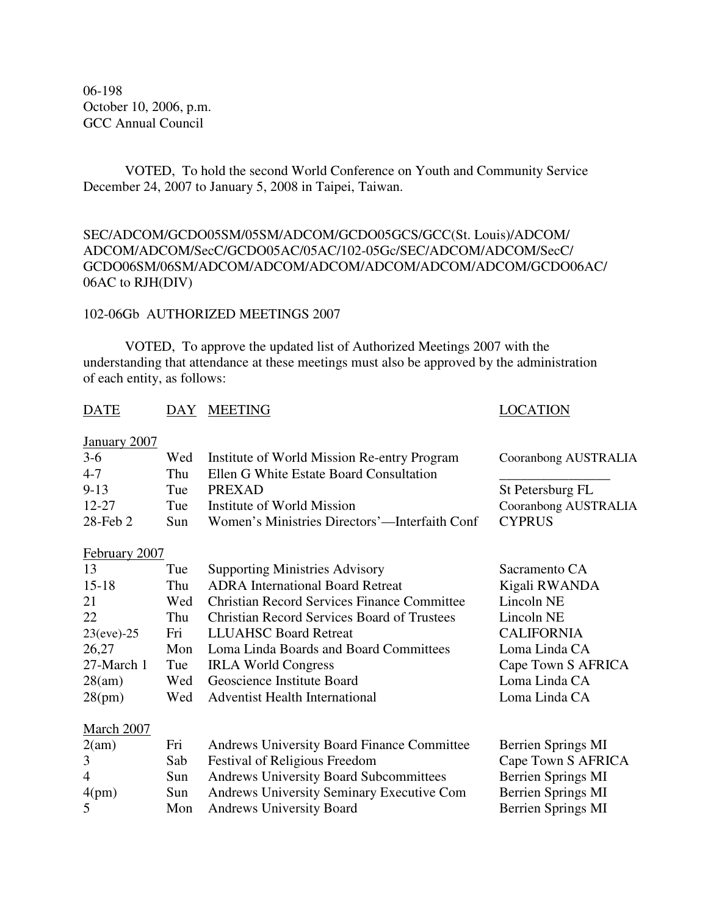06-198
October 10, 2006, p.m.
GCC Annual Council

VOTED, To hold the second World Conference on Youth and Community Service December 24, 2007 to January 5, 2008 in Taipei, Taiwan.

SEC/ADCOM/GCDO05SM/05SM/ADCOM/GCDO05GCS/GCC(St. Louis)/ADCOM/ADCOM/ADCOM/SecC/GCDO05AC/05AC/102-05Gc/SEC/ADCOM/ADCOM/SecC/GCDO06SM/06SM/ADCOM/ADCOM/ADCOM/ADCOM/ADCOM/ADCOM/GCDO06AC/06AC to RJH(DIV)

102-06Gb AUTHORIZED MEETINGS 2007

VOTED, To approve the updated list of Authorized Meetings 2007 with the understanding that attendance at these meetings must also be approved by the administration of each entity, as follows:

| DATE | DAY | MEETING | LOCATION |
|---|---|---|---|
| **January 2007** | | | |
| 3-6 | Wed | Institute of World Mission Re-entry Program | Cooranbong AUSTRALIA |
| 4-7 | Thu | Ellen G White Estate Board Consultation | ________________ |
| 9-13 | Tue | PREXAD | St Petersburg FL |
| 12-27 | Tue | Institute of World Mission | Cooranbong AUSTRALIA |
| 28-Feb 2 | Sun | Women's Ministries Directors'—Interfaith Conf | CYPRUS |
| **February 2007** | | | |
| 13 | Tue | Supporting Ministries Advisory | Sacramento CA |
| 15-18 | Thu | ADRA International Board Retreat | Kigali RWANDA |
| 21 | Wed | Christian Record Services Finance Committee | Lincoln NE |
| 22 | Thu | Christian Record Services Board of Trustees | Lincoln NE |
| 23(eve)-25 | Fri | LLUAHSC Board Retreat | CALIFORNIA |
| 26,27 | Mon | Loma Linda Boards and Board Committees | Loma Linda CA |
| 27-March 1 | Tue | IRLA World Congress | Cape Town S AFRICA |
| 28(am) | Wed | Geoscience Institute Board | Loma Linda CA |
| 28(pm) | Wed | Adventist Health International | Loma Linda CA |
| **March 2007** | | | |
| 2(am) | Fri | Andrews University Board Finance Committee | Berrien Springs MI |
| 3 | Sab | Festival of Religious Freedom | Cape Town S AFRICA |
| 4 | Sun | Andrews University Board Subcommittees | Berrien Springs MI |
| 4(pm) | Sun | Andrews University Seminary Executive Com | Berrien Springs MI |
| 5 | Mon | Andrews University Board | Berrien Springs MI |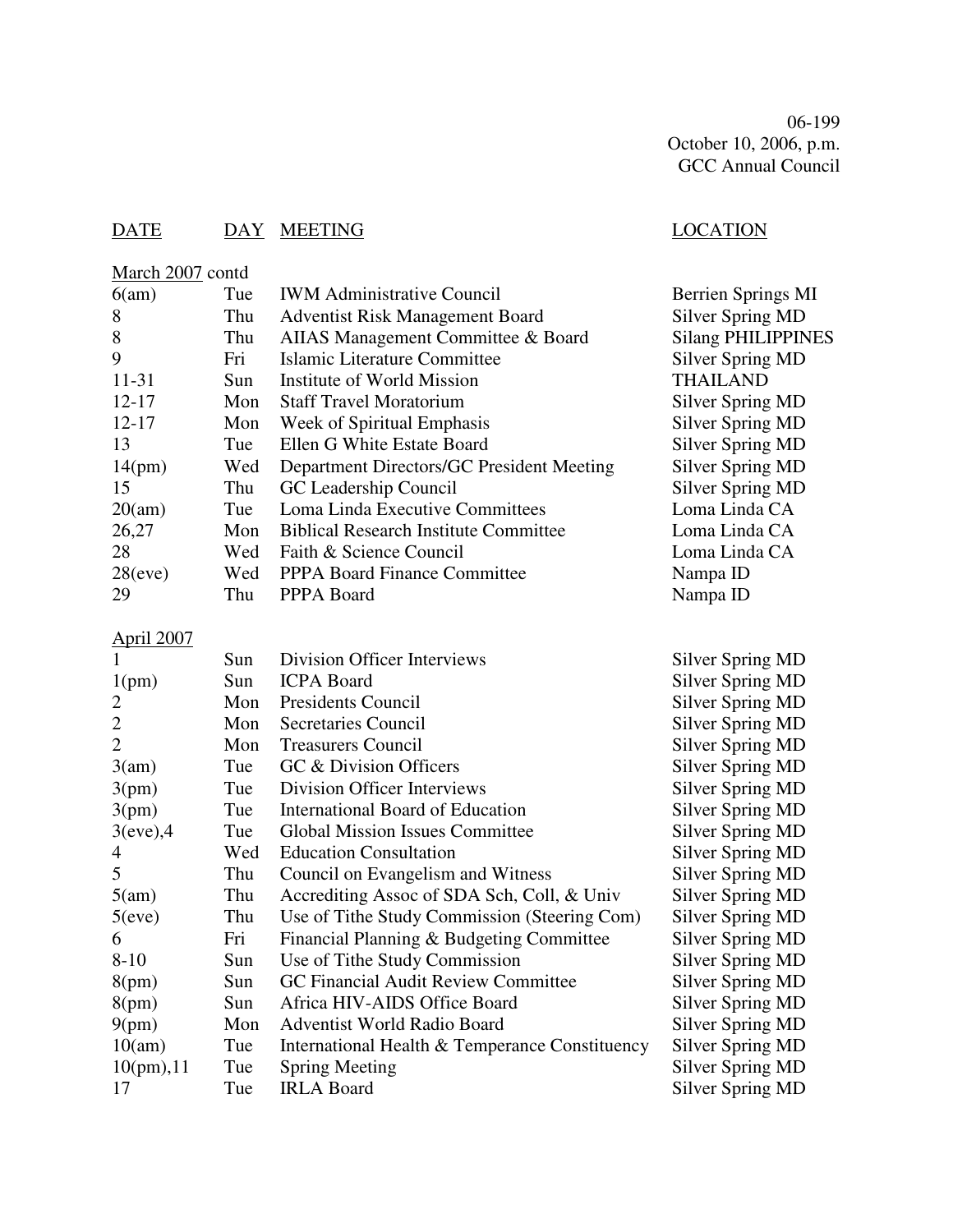06-199
October 10, 2006, p.m.
GCC Annual Council

| DATE | DAY | MEETING | LOCATION |
|---|---|---|---|
| March 2007 contd | | | |
| 6(am) | Tue | IWM Administrative Council | Berrien Springs MI |
| 8 | Thu | Adventist Risk Management Board | Silver Spring MD |
| 8 | Thu | AIIAS Management Committee & Board | Silang PHILIPPINES |
| 9 | Fri | Islamic Literature Committee | Silver Spring MD |
| 11-31 | Sun | Institute of World Mission | THAILAND |
| 12-17 | Mon | Staff Travel Moratorium | Silver Spring MD |
| 12-17 | Mon | Week of Spiritual Emphasis | Silver Spring MD |
| 13 | Tue | Ellen G White Estate Board | Silver Spring MD |
| 14(pm) | Wed | Department Directors/GC President Meeting | Silver Spring MD |
| 15 | Thu | GC Leadership Council | Silver Spring MD |
| 20(am) | Tue | Loma Linda Executive Committees | Loma Linda CA |
| 26,27 | Mon | Biblical Research Institute Committee | Loma Linda CA |
| 28 | Wed | Faith & Science Council | Loma Linda CA |
| 28(eve) | Wed | PPPA Board Finance Committee | Nampa ID |
| 29 | Thu | PPPA Board | Nampa ID |
| April 2007 | | | |
| 1 | Sun | Division Officer Interviews | Silver Spring MD |
| 1(pm) | Sun | ICPA Board | Silver Spring MD |
| 2 | Mon | Presidents Council | Silver Spring MD |
| 2 | Mon | Secretaries Council | Silver Spring MD |
| 2 | Mon | Treasurers Council | Silver Spring MD |
| 3(am) | Tue | GC & Division Officers | Silver Spring MD |
| 3(pm) | Tue | Division Officer Interviews | Silver Spring MD |
| 3(pm) | Tue | International Board of Education | Silver Spring MD |
| 3(eve),4 | Tue | Global Mission Issues Committee | Silver Spring MD |
| 4 | Wed | Education Consultation | Silver Spring MD |
| 5 | Thu | Council on Evangelism and Witness | Silver Spring MD |
| 5(am) | Thu | Accrediting Assoc of SDA Sch, Coll, & Univ | Silver Spring MD |
| 5(eve) | Thu | Use of Tithe Study Commission (Steering Com) | Silver Spring MD |
| 6 | Fri | Financial Planning & Budgeting Committee | Silver Spring MD |
| 8-10 | Sun | Use of Tithe Study Commission | Silver Spring MD |
| 8(pm) | Sun | GC Financial Audit Review Committee | Silver Spring MD |
| 8(pm) | Sun | Africa HIV-AIDS Office Board | Silver Spring MD |
| 9(pm) | Mon | Adventist World Radio Board | Silver Spring MD |
| 10(am) | Tue | International Health & Temperance Constituency | Silver Spring MD |
| 10(pm),11 | Tue | Spring Meeting | Silver Spring MD |
| 17 | Tue | IRLA Board | Silver Spring MD |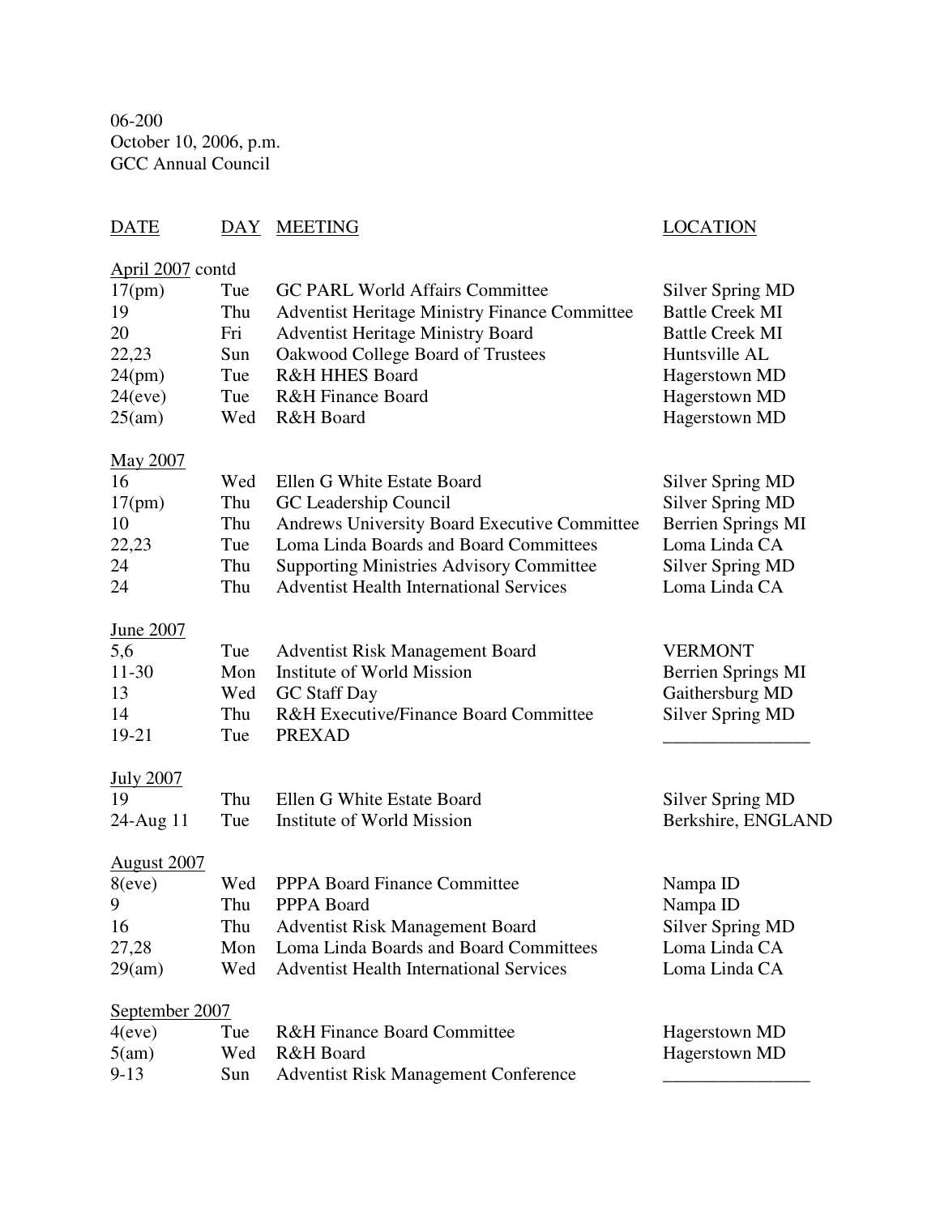06-200
October 10, 2006, p.m.
GCC Annual Council

| DATE | DAY | MEETING | LOCATION |
|---|---|---|---|
| April 2007 contd | | | |
| 17(pm) | Tue | GC PARL World Affairs Committee | Silver Spring MD |
| 19 | Thu | Adventist Heritage Ministry Finance Committee | Battle Creek MI |
| 20 | Fri | Adventist Heritage Ministry Board | Battle Creek MI |
| 22,23 | Sun | Oakwood College Board of Trustees | Huntsville AL |
| 24(pm) | Tue | R&H HHES Board | Hagerstown MD |
| 24(eve) | Tue | R&H Finance Board | Hagerstown MD |
| 25(am) | Wed | R&H Board | Hagerstown MD |
| May 2007 | | | |
| 16 | Wed | Ellen G White Estate Board | Silver Spring MD |
| 17(pm) | Thu | GC Leadership Council | Silver Spring MD |
| 10 | Thu | Andrews University Board Executive Committee | Berrien Springs MI |
| 22,23 | Tue | Loma Linda Boards and Board Committees | Loma Linda CA |
| 24 | Thu | Supporting Ministries Advisory Committee | Silver Spring MD |
| 24 | Thu | Adventist Health International Services | Loma Linda CA |
| June 2007 | | | |
| 5,6 | Tue | Adventist Risk Management Board | VERMONT |
| 11-30 | Mon | Institute of World Mission | Berrien Springs MI |
| 13 | Wed | GC Staff Day | Gaithersburg MD |
| 14 | Thu | R&H Executive/Finance Board Committee | Silver Spring MD |
| 19-21 | Tue | PREXAD | ________________ |
| July 2007 | | | |
| 19 | Thu | Ellen G White Estate Board | Silver Spring MD |
| 24-Aug 11 | Tue | Institute of World Mission | Berkshire, ENGLAND |
| August 2007 | | | |
| 8(eve) | Wed | PPPA Board Finance Committee | Nampa ID |
| 9 | Thu | PPPA Board | Nampa ID |
| 16 | Thu | Adventist Risk Management Board | Silver Spring MD |
| 27,28 | Mon | Loma Linda Boards and Board Committees | Loma Linda CA |
| 29(am) | Wed | Adventist Health International Services | Loma Linda CA |
| September 2007 | | | |
| 4(eve) | Tue | R&H Finance Board Committee | Hagerstown MD |
| 5(am) | Wed | R&H Board | Hagerstown MD |
| 9-13 | Sun | Adventist Risk Management Conference | ________________ |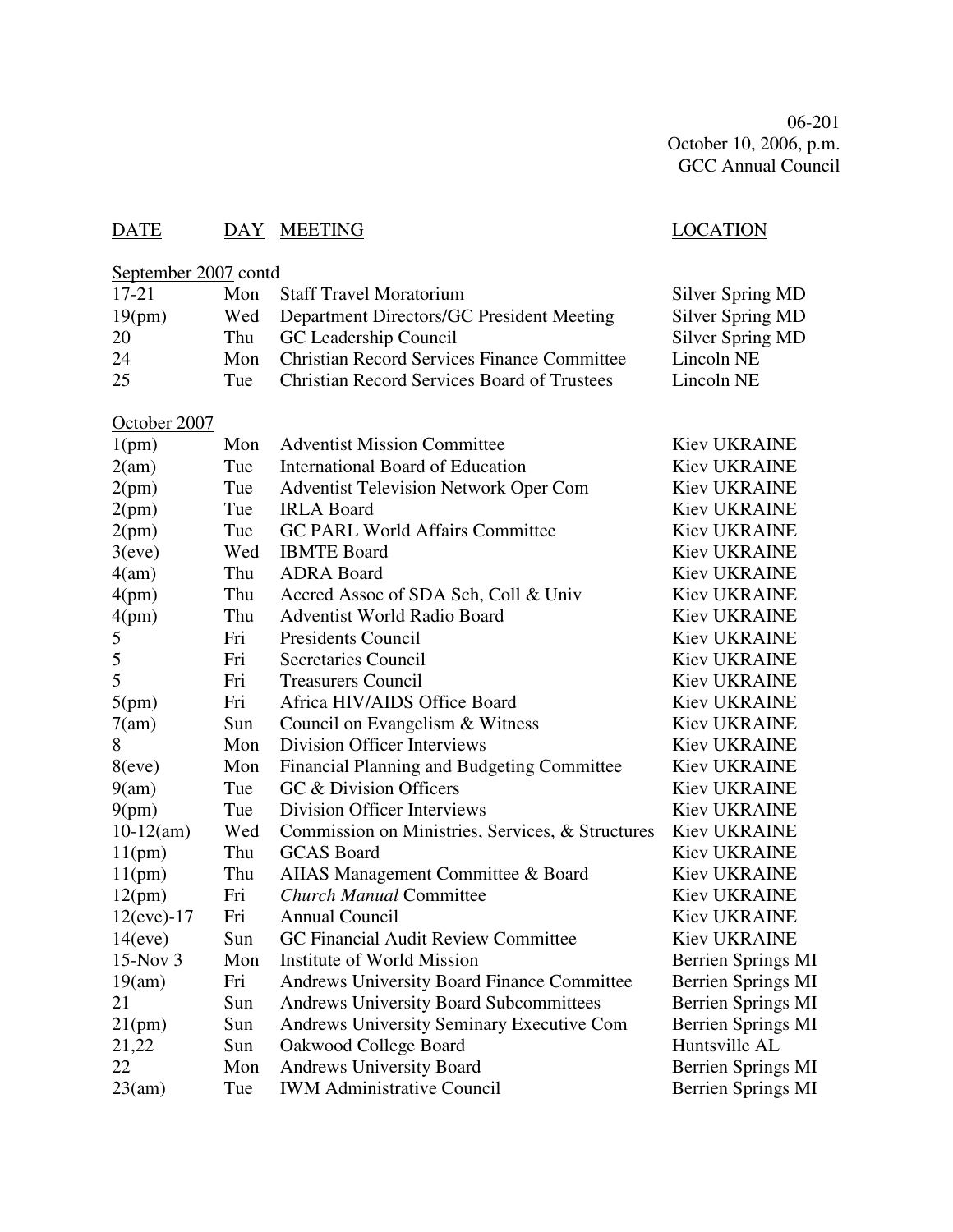06-201
October 10, 2006, p.m.
GCC Annual Council

| DATE | DAY | MEETING | LOCATION |
|---|---|---|---|
| September 2007 contd | | | |
| 17-21 | Mon | Staff Travel Moratorium | Silver Spring MD |
| 19(pm) | Wed | Department Directors/GC President Meeting | Silver Spring MD |
| 20 | Thu | GC Leadership Council | Silver Spring MD |
| 24 | Mon | Christian Record Services Finance Committee | Lincoln NE |
| 25 | Tue | Christian Record Services Board of Trustees | Lincoln NE |
| October 2007 | | | |
| 1(pm) | Mon | Adventist Mission Committee | Kiev UKRAINE |
| 2(am) | Tue | International Board of Education | Kiev UKRAINE |
| 2(pm) | Tue | Adventist Television Network Oper Com | Kiev UKRAINE |
| 2(pm) | Tue | IRLA Board | Kiev UKRAINE |
| 2(pm) | Tue | GC PARL World Affairs Committee | Kiev UKRAINE |
| 3(eve) | Wed | IBMTE Board | Kiev UKRAINE |
| 4(am) | Thu | ADRA Board | Kiev UKRAINE |
| 4(pm) | Thu | Accred Assoc of SDA Sch, Coll & Univ | Kiev UKRAINE |
| 4(pm) | Thu | Adventist World Radio Board | Kiev UKRAINE |
| 5 | Fri | Presidents Council | Kiev UKRAINE |
| 5 | Fri | Secretaries Council | Kiev UKRAINE |
| 5 | Fri | Treasurers Council | Kiev UKRAINE |
| 5(pm) | Fri | Africa HIV/AIDS Office Board | Kiev UKRAINE |
| 7(am) | Sun | Council on Evangelism & Witness | Kiev UKRAINE |
| 8 | Mon | Division Officer Interviews | Kiev UKRAINE |
| 8(eve) | Mon | Financial Planning and Budgeting Committee | Kiev UKRAINE |
| 9(am) | Tue | GC & Division Officers | Kiev UKRAINE |
| 9(pm) | Tue | Division Officer Interviews | Kiev UKRAINE |
| 10-12(am) | Wed | Commission on Ministries, Services, & Structures | Kiev UKRAINE |
| 11(pm) | Thu | GCAS Board | Kiev UKRAINE |
| 11(pm) | Thu | AIIAS Management Committee & Board | Kiev UKRAINE |
| 12(pm) | Fri | *Church Manual* Committee | Kiev UKRAINE |
| 12(eve)-17 | Fri | Annual Council | Kiev UKRAINE |
| 14(eve) | Sun | GC Financial Audit Review Committee | Kiev UKRAINE |
| 15-Nov 3 | Mon | Institute of World Mission | Berrien Springs MI |
| 19(am) | Fri | Andrews University Board Finance Committee | Berrien Springs MI |
| 21 | Sun | Andrews University Board Subcommittees | Berrien Springs MI |
| 21(pm) | Sun | Andrews University Seminary Executive Com | Berrien Springs MI |
| 21,22 | Sun | Oakwood College Board | Huntsville AL |
| 22 | Mon | Andrews University Board | Berrien Springs MI |
| 23(am) | Tue | IWM Administrative Council | Berrien Springs MI |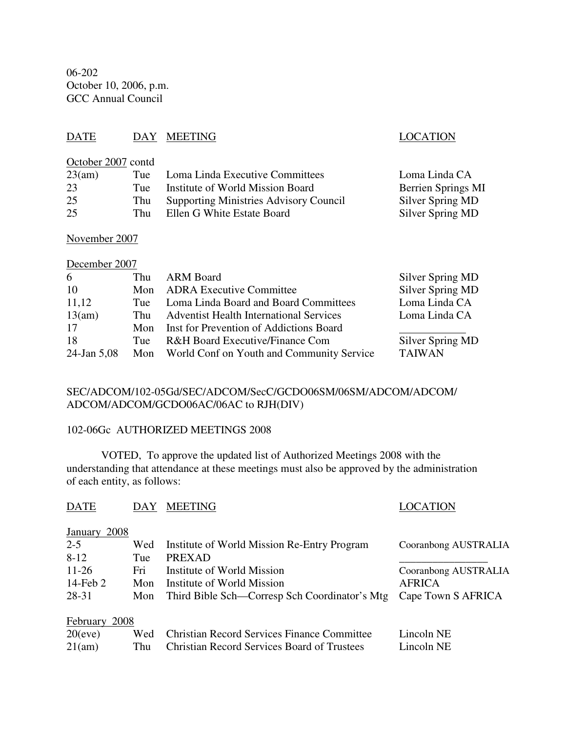06-202
October 10, 2006, p.m.
GCC Annual Council

| DATE | DAY | MEETING | LOCATION |
|---|---|---|---|
| October 2007 contd | | | |
| 23(am) | Tue | Loma Linda Executive Committees | Loma Linda CA |
| 23 | Tue | Institute of World Mission Board | Berrien Springs MI |
| 25 | Thu | Supporting Ministries Advisory Council | Silver Spring MD |
| 25 | Thu | Ellen G White Estate Board | Silver Spring MD |
| November 2007 | | | |
| December 2007 | | | |
| 6 | Thu | ARM Board | Silver Spring MD |
| 10 | Mon | ADRA Executive Committee | Silver Spring MD |
| 11,12 | Tue | Loma Linda Board and Board Committees | Loma Linda CA |
| 13(am) | Thu | Adventist Health International Services | Loma Linda CA |
| 17 | Mon | Inst for Prevention of Addictions Board | ____________ |
| 18 | Tue | R&H Board Executive/Finance Com | Silver Spring MD |
| 24-Jan 5,08 | Mon | World Conf on Youth and Community Service | TAIWAN |

SEC/ADCOM/102-05Gd/SEC/ADCOM/SecC/GCDO06SM/06SM/ADCOM/ADCOM/ADCOM/ADCOM/GCDO06AC/06AC to RJH(DIV)

102-06Gc AUTHORIZED MEETINGS 2008

VOTED, To approve the updated list of Authorized Meetings 2008 with the understanding that attendance at these meetings must also be approved by the administration of each entity, as follows:

| DATE | DAY | MEETING | LOCATION |
|---|---|---|---|
| January 2008 | | | |
| 2-5 | Wed | Institute of World Mission Re-Entry Program | Cooranbong AUSTRALIA |
| 8-12 | Tue | PREXAD | ________________ |
| 11-26 | Fri | Institute of World Mission | Cooranbong AUSTRALIA |
| 14-Feb 2 | Mon | Institute of World Mission | AFRICA |
| 28-31 | Mon | Third Bible Sch—Corresp Sch Coordinator's Mtg | Cape Town S AFRICA |
| February 2008 | | | |
| 20(eve) | Wed | Christian Record Services Finance Committee | Lincoln NE |
| 21(am) | Thu | Christian Record Services Board of Trustees | Lincoln NE |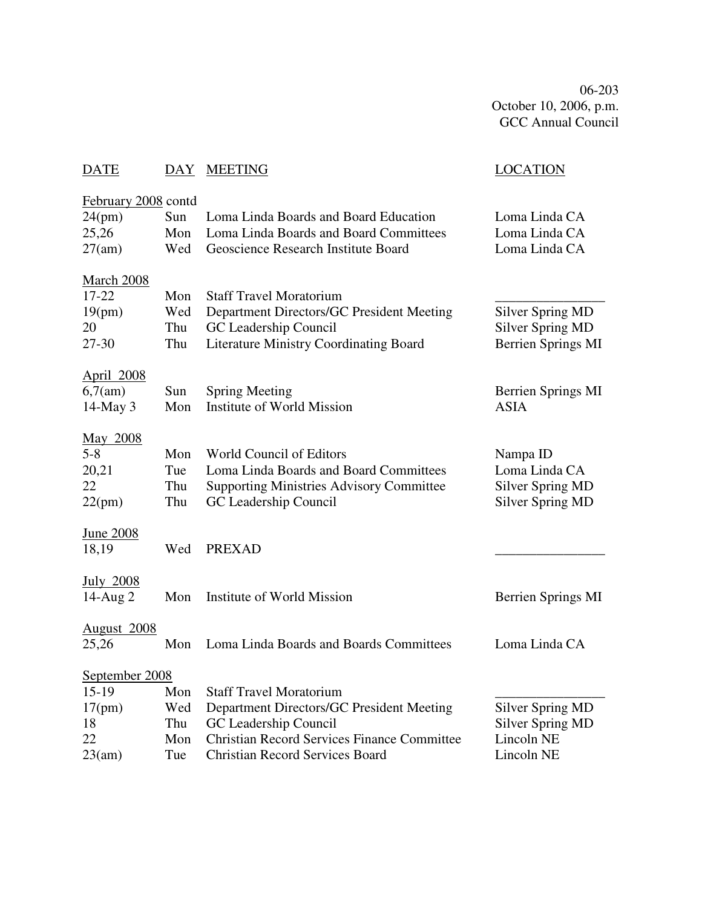06-203
October 10, 2006, p.m.
GCC Annual Council

| DATE | DAY | MEETING | LOCATION |
|---|---|---|---|
| February 2008 contd | | | |
| 24(pm) | Sun | Loma Linda Boards and Board Education | Loma Linda CA |
| 25,26 | Mon | Loma Linda Boards and Board Committees | Loma Linda CA |
| 27(am) | Wed | Geoscience Research Institute Board | Loma Linda CA |
| March 2008 | | | |
| 17-22 | Mon | Staff Travel Moratorium | ________________ |
| 19(pm) | Wed | Department Directors/GC President Meeting | Silver Spring MD |
| 20 | Thu | GC Leadership Council | Silver Spring MD |
| 27-30 | Thu | Literature Ministry Coordinating Board | Berrien Springs MI |
| April 2008 | | | |
| 6,7(am) | Sun | Spring Meeting | Berrien Springs MI |
| 14-May 3 | Mon | Institute of World Mission | ASIA |
| May 2008 | | | |
| 5-8 | Mon | World Council of Editors | Nampa ID |
| 20,21 | Tue | Loma Linda Boards and Board Committees | Loma Linda CA |
| 22 | Thu | Supporting Ministries Advisory Committee | Silver Spring MD |
| 22(pm) | Thu | GC Leadership Council | Silver Spring MD |
| June 2008 | | | |
| 18,19 | Wed | PREXAD | ________________ |
| July 2008 | | | |
| 14-Aug 2 | Mon | Institute of World Mission | Berrien Springs MI |
| August 2008 | | | |
| 25,26 | Mon | Loma Linda Boards and Boards Committees | Loma Linda CA |
| September 2008 | | | |
| 15-19 | Mon | Staff Travel Moratorium | ________________ |
| 17(pm) | Wed | Department Directors/GC President Meeting | Silver Spring MD |
| 18 | Thu | GC Leadership Council | Silver Spring MD |
| 22 | Mon | Christian Record Services Finance Committee | Lincoln NE |
| 23(am) | Tue | Christian Record Services Board | Lincoln NE |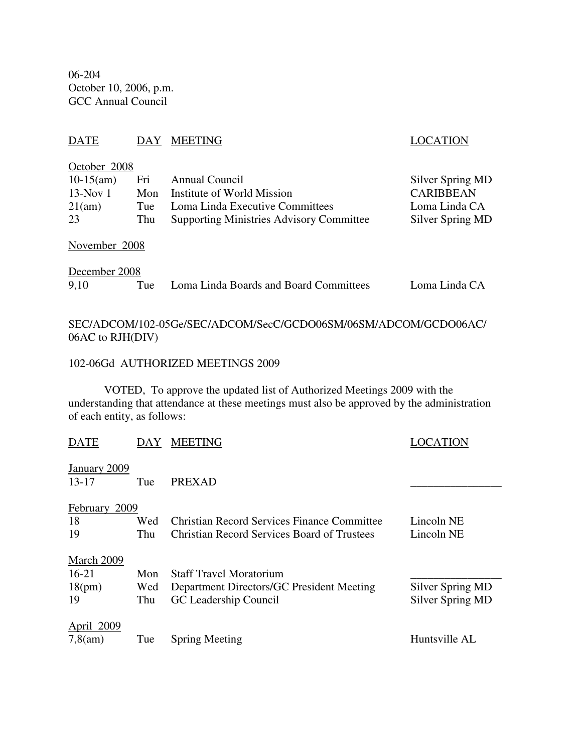06-204
October 10, 2006, p.m.
GCC Annual Council

| DATE | DAY | MEETING | LOCATION |
|---|---|---|---|
| October 2008 | | | |
| 10-15(am) | Fri | Annual Council | Silver Spring MD |
| 13-Nov 1 | Mon | Institute of World Mission | CARIBBEAN |
| 21(am) | Tue | Loma Linda Executive Committees | Loma Linda CA |
| 23 | Thu | Supporting Ministries Advisory Committee | Silver Spring MD |
| November 2008 | | | |
| December 2008 | | | |
| 9,10 | Tue | Loma Linda Boards and Board Committees | Loma Linda CA |

SEC/ADCOM/102-05Ge/SEC/ADCOM/SecC/GCDO06SM/06SM/ADCOM/GCDO06AC/06AC to RJH(DIV)

102-06Gd AUTHORIZED MEETINGS 2009

VOTED, To approve the updated list of Authorized Meetings 2009 with the understanding that attendance at these meetings must also be approved by the administration of each entity, as follows:

| DATE | DAY | MEETING | LOCATION |
|---|---|---|---|
| January 2009 | | | |
| 13-17 | Tue | PREXAD | ________________ |
| February 2009 | | | |
| 18 | Wed | Christian Record Services Finance Committee | Lincoln NE |
| 19 | Thu | Christian Record Services Board of Trustees | Lincoln NE |
| March 2009 | | | |
| 16-21 | Mon | Staff Travel Moratorium | ________________ |
| 18(pm) | Wed | Department Directors/GC President Meeting | Silver Spring MD |
| 19 | Thu | GC Leadership Council | Silver Spring MD |
| April 2009 | | | |
| 7,8(am) | Tue | Spring Meeting | Huntsville AL |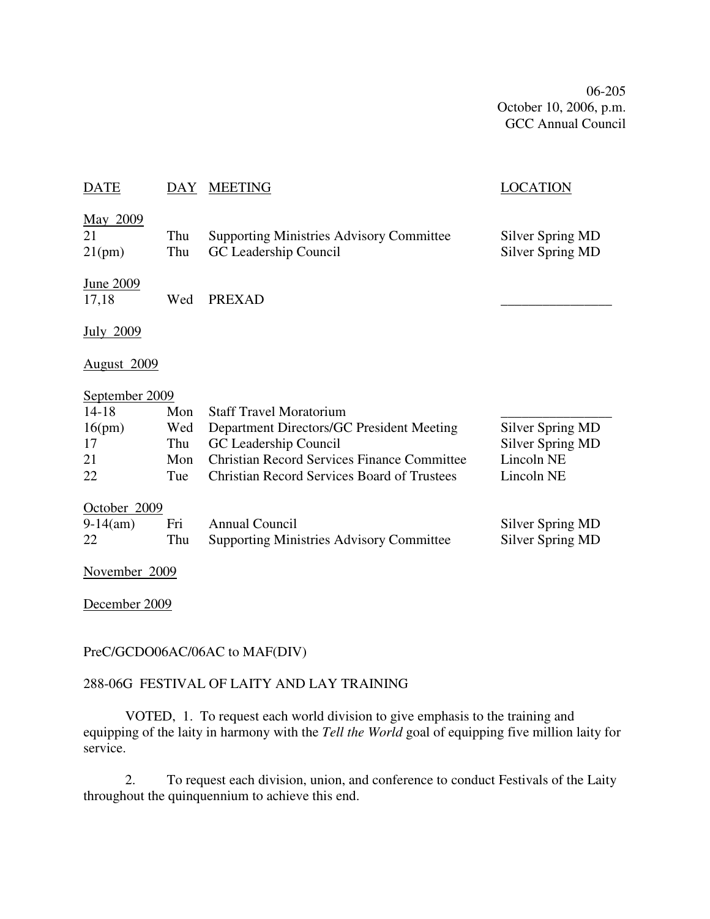06-205
October 10, 2006, p.m.
GCC Annual Council

| DATE | DAY | MEETING | LOCATION |
|---|---|---|---|
| May 2009 | | | |
| 21 | Thu | Supporting Ministries Advisory Committee | Silver Spring MD |
| 21(pm) | Thu | GC Leadership Council | Silver Spring MD |
| June 2009 | | | |
| 17,18 | Wed | PREXAD | ________________ |
| July 2009 | | | |
| August 2009 | | | |
| September 2009 | | | |
| 14-18 | Mon | Staff Travel Moratorium | ________________ |
| 16(pm) | Wed | Department Directors/GC President Meeting | Silver Spring MD |
| 17 | Thu | GC Leadership Council | Silver Spring MD |
| 21 | Mon | Christian Record Services Finance Committee | Lincoln NE |
| 22 | Tue | Christian Record Services Board of Trustees | Lincoln NE |
| October 2009 | | | |
| 9-14(am) | Fri | Annual Council | Silver Spring MD |
| 22 | Thu | Supporting Ministries Advisory Committee | Silver Spring MD |
| November 2009 | | | |
| December 2009 | | | |

PreC/GCDO06AC/06AC to MAF(DIV)

288-06G FESTIVAL OF LAITY AND LAY TRAINING

VOTED, 1. To request each world division to give emphasis to the training and equipping of the laity in harmony with the *Tell the World* goal of equipping five million laity for service.

2. To request each division, union, and conference to conduct Festivals of the Laity throughout the quinquennium to achieve this end.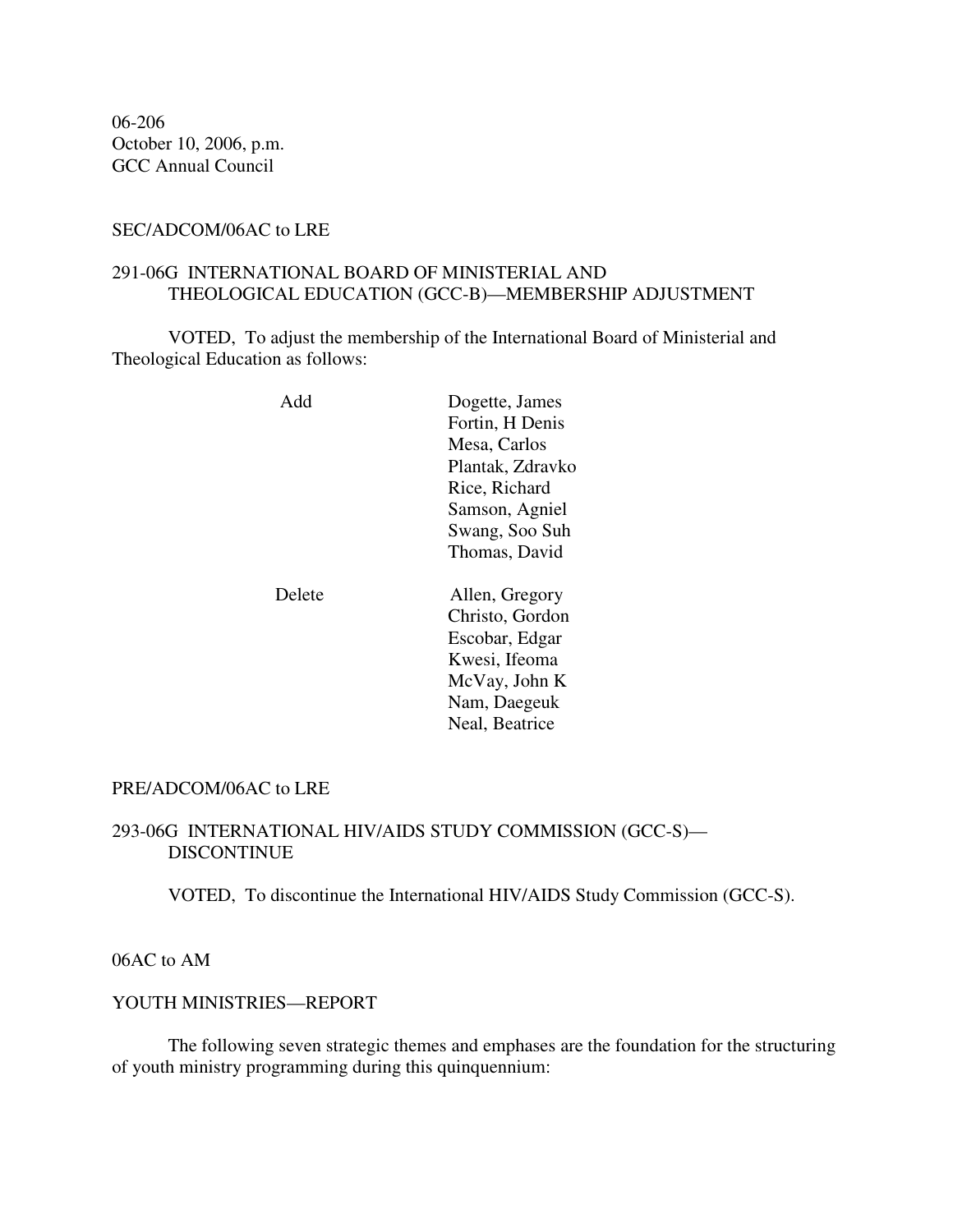06-206
October 10, 2006, p.m.
GCC Annual Council

SEC/ADCOM/06AC to LRE

291-06G INTERNATIONAL BOARD OF MINISTERIAL AND THEOLOGICAL EDUCATION (GCC-B)—MEMBERSHIP ADJUSTMENT

VOTED, To adjust the membership of the International Board of Ministerial and Theological Education as follows:

| | |
|---|---|
| Add | Dogette, James |
| | Fortin, H Denis |
| | Mesa, Carlos |
| | Plantak, Zdravko |
| | Rice, Richard |
| | Samson, Agniel |
| | Swang, Soo Suh |
| | Thomas, David |
| Delete | Allen, Gregory |
| | Christo, Gordon |
| | Escobar, Edgar |
| | Kwesi, Ifeoma |
| | McVay, John K |
| | Nam, Daegeuk |
| | Neal, Beatrice |

PRE/ADCOM/06AC to LRE

293-06G INTERNATIONAL HIV/AIDS STUDY COMMISSION (GCC-S)—DISCONTINUE

VOTED, To discontinue the International HIV/AIDS Study Commission (GCC-S).

06AC to AM

YOUTH MINISTRIES—REPORT

The following seven strategic themes and emphases are the foundation for the structuring of youth ministry programming during this quinquennium: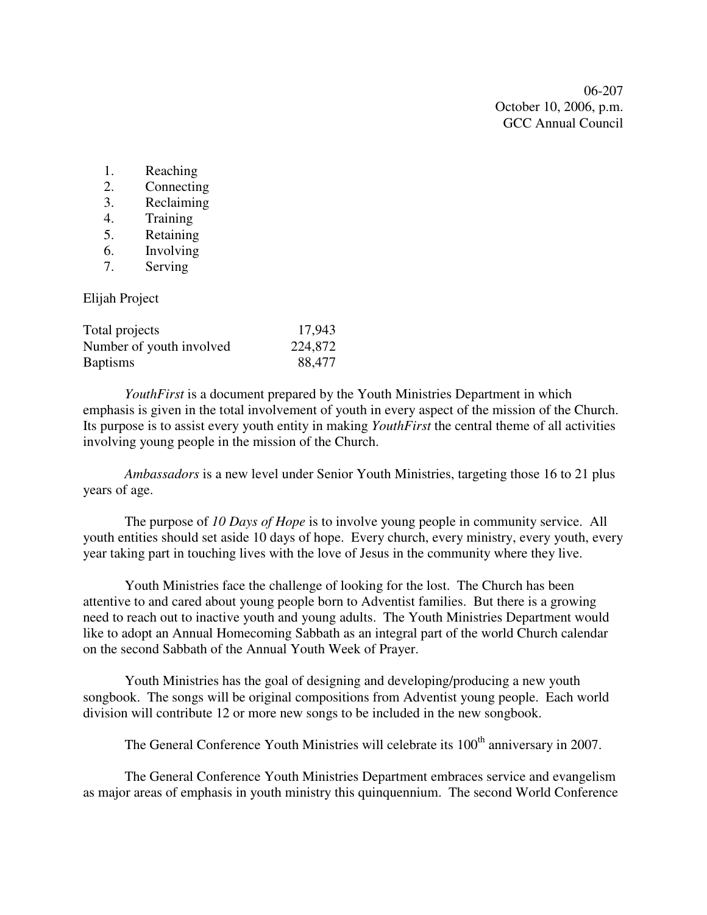06-207
October 10, 2006, p.m.
GCC Annual Council

1. Reaching
2. Connecting
3. Reclaiming
4. Training
5. Retaining
6. Involving
7. Serving

Elijah Project

| | |
|---|---:|
| Total projects | 17,943 |
| Number of youth involved | 224,872 |
| Baptisms | 88,477 |

*YouthFirst* is a document prepared by the Youth Ministries Department in which emphasis is given in the total involvement of youth in every aspect of the mission of the Church. Its purpose is to assist every youth entity in making *YouthFirst* the central theme of all activities involving young people in the mission of the Church.

*Ambassadors* is a new level under Senior Youth Ministries, targeting those 16 to 21 plus years of age.

The purpose of *10 Days of Hope* is to involve young people in community service. All youth entities should set aside 10 days of hope. Every church, every ministry, every youth, every year taking part in touching lives with the love of Jesus in the community where they live.

Youth Ministries face the challenge of looking for the lost. The Church has been attentive to and cared about young people born to Adventist families. But there is a growing need to reach out to inactive youth and young adults. The Youth Ministries Department would like to adopt an Annual Homecoming Sabbath as an integral part of the world Church calendar on the second Sabbath of the Annual Youth Week of Prayer.

Youth Ministries has the goal of designing and developing/producing a new youth songbook. The songs will be original compositions from Adventist young people. Each world division will contribute 12 or more new songs to be included in the new songbook.

The General Conference Youth Ministries will celebrate its 100th anniversary in 2007.

The General Conference Youth Ministries Department embraces service and evangelism as major areas of emphasis in youth ministry this quinquennium. The second World Conference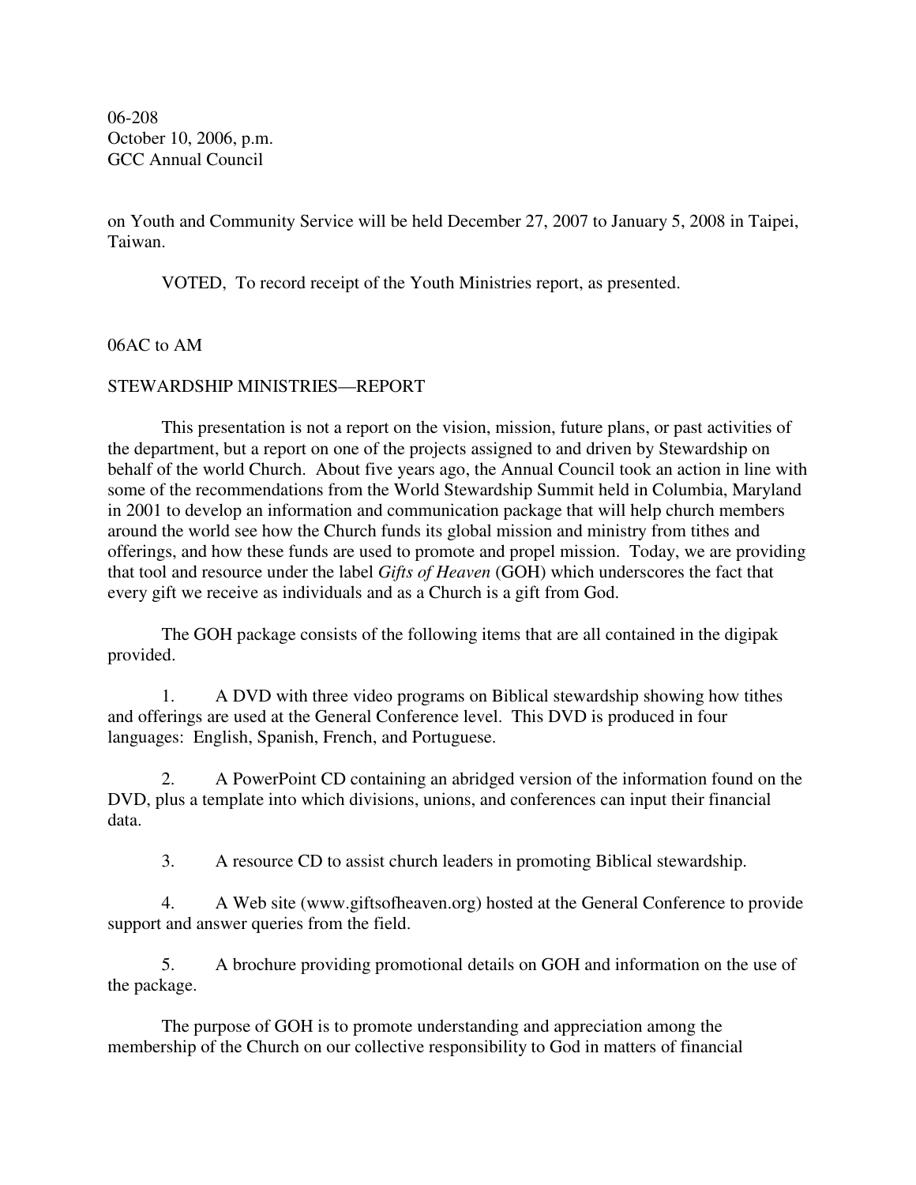on Youth and Community Service will be held December 27, 2007 to January 5, 2008 in Taipei, Taiwan.

VOTED, To record receipt of the Youth Ministries report, as presented.

06AC to AM

STEWARDSHIP MINISTRIES—REPORT

This presentation is not a report on the vision, mission, future plans, or past activities of the department, but a report on one of the projects assigned to and driven by Stewardship on behalf of the world Church. About five years ago, the Annual Council took an action in line with some of the recommendations from the World Stewardship Summit held in Columbia, Maryland in 2001 to develop an information and communication package that will help church members around the world see how the Church funds its global mission and ministry from tithes and offerings, and how these funds are used to promote and propel mission. Today, we are providing that tool and resource under the label *Gifts of Heaven* (GOH) which underscores the fact that every gift we receive as individuals and as a Church is a gift from God.

The GOH package consists of the following items that are all contained in the digipak provided.

1. A DVD with three video programs on Biblical stewardship showing how tithes and offerings are used at the General Conference level. This DVD is produced in four languages: English, Spanish, French, and Portuguese.

2. A PowerPoint CD containing an abridged version of the information found on the DVD, plus a template into which divisions, unions, and conferences can input their financial data.

3. A resource CD to assist church leaders in promoting Biblical stewardship.

4. A Web site (www.giftsofheaven.org) hosted at the General Conference to provide support and answer queries from the field.

5. A brochure providing promotional details on GOH and information on the use of the package.

The purpose of GOH is to promote understanding and appreciation among the membership of the Church on our collective responsibility to God in matters of financial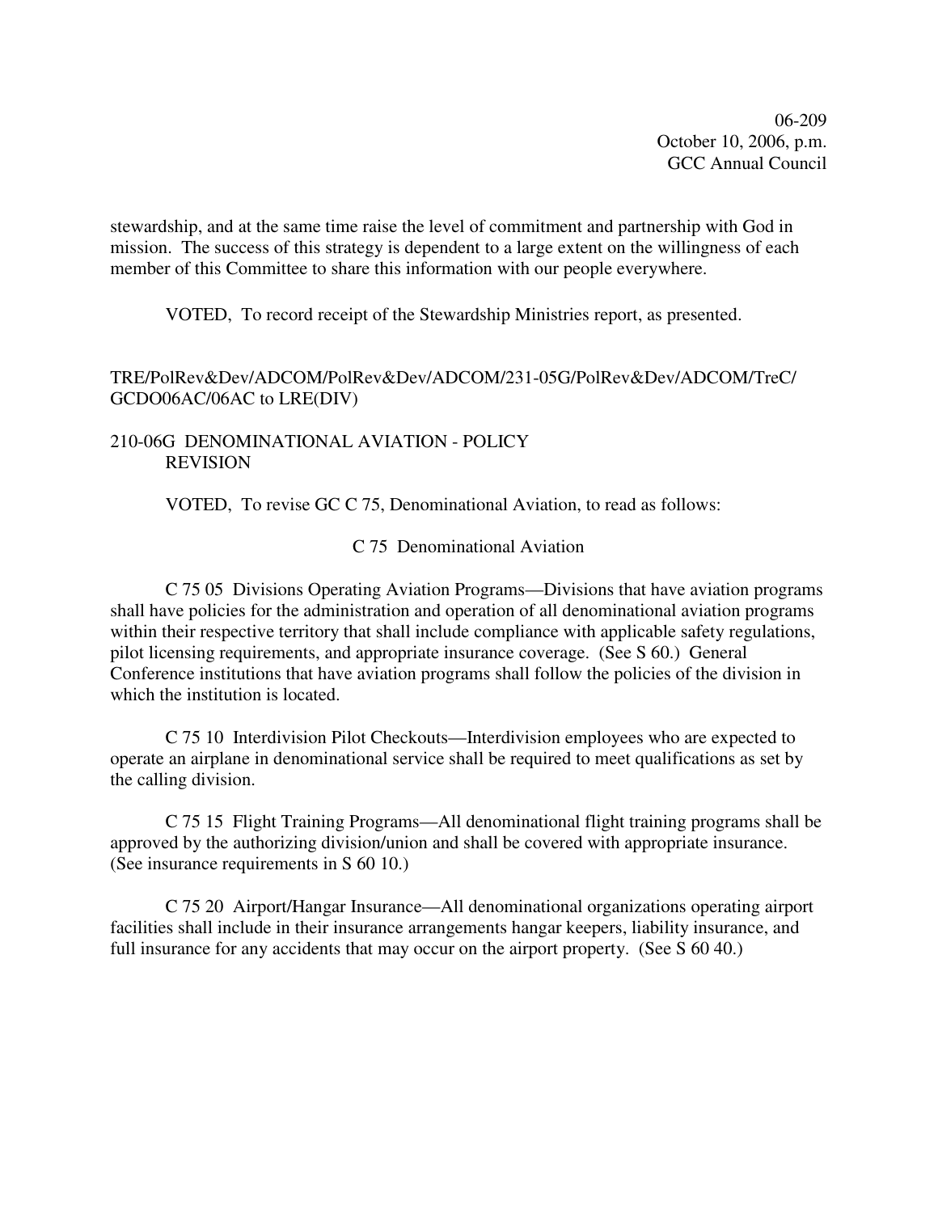stewardship, and at the same time raise the level of commitment and partnership with God in mission. The success of this strategy is dependent to a large extent on the willingness of each member of this Committee to share this information with our people everywhere.

VOTED, To record receipt of the Stewardship Ministries report, as presented.

TRE/PolRev&Dev/ADCOM/PolRev&Dev/ADCOM/231-05G/PolRev&Dev/ADCOM/TreC/GCDO06AC/06AC to LRE(DIV)

## 210-06G DENOMINATIONAL AVIATION - POLICY REVISION

VOTED, To revise GC C 75, Denominational Aviation, to read as follows:

### C 75 Denominational Aviation

C 75 05 Divisions Operating Aviation Programs—Divisions that have aviation programs shall have policies for the administration and operation of all denominational aviation programs within their respective territory that shall include compliance with applicable safety regulations, pilot licensing requirements, and appropriate insurance coverage. (See S 60.) General Conference institutions that have aviation programs shall follow the policies of the division in which the institution is located.

C 75 10 Interdivision Pilot Checkouts—Interdivision employees who are expected to operate an airplane in denominational service shall be required to meet qualifications as set by the calling division.

C 75 15 Flight Training Programs—All denominational flight training programs shall be approved by the authorizing division/union and shall be covered with appropriate insurance. (See insurance requirements in S 60 10.)

C 75 20 Airport/Hangar Insurance—All denominational organizations operating airport facilities shall include in their insurance arrangements hangar keepers, liability insurance, and full insurance for any accidents that may occur on the airport property. (See S 60 40.)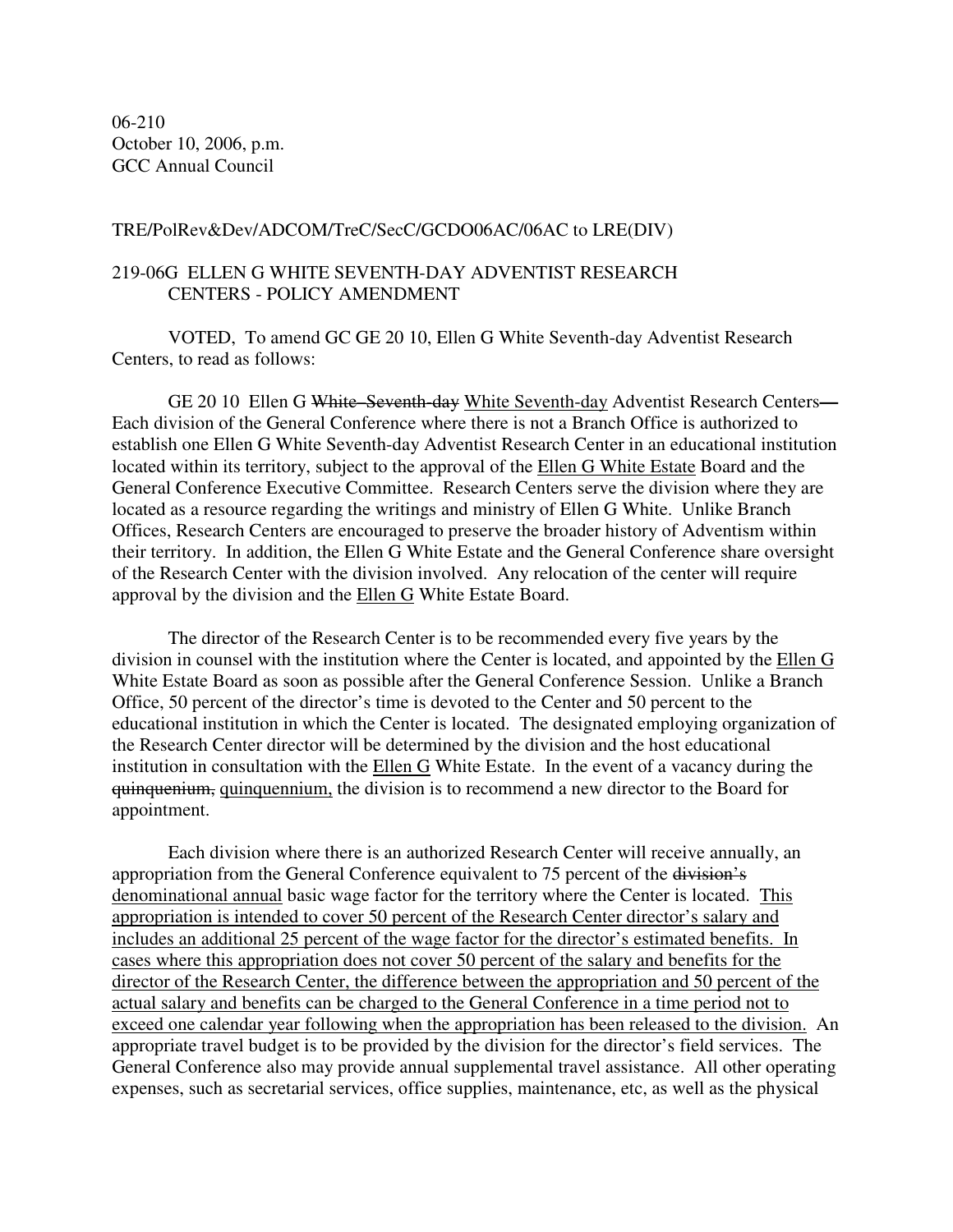06-210
October 10, 2006, p.m.
GCC Annual Council

TRE/PolRev&Dev/ADCOM/TreC/SecC/GCDO06AC/06AC to LRE(DIV)

219-06G ELLEN G WHITE SEVENTH-DAY ADVENTIST RESEARCH CENTERS - POLICY AMENDMENT

VOTED, To amend GC GE 20 10, Ellen G White Seventh-day Adventist Research Centers, to read as follows:

GE 20 10 Ellen G ~~White–Seventh-day~~ <u>White Seventh-day</u> Adventist Research Centers— Each division of the General Conference where there is not a Branch Office is authorized to establish one Ellen G White Seventh-day Adventist Research Center in an educational institution located within its territory, subject to the approval of the <u>Ellen G White Estate</u> Board and the General Conference Executive Committee. Research Centers serve the division where they are located as a resource regarding the writings and ministry of Ellen G White. Unlike Branch Offices, Research Centers are encouraged to preserve the broader history of Adventism within their territory. In addition, the Ellen G White Estate and the General Conference share oversight of the Research Center with the division involved. Any relocation of the center will require approval by the division and the <u>Ellen G</u> White Estate Board.

The director of the Research Center is to be recommended every five years by the division in counsel with the institution where the Center is located, and appointed by the <u>Ellen G</u> White Estate Board as soon as possible after the General Conference Session. Unlike a Branch Office, 50 percent of the director's time is devoted to the Center and 50 percent to the educational institution in which the Center is located. The designated employing organization of the Research Center director will be determined by the division and the host educational institution in consultation with the <u>Ellen G</u> White Estate. In the event of a vacancy during the ~~quinquenium,~~ <u>quinquennium,</u> the division is to recommend a new director to the Board for appointment.

Each division where there is an authorized Research Center will receive annually, an appropriation from the General Conference equivalent to 75 percent of the ~~division's~~ <u>denominational annual</u> basic wage factor for the territory where the Center is located. <u>This appropriation is intended to cover 50 percent of the Research Center director's salary and includes an additional 25 percent of the wage factor for the director's estimated benefits. In cases where this appropriation does not cover 50 percent of the salary and benefits for the director of the Research Center, the difference between the appropriation and 50 percent of the actual salary and benefits can be charged to the General Conference in a time period not to exceed one calendar year following when the appropriation has been released to the division.</u> An appropriate travel budget is to be provided by the division for the director's field services. The General Conference also may provide annual supplemental travel assistance. All other operating expenses, such as secretarial services, office supplies, maintenance, etc, as well as the physical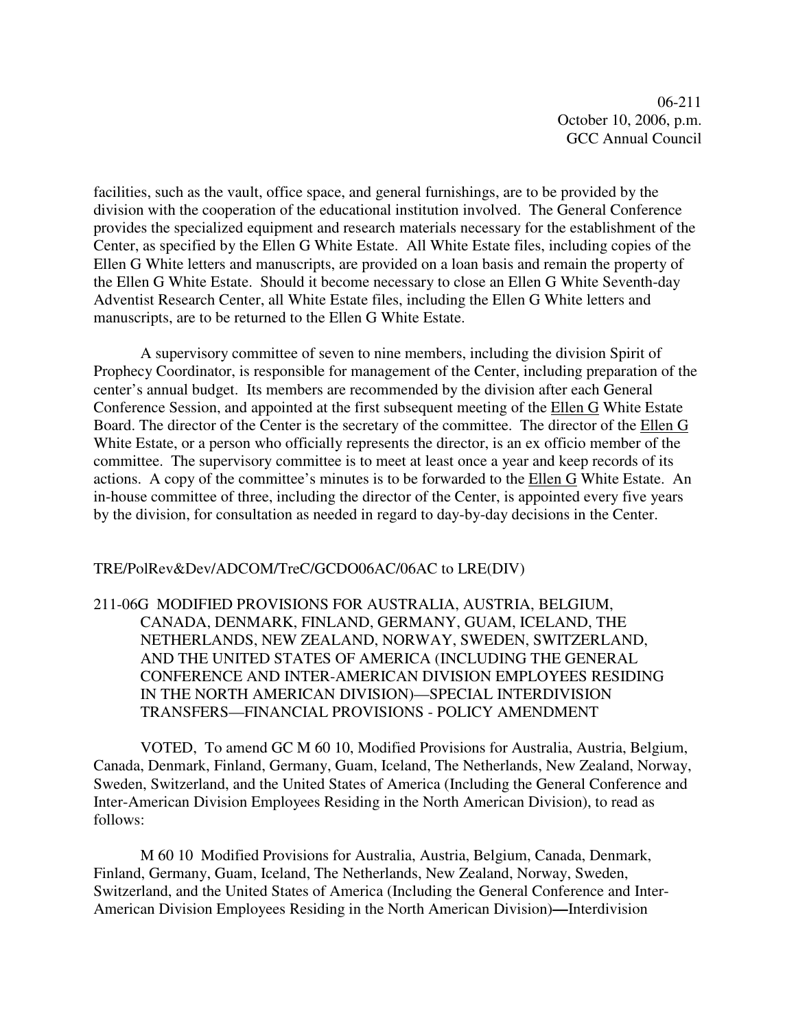facilities, such as the vault, office space, and general furnishings, are to be provided by the division with the cooperation of the educational institution involved. The General Conference provides the specialized equipment and research materials necessary for the establishment of the Center, as specified by the Ellen G White Estate. All White Estate files, including copies of the Ellen G White letters and manuscripts, are provided on a loan basis and remain the property of the Ellen G White Estate. Should it become necessary to close an Ellen G White Seventh-day Adventist Research Center, all White Estate files, including the Ellen G White letters and manuscripts, are to be returned to the Ellen G White Estate.

A supervisory committee of seven to nine members, including the division Spirit of Prophecy Coordinator, is responsible for management of the Center, including preparation of the center's annual budget. Its members are recommended by the division after each General Conference Session, and appointed at the first subsequent meeting of the Ellen G White Estate Board. The director of the Center is the secretary of the committee. The director of the Ellen G White Estate, or a person who officially represents the director, is an ex officio member of the committee. The supervisory committee is to meet at least once a year and keep records of its actions. A copy of the committee's minutes is to be forwarded to the Ellen G White Estate. An in-house committee of three, including the director of the Center, is appointed every five years by the division, for consultation as needed in regard to day-by-day decisions in the Center.

TRE/PolRev&Dev/ADCOM/TreC/GCDO06AC/06AC to LRE(DIV)

211-06G MODIFIED PROVISIONS FOR AUSTRALIA, AUSTRIA, BELGIUM, CANADA, DENMARK, FINLAND, GERMANY, GUAM, ICELAND, THE NETHERLANDS, NEW ZEALAND, NORWAY, SWEDEN, SWITZERLAND, AND THE UNITED STATES OF AMERICA (INCLUDING THE GENERAL CONFERENCE AND INTER-AMERICAN DIVISION EMPLOYEES RESIDING IN THE NORTH AMERICAN DIVISION)—SPECIAL INTERDIVISION TRANSFERS—FINANCIAL PROVISIONS - POLICY AMENDMENT

VOTED, To amend GC M 60 10, Modified Provisions for Australia, Austria, Belgium, Canada, Denmark, Finland, Germany, Guam, Iceland, The Netherlands, New Zealand, Norway, Sweden, Switzerland, and the United States of America (Including the General Conference and Inter-American Division Employees Residing in the North American Division), to read as follows:

M 60 10 Modified Provisions for Australia, Austria, Belgium, Canada, Denmark, Finland, Germany, Guam, Iceland, The Netherlands, New Zealand, Norway, Sweden, Switzerland, and the United States of America (Including the General Conference and Inter-American Division Employees Residing in the North American Division)**—**Interdivision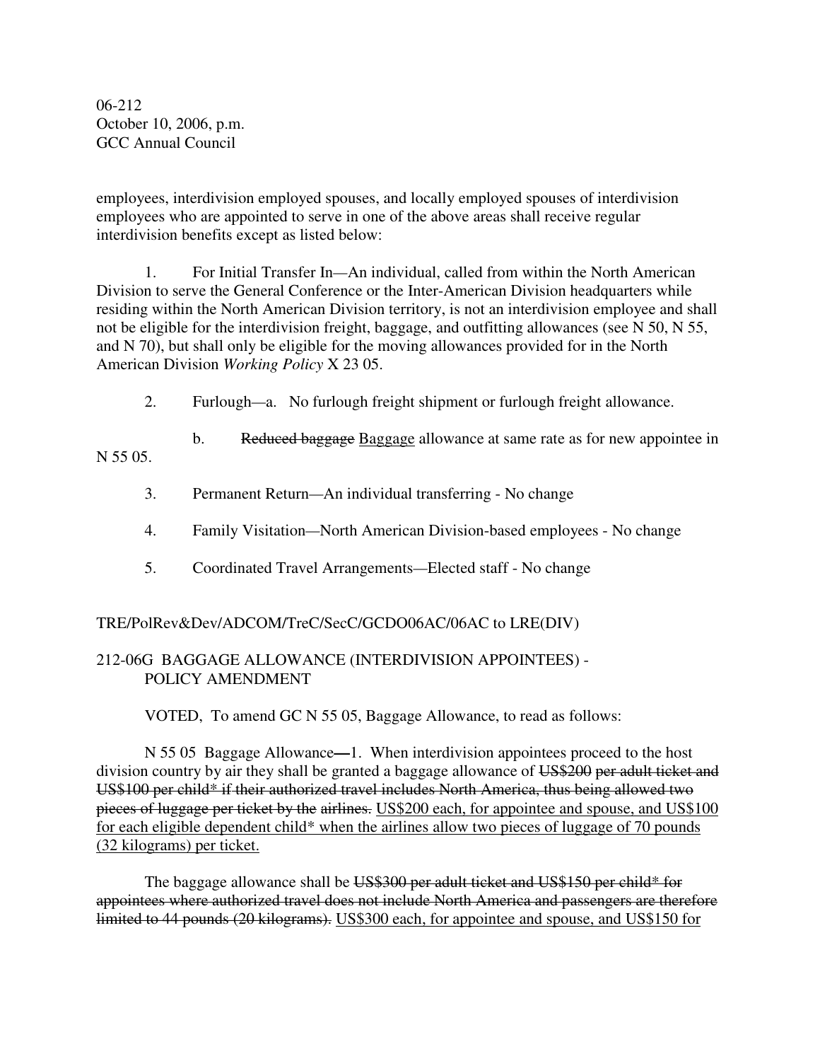employees, interdivision employed spouses, and locally employed spouses of interdivision employees who are appointed to serve in one of the above areas shall receive regular interdivision benefits except as listed below:

1. For Initial Transfer In—An individual, called from within the North American Division to serve the General Conference or the Inter-American Division headquarters while residing within the North American Division territory, is not an interdivision employee and shall not be eligible for the interdivision freight, baggage, and outfitting allowances (see N 50, N 55, and N 70), but shall only be eligible for the moving allowances provided for in the North American Division *Working Policy* X 23 05.

2. Furlough—a. No furlough freight shipment or furlough freight allowance.

   b. ~~Reduced baggage~~ <u>Baggage</u> allowance at same rate as for new appointee in N 55 05.

3. Permanent Return—An individual transferring - No change

4. Family Visitation—North American Division-based employees - No change

5. Coordinated Travel Arrangements—Elected staff - No change

TRE/PolRev&Dev/ADCOM/TreC/SecC/GCDO06AC/06AC to LRE(DIV)

## 212-06G BAGGAGE ALLOWANCE (INTERDIVISION APPOINTEES) - POLICY AMENDMENT

VOTED, To amend GC N 55 05, Baggage Allowance, to read as follows:

N 55 05 Baggage Allowance—1. When interdivision appointees proceed to the host division country by air they shall be granted a baggage allowance of ~~US$200 per adult ticket and US$100 per child* if their authorized travel includes North America, thus being allowed two pieces of luggage per ticket by the airlines.~~ <u>US$200 each, for appointee and spouse, and US$100 for each eligible dependent child* when the airlines allow two pieces of luggage of 70 pounds (32 kilograms) per ticket.</u>

The baggage allowance shall be ~~US$300 per adult ticket and US$150 per child* for appointees where authorized travel does not include North America and passengers are therefore limited to 44 pounds (20 kilograms).~~ <u>US$300 each, for appointee and spouse, and US$150 for</u>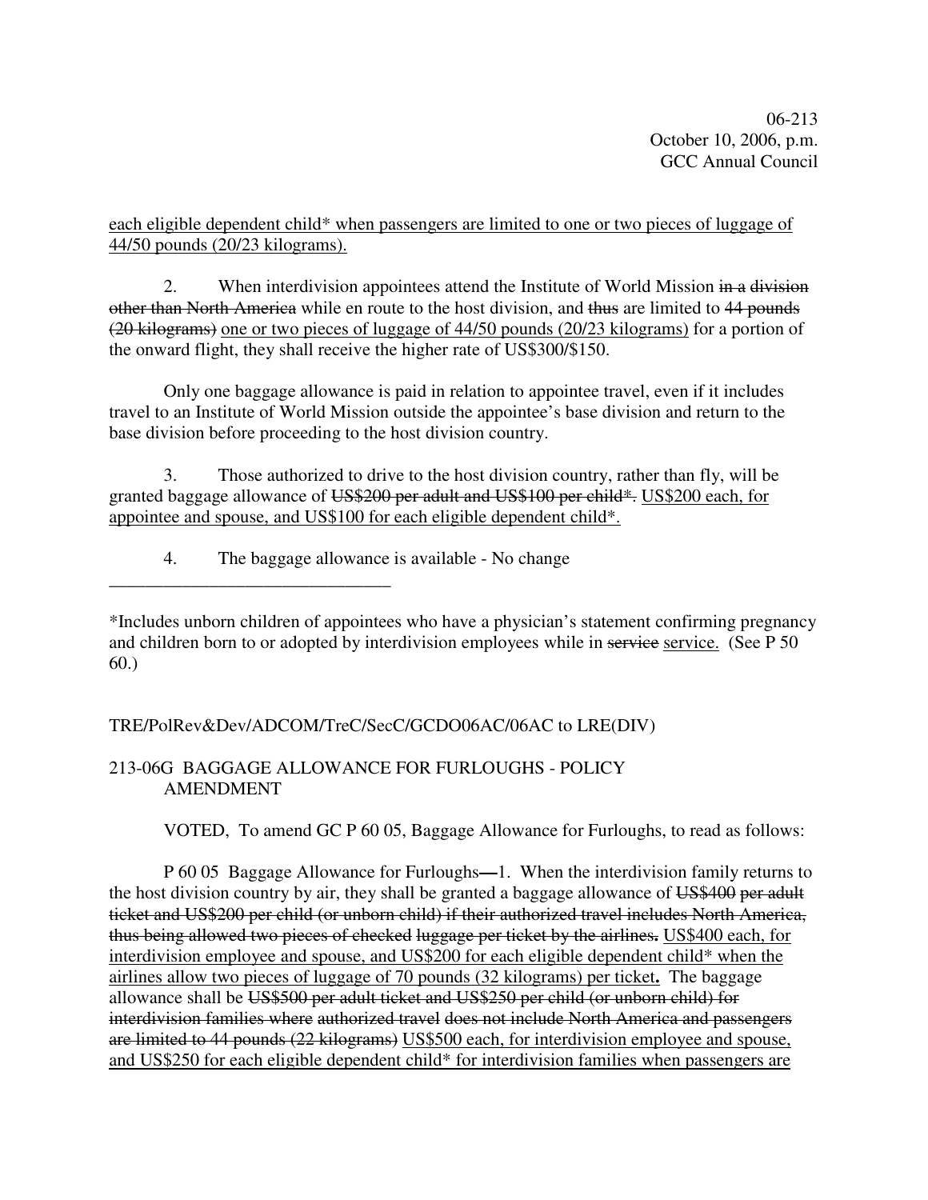each eligible dependent child* when passengers are limited to one or two pieces of luggage of 44/50 pounds (20/23 kilograms).

2. When interdivision appointees attend the Institute of World Mission ~~in a division other than North America~~ while en route to the host division, and ~~thus~~ are limited to ~~44 pounds (20 kilograms)~~ one or two pieces of luggage of 44/50 pounds (20/23 kilograms) for a portion of the onward flight, they shall receive the higher rate of US$300/$150.

Only one baggage allowance is paid in relation to appointee travel, even if it includes travel to an Institute of World Mission outside the appointee's base division and return to the base division before proceeding to the host division country.

3. Those authorized to drive to the host division country, rather than fly, will be granted baggage allowance of ~~US$200 per adult and US$100 per child*.~~ US$200 each, for appointee and spouse, and US$100 for each eligible dependent child*.

4. The baggage allowance is available - No change

_______________________________

*Includes unborn children of appointees who have a physician's statement confirming pregnancy and children born to or adopted by interdivision employees while in ~~service~~ service. (See P 50 60.)

TRE/PolRev&Dev/ADCOM/TreC/SecC/GCDO06AC/06AC to LRE(DIV)

213-06G BAGGAGE ALLOWANCE FOR FURLOUGHS - POLICY AMENDMENT

VOTED, To amend GC P 60 05, Baggage Allowance for Furloughs, to read as follows:

P 60 05 Baggage Allowance for Furloughs**—**1. When the interdivision family returns to the host division country by air, they shall be granted a baggage allowance of ~~US$400 per adult ticket and US$200 per child (or unborn child) if their authorized travel includes North America, thus being allowed two pieces of checked luggage per ticket by the airlines.~~ US$400 each, for interdivision employee and spouse, and US$200 for each eligible dependent child* when the airlines allow two pieces of luggage of 70 pounds (32 kilograms) per ticket**.** The baggage allowance shall be ~~US$500 per adult ticket and US$250 per child (or unborn child) for interdivision families where authorized travel does not include North America and passengers are limited to 44 pounds (22 kilograms)~~ US$500 each, for interdivision employee and spouse, and US$250 for each eligible dependent child* for interdivision families when passengers are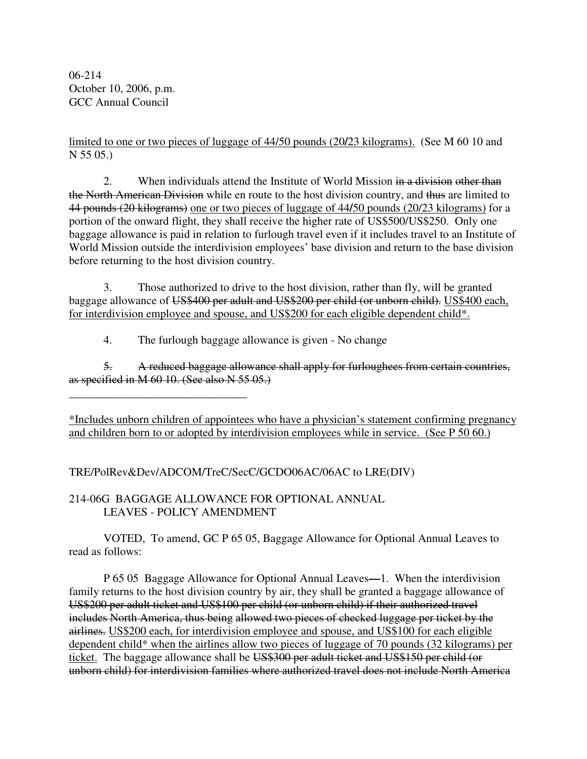06-214
October 10, 2006, p.m.
GCC Annual Council

<u>limited to one or two pieces of luggage of 44/50 pounds (20/23 kilograms).</u> (See M 60 10 and N 55 05.)

2. When individuals attend the Institute of World Mission ~~in a division other than the North American Division~~ while en route to the host division country, and ~~thus~~ are limited to ~~44 pounds (20 kilograms)~~ <u>one or two pieces of luggage of 44/50 pounds (20/23 kilograms)</u> for a portion of the onward flight, they shall receive the higher rate of US$500/US$250. Only one baggage allowance is paid in relation to furlough travel even if it includes travel to an Institute of World Mission outside the interdivision employees' base division and return to the base division before returning to the host division country.

3. Those authorized to drive to the host division, rather than fly, will be granted baggage allowance of ~~US$400 per adult and US$200 per child (or unborn child).~~ <u>US$400 each, for interdivision employee and spouse, and US$200 for each eligible dependent child*.</u>

4. The furlough baggage allowance is given - No change

~~5. A reduced baggage allowance shall apply for furloughees from certain countries, as specified in M 60 10. (See also N 55 05.)~~

______________________________

<u>*Includes unborn children of appointees who have a physician's statement confirming pregnancy and children born to or adopted by interdivision employees while in service. (See P 50 60.)</u>

TRE/PolRev&Dev/ADCOM/TreC/SecC/GCDO06AC/06AC to LRE(DIV)

## 214-06G BAGGAGE ALLOWANCE FOR OPTIONAL ANNUAL LEAVES - POLICY AMENDMENT

VOTED, To amend, GC P 65 05, Baggage Allowance for Optional Annual Leaves to read as follows:

P 65 05 Baggage Allowance for Optional Annual Leaves—1. When the interdivision family returns to the host division country by air, they shall be granted a baggage allowance of ~~US$200 per adult ticket and US$100 per child (or unborn child) if their authorized travel includes North America, thus being allowed two pieces of checked luggage per ticket by the airlines.~~ <u>US$200 each, for interdivision employee and spouse, and US$100 for each eligible dependent child* when the airlines allow two pieces of luggage of 70 pounds (32 kilograms) per ticket.</u> The baggage allowance shall be ~~US$300 per adult ticket and US$150 per child (or unborn child) for interdivision families where authorized travel does not include North America~~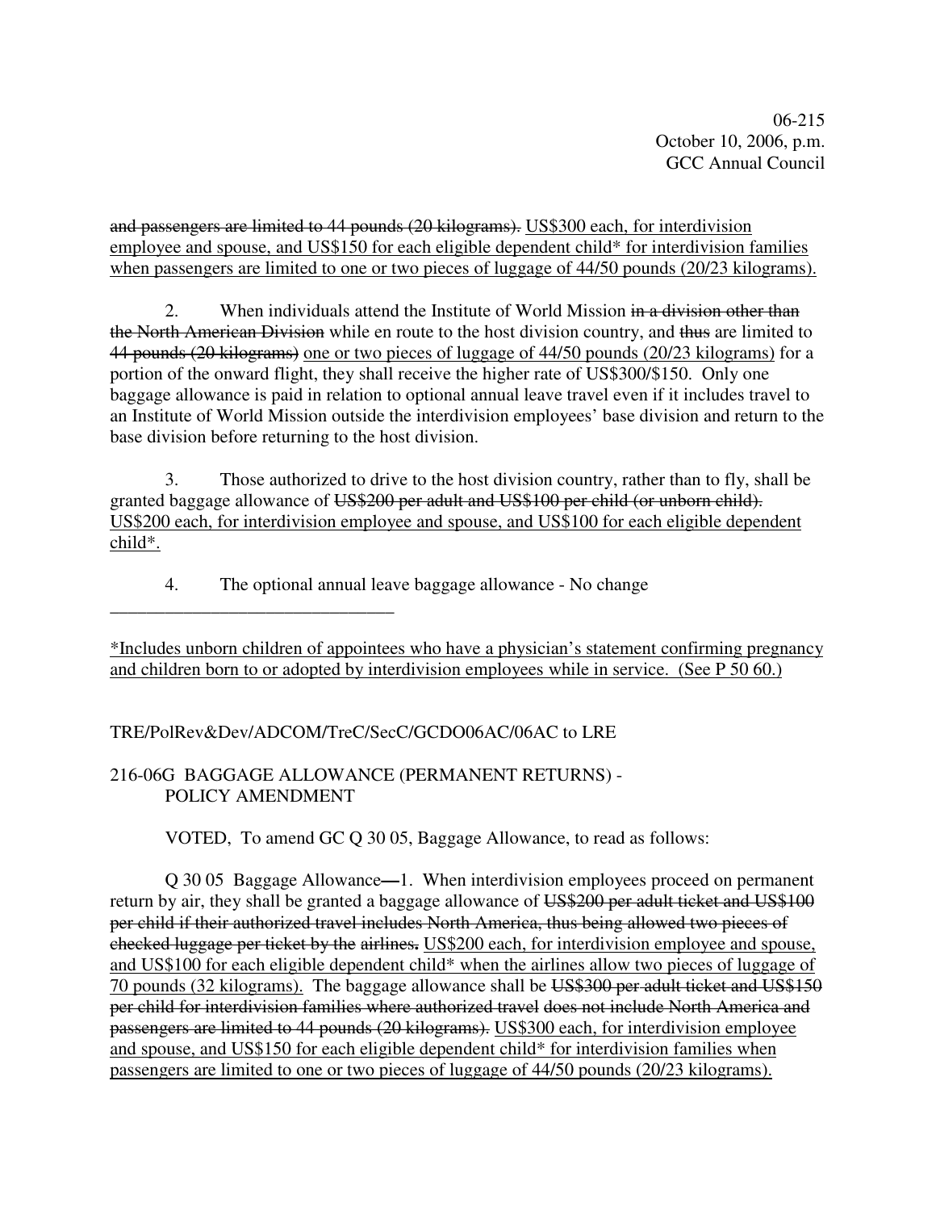~~and passengers are limited to 44 pounds (20 kilograms).~~ <u>US$300 each, for interdivision employee and spouse, and US$150 for each eligible dependent child* for interdivision families when passengers are limited to one or two pieces of luggage of 44/50 pounds (20/23 kilograms).</u>

2. When individuals attend the Institute of World Mission ~~in a division other than the North American Division~~ while en route to the host division country, and ~~thus~~ are limited to ~~44 pounds (20 kilograms)~~ <u>one or two pieces of luggage of 44/50 pounds (20/23 kilograms)</u> for a portion of the onward flight, they shall receive the higher rate of US$300/$150. Only one baggage allowance is paid in relation to optional annual leave travel even if it includes travel to an Institute of World Mission outside the interdivision employees' base division and return to the base division before returning to the host division.

3. Those authorized to drive to the host division country, rather than to fly, shall be granted baggage allowance of ~~US$200 per adult and US$100 per child (or unborn child).~~ <u>US$200 each, for interdivision employee and spouse, and US$100 for each eligible dependent child*.</u>

4. The optional annual leave baggage allowance - No change

_______________________________

<u>*Includes unborn children of appointees who have a physician's statement confirming pregnancy and children born to or adopted by interdivision employees while in service. (See P 50 60.)</u>

TRE/PolRev&Dev/ADCOM/TreC/SecC/GCDO06AC/06AC to LRE

216-06G BAGGAGE ALLOWANCE (PERMANENT RETURNS) - POLICY AMENDMENT

VOTED, To amend GC Q 30 05, Baggage Allowance, to read as follows:

Q 30 05 Baggage Allowance—1. When interdivision employees proceed on permanent return by air, they shall be granted a baggage allowance of ~~US$200 per adult ticket and US$100 per child if their authorized travel includes North America, thus being allowed two pieces of checked luggage per ticket by the airlines.~~ <u>US$200 each, for interdivision employee and spouse, and US$100 for each eligible dependent child* when the airlines allow two pieces of luggage of 70 pounds (32 kilograms).</u> The baggage allowance shall be ~~US$300 per adult ticket and US$150 per child for interdivision families where authorized travel does not include North America and passengers are limited to 44 pounds (20 kilograms).~~ <u>US$300 each, for interdivision employee and spouse, and US$150 for each eligible dependent child* for interdivision families when passengers are limited to one or two pieces of luggage of 44/50 pounds (20/23 kilograms).</u>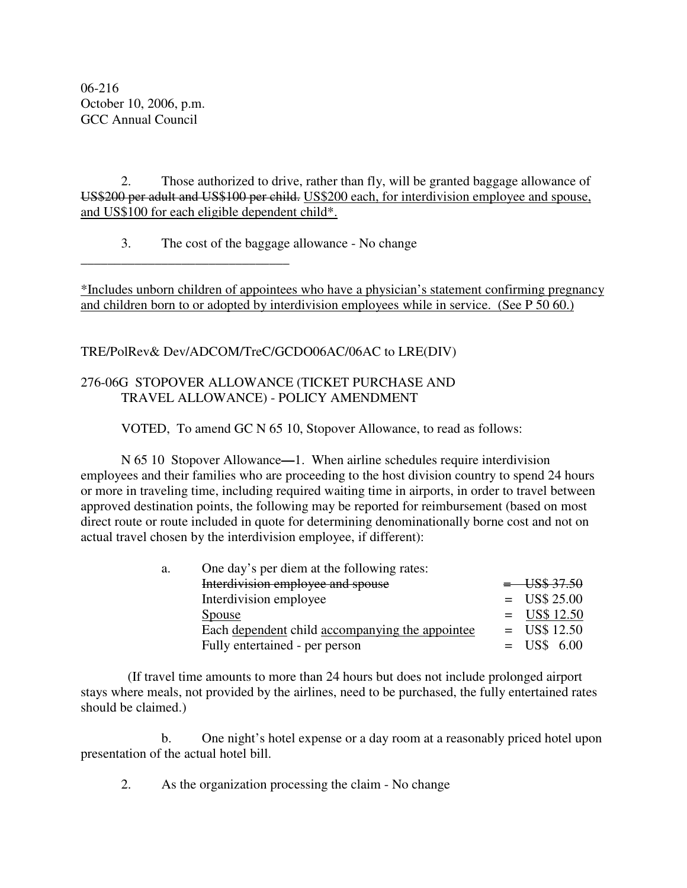06-216
October 10, 2006, p.m.
GCC Annual Council

2. Those authorized to drive, rather than fly, will be granted baggage allowance of ~~US$200 per adult and US$100 per child.~~ <u>US$200 each, for interdivision employee and spouse, and US$100 for each eligible dependent child*.</u>

3. The cost of the baggage allowance - No change

________________________________

<u>*Includes unborn children of appointees who have a physician's statement confirming pregnancy and children born to or adopted by interdivision employees while in service. (See P 50 60.)</u>

TRE/PolRev& Dev/ADCOM/TreC/GCDO06AC/06AC to LRE(DIV)

276-06G STOPOVER ALLOWANCE (TICKET PURCHASE AND TRAVEL ALLOWANCE) - POLICY AMENDMENT

VOTED, To amend GC N 65 10, Stopover Allowance, to read as follows:

N 65 10 Stopover Allowance—1. When airline schedules require interdivision employees and their families who are proceeding to the host division country to spend 24 hours or more in traveling time, including required waiting time in airports, in order to travel between approved destination points, the following may be reported for reimbursement (based on most direct route or route included in quote for determining denominationally borne cost and not on actual travel chosen by the interdivision employee, if different):

a. One day's per diem at the following rates:

| | | |
|---|---|---|
| ~~Interdivision employee and spouse~~ | ~~=~~ | ~~US$ 37.50~~ |
| Interdivision employee | = | US$ 25.00 |
| <u>Spouse</u> | = | <u>US$ 12.50</u> |
| Each <u>dependent</u> child <u>accompanying the appointee</u> | = | US$ 12.50 |
| Fully entertained - per person | = | US$ 6.00 |

(If travel time amounts to more than 24 hours but does not include prolonged airport stays where meals, not provided by the airlines, need to be purchased, the fully entertained rates should be claimed.)

b. One night's hotel expense or a day room at a reasonably priced hotel upon presentation of the actual hotel bill.

2. As the organization processing the claim - No change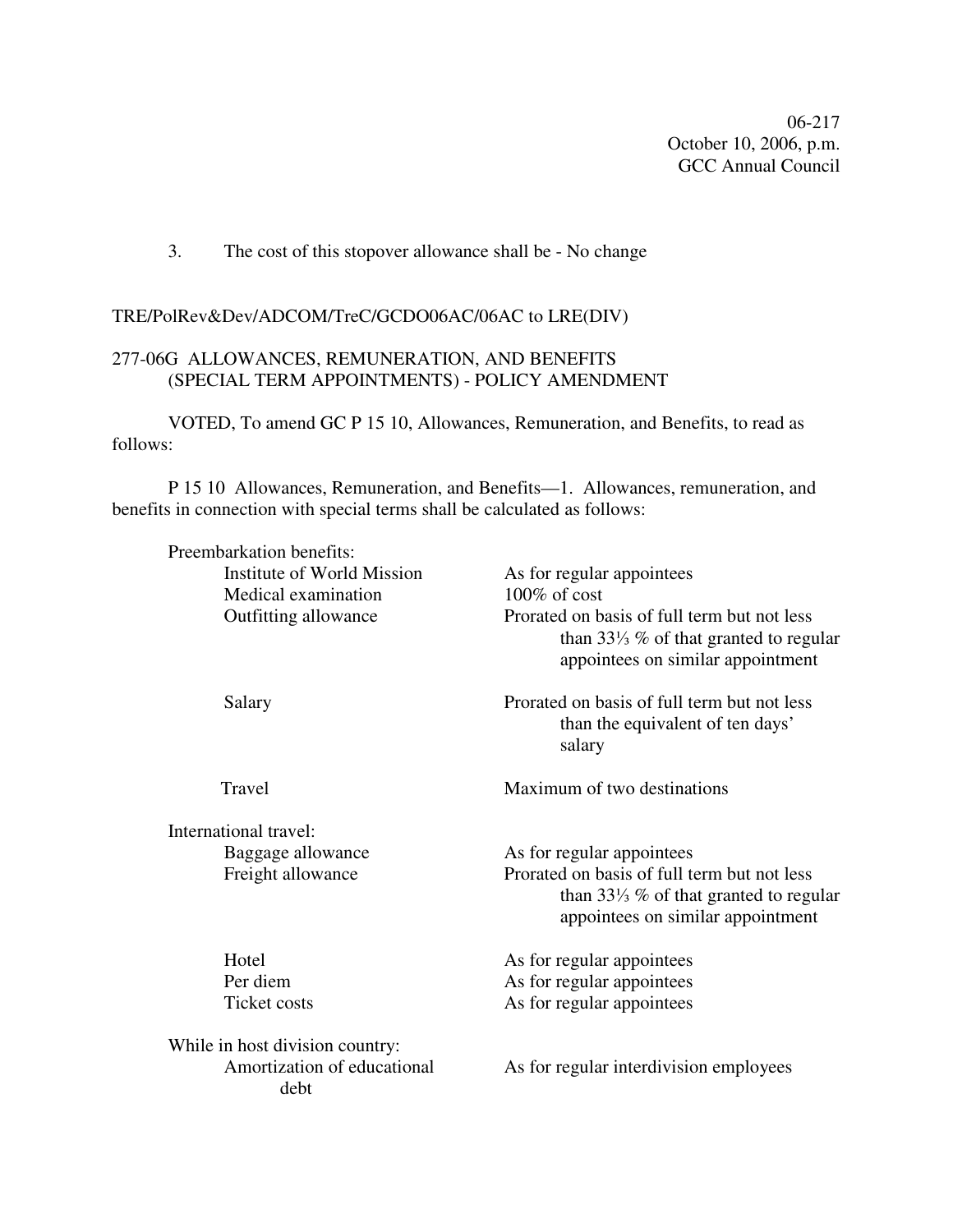06-217
October 10, 2006, p.m.
GCC Annual Council

3. The cost of this stopover allowance shall be - No change

TRE/PolRev&Dev/ADCOM/TreC/GCDO06AC/06AC to LRE(DIV)

277-06G ALLOWANCES, REMUNERATION, AND BENEFITS (SPECIAL TERM APPOINTMENTS) - POLICY AMENDMENT

VOTED, To amend GC P 15 10, Allowances, Remuneration, and Benefits, to read as follows:

P 15 10 Allowances, Remuneration, and Benefits—1. Allowances, remuneration, and benefits in connection with special terms shall be calculated as follows:

| | |
|---|---|
| **Preembarkation benefits:** | |
| Institute of World Mission | As for regular appointees |
| Medical examination | 100% of cost |
| Outfitting allowance | Prorated on basis of full term but not less than 33⅓ % of that granted to regular appointees on similar appointment |
| Salary | Prorated on basis of full term but not less than the equivalent of ten days' salary |
| Travel | Maximum of two destinations |
| **International travel:** | |
| Baggage allowance | As for regular appointees |
| Freight allowance | Prorated on basis of full term but not less than 33⅓ % of that granted to regular appointees on similar appointment |
| Hotel | As for regular appointees |
| Per diem | As for regular appointees |
| Ticket costs | As for regular appointees |
| **While in host division country:** | |
| Amortization of educational debt | As for regular interdivision employees |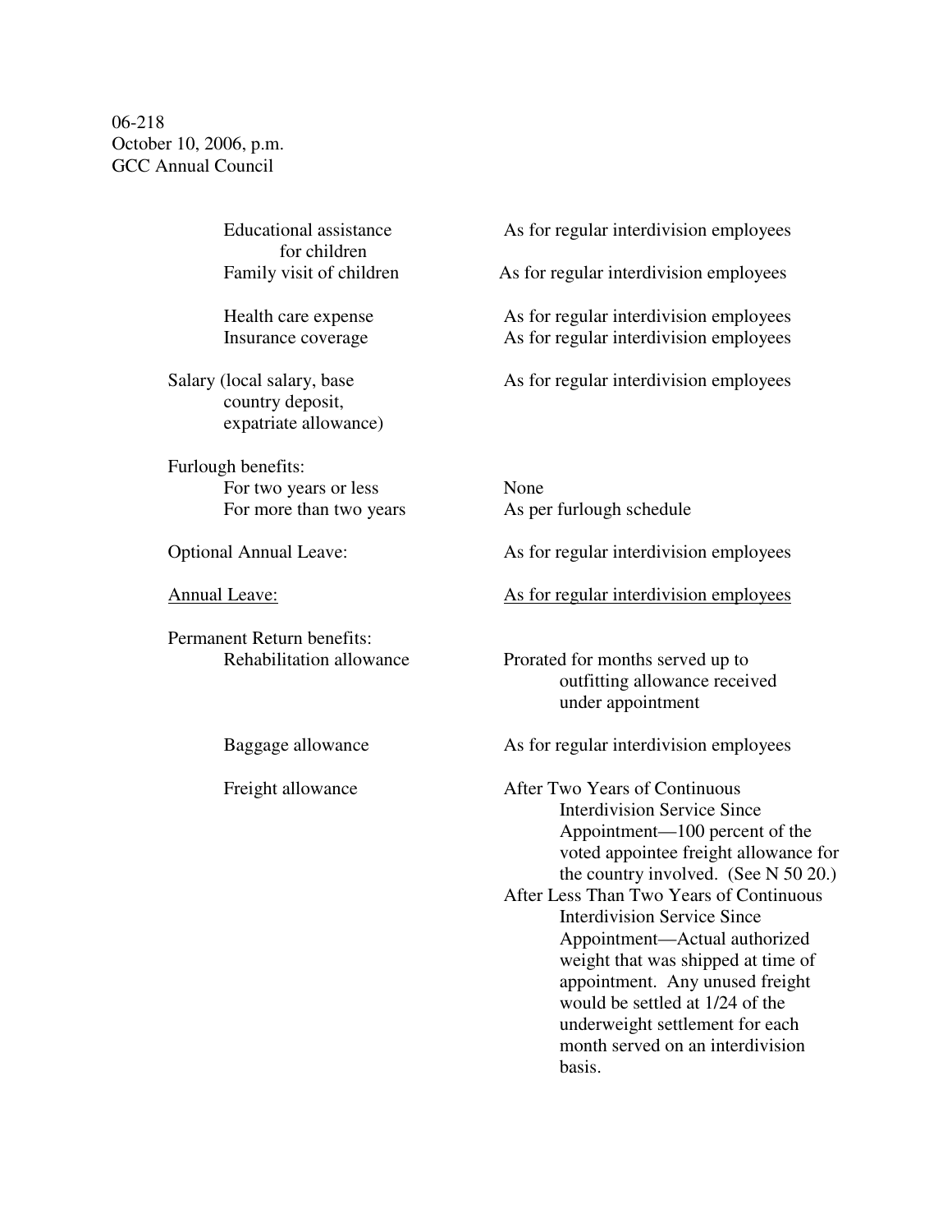06-218
October 10, 2006, p.m.
GCC Annual Council

| | |
|---|---|
| Educational assistance for children | As for regular interdivision employees |
| Family visit of children | As for regular interdivision employees |
| Health care expense | As for regular interdivision employees |
| Insurance coverage | As for regular interdivision employees |
| Salary (local salary, base country deposit, expatriate allowance) | As for regular interdivision employees |
| Furlough benefits: | |
| For two years or less | None |
| For more than two years | As per furlough schedule |
| Optional Annual Leave: | As for regular interdivision employees |
| <u>Annual Leave:</u> | <u>As for regular interdivision employees</u> |
| Permanent Return benefits: | |
| Rehabilitation allowance | Prorated for months served up to outfitting allowance received under appointment |
| Baggage allowance | As for regular interdivision employees |
| Freight allowance | After Two Years of Continuous Interdivision Service Since Appointment—100 percent of the voted appointee freight allowance for the country involved. (See N 50 20.)<br>After Less Than Two Years of Continuous Interdivision Service Since Appointment—Actual authorized weight that was shipped at time of appointment. Any unused freight would be settled at 1/24 of the underweight settlement for each month served on an interdivision basis. |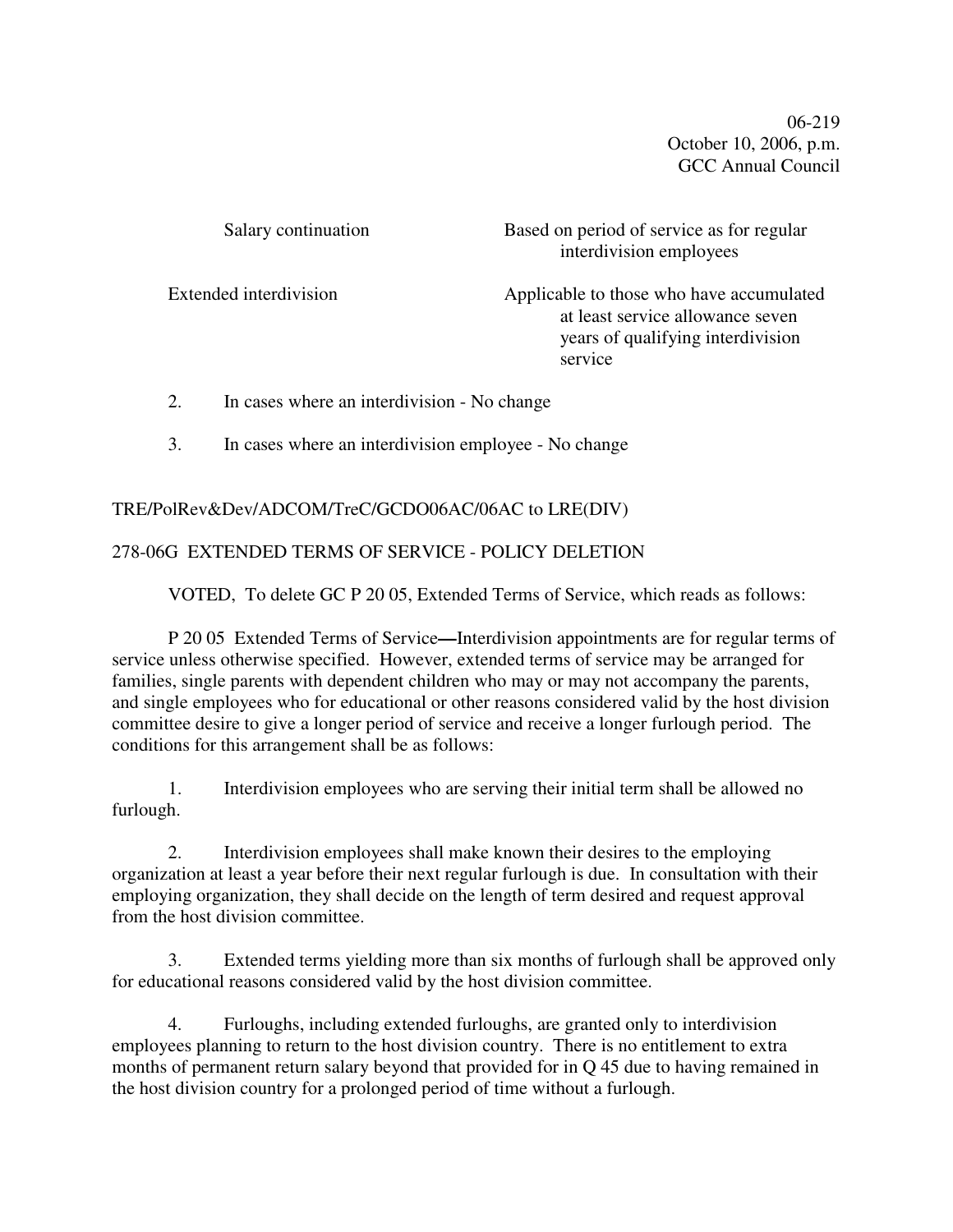| | |
|---|---|
| Salary continuation | Based on period of service as for regular interdivision employees |
| Extended interdivision | Applicable to those who have accumulated at least service allowance seven years of qualifying interdivision service |

2. In cases where an interdivision - No change

3. In cases where an interdivision employee - No change

TRE/PolRev&Dev/ADCOM/TreC/GCDO06AC/06AC to LRE(DIV)

278-06G EXTENDED TERMS OF SERVICE - POLICY DELETION

VOTED, To delete GC P 20 05, Extended Terms of Service, which reads as follows:

P 20 05 Extended Terms of Service—Interdivision appointments are for regular terms of service unless otherwise specified. However, extended terms of service may be arranged for families, single parents with dependent children who may or may not accompany the parents, and single employees who for educational or other reasons considered valid by the host division committee desire to give a longer period of service and receive a longer furlough period. The conditions for this arrangement shall be as follows:

1. Interdivision employees who are serving their initial term shall be allowed no furlough.

2. Interdivision employees shall make known their desires to the employing organization at least a year before their next regular furlough is due. In consultation with their employing organization, they shall decide on the length of term desired and request approval from the host division committee.

3. Extended terms yielding more than six months of furlough shall be approved only for educational reasons considered valid by the host division committee.

4. Furloughs, including extended furloughs, are granted only to interdivision employees planning to return to the host division country. There is no entitlement to extra months of permanent return salary beyond that provided for in Q 45 due to having remained in the host division country for a prolonged period of time without a furlough.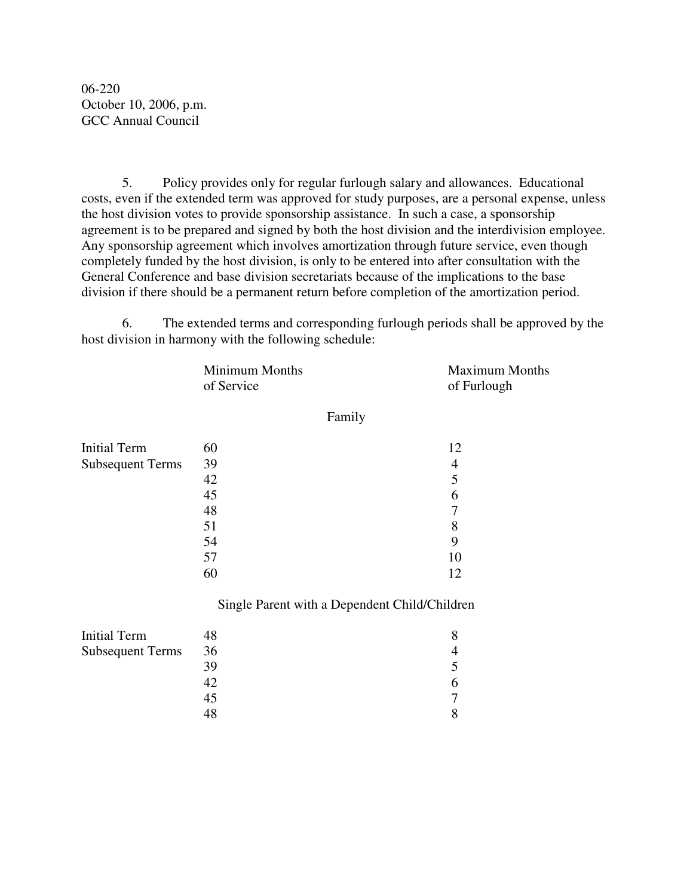06-220
October 10, 2006, p.m.
GCC Annual Council

5. Policy provides only for regular furlough salary and allowances. Educational costs, even if the extended term was approved for study purposes, are a personal expense, unless the host division votes to provide sponsorship assistance. In such a case, a sponsorship agreement is to be prepared and signed by both the host division and the interdivision employee. Any sponsorship agreement which involves amortization through future service, even though completely funded by the host division, is only to be entered into after consultation with the General Conference and base division secretariats because of the implications to the base division if there should be a permanent return before completion of the amortization period.

6. The extended terms and corresponding furlough periods shall be approved by the host division in harmony with the following schedule:

| | Minimum Months of Service | Maximum Months of Furlough |
|---|---|---|
| | **Family** | |
| Initial Term | 60 | 12 |
| Subsequent Terms | 39 | 4 |
| | 42 | 5 |
| | 45 | 6 |
| | 48 | 7 |
| | 51 | 8 |
| | 54 | 9 |
| | 57 | 10 |
| | 60 | 12 |
| | **Single Parent with a Dependent Child/Children** | |
| Initial Term | 48 | 8 |
| Subsequent Terms | 36 | 4 |
| | 39 | 5 |
| | 42 | 6 |
| | 45 | 7 |
| | 48 | 8 |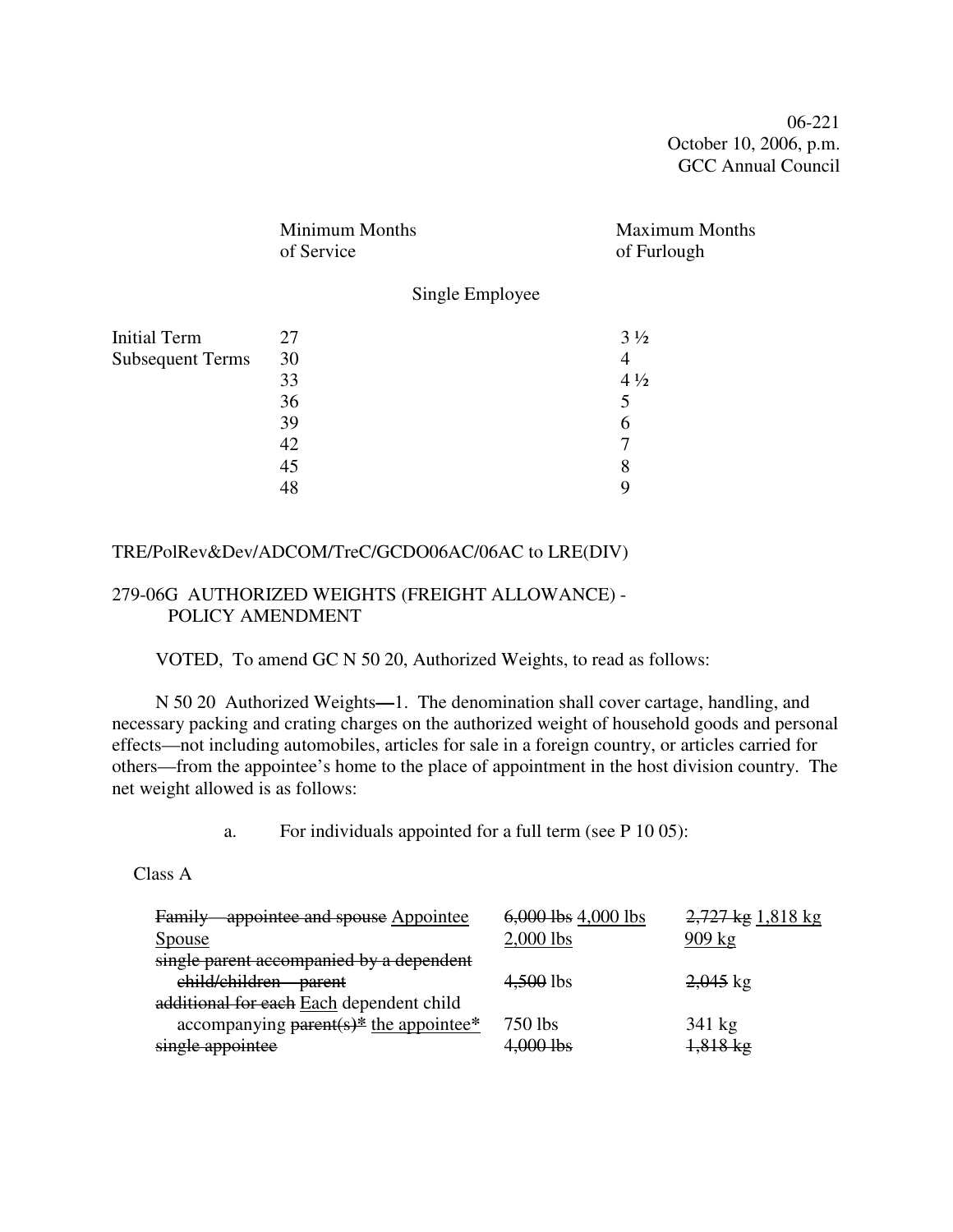| | Minimum Months of Service | Maximum Months of Furlough |
|---|---|---|
| | Single Employee | |
| Initial Term | 27 | 3 ½ |
| Subsequent Terms | 30 | 4 |
| | 33 | 4 ½ |
| | 36 | 5 |
| | 39 | 6 |
| | 42 | 7 |
| | 45 | 8 |
| | 48 | 9 |

TRE/PolRev&Dev/ADCOM/TreC/GCDO06AC/06AC to LRE(DIV)

## 279-06G AUTHORIZED WEIGHTS (FREIGHT ALLOWANCE) - POLICY AMENDMENT

VOTED, To amend GC N 50 20, Authorized Weights, to read as follows:

N 50 20 Authorized Weights—1. The denomination shall cover cartage, handling, and necessary packing and crating charges on the authorized weight of household goods and personal effects—not including automobiles, articles for sale in a foreign country, or articles carried for others—from the appointee's home to the place of appointment in the host division country. The net weight allowed is as follows:

a. For individuals appointed for a full term (see P 10 05):

Class A

| | | |
|---|---|---|
| ~~Family—appointee and spouse~~ <u>Appointee</u> | ~~6,000 lbs~~ <u>4,000 lbs</u> | ~~2,727 kg~~ <u>1,818 kg</u> |
| <u>Spouse</u> | <u>2,000 lbs</u> | <u>909 kg</u> |
| ~~single parent accompanied by a dependent child/children—parent~~ | ~~4,500~~ lbs | ~~2,045~~ kg |
| ~~additional for each~~ <u>Each</u> dependent child accompanying ~~parent(s)*~~ <u>the appointee*</u> | 750 lbs | 341 kg |
| ~~single appointee~~ | ~~4,000 lbs~~ | ~~1,818 kg~~ |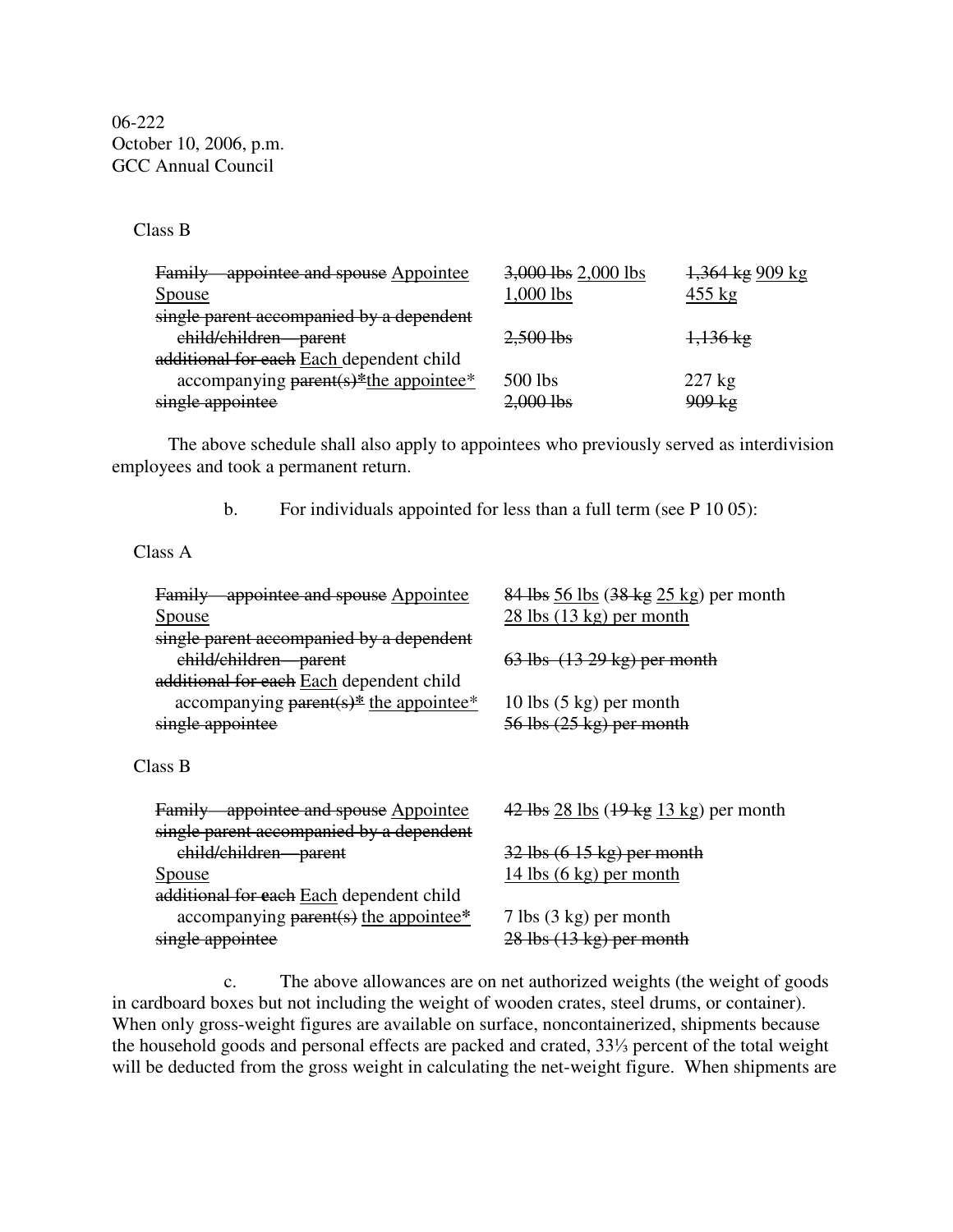06-222
October 10, 2006, p.m.
GCC Annual Council

Class B

| | | |
|---|---|---|
| ~~Family—appointee and spouse~~ <u>Appointee</u> | ~~3,000 lbs~~ <u>2,000 lbs</u> | ~~1,364 kg~~ <u>909 kg</u> |
| <u>Spouse</u> | <u>1,000 lbs</u> | <u>455 kg</u> |
| ~~single parent accompanied by a dependent child/children—parent~~ | ~~2,500 lbs~~ | ~~1,136 kg~~ |
| ~~additional for each~~ <u>Each</u> dependent child accompanying ~~parent(s)*~~<u>the appointee*</u> | 500 lbs | 227 kg |
| ~~single appointee~~ | ~~2,000 lbs~~ | ~~909 kg~~ |

The above schedule shall also apply to appointees who previously served as interdivision employees and took a permanent return.

b. For individuals appointed for less than a full term (see P 10 05):

Class A

| | |
|---|---|
| ~~Family—appointee and spouse~~ <u>Appointee</u> | ~~84 lbs~~ <u>56 lbs</u> (~~38 kg~~ <u>25 kg</u>) per month |
| <u>Spouse</u> | <u>28 lbs (13 kg) per month</u> |
| ~~single parent accompanied by a dependent child/children—parent~~ | ~~63 lbs (13 29 kg) per month~~ |
| ~~additional for each~~ <u>Each</u> dependent child accompanying ~~parent(s)*~~ <u>the appointee*</u> | 10 lbs (5 kg) per month |
| ~~single appointee~~ | ~~56 lbs (25 kg) per month~~ |

Class B

| | |
|---|---|
| ~~Family—appointee and spouse~~ <u>Appointee</u> | ~~42 lbs~~ <u>28 lbs</u> (~~19 kg~~ <u>13 kg</u>) per month |
| ~~single parent accompanied by a dependent child/children—parent~~ | ~~32 lbs (6 15 kg) per month~~ |
| <u>Spouse</u> | <u>14 lbs (6 kg) per month</u> |
| ~~additional for e~~ach <u>Each</u> dependent child accompanying ~~parent(s)~~ <u>the appointee*</u> | 7 lbs (3 kg) per month |
| ~~single appointee~~ | ~~28 lbs (13 kg) per month~~ |

c. The above allowances are on net authorized weights (the weight of goods in cardboard boxes but not including the weight of wooden crates, steel drums, or container). When only gross-weight figures are available on surface, noncontainerized, shipments because the household goods and personal effects are packed and crated, 33⅓ percent of the total weight will be deducted from the gross weight in calculating the net-weight figure. When shipments are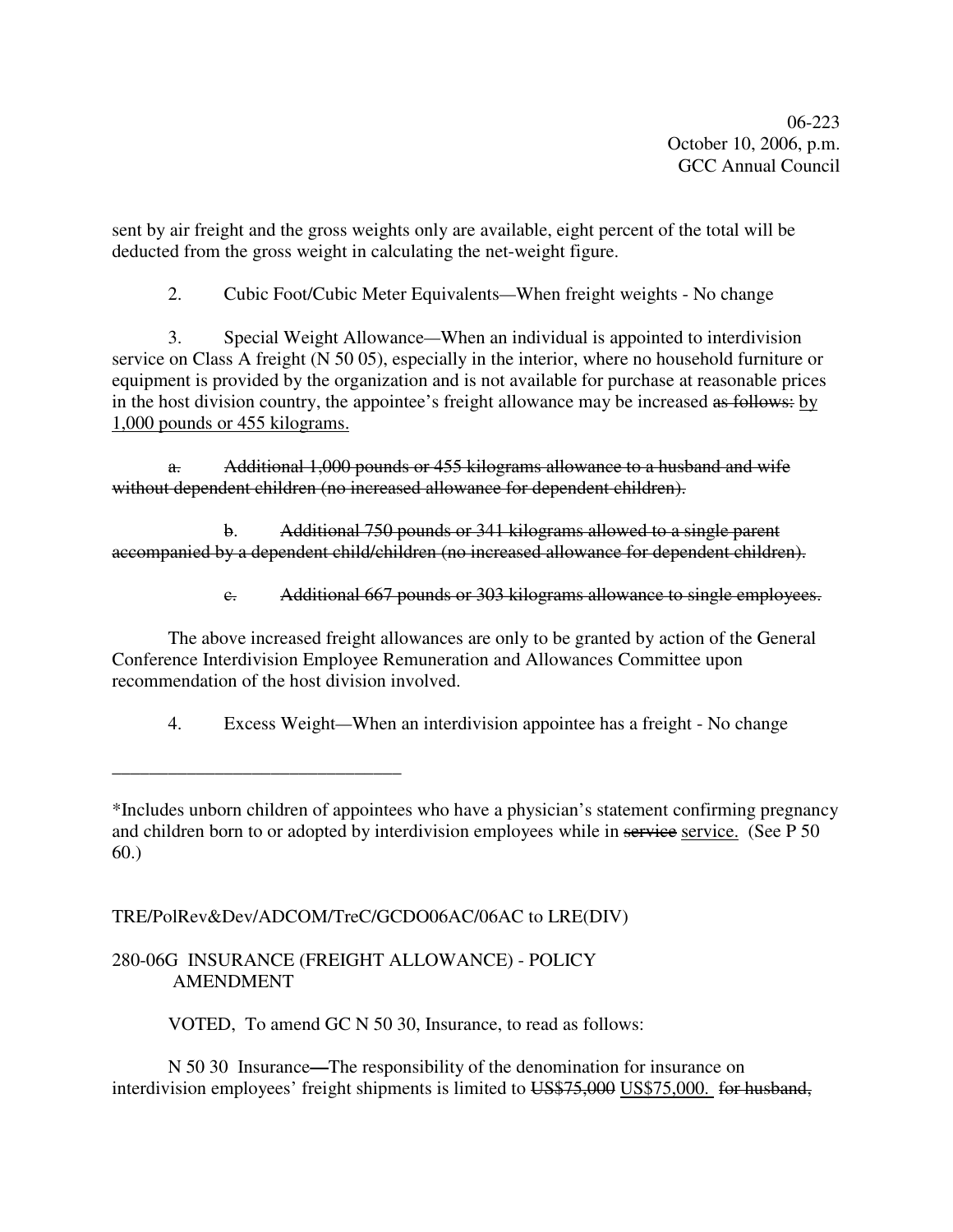sent by air freight and the gross weights only are available, eight percent of the total will be deducted from the gross weight in calculating the net-weight figure.

2. Cubic Foot/Cubic Meter Equivalents—When freight weights - No change

3. Special Weight Allowance—When an individual is appointed to interdivision service on Class A freight (N 50 05), especially in the interior, where no household furniture or equipment is provided by the organization and is not available for purchase at reasonable prices in the host division country, the appointee's freight allowance may be increased ~~as follows:~~ <u>by 1,000 pounds or 455 kilograms.</u>

~~a. Additional 1,000 pounds or 455 kilograms allowance to a husband and wife without dependent children (no increased allowance for dependent children).~~

~~b. Additional 750 pounds or 341 kilograms allowed to a single parent accompanied by a dependent child/children (no increased allowance for dependent children).~~

~~c. Additional 667 pounds or 303 kilograms allowance to single employees.~~

The above increased freight allowances are only to be granted by action of the General Conference Interdivision Employee Remuneration and Allowances Committee upon recommendation of the host division involved.

4. Excess Weight—When an interdivision appointee has a freight - No change

---

*Includes unborn children of appointees who have a physician's statement confirming pregnancy and children born to or adopted by interdivision employees while in ~~service~~ <u>service.</u> (See P 50 60.)

TRE/PolRev&Dev/ADCOM/TreC/GCDO06AC/06AC to LRE(DIV)

280-06G INSURANCE (FREIGHT ALLOWANCE) - POLICY AMENDMENT

VOTED, To amend GC N 50 30, Insurance, to read as follows:

N 50 30 Insurance—The responsibility of the denomination for insurance on interdivision employees' freight shipments is limited to ~~US$75,000~~ <u>US$75,000.</u> ~~for husband,~~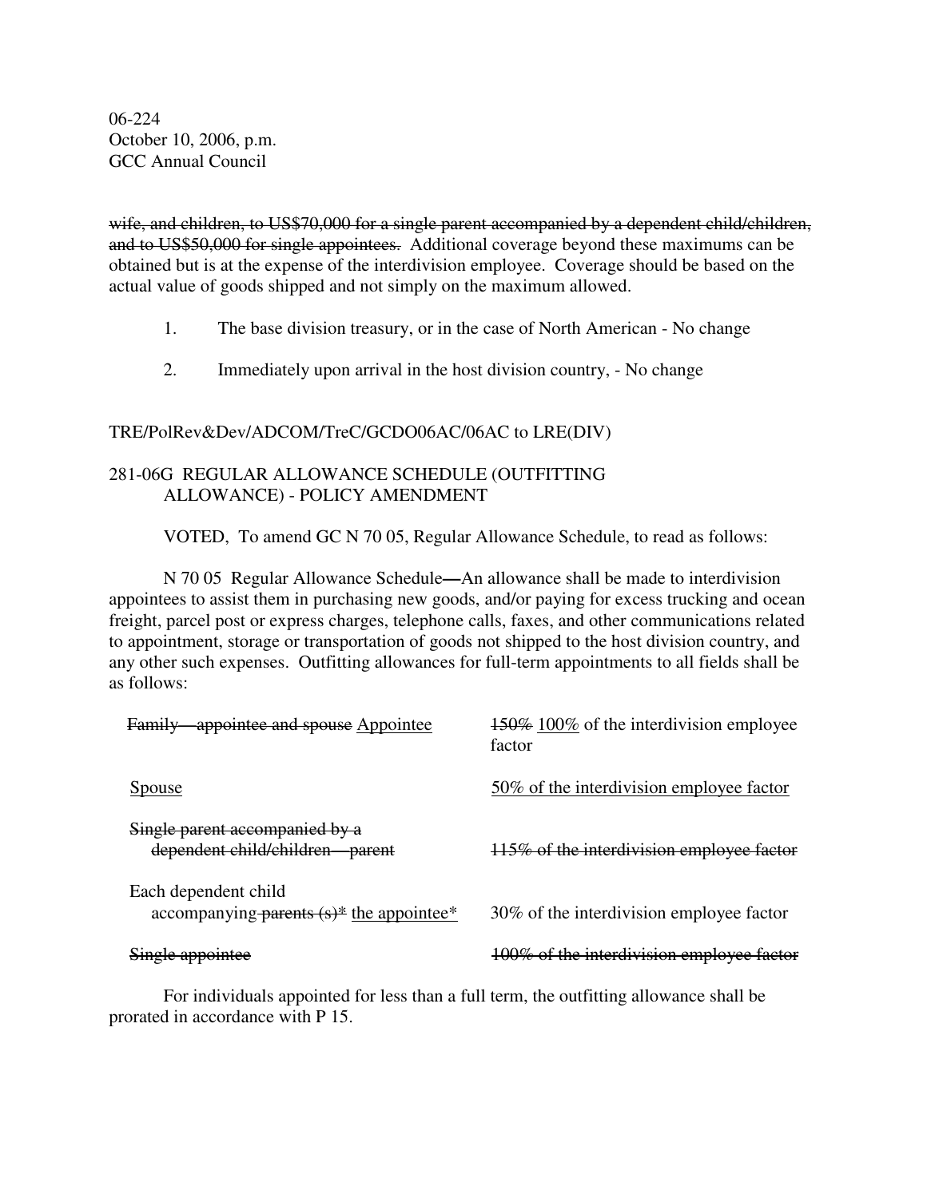~~wife, and children, to US$70,000 for a single parent accompanied by a dependent child/children, and to US$50,000 for single appointees.~~ Additional coverage beyond these maximums can be obtained but is at the expense of the interdivision employee. Coverage should be based on the actual value of goods shipped and not simply on the maximum allowed.

1. The base division treasury, or in the case of North American - No change

2. Immediately upon arrival in the host division country, - No change

TRE/PolRev&Dev/ADCOM/TreC/GCDO06AC/06AC to LRE(DIV)

## 281-06G REGULAR ALLOWANCE SCHEDULE (OUTFITTING ALLOWANCE) - POLICY AMENDMENT

VOTED, To amend GC N 70 05, Regular Allowance Schedule, to read as follows:

N 70 05 Regular Allowance Schedule—An allowance shall be made to interdivision appointees to assist them in purchasing new goods, and/or paying for excess trucking and ocean freight, parcel post or express charges, telephone calls, faxes, and other communications related to appointment, storage or transportation of goods not shipped to the host division country, and any other such expenses. Outfitting allowances for full-term appointments to all fields shall be as follows:

| | |
|---|---|
| ~~Family—appointee and spouse~~ <u>Appointee</u> | ~~150%~~ <u>100%</u> of the interdivision employee factor |
| <u>Spouse</u> | <u>50% of the interdivision employee factor</u> |
| ~~Single parent accompanied by a dependent child/children—parent~~ | ~~115% of the interdivision employee factor~~ |
| Each dependent child accompanying ~~parents (s)*~~ <u>the appointee*</u> | 30% of the interdivision employee factor |
| ~~Single appointee~~ | ~~100% of the interdivision employee factor~~ |

For individuals appointed for less than a full term, the outfitting allowance shall be prorated in accordance with P 15.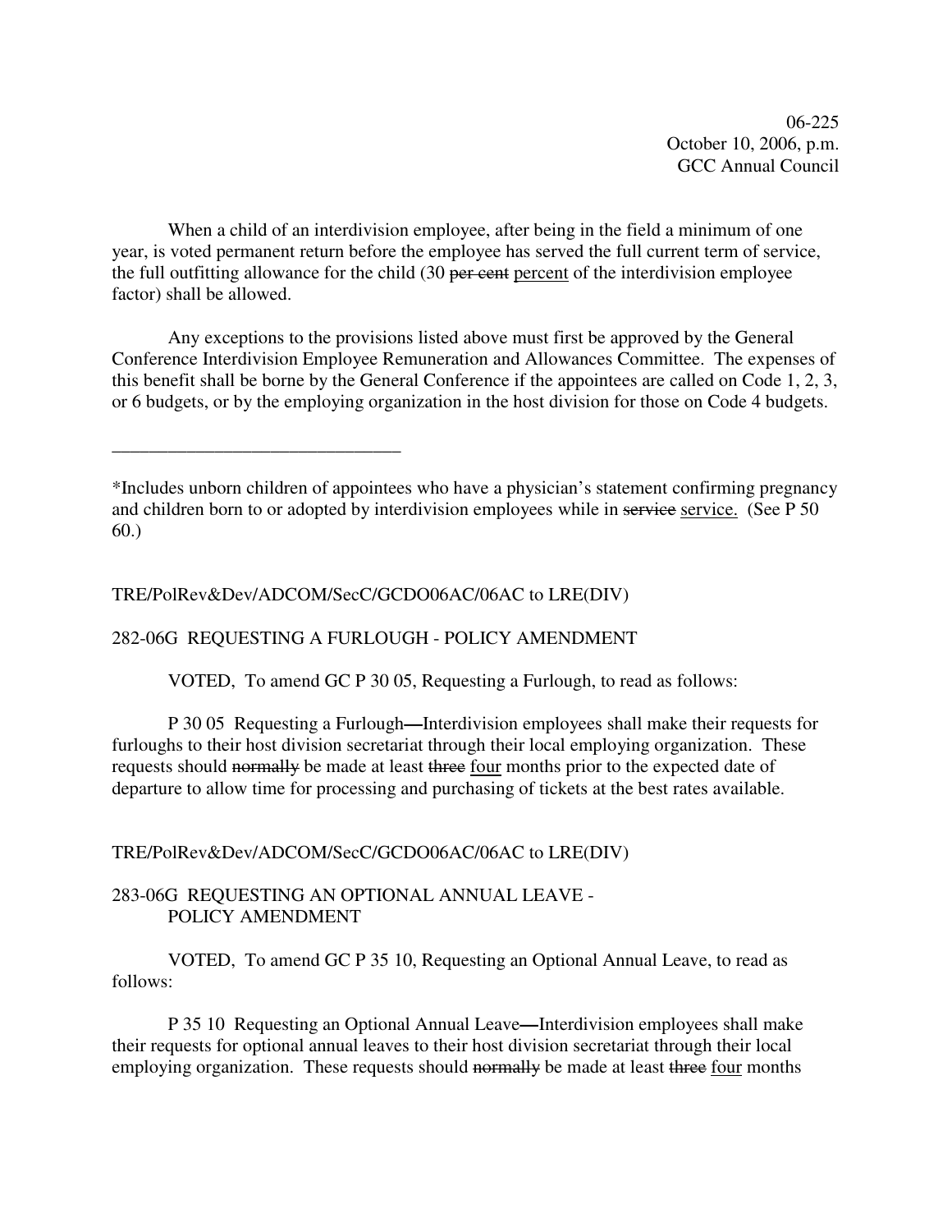06-225
October 10, 2006, p.m.
GCC Annual Council

When a child of an interdivision employee, after being in the field a minimum of one year, is voted permanent return before the employee has served the full current term of service, the full outfitting allowance for the child (30 ~~per cent~~ percent of the interdivision employee factor) shall be allowed.

Any exceptions to the provisions listed above must first be approved by the General Conference Interdivision Employee Remuneration and Allowances Committee. The expenses of this benefit shall be borne by the General Conference if the appointees are called on Code 1, 2, 3, or 6 budgets, or by the employing organization in the host division for those on Code 4 budgets.

---

*Includes unborn children of appointees who have a physician's statement confirming pregnancy and children born to or adopted by interdivision employees while in ~~service~~ service. (See P 50 60.)

TRE/PolRev&Dev/ADCOM/SecC/GCDO06AC/06AC to LRE(DIV)

282-06G REQUESTING A FURLOUGH - POLICY AMENDMENT

VOTED, To amend GC P 30 05, Requesting a Furlough, to read as follows:

P 30 05 Requesting a Furlough—Interdivision employees shall make their requests for furloughs to their host division secretariat through their local employing organization. These requests should ~~normally~~ be made at least ~~three~~ four months prior to the expected date of departure to allow time for processing and purchasing of tickets at the best rates available.

TRE/PolRev&Dev/ADCOM/SecC/GCDO06AC/06AC to LRE(DIV)

283-06G REQUESTING AN OPTIONAL ANNUAL LEAVE - POLICY AMENDMENT

VOTED, To amend GC P 35 10, Requesting an Optional Annual Leave, to read as follows:

P 35 10 Requesting an Optional Annual Leave—Interdivision employees shall make their requests for optional annual leaves to their host division secretariat through their local employing organization. These requests should ~~normally~~ be made at least ~~three~~ four months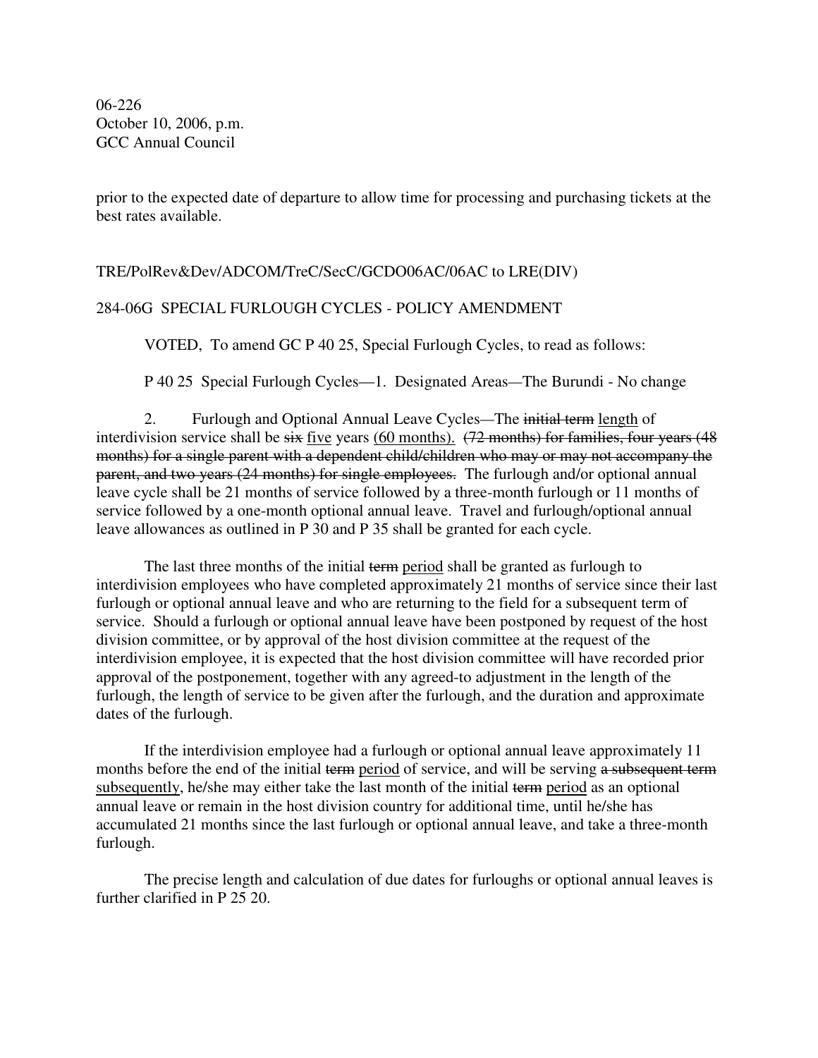prior to the expected date of departure to allow time for processing and purchasing tickets at the best rates available.

TRE/PolRev&Dev/ADCOM/TreC/SecC/GCDO06AC/06AC to LRE(DIV)

## 284-06G SPECIAL FURLOUGH CYCLES - POLICY AMENDMENT

VOTED, To amend GC P 40 25, Special Furlough Cycles, to read as follows:

P 40 25 Special Furlough Cycles—1. Designated Areas—The Burundi - No change

2. Furlough and Optional Annual Leave Cycles—The ~~initial term~~ <u>length</u> of interdivision service shall be ~~six~~ <u>five</u> years <u>(60 months).</u> ~~(72 months) for families, four years (48 months) for a single parent with a dependent child/children who may or may not accompany the parent, and two years (24 months) for single employees.~~ The furlough and/or optional annual leave cycle shall be 21 months of service followed by a three-month furlough or 11 months of service followed by a one-month optional annual leave. Travel and furlough/optional annual leave allowances as outlined in P 30 and P 35 shall be granted for each cycle.

The last three months of the initial ~~term~~ <u>period</u> shall be granted as furlough to interdivision employees who have completed approximately 21 months of service since their last furlough or optional annual leave and who are returning to the field for a subsequent term of service. Should a furlough or optional annual leave have been postponed by request of the host division committee, or by approval of the host division committee at the request of the interdivision employee, it is expected that the host division committee will have recorded prior approval of the postponement, together with any agreed-to adjustment in the length of the furlough, the length of service to be given after the furlough, and the duration and approximate dates of the furlough.

If the interdivision employee had a furlough or optional annual leave approximately 11 months before the end of the initial ~~term~~ <u>period</u> of service, and will be serving ~~a subsequent term~~ <u>subsequently</u>, he/she may either take the last month of the initial ~~term~~ <u>period</u> as an optional annual leave or remain in the host division country for additional time, until he/she has accumulated 21 months since the last furlough or optional annual leave, and take a three-month furlough.

The precise length and calculation of due dates for furloughs or optional annual leaves is further clarified in P 25 20.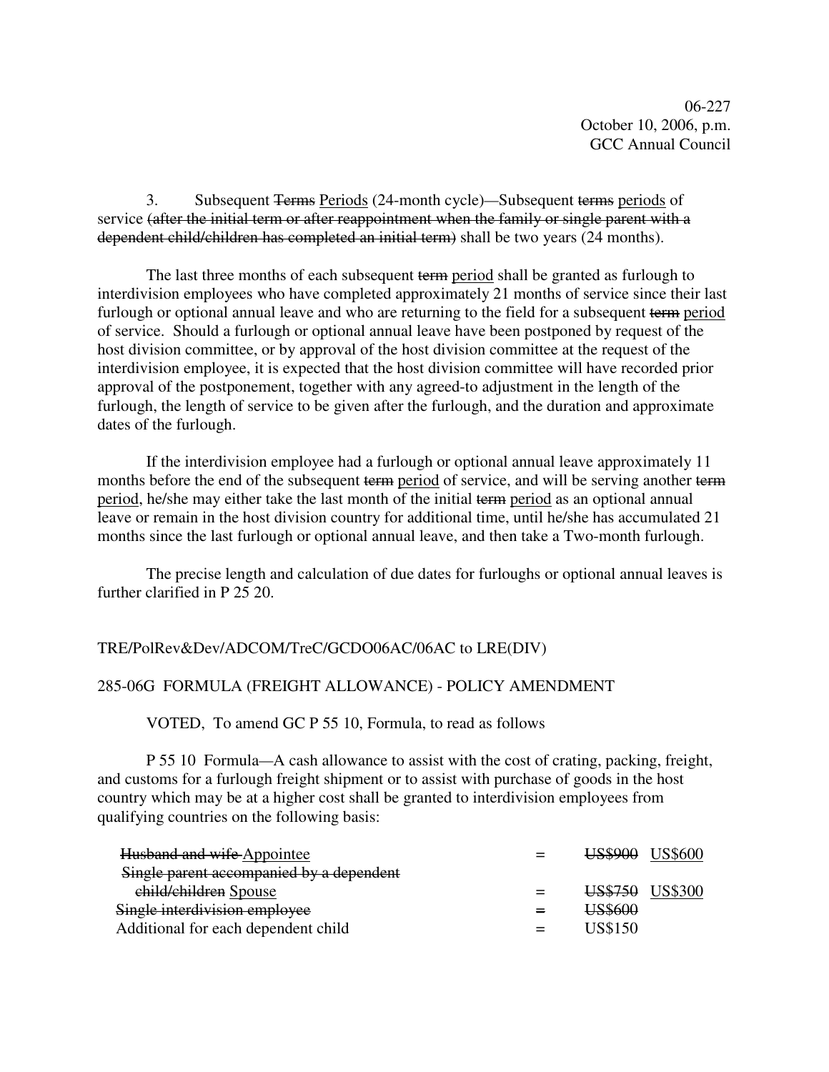06-227
October 10, 2006, p.m.
GCC Annual Council

3. Subsequent ~~Terms~~ Periods (24-month cycle)—Subsequent ~~terms~~ periods of service ~~(after the initial term or after reappointment when the family or single parent with a dependent child/children has completed an initial term)~~ shall be two years (24 months).

The last three months of each subsequent ~~term~~ period shall be granted as furlough to interdivision employees who have completed approximately 21 months of service since their last furlough or optional annual leave and who are returning to the field for a subsequent ~~term~~ period of service. Should a furlough or optional annual leave have been postponed by request of the host division committee, or by approval of the host division committee at the request of the interdivision employee, it is expected that the host division committee will have recorded prior approval of the postponement, together with any agreed-to adjustment in the length of the furlough, the length of service to be given after the furlough, and the duration and approximate dates of the furlough.

If the interdivision employee had a furlough or optional annual leave approximately 11 months before the end of the subsequent ~~term~~ period of service, and will be serving another ~~term~~ period, he/she may either take the last month of the initial ~~term~~ period as an optional annual leave or remain in the host division country for additional time, until he/she has accumulated 21 months since the last furlough or optional annual leave, and then take a Two-month furlough.

The precise length and calculation of due dates for furloughs or optional annual leaves is further clarified in P 25 20.

TRE/PolRev&Dev/ADCOM/TreC/GCDO06AC/06AC to LRE(DIV)

285-06G FORMULA (FREIGHT ALLOWANCE) - POLICY AMENDMENT

VOTED, To amend GC P 55 10, Formula, to read as follows

P 55 10 Formula—A cash allowance to assist with the cost of crating, packing, freight, and customs for a furlough freight shipment or to assist with purchase of goods in the host country which may be at a higher cost shall be granted to interdivision employees from qualifying countries on the following basis:

| | | |
|---|---|---|
| ~~Husband and wife~~ Appointee | = | ~~US$900~~ US$600 |
| ~~Single parent accompanied by a dependent child/children~~ Spouse | = | ~~US$750~~ US$300 |
| ~~Single interdivision employee~~ | ~~=~~ | ~~US$600~~ |
| Additional for each dependent child | = | US$150 |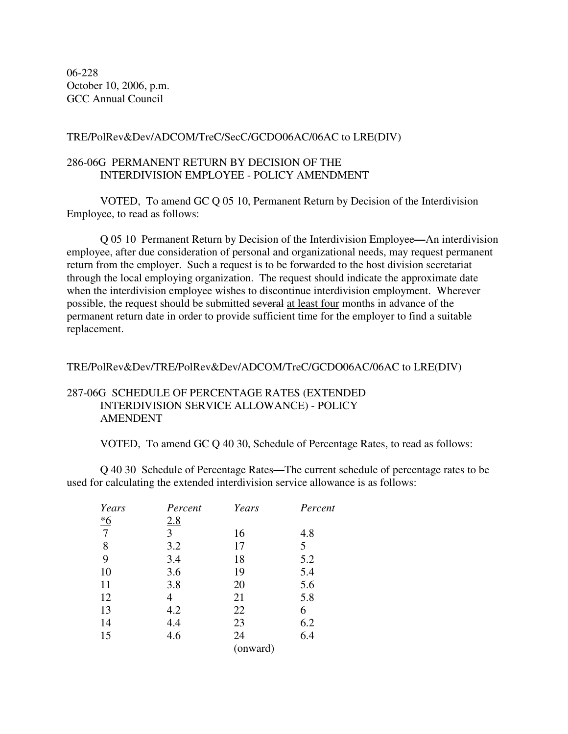06-228
October 10, 2006, p.m.
GCC Annual Council

TRE/PolRev&Dev/ADCOM/TreC/SecC/GCDO06AC/06AC to LRE(DIV)

286-06G PERMANENT RETURN BY DECISION OF THE INTERDIVISION EMPLOYEE - POLICY AMENDMENT

VOTED, To amend GC Q 05 10, Permanent Return by Decision of the Interdivision Employee, to read as follows:

Q 05 10 Permanent Return by Decision of the Interdivision Employee—An interdivision employee, after due consideration of personal and organizational needs, may request permanent return from the employer. Such a request is to be forwarded to the host division secretariat through the local employing organization. The request should indicate the approximate date when the interdivision employee wishes to discontinue interdivision employment. Wherever possible, the request should be submitted ~~several~~ <u>at least four</u> months in advance of the permanent return date in order to provide sufficient time for the employer to find a suitable replacement.

TRE/PolRev&Dev/TRE/PolRev&Dev/ADCOM/TreC/GCDO06AC/06AC to LRE(DIV)

287-06G SCHEDULE OF PERCENTAGE RATES (EXTENDED INTERDIVISION SERVICE ALLOWANCE) - POLICY AMENDENT

VOTED, To amend GC Q 40 30, Schedule of Percentage Rates, to read as follows:

Q 40 30 Schedule of Percentage Rates—The current schedule of percentage rates to be used for calculating the extended interdivision service allowance is as follows:

| *Years* | *Percent* | *Years* | *Percent* |
|---|---|---|---|
| <u>*6</u> | <u>2.8</u> | | |
| 7 | 3 | 16 | 4.8 |
| 8 | 3.2 | 17 | 5 |
| 9 | 3.4 | 18 | 5.2 |
| 10 | 3.6 | 19 | 5.4 |
| 11 | 3.8 | 20 | 5.6 |
| 12 | 4 | 21 | 5.8 |
| 13 | 4.2 | 22 | 6 |
| 14 | 4.4 | 23 | 6.2 |
| 15 | 4.6 | 24 (onward) | 6.4 |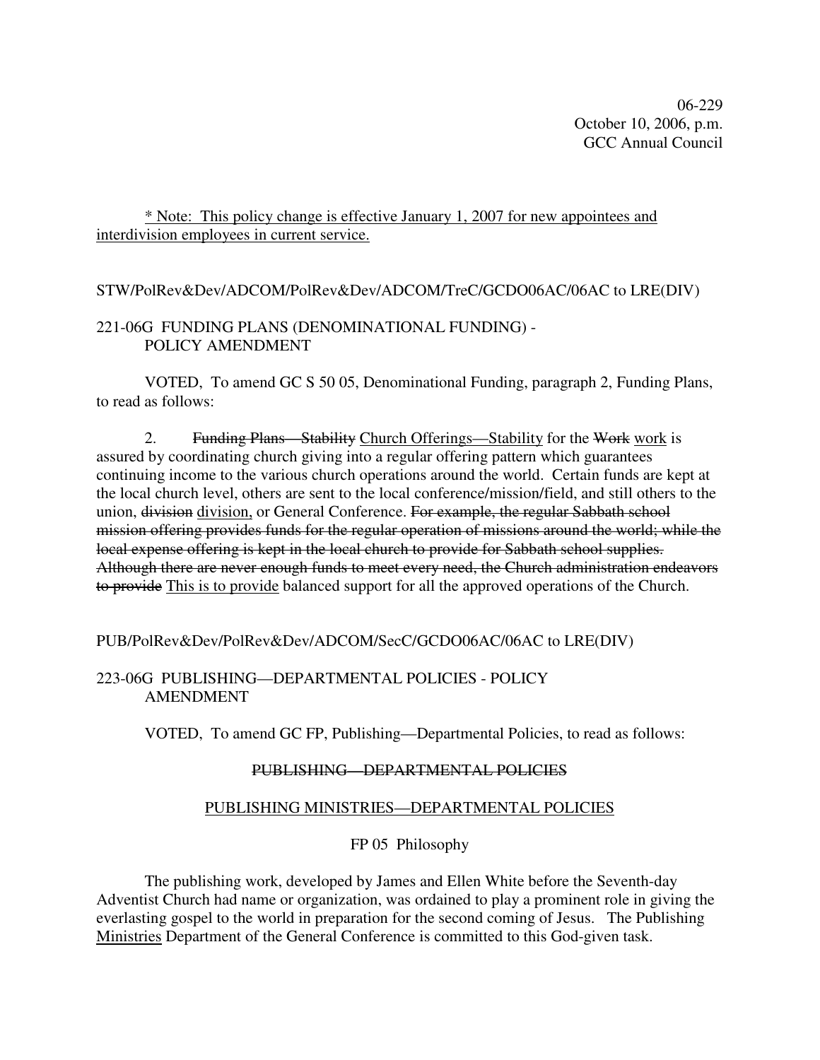06-229
October 10, 2006, p.m.
GCC Annual Council

<u>* Note: This policy change is effective January 1, 2007 for new appointees and interdivision employees in current service.</u>

STW/PolRev&Dev/ADCOM/PolRev&Dev/ADCOM/TreC/GCDO06AC/06AC to LRE(DIV)

221-06G FUNDING PLANS (DENOMINATIONAL FUNDING) - POLICY AMENDMENT

VOTED, To amend GC S 50 05, Denominational Funding, paragraph 2, Funding Plans, to read as follows:

2. ~~Funding Plans—Stability~~ <u>Church Offerings—Stability</u> for the ~~Work~~ <u>work</u> is assured by coordinating church giving into a regular offering pattern which guarantees continuing income to the various church operations around the world. Certain funds are kept at the local church level, others are sent to the local conference/mission/field, and still others to the union, ~~division~~ <u>division,</u> or General Conference. ~~For example, the regular Sabbath school mission offering provides funds for the regular operation of missions around the world; while the local expense offering is kept in the local church to provide for Sabbath school supplies. Although there are never enough funds to meet every need, the Church administration endeavors to provide~~ <u>This is to provide</u> balanced support for all the approved operations of the Church.

PUB/PolRev&Dev/PolRev&Dev/ADCOM/SecC/GCDO06AC/06AC to LRE(DIV)

223-06G PUBLISHING—DEPARTMENTAL POLICIES - POLICY AMENDMENT

VOTED, To amend GC FP, Publishing—Departmental Policies, to read as follows:

~~PUBLISHING—DEPARTMENTAL POLICIES~~

<u>PUBLISHING MINISTRIES—DEPARTMENTAL POLICIES</u>

FP 05 Philosophy

The publishing work, developed by James and Ellen White before the Seventh-day Adventist Church had name or organization, was ordained to play a prominent role in giving the everlasting gospel to the world in preparation for the second coming of Jesus. The Publishing <u>Ministries</u> Department of the General Conference is committed to this God-given task.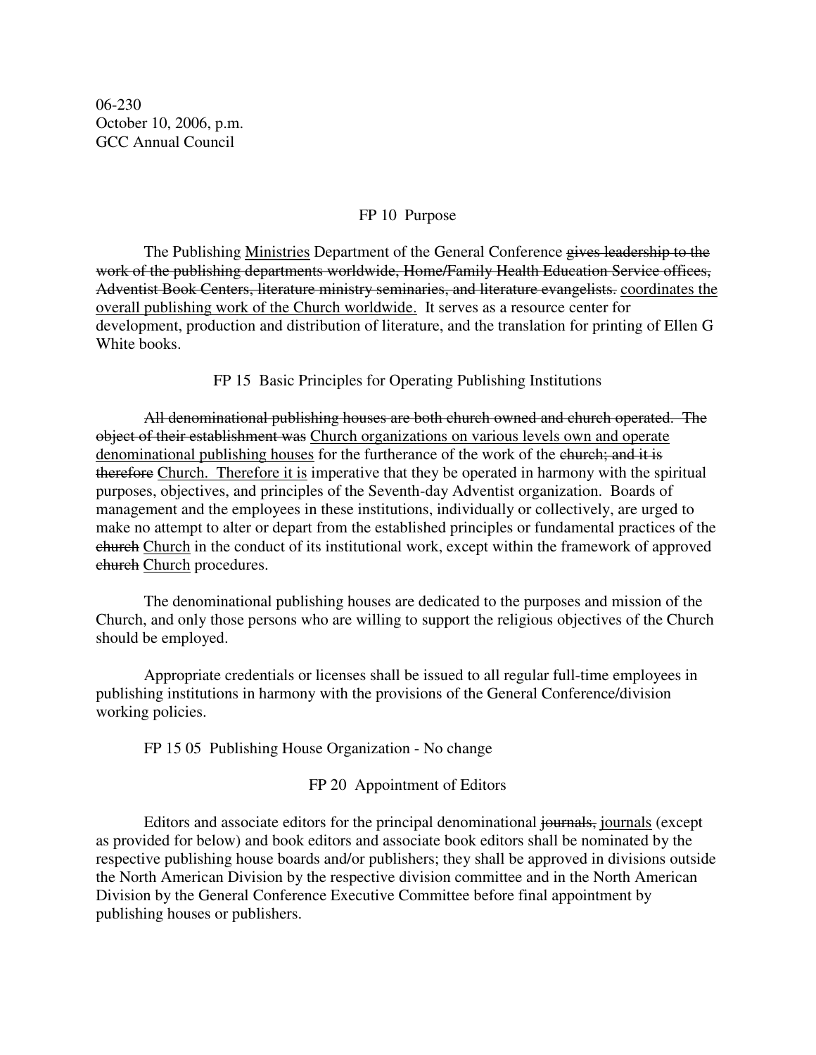06-230
October 10, 2006, p.m.
GCC Annual Council

## FP 10 Purpose

The Publishing <u>Ministries</u> Department of the General Conference ~~gives leadership to the work of the publishing departments worldwide, Home/Family Health Education Service offices, Adventist Book Centers, literature ministry seminaries, and literature evangelists.~~ <u>coordinates the overall publishing work of the Church worldwide.</u> It serves as a resource center for development, production and distribution of literature, and the translation for printing of Ellen G White books.

## FP 15 Basic Principles for Operating Publishing Institutions

~~All denominational publishing houses are both church owned and church operated. The object of their establishment was~~ <u>Church organizations on various levels own and operate denominational publishing houses</u> for the furtherance of the work of the ~~church; and it is therefore~~ <u>Church. Therefore it is</u> imperative that they be operated in harmony with the spiritual purposes, objectives, and principles of the Seventh-day Adventist organization. Boards of management and the employees in these institutions, individually or collectively, are urged to make no attempt to alter or depart from the established principles or fundamental practices of the ~~church~~ <u>Church</u> in the conduct of its institutional work, except within the framework of approved ~~church~~ <u>Church</u> procedures.

The denominational publishing houses are dedicated to the purposes and mission of the Church, and only those persons who are willing to support the religious objectives of the Church should be employed.

Appropriate credentials or licenses shall be issued to all regular full-time employees in publishing institutions in harmony with the provisions of the General Conference/division working policies.

FP 15 05 Publishing House Organization - No change

## FP 20 Appointment of Editors

Editors and associate editors for the principal denominational ~~journals,~~ <u>journals</u> (except as provided for below) and book editors and associate book editors shall be nominated by the respective publishing house boards and/or publishers; they shall be approved in divisions outside the North American Division by the respective division committee and in the North American Division by the General Conference Executive Committee before final appointment by publishing houses or publishers.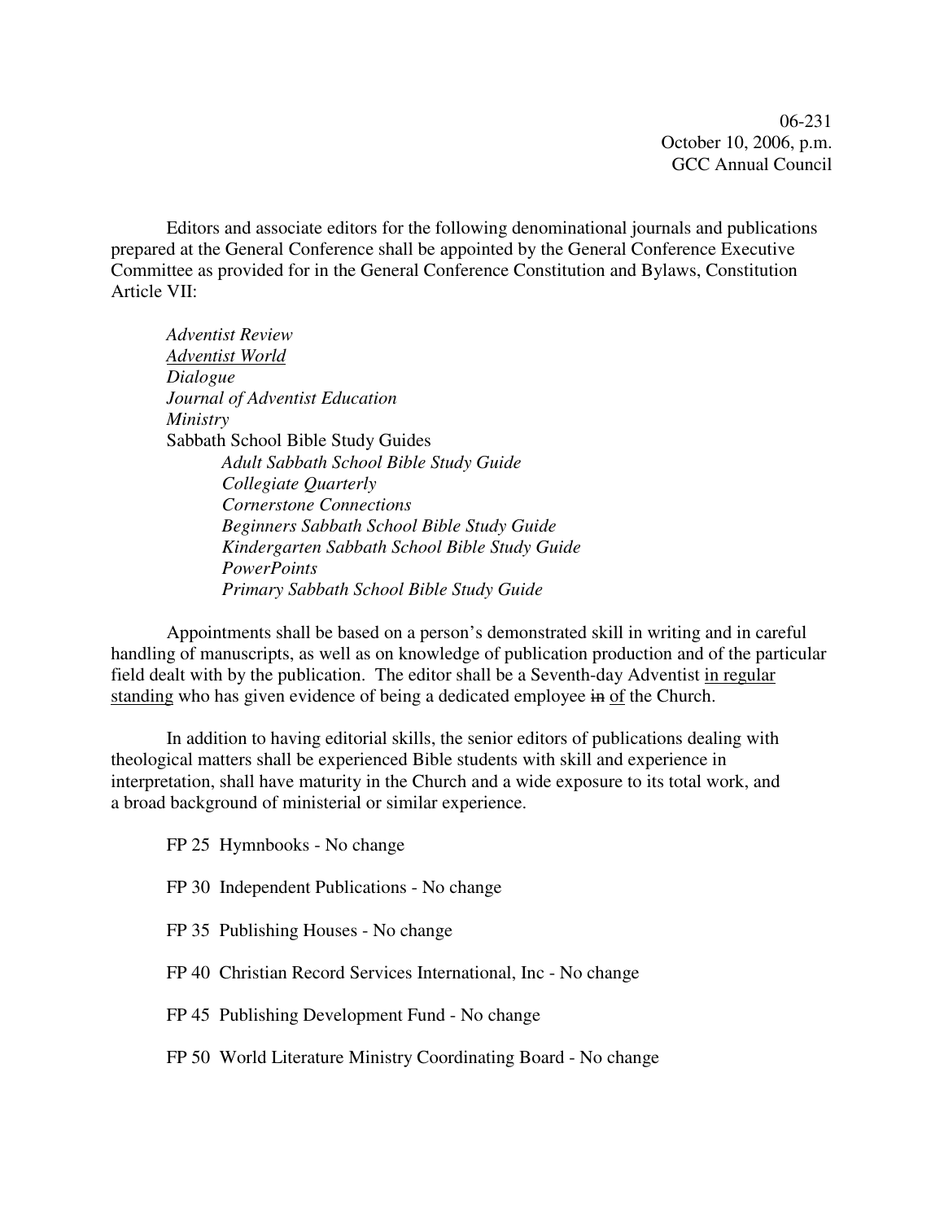06-231
October 10, 2006, p.m.
GCC Annual Council

Editors and associate editors for the following denominational journals and publications prepared at the General Conference shall be appointed by the General Conference Executive Committee as provided for in the General Conference Constitution and Bylaws, Constitution Article VII:

*Adventist Review*
<u>*Adventist World*</u>
*Dialogue*
*Journal of Adventist Education*
*Ministry*
Sabbath School Bible Study Guides
- *Adult Sabbath School Bible Study Guide*
- *Collegiate Quarterly*
- *Cornerstone Connections*
- *Beginners Sabbath School Bible Study Guide*
- *Kindergarten Sabbath School Bible Study Guide*
- *PowerPoints*
- *Primary Sabbath School Bible Study Guide*

Appointments shall be based on a person's demonstrated skill in writing and in careful handling of manuscripts, as well as on knowledge of publication production and of the particular field dealt with by the publication. The editor shall be a Seventh-day Adventist <u>in regular standing</u> who has given evidence of being a dedicated employee ~~in~~ <u>of</u> the Church.

In addition to having editorial skills, the senior editors of publications dealing with theological matters shall be experienced Bible students with skill and experience in interpretation, shall have maturity in the Church and a wide exposure to its total work, and a broad background of ministerial or similar experience.

FP 25 Hymnbooks - No change

FP 30 Independent Publications - No change

FP 35 Publishing Houses - No change

FP 40 Christian Record Services International, Inc - No change

FP 45 Publishing Development Fund - No change

FP 50 World Literature Ministry Coordinating Board - No change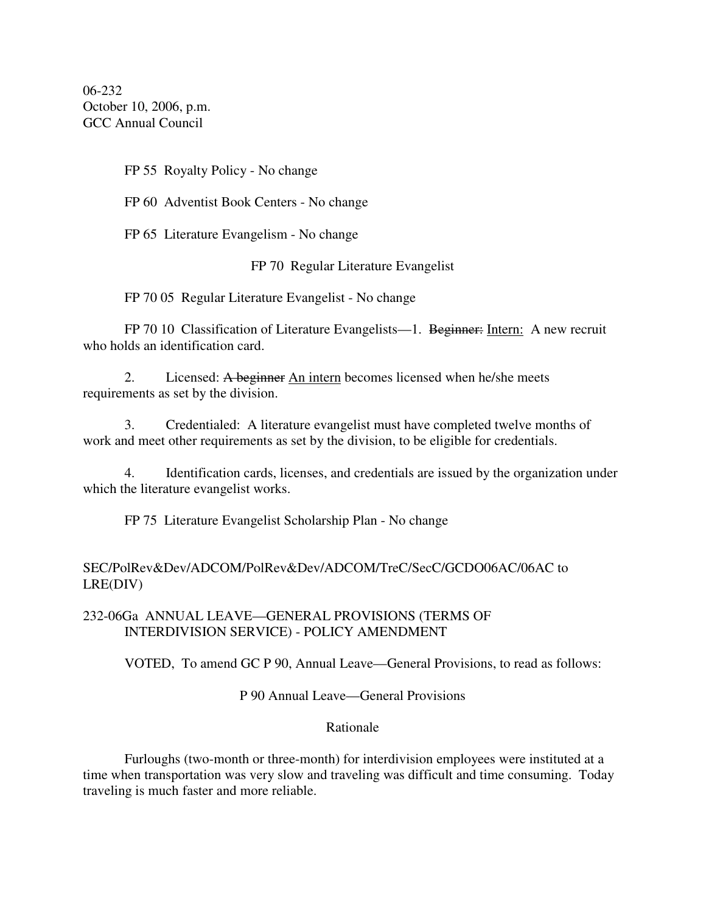06-232
October 10, 2006, p.m.
GCC Annual Council

FP 55 Royalty Policy - No change

FP 60 Adventist Book Centers - No change

FP 65 Literature Evangelism - No change

FP 70 Regular Literature Evangelist

FP 70 05 Regular Literature Evangelist - No change

FP 70 10 Classification of Literature Evangelists—1. ~~Beginner:~~ <u>Intern:</u> A new recruit who holds an identification card.

2. Licensed: ~~A beginner~~ <u>An intern</u> becomes licensed when he/she meets requirements as set by the division.

3. Credentialed: A literature evangelist must have completed twelve months of work and meet other requirements as set by the division, to be eligible for credentials.

4. Identification cards, licenses, and credentials are issued by the organization under which the literature evangelist works.

FP 75 Literature Evangelist Scholarship Plan - No change

SEC/PolRev&Dev/ADCOM/PolRev&Dev/ADCOM/TreC/SecC/GCDO06AC/06AC to LRE(DIV)

232-06Ga ANNUAL LEAVE—GENERAL PROVISIONS (TERMS OF INTERDIVISION SERVICE) - POLICY AMENDMENT

VOTED, To amend GC P 90, Annual Leave—General Provisions, to read as follows:

P 90 Annual Leave—General Provisions

Rationale

Furloughs (two-month or three-month) for interdivision employees were instituted at a time when transportation was very slow and traveling was difficult and time consuming. Today traveling is much faster and more reliable.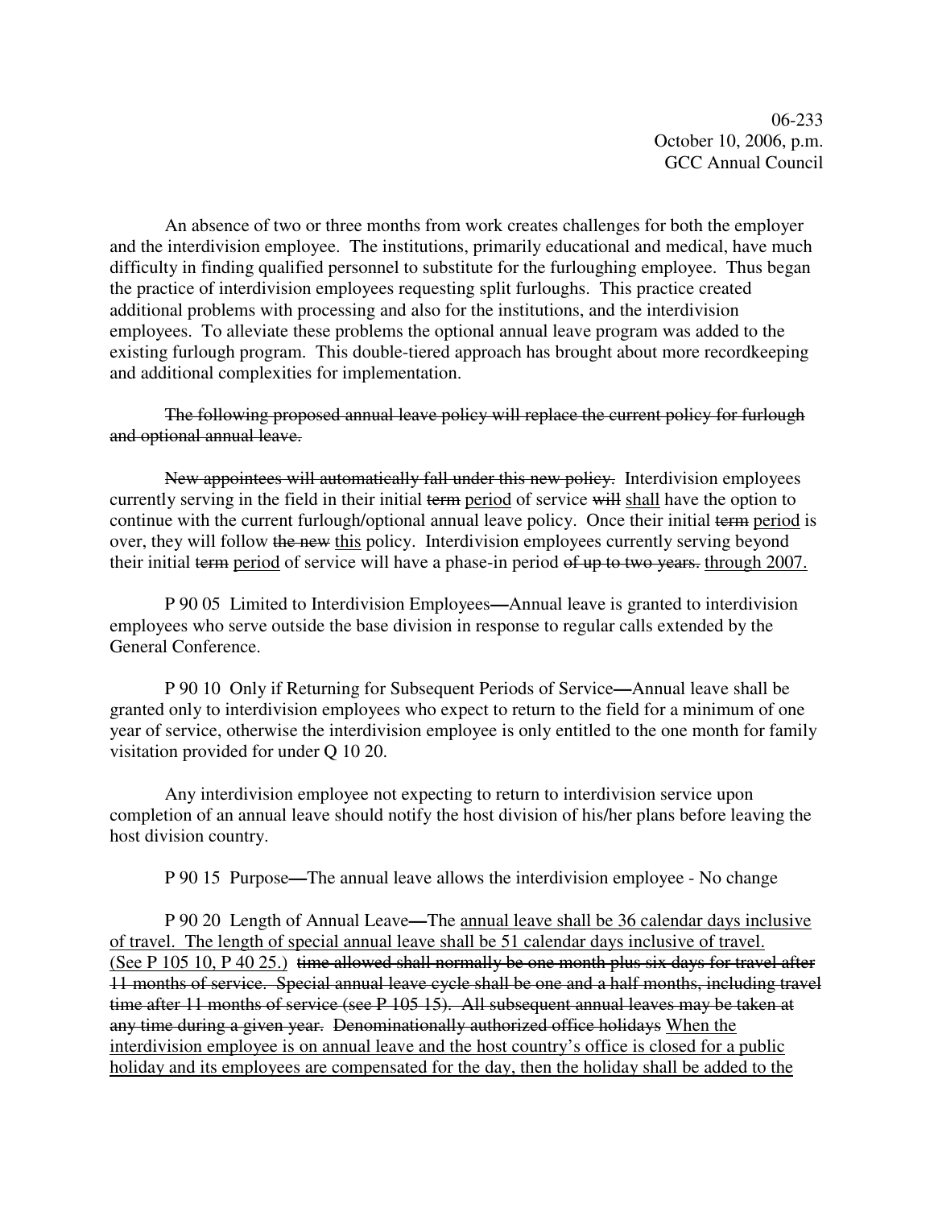06-233
October 10, 2006, p.m.
GCC Annual Council

An absence of two or three months from work creates challenges for both the employer and the interdivision employee. The institutions, primarily educational and medical, have much difficulty in finding qualified personnel to substitute for the furloughing employee. Thus began the practice of interdivision employees requesting split furloughs. This practice created additional problems with processing and also for the institutions, and the interdivision employees. To alleviate these problems the optional annual leave program was added to the existing furlough program. This double-tiered approach has brought about more recordkeeping and additional complexities for implementation.

~~The following proposed annual leave policy will replace the current policy for furlough and optional annual leave.~~

~~New appointees will automatically fall under this new policy.~~ Interdivision employees currently serving in the field in their initial ~~term~~ <u>period</u> of service ~~will~~ <u>shall</u> have the option to continue with the current furlough/optional annual leave policy. Once their initial ~~term~~ <u>period</u> is over, they will follow ~~the new~~ <u>this</u> policy. Interdivision employees currently serving beyond their initial ~~term~~ <u>period</u> of service will have a phase-in period ~~of up to two years.~~ <u>through 2007.</u>

P 90 05 Limited to Interdivision Employees—Annual leave is granted to interdivision employees who serve outside the base division in response to regular calls extended by the General Conference.

P 90 10 Only if Returning for Subsequent Periods of Service—Annual leave shall be granted only to interdivision employees who expect to return to the field for a minimum of one year of service, otherwise the interdivision employee is only entitled to the one month for family visitation provided for under Q 10 20.

Any interdivision employee not expecting to return to interdivision service upon completion of an annual leave should notify the host division of his/her plans before leaving the host division country.

P 90 15 Purpose—The annual leave allows the interdivision employee - No change

P 90 20 Length of Annual Leave—The <u>annual leave shall be 36 calendar days inclusive of travel. The length of special annual leave shall be 51 calendar days inclusive of travel. (See P 105 10, P 40 25.)</u> ~~time allowed shall normally be one month plus six days for travel after 11 months of service. Special annual leave cycle shall be one and a half months, including travel time after 11 months of service (see P 105 15). All subsequent annual leaves may be taken at any time during a given year. Denominationally authorized office holidays~~ <u>When the interdivision employee is on annual leave and the host country's office is closed for a public holiday and its employees are compensated for the day, then the holiday shall be added to the</u>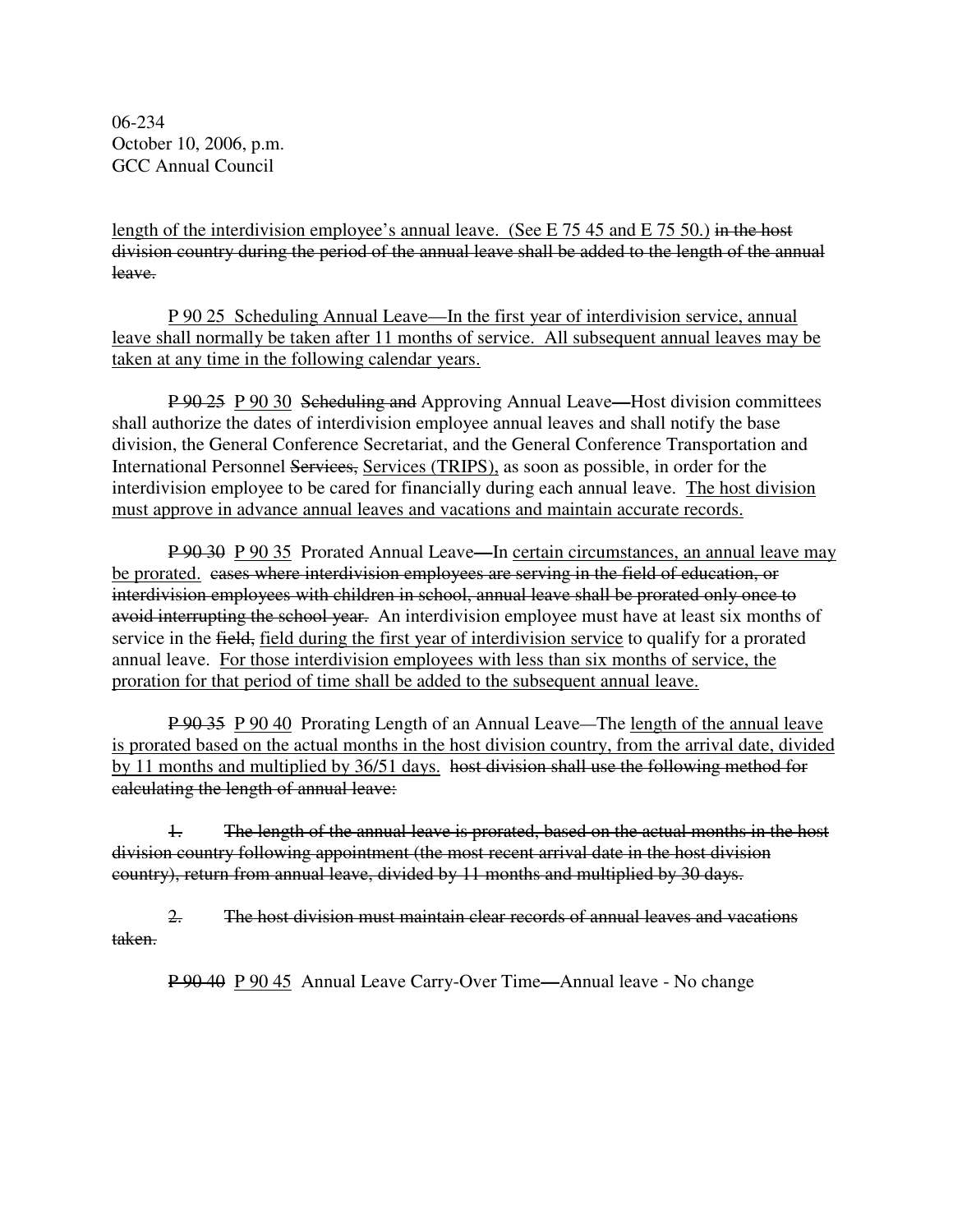<u>length of the interdivision employee's annual leave. (See E 75 45 and E 75 50.)</u> ~~in the host division country during the period of the annual leave shall be added to the length of the annual leave.~~

<u>P 90 25 Scheduling Annual Leave—In the first year of interdivision service, annual leave shall normally be taken after 11 months of service. All subsequent annual leaves may be taken at any time in the following calendar years.</u>

~~P 90 25~~ <u>P 90 30</u> ~~Scheduling and~~ Approving Annual Leave—Host division committees shall authorize the dates of interdivision employee annual leaves and shall notify the base division, the General Conference Secretariat, and the General Conference Transportation and International Personnel ~~Services,~~ <u>Services (TRIPS),</u> as soon as possible, in order for the interdivision employee to be cared for financially during each annual leave. <u>The host division must approve in advance annual leaves and vacations and maintain accurate records.</u>

~~P 90 30~~ <u>P 90 35</u> Prorated Annual Leave—In <u>certain circumstances, an annual leave may be prorated.</u> ~~cases where interdivision employees are serving in the field of education, or interdivision employees with children in school, annual leave shall be prorated only once to avoid interrupting the school year.~~ An interdivision employee must have at least six months of service in the ~~field,~~ <u>field during the first year of interdivision service</u> to qualify for a prorated annual leave. <u>For those interdivision employees with less than six months of service, the proration for that period of time shall be added to the subsequent annual leave.</u>

~~P 90 35~~ <u>P 90 40</u> Prorating Length of an Annual Leave—The <u>length of the annual leave is prorated based on the actual months in the host division country, from the arrival date, divided by 11 months and multiplied by 36/51 days.</u> ~~host division shall use the following method for calculating the length of annual leave:~~

~~1. The length of the annual leave is prorated, based on the actual months in the host division country following appointment (the most recent arrival date in the host division country), return from annual leave, divided by 11 months and multiplied by 30 days.~~

~~2. The host division must maintain clear records of annual leaves and vacations taken.~~

~~P 90 40~~ <u>P 90 45</u> Annual Leave Carry-Over Time—Annual leave - No change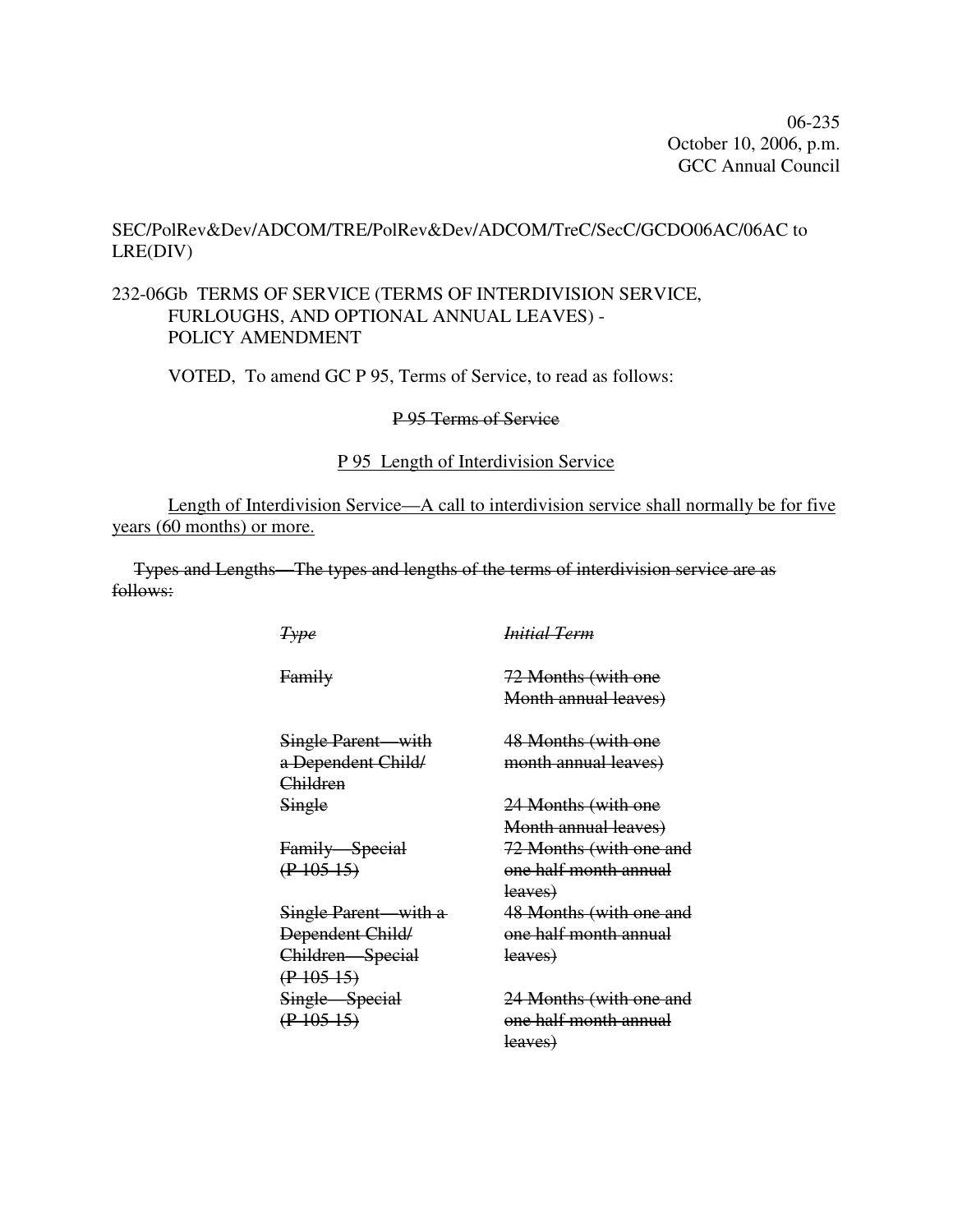06-235
October 10, 2006, p.m.
GCC Annual Council

SEC/PolRev&Dev/ADCOM/TRE/PolRev&Dev/ADCOM/TreC/SecC/GCDO06AC/06AC to LRE(DIV)

232-06Gb TERMS OF SERVICE (TERMS OF INTERDIVISION SERVICE, FURLOUGHS, AND OPTIONAL ANNUAL LEAVES) - POLICY AMENDMENT

VOTED, To amend GC P 95, Terms of Service, to read as follows:

~~P 95 Terms of Service~~

<u>P 95 Length of Interdivision Service</u>

<u>Length of Interdivision Service—A call to interdivision service shall normally be for five years (60 months) or more.</u>

~~Types and Lengths—The types and lengths of the terms of interdivision service are as follows:~~

| ~~*Type*~~ | ~~*Initial Term*~~ |
|---|---|
| ~~Family~~ | ~~72 Months (with one Month annual leaves)~~ |
| ~~Single Parent—with a Dependent Child/ Children~~ | ~~48 Months (with one month annual leaves)~~ |
| ~~Single~~ | ~~24 Months (with one Month annual leaves)~~ |
| ~~Family—Special (P 105 15)~~ | ~~72 Months (with one and one half month annual leaves)~~ |
| ~~Single Parent—with a Dependent Child/ Children—Special (P 105 15)~~ | ~~48 Months (with one and one half month annual leaves)~~ |
| ~~Single—Special (P 105 15)~~ | ~~24 Months (with one and one half month annual leaves)~~ |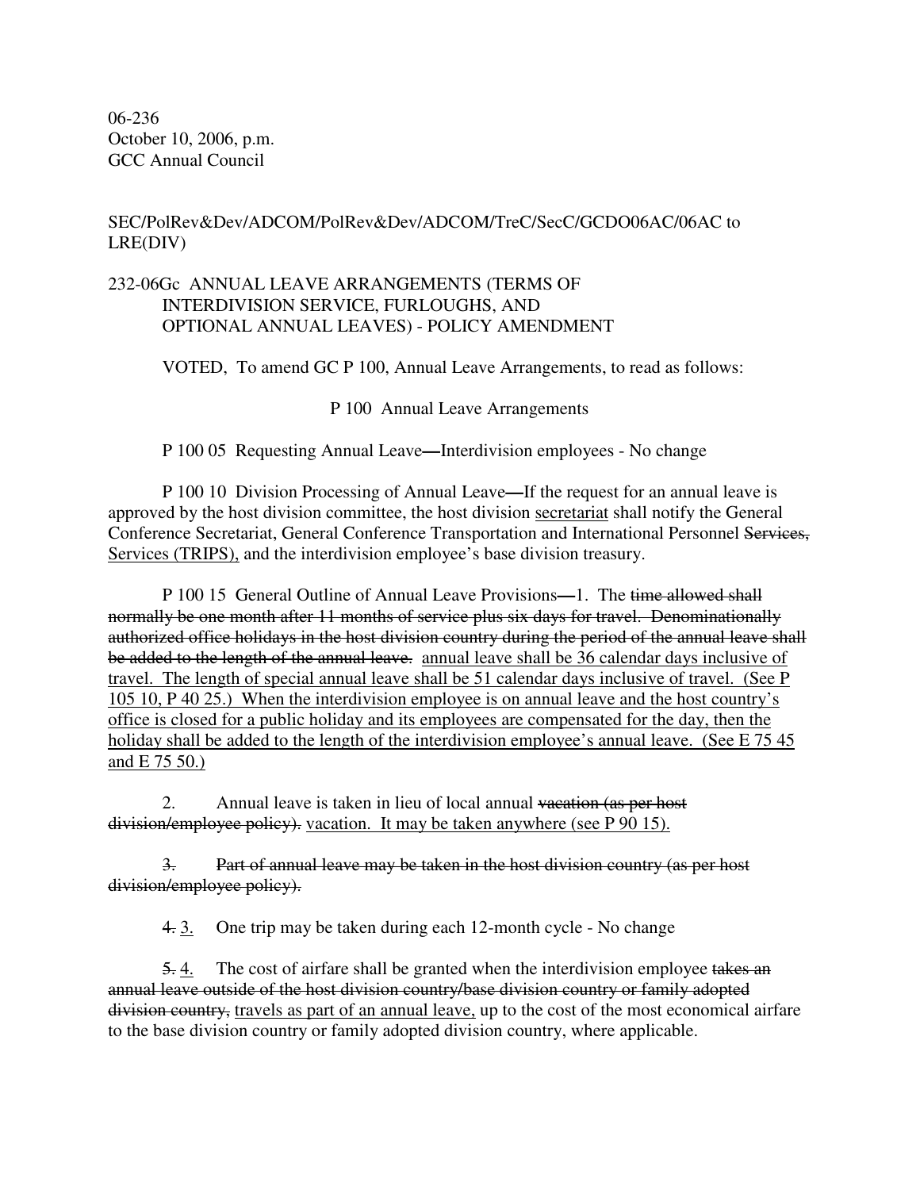06-236
October 10, 2006, p.m.
GCC Annual Council

SEC/PolRev&Dev/ADCOM/PolRev&Dev/ADCOM/TreC/SecC/GCDO06AC/06AC to LRE(DIV)

232-06Gc ANNUAL LEAVE ARRANGEMENTS (TERMS OF INTERDIVISION SERVICE, FURLOUGHS, AND OPTIONAL ANNUAL LEAVES) - POLICY AMENDMENT

VOTED, To amend GC P 100, Annual Leave Arrangements, to read as follows:

P 100 Annual Leave Arrangements

P 100 05 Requesting Annual Leave—Interdivision employees - No change

P 100 10 Division Processing of Annual Leave—If the request for an annual leave is approved by the host division committee, the host division <u>secretariat</u> shall notify the General Conference Secretariat, General Conference Transportation and International Personnel ~~Services,~~ <u>Services (TRIPS),</u> and the interdivision employee's base division treasury.

P 100 15 General Outline of Annual Leave Provisions—1. The ~~time allowed shall normally be one month after 11 months of service plus six days for travel. Denominationally authorized office holidays in the host division country during the period of the annual leave shall be added to the length of the annual leave.~~ <u>annual leave shall be 36 calendar days inclusive of travel. The length of special annual leave shall be 51 calendar days inclusive of travel. (See P 105 10, P 40 25.) When the interdivision employee is on annual leave and the host country's office is closed for a public holiday and its employees are compensated for the day, then the holiday shall be added to the length of the interdivision employee's annual leave. (See E 75 45 and E 75 50.)</u>

2. Annual leave is taken in lieu of local annual ~~vacation (as per host division/employee policy).~~ <u>vacation. It may be taken anywhere (see P 90 15).</u>

~~3. Part of annual leave may be taken in the host division country (as per host division/employee policy).~~

~~4.~~ <u>3.</u> One trip may be taken during each 12-month cycle - No change

~~5.~~ <u>4.</u> The cost of airfare shall be granted when the interdivision employee ~~takes an annual leave outside of the host division country/base division country or family adopted division country,~~ <u>travels as part of an annual leave,</u> up to the cost of the most economical airfare to the base division country or family adopted division country, where applicable.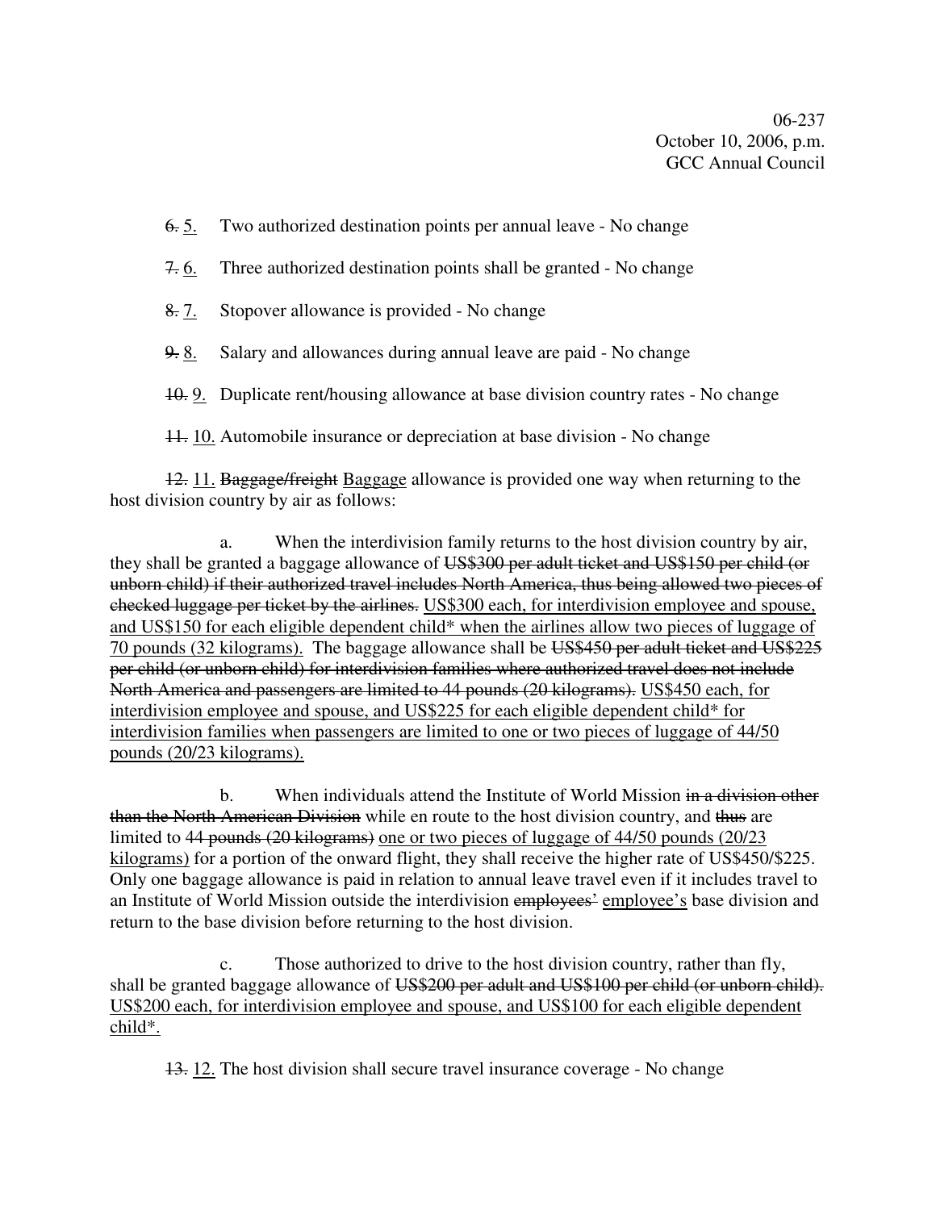06-237
October 10, 2006, p.m.
GCC Annual Council

~~6.~~ <u>5.</u> Two authorized destination points per annual leave - No change

~~7.~~ <u>6.</u> Three authorized destination points shall be granted - No change

~~8.~~ <u>7.</u> Stopover allowance is provided - No change

~~9.~~ <u>8.</u> Salary and allowances during annual leave are paid - No change

~~10.~~ <u>9.</u> Duplicate rent/housing allowance at base division country rates - No change

~~11.~~ <u>10.</u> Automobile insurance or depreciation at base division - No change

~~12.~~ <u>11.</u> ~~Baggage/freight~~ <u>Baggage</u> allowance is provided one way when returning to the host division country by air as follows:

a. When the interdivision family returns to the host division country by air, they shall be granted a baggage allowance of ~~US$300 per adult ticket and US$150 per child (or unborn child) if their authorized travel includes North America, thus being allowed two pieces of checked luggage per ticket by the airlines.~~ <u>US$300 each, for interdivision employee and spouse, and US$150 for each eligible dependent child* when the airlines allow two pieces of luggage of 70 pounds (32 kilograms).</u> The baggage allowance shall be ~~US$450 per adult ticket and US$225 per child (or unborn child) for interdivision families where authorized travel does not include North America and passengers are limited to 44 pounds (20 kilograms).~~ <u>US$450 each, for interdivision employee and spouse, and US$225 for each eligible dependent child* for interdivision families when passengers are limited to one or two pieces of luggage of 44/50 pounds (20/23 kilograms).</u>

b. When individuals attend the Institute of World Mission ~~in a division other than the North American Division~~ while en route to the host division country, and ~~thus~~ are limited to ~~44 pounds (20 kilograms)~~ <u>one or two pieces of luggage of 44/50 pounds (20/23 kilograms)</u> for a portion of the onward flight, they shall receive the higher rate of US$450/$225. Only one baggage allowance is paid in relation to annual leave travel even if it includes travel to an Institute of World Mission outside the interdivision ~~employees'~~ <u>employee's</u> base division and return to the base division before returning to the host division.

c. Those authorized to drive to the host division country, rather than fly, shall be granted baggage allowance of ~~US$200 per adult and US$100 per child (or unborn child).~~ <u>US$200 each, for interdivision employee and spouse, and US$100 for each eligible dependent child*.</u>

~~13.~~ <u>12.</u> The host division shall secure travel insurance coverage - No change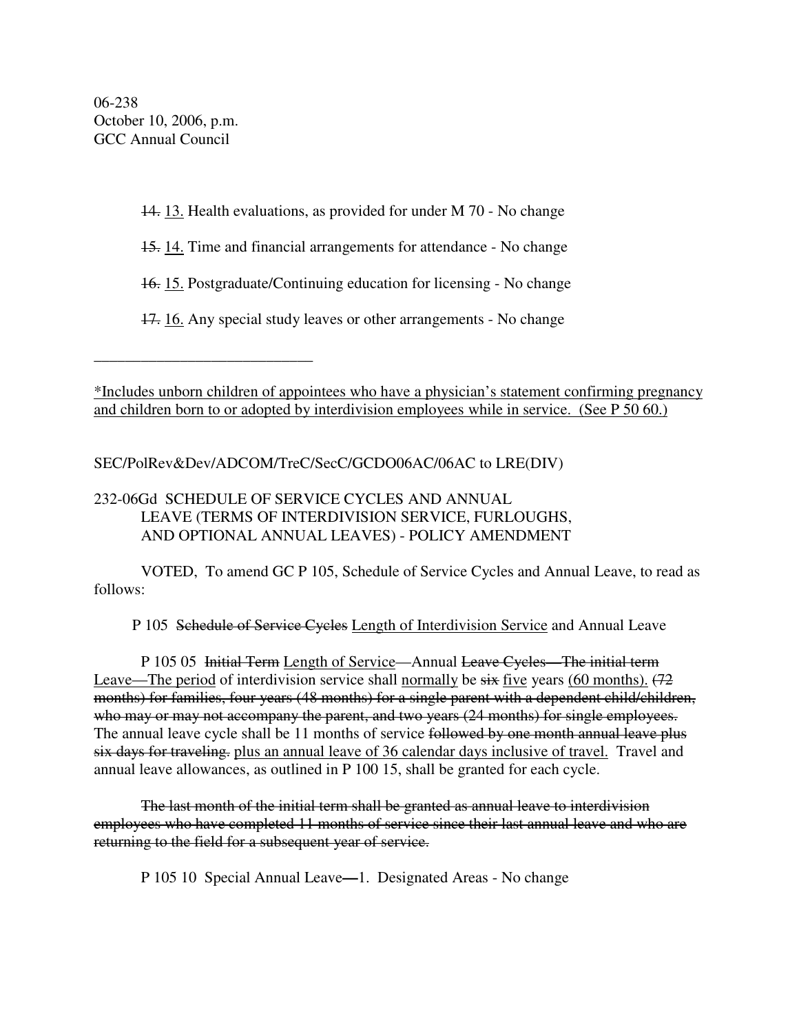06-238
October 10, 2006, p.m.
GCC Annual Council

~~14.~~ <u>13.</u> Health evaluations, as provided for under M 70 - No change

~~15.~~ <u>14.</u> Time and financial arrangements for attendance - No change

~~16.~~ <u>15.</u> Postgraduate/Continuing education for licensing - No change

~~17.~~ <u>16.</u> Any special study leaves or other arrangements - No change

\_\_\_\_\_\_\_\_\_\_\_\_\_\_\_\_\_\_\_\_\_\_\_\_\_\_\_\_

<u>*Includes unborn children of appointees who have a physician's statement confirming pregnancy and children born to or adopted by interdivision employees while in service. (See P 50 60.)</u>

SEC/PolRev&Dev/ADCOM/TreC/SecC/GCDO06AC/06AC to LRE(DIV)

232-06Gd SCHEDULE OF SERVICE CYCLES AND ANNUAL LEAVE (TERMS OF INTERDIVISION SERVICE, FURLOUGHS, AND OPTIONAL ANNUAL LEAVES) - POLICY AMENDMENT

VOTED, To amend GC P 105, Schedule of Service Cycles and Annual Leave, to read as follows:

P 105 ~~Schedule of Service Cycles~~ <u>Length of Interdivision Service</u> and Annual Leave

P 105 05 ~~Initial Term~~ <u>Length of Service</u>—Annual ~~Leave Cycles—The initial term~~ <u>Leave—The period</u> of interdivision service shall <u>normally</u> be ~~six~~ <u>five</u> years <u>(60 months).</u> ~~(72 months) for families, four years (48 months) for a single parent with a dependent child/children, who may or may not accompany the parent, and two years (24 months) for single employees.~~ The annual leave cycle shall be 11 months of service ~~followed by one month annual leave plus six days for traveling.~~ <u>plus an annual leave of 36 calendar days inclusive of travel.</u> Travel and annual leave allowances, as outlined in P 100 15, shall be granted for each cycle.

~~The last month of the initial term shall be granted as annual leave to interdivision employees who have completed 11 months of service since their last annual leave and who are returning to the field for a subsequent year of service.~~

P 105 10 Special Annual Leave—1. Designated Areas - No change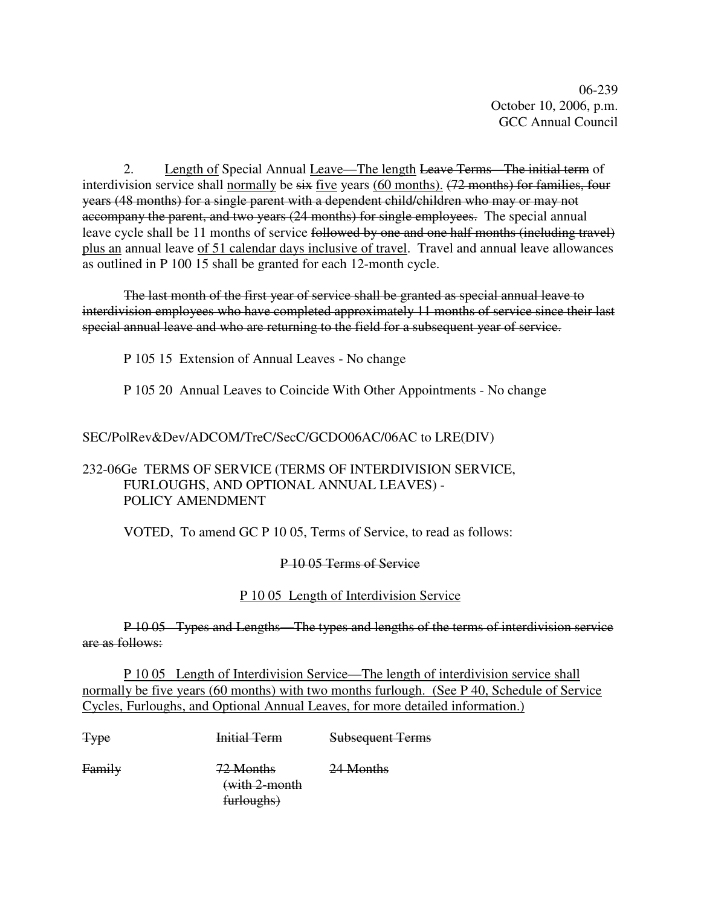06-239
October 10, 2006, p.m.
GCC Annual Council

2. <u>Length of</u> Special Annual <u>Leave—The length</u> ~~Leave Terms—The initial term~~ of interdivision service shall <u>normally</u> be ~~six~~ <u>five</u> years <u>(60 months).</u> ~~(72 months) for families, four years (48 months) for a single parent with a dependent child/children who may or may not accompany the parent, and two years (24 months) for single employees.~~ The special annual leave cycle shall be 11 months of service ~~followed by one and one half months (including travel)~~ <u>plus an</u> annual leave <u>of 51 calendar days inclusive of travel</u>. Travel and annual leave allowances as outlined in P 100 15 shall be granted for each 12-month cycle.

~~The last month of the first year of service shall be granted as special annual leave to interdivision employees who have completed approximately 11 months of service since their last special annual leave and who are returning to the field for a subsequent year of service.~~

P 105 15 Extension of Annual Leaves - No change

P 105 20 Annual Leaves to Coincide With Other Appointments - No change

SEC/PolRev&Dev/ADCOM/TreC/SecC/GCDO06AC/06AC to LRE(DIV)

232-06Ge TERMS OF SERVICE (TERMS OF INTERDIVISION SERVICE, FURLOUGHS, AND OPTIONAL ANNUAL LEAVES) - POLICY AMENDMENT

VOTED, To amend GC P 10 05, Terms of Service, to read as follows:

~~P 10 05 Terms of Service~~

<u>P 10 05 Length of Interdivision Service</u>

~~P 10 05 Types and Lengths—The types and lengths of the terms of interdivision service are as follows:~~

<u>P 10 05 Length of Interdivision Service—The length of interdivision service shall normally be five years (60 months) with two months furlough. (See P 40, Schedule of Service Cycles, Furloughs, and Optional Annual Leaves, for more detailed information.)</u>

| ~~Type~~ | ~~Initial Term~~ | ~~Subsequent Terms~~ |
|---|---|---|
| ~~Family~~ | ~~72 Months (with 2-month furloughs)~~ | ~~24 Months~~ |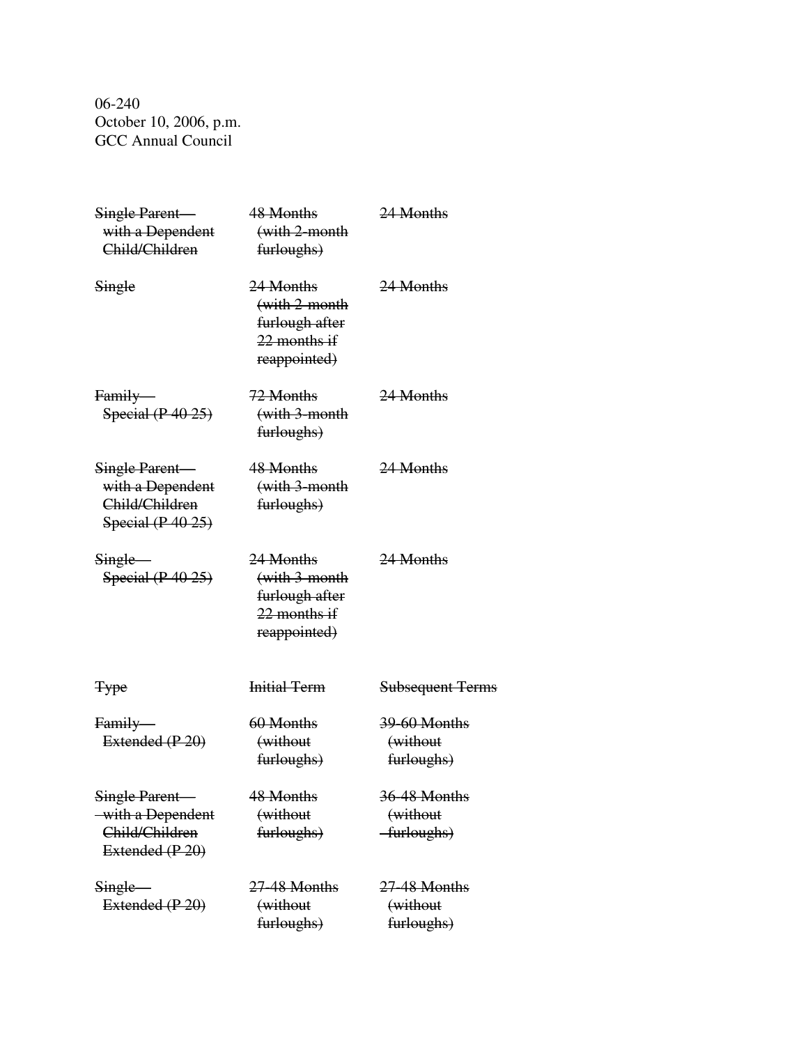| | | |
|---|---|---|
| ~~Single Parent—with a Dependent Child/Children~~ | ~~48 Months (with 2-month furloughs)~~ | ~~24 Months~~ |
| ~~Single~~ | ~~24 Months (with 2-month furlough after 22 months if reappointed)~~ | ~~24 Months~~ |
| ~~Family—Special (P 40 25)~~ | ~~72 Months (with 3-month furloughs)~~ | ~~24 Months~~ |
| ~~Single Parent—with a Dependent Child/Children Special (P 40 25)~~ | ~~48 Months (with 3-month furloughs)~~ | ~~24 Months~~ |
| ~~Single—Special (P 40 25)~~ | ~~24 Months (with 3-month furlough after 22 months if reappointed)~~ | ~~24 Months~~ |

| ~~Type~~ | ~~Initial Term~~ | ~~Subsequent Terms~~ |
|---|---|---|
| ~~Family—Extended (P 20)~~ | ~~60 Months (without furloughs)~~ | ~~39-60 Months (without furloughs)~~ |
| ~~Single Parent—with a Dependent Child/Children Extended (P 20)~~ | ~~48 Months (without furloughs)~~ | ~~36-48 Months (without furloughs)~~ |
| ~~Single—Extended (P 20)~~ | ~~27-48 Months (without furloughs)~~ | ~~27-48 Months (without furloughs)~~ |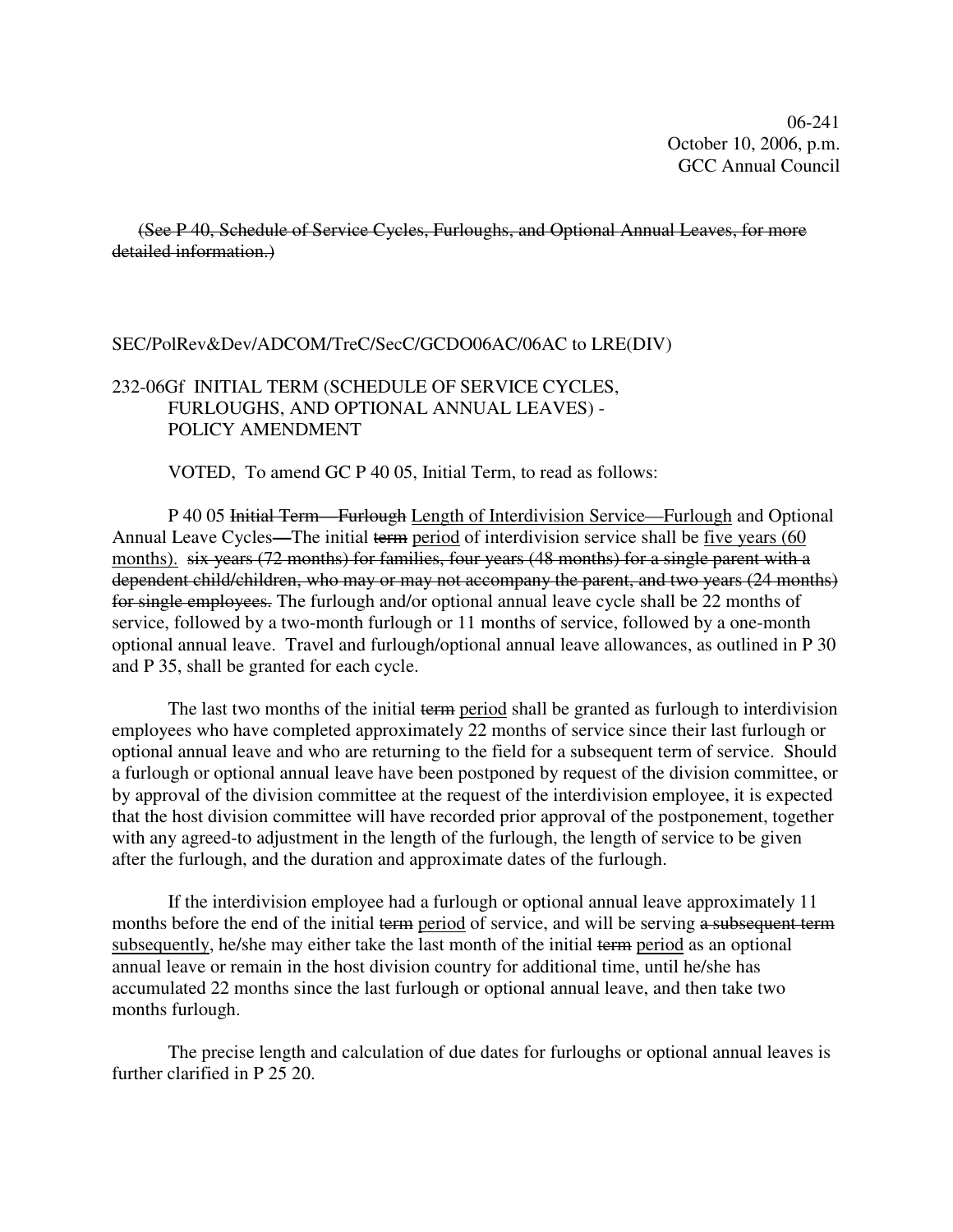~~(See P 40, Schedule of Service Cycles, Furloughs, and Optional Annual Leaves, for more detailed information.)~~

SEC/PolRev&Dev/ADCOM/TreC/SecC/GCDO06AC/06AC to LRE(DIV)

232-06Gf INITIAL TERM (SCHEDULE OF SERVICE CYCLES, FURLOUGHS, AND OPTIONAL ANNUAL LEAVES) - POLICY AMENDMENT

VOTED, To amend GC P 40 05, Initial Term, to read as follows:

P 40 05 ~~Initial Term—Furlough~~ <u>Length of Interdivision Service—Furlough</u> and Optional Annual Leave Cycles**—**The initial ~~term~~ <u>period</u> of interdivision service shall be <u>five years (60 months).</u> ~~six years (72 months) for families, four years (48 months) for a single parent with a dependent child/children, who may or may not accompany the parent, and two years (24 months) for single employees.~~ The furlough and/or optional annual leave cycle shall be 22 months of service, followed by a two-month furlough or 11 months of service, followed by a one-month optional annual leave. Travel and furlough/optional annual leave allowances, as outlined in P 30 and P 35, shall be granted for each cycle.

The last two months of the initial ~~term~~ <u>period</u> shall be granted as furlough to interdivision employees who have completed approximately 22 months of service since their last furlough or optional annual leave and who are returning to the field for a subsequent term of service. Should a furlough or optional annual leave have been postponed by request of the division committee, or by approval of the division committee at the request of the interdivision employee, it is expected that the host division committee will have recorded prior approval of the postponement, together with any agreed-to adjustment in the length of the furlough, the length of service to be given after the furlough, and the duration and approximate dates of the furlough.

If the interdivision employee had a furlough or optional annual leave approximately 11 months before the end of the initial ~~term~~ <u>period</u> of service, and will be serving ~~a subsequent term~~ <u>subsequently</u>, he/she may either take the last month of the initial ~~term~~ <u>period</u> as an optional annual leave or remain in the host division country for additional time, until he/she has accumulated 22 months since the last furlough or optional annual leave, and then take two months furlough.

The precise length and calculation of due dates for furloughs or optional annual leaves is further clarified in P 25 20.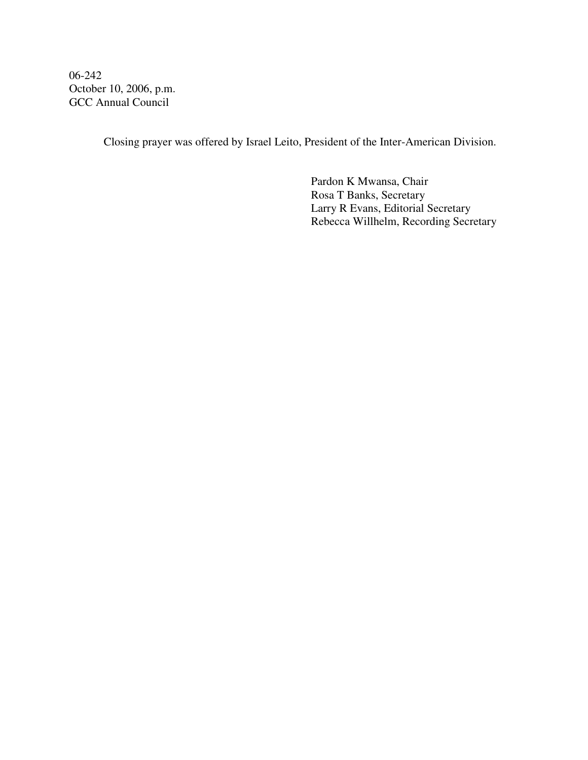06-242
October 10, 2006, p.m.
GCC Annual Council

Closing prayer was offered by Israel Leito, President of the Inter-American Division.

Pardon K Mwansa, Chair
Rosa T Banks, Secretary
Larry R Evans, Editorial Secretary
Rebecca Willhelm, Recording Secretary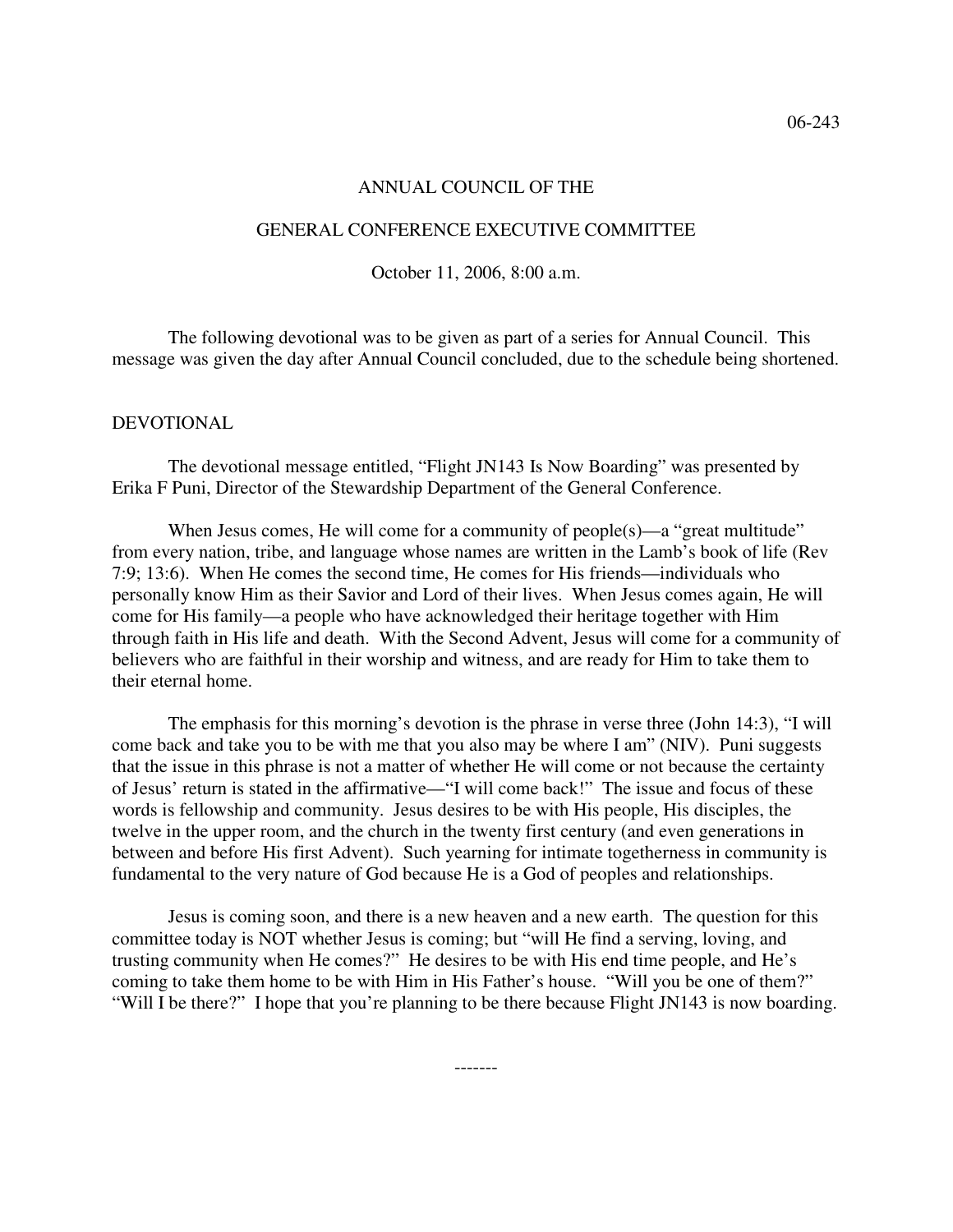06-243

ANNUAL COUNCIL OF THE

GENERAL CONFERENCE EXECUTIVE COMMITTEE

October 11, 2006, 8:00 a.m.

The following devotional was to be given as part of a series for Annual Council. This message was given the day after Annual Council concluded, due to the schedule being shortened.

DEVOTIONAL

The devotional message entitled, "Flight JN143 Is Now Boarding" was presented by Erika F Puni, Director of the Stewardship Department of the General Conference.

When Jesus comes, He will come for a community of people(s)—a "great multitude" from every nation, tribe, and language whose names are written in the Lamb's book of life (Rev 7:9; 13:6). When He comes the second time, He comes for His friends—individuals who personally know Him as their Savior and Lord of their lives. When Jesus comes again, He will come for His family—a people who have acknowledged their heritage together with Him through faith in His life and death. With the Second Advent, Jesus will come for a community of believers who are faithful in their worship and witness, and are ready for Him to take them to their eternal home.

The emphasis for this morning's devotion is the phrase in verse three (John 14:3), "I will come back and take you to be with me that you also may be where I am" (NIV). Puni suggests that the issue in this phrase is not a matter of whether He will come or not because the certainty of Jesus' return is stated in the affirmative—"I will come back!" The issue and focus of these words is fellowship and community. Jesus desires to be with His people, His disciples, the twelve in the upper room, and the church in the twenty first century (and even generations in between and before His first Advent). Such yearning for intimate togetherness in community is fundamental to the very nature of God because He is a God of peoples and relationships.

Jesus is coming soon, and there is a new heaven and a new earth. The question for this committee today is NOT whether Jesus is coming; but "will He find a serving, loving, and trusting community when He comes?" He desires to be with His end time people, and He's coming to take them home to be with Him in His Father's house. "Will you be one of them?" "Will I be there?" I hope that you're planning to be there because Flight JN143 is now boarding.

-------